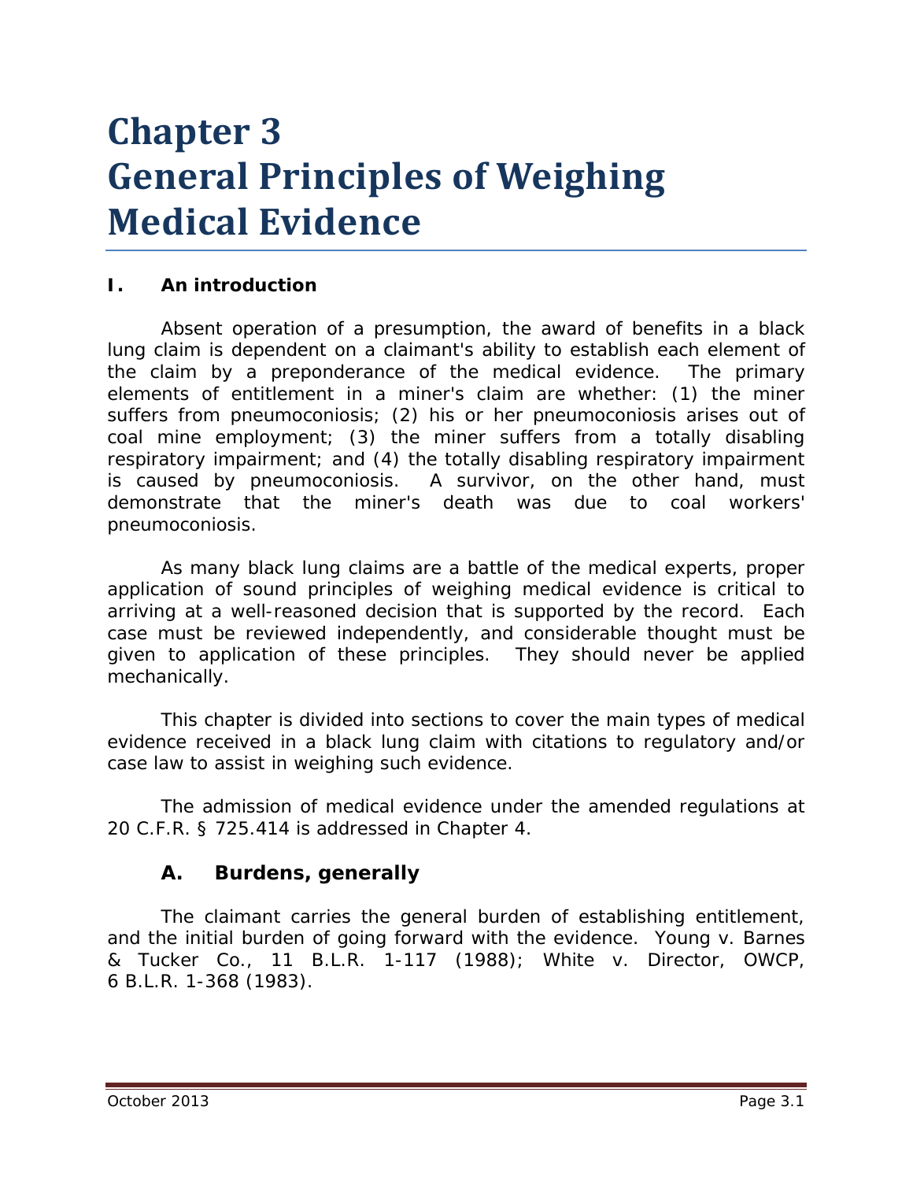# Chapter 3
# General Principles of Weighing Medical Evidence

## I. An introduction

Absent operation of a presumption, the award of benefits in a black lung claim is dependent on a claimant's ability to establish each element of the claim by a preponderance of the medical evidence. The primary elements of entitlement in a miner's claim are whether: (1) the miner suffers from pneumoconiosis; (2) his or her pneumoconiosis arises out of coal mine employment; (3) the miner suffers from a totally disabling respiratory impairment; and (4) the totally disabling respiratory impairment is caused by pneumoconiosis. A survivor, on the other hand, must demonstrate that the miner's death was due to coal workers' pneumoconiosis.

As many black lung claims are a battle of the medical experts, proper application of sound principles of weighing medical evidence is critical to arriving at a well-reasoned decision that is supported by the record. Each case must be reviewed independently, and considerable thought must be given to application of these principles. They should never be applied mechanically.

This chapter is divided into sections to cover the main types of medical evidence received in a black lung claim with citations to regulatory and/or case law to assist in weighing such evidence.

The admission of medical evidence under the amended regulations at 20 C.F.R. § 725.414 is addressed in Chapter 4.

### A. Burdens, generally

The claimant carries the general burden of establishing entitlement, and the initial burden of going forward with the evidence. *Young v. Barnes & Tucker Co.*, 11 B.L.R. 1-117 (1988); *White v. Director, OWCP*, 6 B.L.R. 1-368 (1983).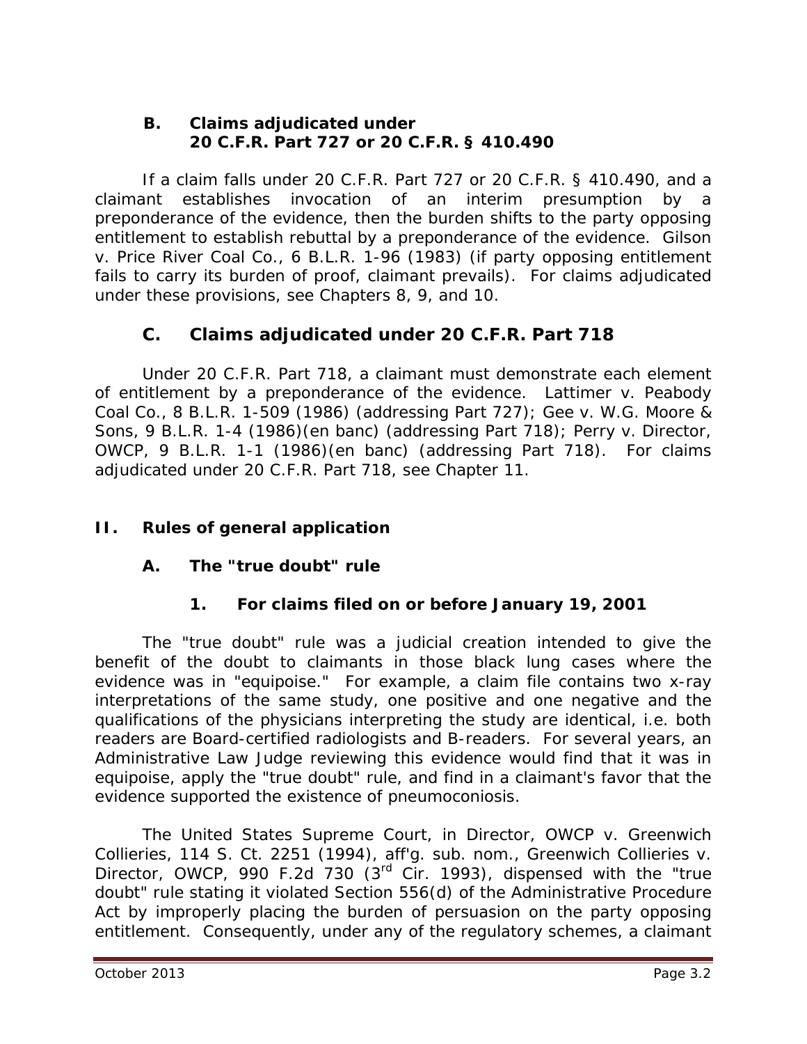### B. Claims adjudicated under 20 C.F.R. Part 727 or 20 C.F.R. § 410.490

If a claim falls under 20 C.F.R. Part 727 or 20 C.F.R. § 410.490, and a claimant establishes invocation of an interim presumption by a preponderance of the evidence, then the burden shifts to the party opposing entitlement to establish rebuttal by a preponderance of the evidence. *Gilson v. Price River Coal Co.*, 6 B.L.R. 1-96 (1983) (if party opposing entitlement fails to carry its burden of proof, claimant prevails). For claims adjudicated under these provisions, see Chapters 8, 9, and 10.

### C. Claims adjudicated under 20 C.F.R. Part 718

Under 20 C.F.R. Part 718, a claimant must demonstrate each element of entitlement by a preponderance of the evidence. *Lattimer v. Peabody Coal Co.*, 8 B.L.R. 1-509 (1986) (addressing Part 727); *Gee v. W.G. Moore & Sons*, 9 B.L.R. 1-4 (1986)(en banc) (addressing Part 718); *Perry v. Director, OWCP*, 9 B.L.R. 1-1 (1986)(en banc) (addressing Part 718). For claims adjudicated under 20 C.F.R. Part 718, see Chapter 11.

## II. Rules of general application

### A. The "true doubt" rule

#### 1. For claims filed on or before January 19, 2001

The "true doubt" rule was a judicial creation intended to give the benefit of the doubt to claimants in those black lung cases where the evidence was in "equipoise." For example, a claim file contains two x-ray interpretations of the same study, one positive and one negative and the qualifications of the physicians interpreting the study are identical, i.e. both readers are Board-certified radiologists and B-readers. For several years, an Administrative Law Judge reviewing this evidence would find that it was in equipoise, apply the "true doubt" rule, and find in a claimant's favor that the evidence supported the existence of pneumoconiosis.

The United States Supreme Court, in *Director, OWCP v. Greenwich Collieries*, 114 S. Ct. 2251 (1994), *aff'g. sub. nom.*, *Greenwich Collieries v. Director, OWCP*, 990 F.2d 730 (3rd Cir. 1993), dispensed with the "true doubt" rule stating it violated Section 556(d) of the Administrative Procedure Act by improperly placing the burden of persuasion on the party opposing entitlement. Consequently, under any of the regulatory schemes, a claimant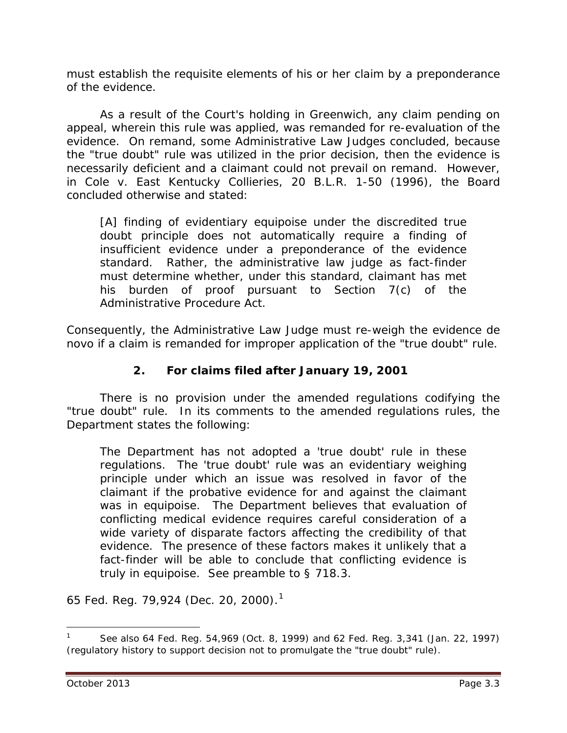must establish the requisite elements of his or her claim by a preponderance of the evidence.

As a result of the Court's holding in Greenwich, any claim pending on appeal, wherein this rule was applied, was remanded for re-evaluation of the evidence. On remand, some Administrative Law Judges concluded, because the "true doubt" rule was utilized in the prior decision, then the evidence is necessarily deficient and a claimant could not prevail on remand. However, in *Cole v. East Kentucky Collieries*, 20 B.L.R. 1-50 (1996), the Board concluded otherwise and stated:

> [A] finding of evidentiary equipoise under the discredited true doubt principle does not automatically require a finding of insufficient evidence under a preponderance of the evidence standard. Rather, the administrative law judge as fact-finder must determine whether, under this standard, claimant has met his burden of proof pursuant to Section 7(c) of the Administrative Procedure Act.

Consequently, the Administrative Law Judge must re-weigh the evidence *de novo* if a claim is remanded for improper application of the "true doubt" rule.

### 2. For claims filed after January 19, 2001

There is no provision under the amended regulations codifying the "true doubt" rule. In its comments to the amended regulations rules, the Department states the following:

> The Department has not adopted a 'true doubt' rule in these regulations. The 'true doubt' rule was an evidentiary weighing principle under which an issue was resolved in favor of the claimant if the probative evidence for and against the claimant was in equipoise. The Department believes that evaluation of conflicting medical evidence requires careful consideration of a wide variety of disparate factors affecting the credibility of that evidence. The presence of these factors makes it unlikely that a fact-finder will be able to conclude that conflicting evidence is truly in equipoise. See preamble to § 718.3.

65 Fed. Reg. 79,924 (Dec. 20, 2000).[1]

---

[1] *See also* 64 Fed. Reg. 54,969 (Oct. 8, 1999) and 62 Fed. Reg. 3,341 (Jan. 22, 1997) (regulatory history to support decision not to promulgate the "true doubt" rule).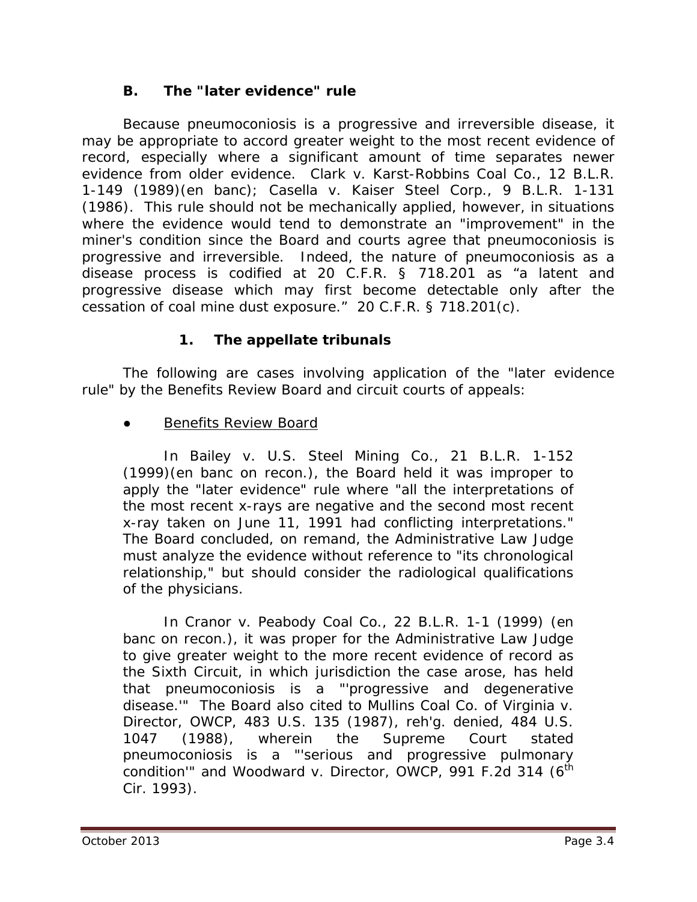### B. The "later evidence" rule

Because pneumoconiosis is a progressive and irreversible disease, it may be appropriate to accord greater weight to the most recent evidence of record, especially where a significant amount of time separates newer evidence from older evidence. *Clark v. Karst-Robbins Coal Co.*, 12 B.L.R. 1-149 (1989)(en banc); *Casella v. Kaiser Steel Corp.*, 9 B.L.R. 1-131 (1986). This rule should not be mechanically applied, however, in situations where the evidence would tend to demonstrate an "improvement" in the miner's condition since the Board and courts agree that pneumoconiosis is progressive and irreversible. Indeed, the nature of pneumoconiosis as a disease process is codified at 20 C.F.R. § 718.201 as "a latent and progressive disease which may first become detectable only after the cessation of coal mine dust exposure." 20 C.F.R. § 718.201(c).

#### 1. The appellate tribunals

The following are cases involving application of the "later evidence rule" by the Benefits Review Board and circuit courts of appeals:

- Benefits Review Board

  In *Bailey v. U.S. Steel Mining Co.*, 21 B.L.R. 1-152 (1999)(en banc on recon.), the Board held it was improper to apply the "later evidence" rule where "all the interpretations of the most recent x-rays are negative and the second most recent x-ray taken on June 11, 1991 had conflicting interpretations." The Board concluded, on remand, the Administrative Law Judge must analyze the evidence without reference to "its chronological relationship," but should consider the radiological qualifications of the physicians.

  In *Cranor v. Peabody Coal Co.*, 22 B.L.R. 1-1 (1999) (en banc on recon.), it was proper for the Administrative Law Judge to give greater weight to the more recent evidence of record as the Sixth Circuit, in which jurisdiction the case arose, has held that pneumoconiosis is a "'progressive and degenerative disease.'" The Board also cited to *Mullins Coal Co. of Virginia v. Director, OWCP*, 483 U.S. 135 (1987), *reh'g. denied*, 484 U.S. 1047 (1988), wherein the Supreme Court stated pneumoconiosis is a "'serious and progressive pulmonary condition'" and *Woodward v. Director, OWCP*, 991 F.2d 314 (6th Cir. 1993).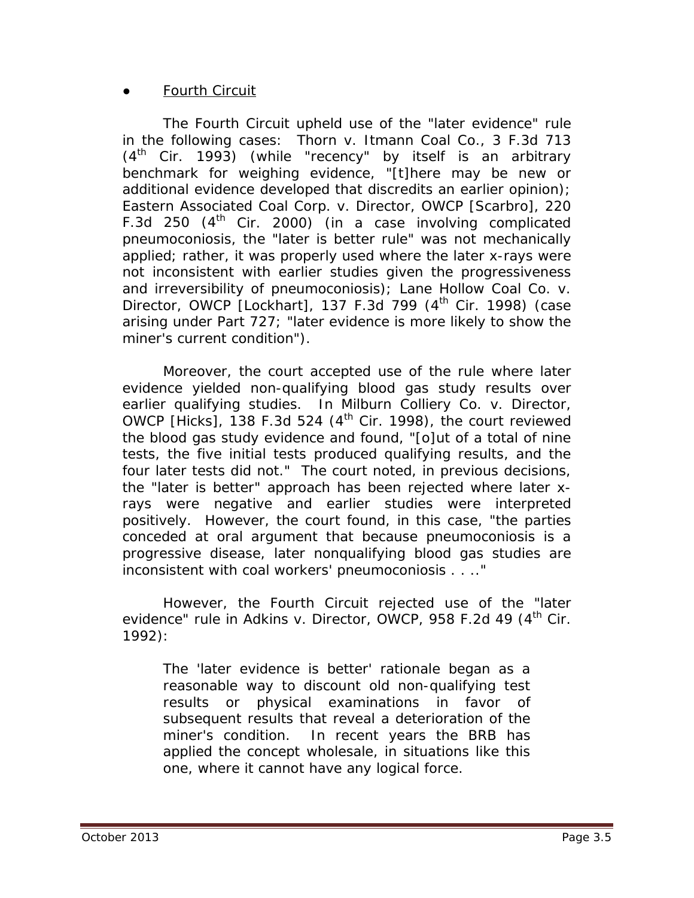- Fourth Circuit

The Fourth Circuit upheld use of the "later evidence" rule in the following cases: *Thorn v. Itmann Coal Co.*, 3 F.3d 713 (4th Cir. 1993) (while "recency" by itself is an arbitrary benchmark for weighing evidence, "[t]here may be new or additional evidence developed that discredits an earlier opinion); *Eastern Associated Coal Corp. v. Director, OWCP [Scarbro]*, 220 F.3d 250 (4th Cir. 2000) (in a case involving complicated pneumoconiosis, the "later is better rule" was not mechanically applied; rather, it was properly used where the later x-rays were not inconsistent with earlier studies given the progressiveness and irreversibility of pneumoconiosis); *Lane Hollow Coal Co. v. Director, OWCP [Lockhart]*, 137 F.3d 799 (4th Cir. 1998) (case arising under Part 727; "later evidence is more likely to show the miner's current condition").

Moreover, the court accepted use of the rule where later evidence yielded non-qualifying blood gas study results over earlier qualifying studies. In *Milburn Colliery Co. v. Director, OWCP [Hicks]*, 138 F.3d 524 (4th Cir. 1998), the court reviewed the blood gas study evidence and found, "[o]ut of a total of nine tests, the five initial tests produced qualifying results, and the four later tests did not." The court noted, in previous decisions, the "later is better" approach has been rejected where later x-rays were negative and earlier studies were interpreted positively. However, the court found, in this case, "the parties conceded at oral argument that because pneumoconiosis is a progressive disease, later nonqualifying blood gas studies are inconsistent with coal workers' pneumoconiosis . . .."

However, the Fourth Circuit rejected use of the "later evidence" rule in *Adkins v. Director, OWCP*, 958 F.2d 49 (4th Cir. 1992):

> The 'later evidence is better' rationale began as a reasonable way to discount old non-qualifying test results or physical examinations in favor of subsequent results that reveal a deterioration of the miner's condition. In recent years the BRB has applied the concept wholesale, in situations like this one, where it cannot have any logical force.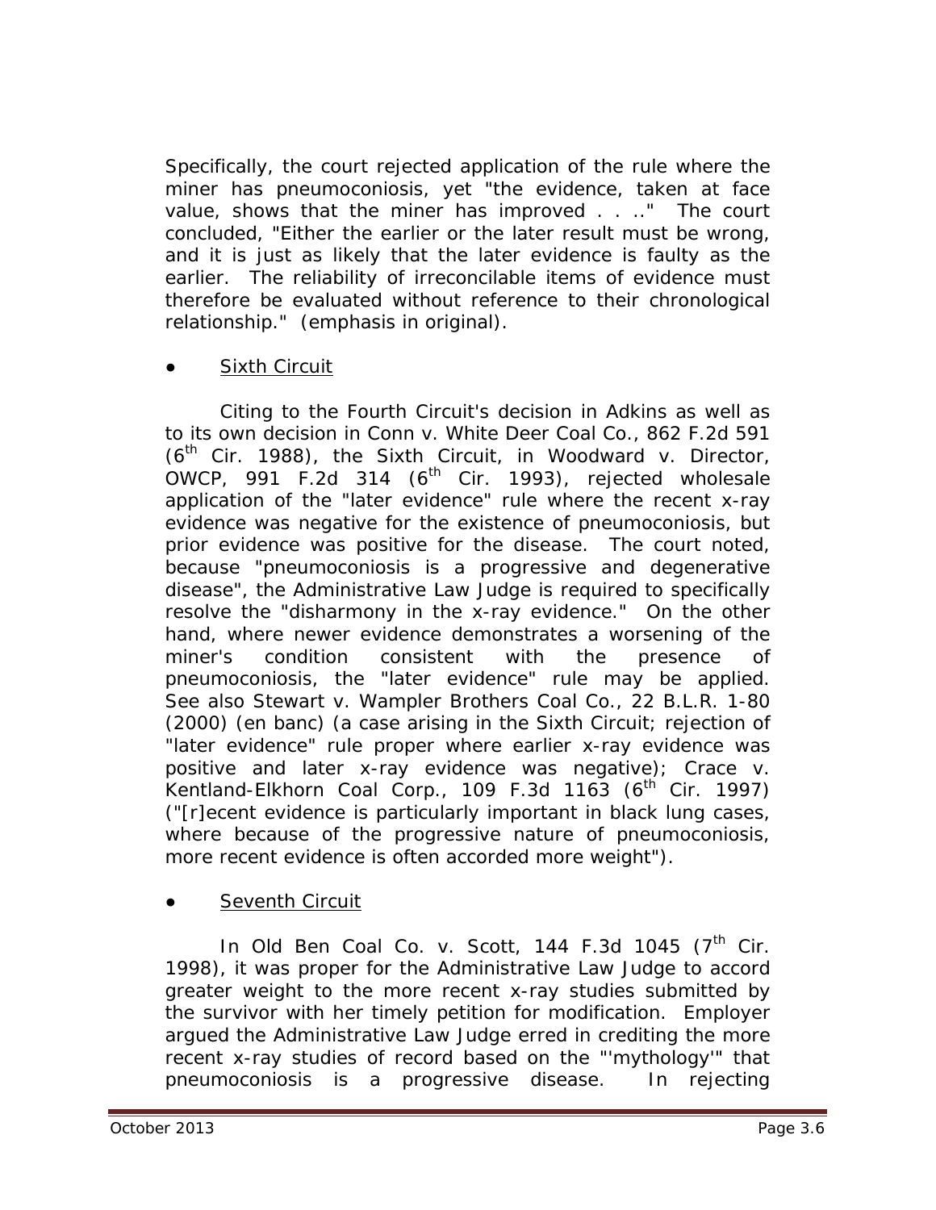Specifically, the court rejected application of the rule where the miner has pneumoconiosis, yet "the evidence, taken at face value, shows that the miner has improved . . .." The court concluded, "Either the earlier or the later result must be wrong, and it is just as likely that the later evidence is faulty as the earlier. The reliability of irreconcilable items of evidence must therefore be evaluated without reference to their chronological relationship." (emphasis in original).

- Sixth Circuit

Citing to the Fourth Circuit's decision in *Adkins* as well as to its own decision in *Conn v. White Deer Coal Co.*, 862 F.2d 591 (6th Cir. 1988), the Sixth Circuit, in *Woodward v. Director, OWCP*, 991 F.2d 314 (6th Cir. 1993), rejected wholesale application of the "later evidence" rule where the recent x-ray evidence was negative for the existence of pneumoconiosis, but prior evidence was positive for the disease. The court noted, because "pneumoconiosis is a progressive and degenerative disease", the Administrative Law Judge is required to specifically resolve the "disharmony in the x-ray evidence." On the other hand, where newer evidence demonstrates a worsening of the miner's condition consistent with the presence of pneumoconiosis, the "later evidence" rule may be applied. *See also Stewart v. Wampler Brothers Coal Co.*, 22 B.L.R. 1-80 (2000) (en banc) (a case arising in the Sixth Circuit; rejection of "later evidence" rule proper where earlier x-ray evidence was positive and later x-ray evidence was negative); *Crace v. Kentland-Elkhorn Coal Corp.*, 109 F.3d 1163 (6th Cir. 1997) ("[r]ecent evidence is particularly important in black lung cases, where because of the progressive nature of pneumoconiosis, more recent evidence is often accorded more weight").

- Seventh Circuit

In *Old Ben Coal Co. v. Scott*, 144 F.3d 1045 (7th Cir. 1998), it was proper for the Administrative Law Judge to accord greater weight to the more recent x-ray studies submitted by the survivor with her timely petition for modification. Employer argued the Administrative Law Judge erred in crediting the more recent x-ray studies of record based on the "'mythology'" that pneumoconiosis is a progressive disease. In rejecting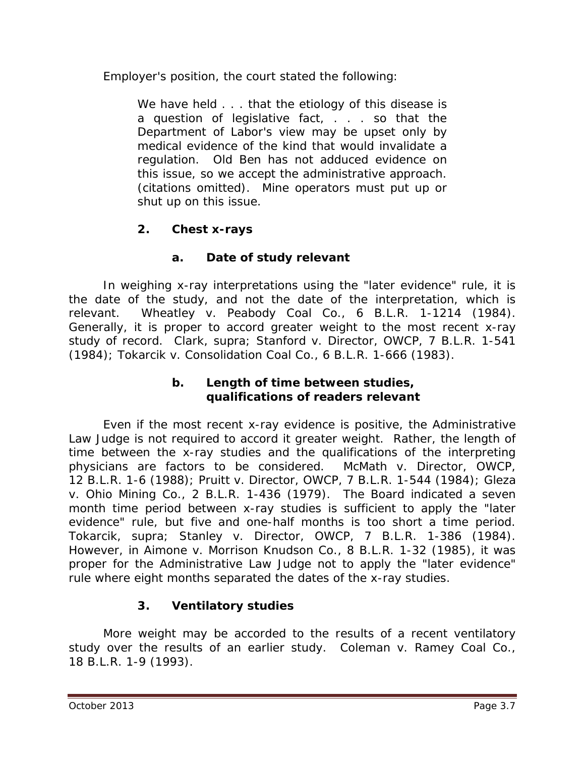Employer's position, the court stated the following:

> We have held . . . that the etiology of this disease is a question of legislative fact, . . . so that the Department of Labor's view may be upset only by medical evidence of the kind that would invalidate a regulation. Old Ben has not adduced evidence on this issue, so we accept the administrative approach. (citations omitted). Mine operators must put up or shut up on this issue.

### 2. Chest x-rays

#### a. Date of study relevant

In weighing x-ray interpretations using the "later evidence" rule, it is the date of the study, and not the date of the interpretation, which is relevant. *Wheatley v. Peabody Coal Co.*, 6 B.L.R. 1-1214 (1984). Generally, it is proper to accord greater weight to the most recent x-ray study of record. *Clark*, *supra*; *Stanford v. Director, OWCP*, 7 B.L.R. 1-541 (1984); *Tokarcik v. Consolidation Coal Co.*, 6 B.L.R. 1-666 (1983).

#### b. Length of time between studies, qualifications of readers relevant

Even if the most recent x-ray evidence is positive, the Administrative Law Judge is not required to accord it greater weight. Rather, the length of time between the x-ray studies and the qualifications of the interpreting physicians are factors to be considered. *McMath v. Director, OWCP*, 12 B.L.R. 1-6 (1988); *Pruitt v. Director, OWCP*, 7 B.L.R. 1-544 (1984); *Gleza v. Ohio Mining Co.*, 2 B.L.R. 1-436 (1979). The Board indicated a seven month time period between x-ray studies is sufficient to apply the "later evidence" rule, but five and one-half months is too short a time period. *Tokarcik*, *supra*; *Stanley v. Director, OWCP*, 7 B.L.R. 1-386 (1984). However, in *Aimone v. Morrison Knudson Co.*, 8 B.L.R. 1-32 (1985), it was proper for the Administrative Law Judge not to apply the "later evidence" rule where eight months separated the dates of the x-ray studies.

### 3. Ventilatory studies

More weight may be accorded to the results of a recent ventilatory study over the results of an earlier study. *Coleman v. Ramey Coal Co.*, 18 B.L.R. 1-9 (1993).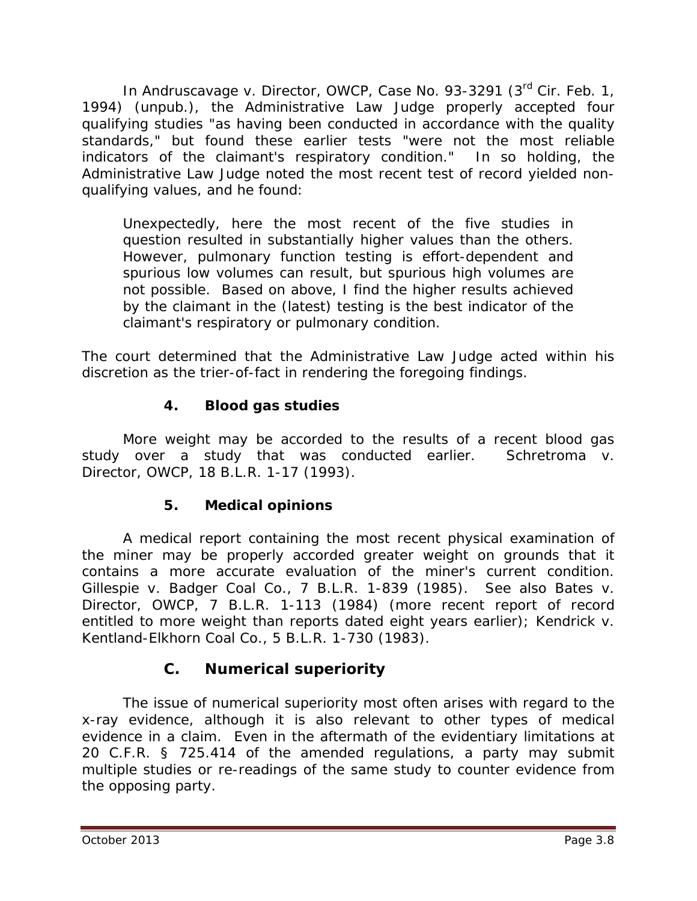In *Andruscavage v. Director, OWCP*, Case No. 93-3291 (3rd Cir. Feb. 1, 1994) (unpub.), the Administrative Law Judge properly accepted four qualifying studies "as having been conducted in accordance with the quality standards," but found these earlier tests "were not the most reliable indicators of the claimant's respiratory condition." In so holding, the Administrative Law Judge noted the most recent test of record yielded non-qualifying values, and he found:

> Unexpectedly, here the most recent of the five studies in question resulted in substantially higher values than the others. However, pulmonary function testing is effort-dependent and spurious low volumes can result, but spurious high volumes are not possible. Based on above, I find the higher results achieved by the claimant in the (latest) testing is the best indicator of the claimant's respiratory or pulmonary condition.

The court determined that the Administrative Law Judge acted within his discretion as the trier-of-fact in rendering the foregoing findings.

#### 4. Blood gas studies

More weight may be accorded to the results of a recent blood gas study over a study that was conducted earlier. *Schretroma v. Director, OWCP*, 18 B.L.R. 1-17 (1993).

#### 5. Medical opinions

A medical report containing the most recent physical examination of the miner may be properly accorded greater weight on grounds that it contains a more accurate evaluation of the miner's current condition. *Gillespie v. Badger Coal Co.*, 7 B.L.R. 1-839 (1985). *See also Bates v. Director, OWCP*, 7 B.L.R. 1-113 (1984) (more recent report of record entitled to more weight than reports dated eight years earlier); *Kendrick v. Kentland-Elkhorn Coal Co.*, 5 B.L.R. 1-730 (1983).

### C. Numerical superiority

The issue of numerical superiority most often arises with regard to the x-ray evidence, although it is also relevant to other types of medical evidence in a claim. Even in the aftermath of the evidentiary limitations at 20 C.F.R. § 725.414 of the amended regulations, a party may submit multiple studies or re-readings of the same study to counter evidence from the opposing party.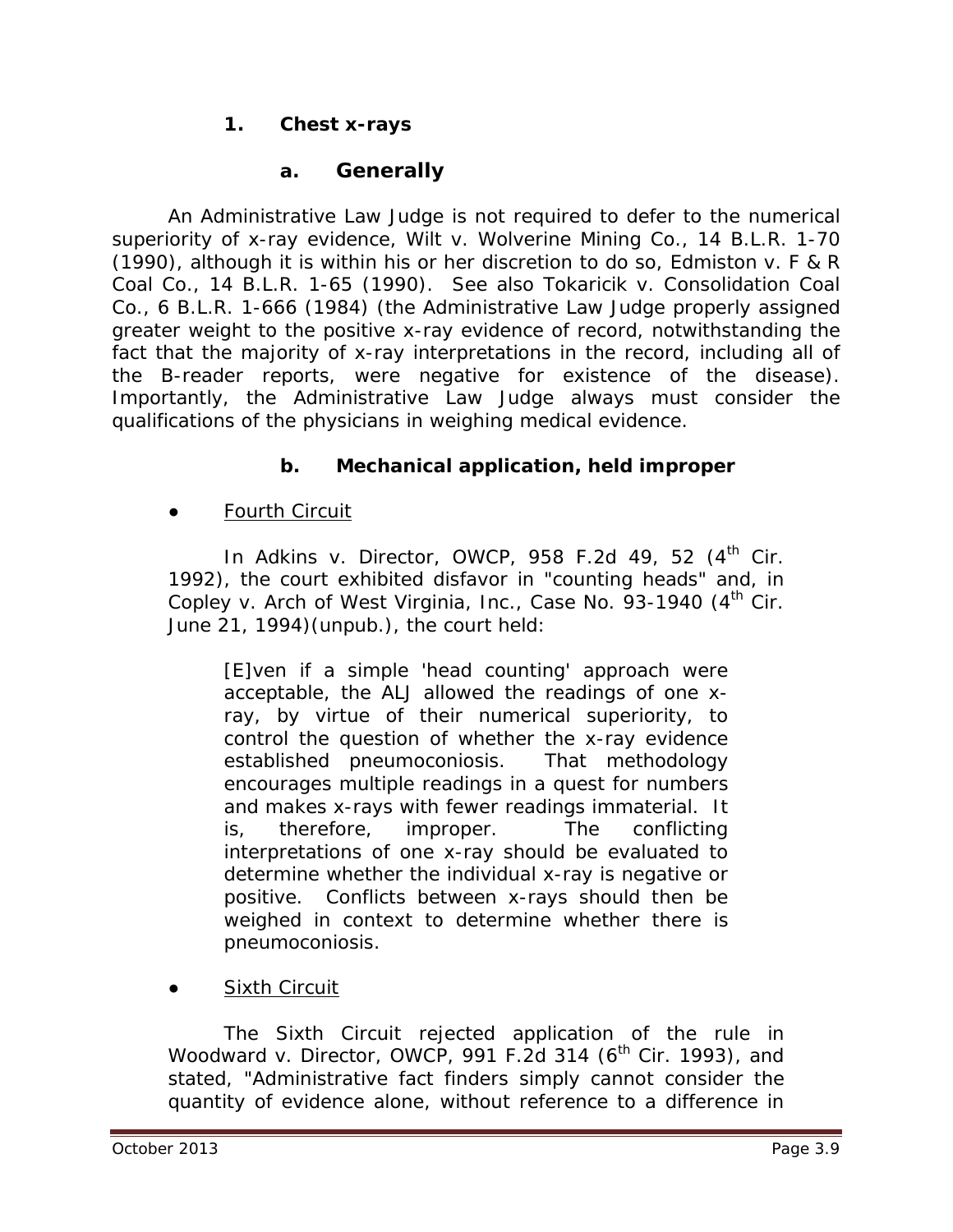### 1. Chest x-rays

#### a. Generally

An Administrative Law Judge is not required to defer to the numerical superiority of x-ray evidence, *Wilt v. Wolverine Mining Co.*, 14 B.L.R. 1-70 (1990), although it is within his or her discretion to do so, *Edmiston v. F & R Coal Co.*, 14 B.L.R. 1-65 (1990). *See also Tokaricik v. Consolidation Coal Co.*, 6 B.L.R. 1-666 (1984) (the Administrative Law Judge properly assigned greater weight to the positive x-ray evidence of record, notwithstanding the fact that the majority of x-ray interpretations in the record, including all of the B-reader reports, were negative for existence of the disease). Importantly, the Administrative Law Judge always must consider the qualifications of the physicians in weighing medical evidence.

#### b. Mechanical application, held improper

- <u>Fourth Circuit</u>

In *Adkins v. Director, OWCP*, 958 F.2d 49, 52 (4th Cir. 1992), the court exhibited disfavor in "counting heads" and, in *Copley v. Arch of West Virginia, Inc.*, Case No. 93-1940 (4th Cir. June 21, 1994)(unpub.), the court held:

> [E]ven if a simple 'head counting' approach were acceptable, the ALJ allowed the readings of one x-ray, by virtue of their numerical superiority, to control the question of whether the x-ray evidence established pneumoconiosis. That methodology encourages multiple readings in a quest for numbers and makes x-rays with fewer readings immaterial. It is, therefore, improper. The conflicting interpretations of one x-ray should be evaluated to determine whether the individual x-ray is negative or positive. Conflicts between x-rays should then be weighed in context to determine whether there is pneumoconiosis.

- <u>Sixth Circuit</u>

The Sixth Circuit rejected application of the rule in *Woodward v. Director, OWCP*, 991 F.2d 314 (6th Cir. 1993), and stated, "Administrative fact finders simply cannot consider the quantity of evidence alone, without reference to a difference in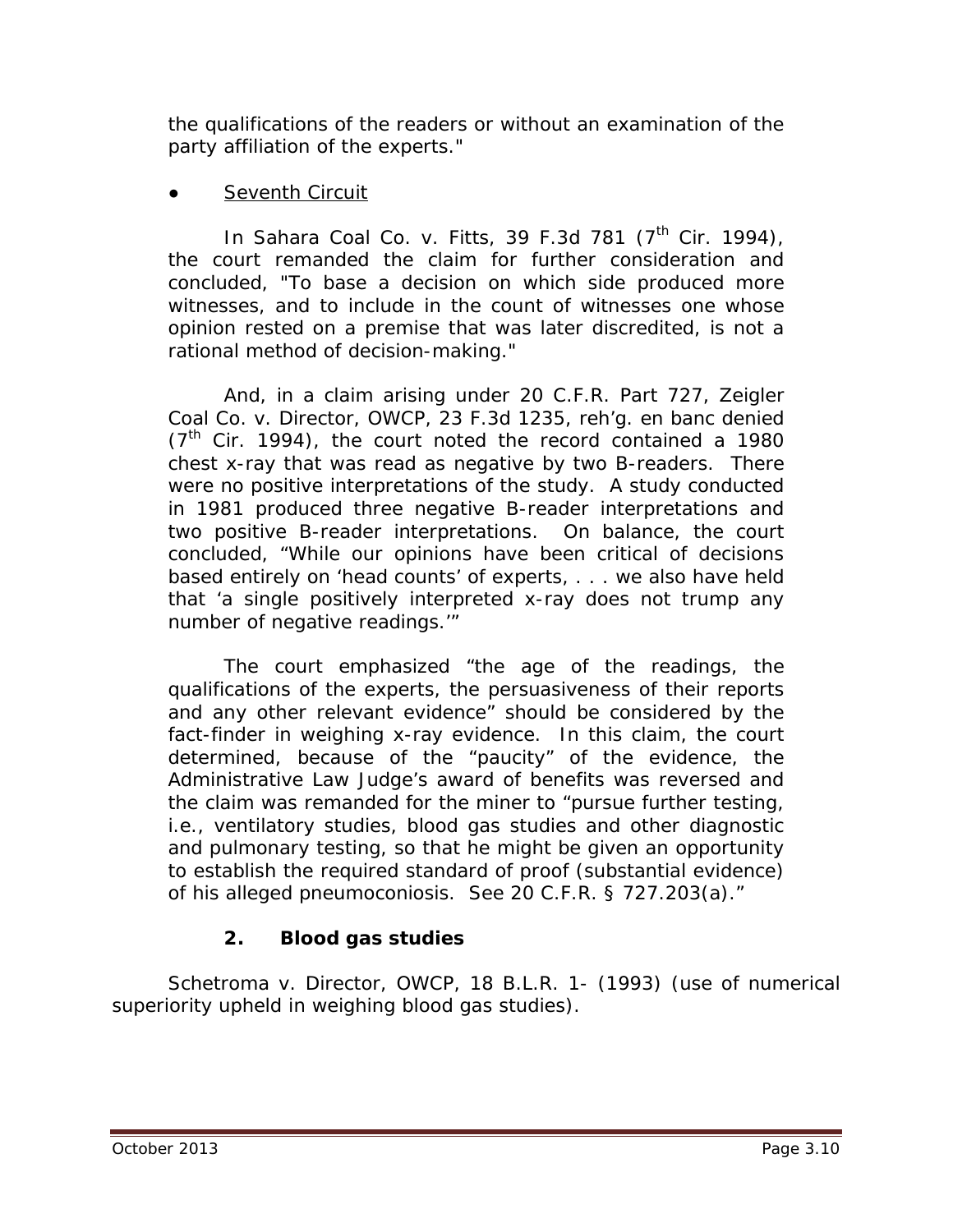the qualifications of the readers or without an examination of the party affiliation of the experts."

- Seventh Circuit

In *Sahara Coal Co. v. Fitts*, 39 F.3d 781 (7th Cir. 1994), the court remanded the claim for further consideration and concluded, "To base a decision on which side produced more witnesses, and to include in the count of witnesses one whose opinion rested on a premise that was later discredited, is not a rational method of decision-making."

And, in a claim arising under 20 C.F.R. Part 727, *Zeigler Coal Co. v. Director, OWCP*, 23 F.3d 1235, *reh'g. en banc denied* (7th Cir. 1994), the court noted the record contained a 1980 chest x-ray that was read as negative by two B-readers. There were no positive interpretations of the study. A study conducted in 1981 produced three negative B-reader interpretations and two positive B-reader interpretations. On balance, the court concluded, "While our opinions have been critical of decisions based entirely on 'head counts' of experts, . . . we also have held that 'a single positively interpreted x-ray does not trump any number of negative readings.'"

The court emphasized "the age of the readings, the qualifications of the experts, the persuasiveness of their reports and any other relevant evidence" should be considered by the fact-finder in weighing x-ray evidence. In this claim, the court determined, because of the "paucity" of the evidence, the Administrative Law Judge's award of benefits was reversed and the claim was remanded for the miner to "pursue further testing, i.e., ventilatory studies, blood gas studies and other diagnostic and pulmonary testing, so that he might be given an opportunity to establish the required standard of proof (substantial evidence) of his alleged pneumoconiosis. *See* 20 C.F.R. § 727.203(a)."

### 2. Blood gas studies

*Schetroma v. Director, OWCP*, 18 B.L.R. 1- (1993) (use of numerical superiority upheld in weighing blood gas studies).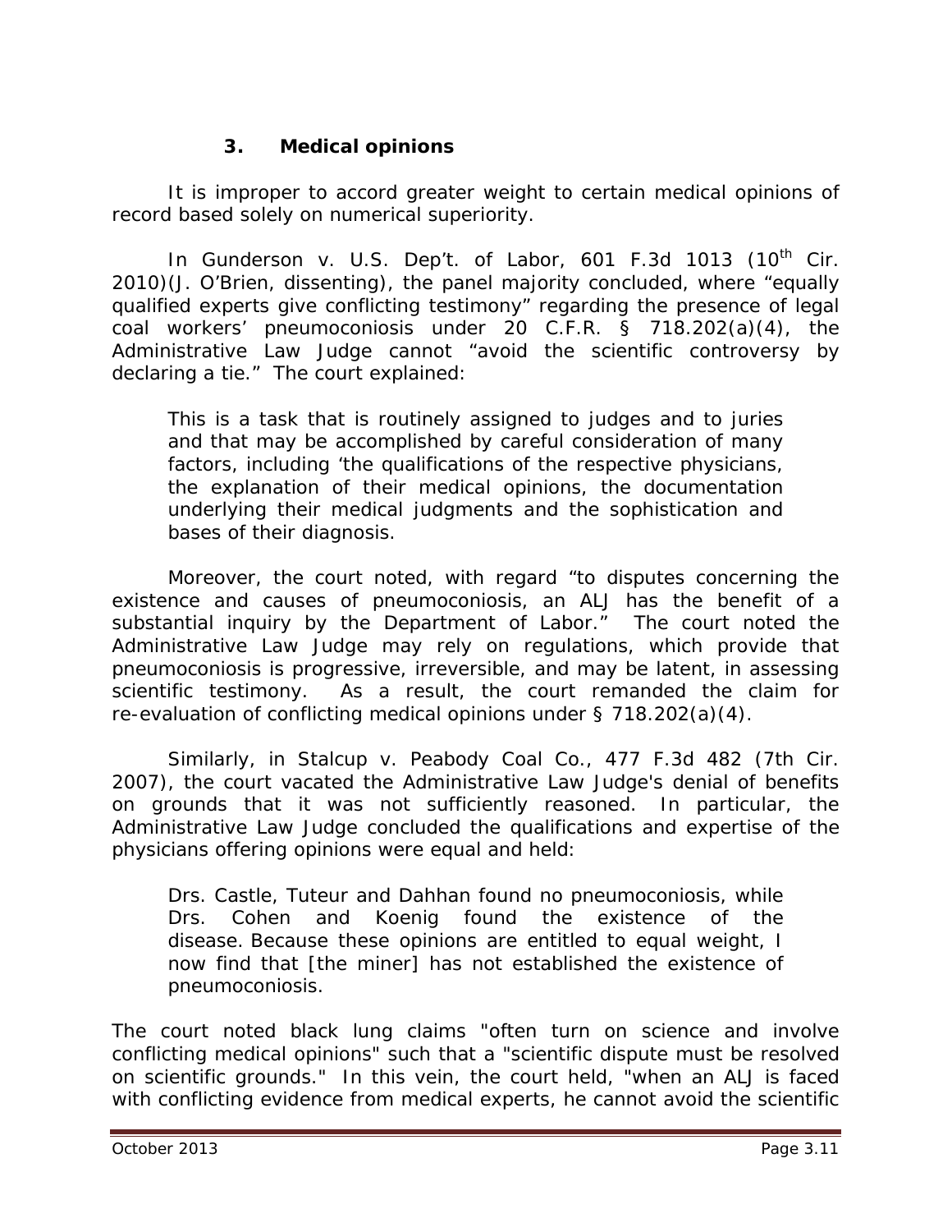### 3. Medical opinions

It is improper to accord greater weight to certain medical opinions of record based solely on numerical superiority.

In *Gunderson v. U.S. Dep't. of Labor*, 601 F.3d 1013 (10th Cir. 2010)(J. O'Brien, dissenting), the panel majority concluded, where "equally qualified experts give conflicting testimony" regarding the presence of legal coal workers' pneumoconiosis under 20 C.F.R. § 718.202(a)(4), the Administrative Law Judge cannot "avoid the scientific controversy by declaring a tie." The court explained:

> This is a task that is routinely assigned to judges and to juries and that may be accomplished by careful consideration of many factors, including 'the qualifications of the respective physicians, the explanation of their medical opinions, the documentation underlying their medical judgments and the sophistication and bases of their diagnosis.

Moreover, the court noted, with regard "to disputes concerning the existence and causes of pneumoconiosis, an ALJ has the benefit of a substantial inquiry by the Department of Labor." The court noted the Administrative Law Judge may rely on regulations, which provide that pneumoconiosis is progressive, irreversible, and may be latent, in assessing scientific testimony. As a result, the court remanded the claim for re-evaluation of conflicting medical opinions under § 718.202(a)(4).

Similarly, in *Stalcup v. Peabody Coal Co.*, 477 F.3d 482 (7th Cir. 2007), the court vacated the Administrative Law Judge's denial of benefits on grounds that it was not sufficiently reasoned. In particular, the Administrative Law Judge concluded the qualifications and expertise of the physicians offering opinions were equal and held:

> Drs. Castle, Tuteur and Dahhan found no pneumoconiosis, while Drs. Cohen and Koenig found the existence of the disease. Because these opinions are entitled to equal weight, I now find that [the miner] has not established the existence of pneumoconiosis.

The court noted black lung claims "often turn on science and involve conflicting medical opinions" such that a "scientific dispute must be resolved on scientific grounds." In this vein, the court held, "when an ALJ is faced with conflicting evidence from medical experts, he cannot avoid the scientific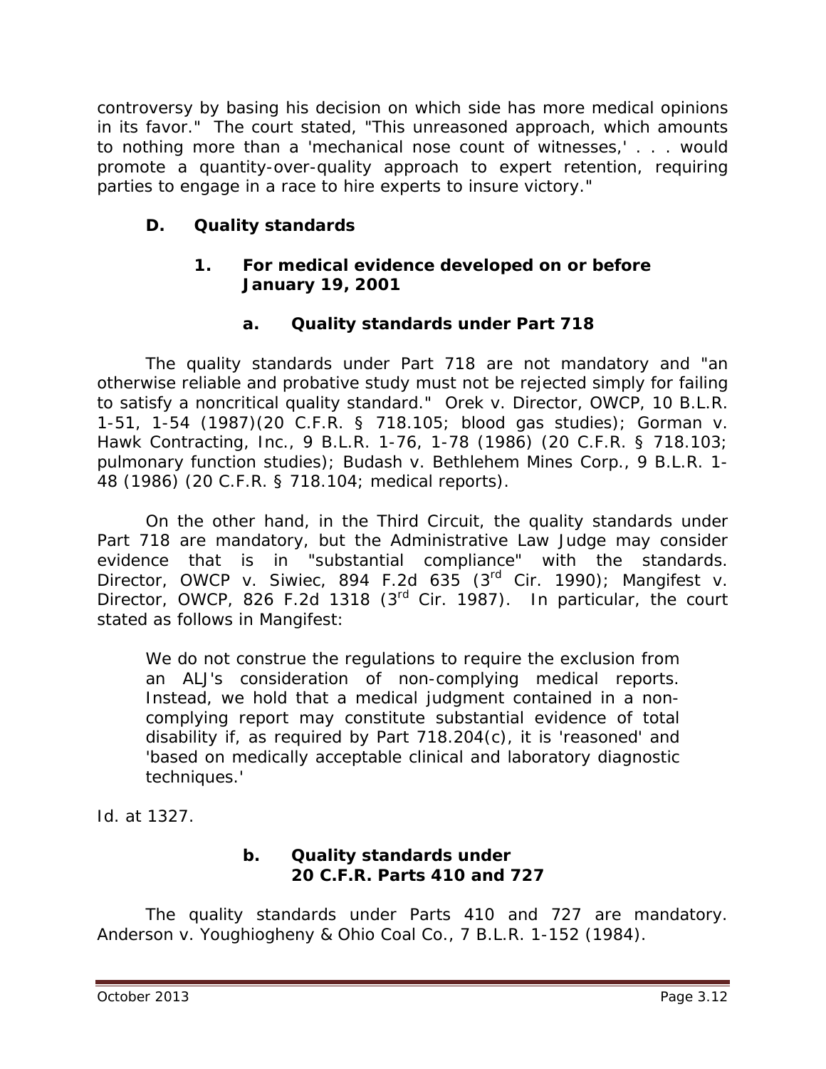controversy by basing his decision on which side has more medical opinions in its favor." The court stated, "This unreasoned approach, which amounts to nothing more than a 'mechanical nose count of witnesses,' . . . would promote a quantity-over-quality approach to expert retention, requiring parties to engage in a race to hire experts to insure victory."

## D. Quality standards

### 1. For medical evidence developed on or before January 19, 2001

#### a. Quality standards under Part 718

The quality standards under Part 718 are not mandatory and "an otherwise reliable and probative study must not be rejected simply for failing to satisfy a noncritical quality standard." *Orek v. Director, OWCP*, 10 B.L.R. 1-51, 1-54 (1987)(20 C.F.R. § 718.105; blood gas studies); *Gorman v. Hawk Contracting, Inc.*, 9 B.L.R. 1-76, 1-78 (1986) (20 C.F.R. § 718.103; pulmonary function studies); *Budash v. Bethlehem Mines Corp.*, 9 B.L.R. 1-48 (1986) (20 C.F.R. § 718.104; medical reports).

On the other hand, in the Third Circuit, the quality standards under Part 718 are mandatory, but the Administrative Law Judge may consider evidence that is in "substantial compliance" with the standards. *Director, OWCP v. Siwiec*, 894 F.2d 635 (3rd Cir. 1990); *Mangifest v. Director, OWCP*, 826 F.2d 1318 (3rd Cir. 1987). In particular, the court stated as follows in *Mangifest*:

> We do not construe the regulations to require the exclusion from an ALJ's consideration of non-complying medical reports. Instead, we hold that a medical judgment contained in a non-complying report may constitute substantial evidence of total disability if, as required by Part 718.204(c), it is 'reasoned' and 'based on medically acceptable clinical and laboratory diagnostic techniques.'

*Id.* at 1327.

#### b. Quality standards under 20 C.F.R. Parts 410 and 727

The quality standards under Parts 410 and 727 are mandatory. *Anderson v. Youghiogheny & Ohio Coal Co.*, 7 B.L.R. 1-152 (1984).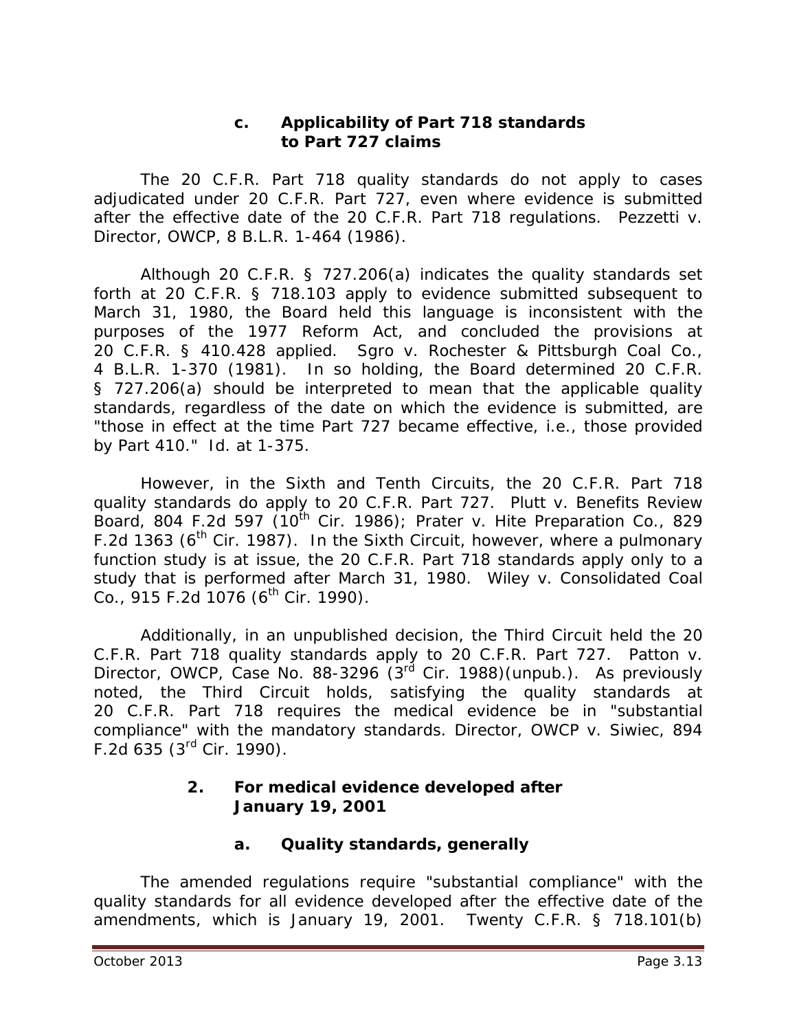#### c. Applicability of Part 718 standards to Part 727 claims

The 20 C.F.R. Part 718 quality standards do not apply to cases adjudicated under 20 C.F.R. Part 727, even where evidence is submitted after the effective date of the 20 C.F.R. Part 718 regulations. *Pezzetti v. Director, OWCP*, 8 B.L.R. 1-464 (1986).

Although 20 C.F.R. § 727.206(a) indicates the quality standards set forth at 20 C.F.R. § 718.103 apply to evidence submitted subsequent to March 31, 1980, the Board held this language is inconsistent with the purposes of the 1977 Reform Act, and concluded the provisions at 20 C.F.R. § 410.428 applied. *Sgro v. Rochester & Pittsburgh Coal Co.*, 4 B.L.R. 1-370 (1981). In so holding, the Board determined 20 C.F.R. § 727.206(a) should be interpreted to mean that the applicable quality standards, regardless of the date on which the evidence is submitted, are "those in effect at the time Part 727 became effective, i.e., those provided by Part 410." *Id.* at 1-375.

However, in the Sixth and Tenth Circuits, the 20 C.F.R. Part 718 quality standards do apply to 20 C.F.R. Part 727. *Plutt v. Benefits Review Board*, 804 F.2d 597 (10th Cir. 1986); *Prater v. Hite Preparation Co.*, 829 F.2d 1363 (6th Cir. 1987). In the Sixth Circuit, however, where a pulmonary function study is at issue, the 20 C.F.R. Part 718 standards apply only to a study that is performed after March 31, 1980. *Wiley v. Consolidated Coal Co.*, 915 F.2d 1076 (6th Cir. 1990).

Additionally, in an unpublished decision, the Third Circuit held the 20 C.F.R. Part 718 quality standards apply to 20 C.F.R. Part 727. *Patton v. Director, OWCP*, Case No. 88-3296 (3rd Cir. 1988)(unpub.). As previously noted, the Third Circuit holds, satisfying the quality standards at 20 C.F.R. Part 718 requires the medical evidence be in "substantial compliance" with the mandatory standards. *Director, OWCP v. Siwiec*, 894 F.2d 635 (3rd Cir. 1990).

### 2. For medical evidence developed after January 19, 2001

#### a. Quality standards, generally

The amended regulations require "substantial compliance" with the quality standards for all evidence developed after the effective date of the amendments, which is January 19, 2001. Twenty C.F.R. § 718.101(b)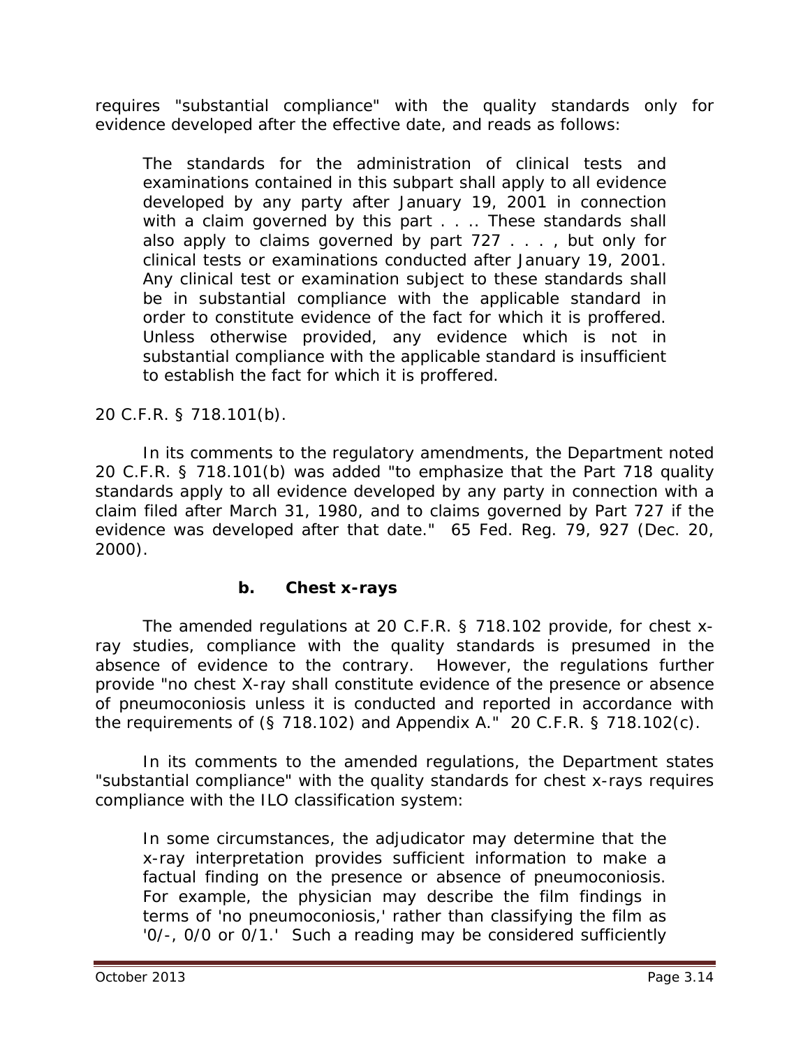requires "substantial compliance" with the quality standards only for evidence developed after the effective date, and reads as follows:

> The standards for the administration of clinical tests and examinations contained in this subpart shall apply to all evidence developed by any party after January 19, 2001 in connection with a claim governed by this part . . .. These standards shall also apply to claims governed by part 727 . . . , but only for clinical tests or examinations conducted after January 19, 2001. Any clinical test or examination subject to these standards shall be in substantial compliance with the applicable standard in order to constitute evidence of the fact for which it is proffered. Unless otherwise provided, any evidence which is not in substantial compliance with the applicable standard is insufficient to establish the fact for which it is proffered.

20 C.F.R. § 718.101(b).

In its comments to the regulatory amendments, the Department noted 20 C.F.R. § 718.101(b) was added "to emphasize that the Part 718 quality standards apply to all evidence developed by any party in connection with a claim filed after March 31, 1980, and to claims governed by Part 727 if the evidence was developed after that date." 65 Fed. Reg. 79, 927 (Dec. 20, 2000).

#### b. Chest x-rays

The amended regulations at 20 C.F.R. § 718.102 provide, for chest x-ray studies, compliance with the quality standards is presumed in the absence of evidence to the contrary. However, the regulations further provide "no chest X-ray shall constitute evidence of the presence or absence of pneumoconiosis unless it is conducted and reported in accordance with the requirements of (§ 718.102) and Appendix A." 20 C.F.R. § 718.102(c).

In its comments to the amended regulations, the Department states "substantial compliance" with the quality standards for chest x-rays requires compliance with the ILO classification system:

> In some circumstances, the adjudicator may determine that the x-ray interpretation provides sufficient information to make a factual finding on the presence or absence of pneumoconiosis. For example, the physician may describe the film findings in terms of 'no pneumoconiosis,' rather than classifying the film as '0/-, 0/0 or 0/1.' Such a reading may be considered sufficiently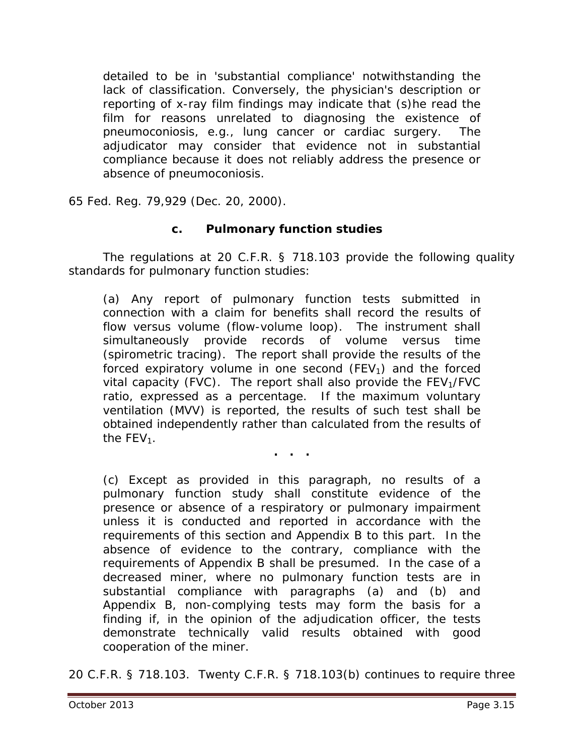> detailed to be in 'substantial compliance' notwithstanding the lack of classification. Conversely, the physician's description or reporting of x-ray film findings may indicate that (s)he read the film for reasons unrelated to diagnosing the existence of pneumoconiosis, e.g., lung cancer or cardiac surgery. The adjudicator may consider that evidence not in substantial compliance because it does not reliably address the presence or absence of pneumoconiosis.

65 Fed. Reg. 79,929 (Dec. 20, 2000).

### c. Pulmonary function studies

The regulations at 20 C.F.R. § 718.103 provide the following quality standards for pulmonary function studies:

> (a) Any report of pulmonary function tests submitted in connection with a claim for benefits shall record the results of flow versus volume (flow-volume loop). The instrument shall simultaneously provide records of volume versus time (spirometric tracing). The report shall provide the results of the forced expiratory volume in one second ($FEV_1$) and the forced vital capacity (FVC). The report shall also provide the $FEV_1$/FVC ratio, expressed as a percentage. If the maximum voluntary ventilation (MVV) is reported, the results of such test shall be obtained independently rather than calculated from the results of the $FEV_1$.
>
> . . .
>
> (c) Except as provided in this paragraph, no results of a pulmonary function study shall constitute evidence of the presence or absence of a respiratory or pulmonary impairment unless it is conducted and reported in accordance with the requirements of this section and Appendix B to this part. In the absence of evidence to the contrary, compliance with the requirements of Appendix B shall be presumed. In the case of a decreased miner, where no pulmonary function tests are in substantial compliance with paragraphs (a) and (b) and Appendix B, non-complying tests may form the basis for a finding if, in the opinion of the adjudication officer, the tests demonstrate technically valid results obtained with good cooperation of the miner.

20 C.F.R. § 718.103. Twenty C.F.R. § 718.103(b) continues to require three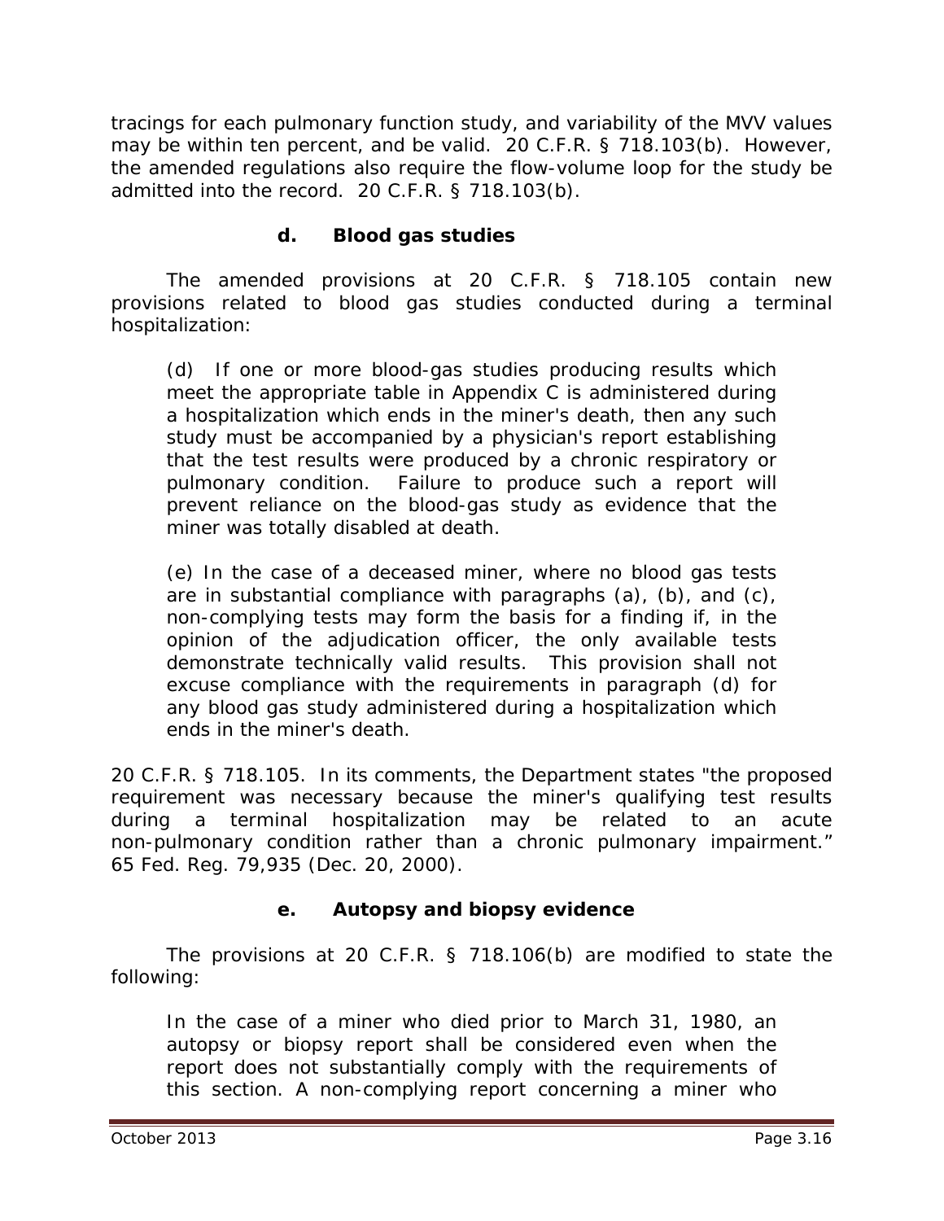tracings for each pulmonary function study, and variability of the MVV values may be within ten percent, and be valid. 20 C.F.R. § 718.103(b). However, the amended regulations also require the flow-volume loop for the study be admitted into the record. 20 C.F.R. § 718.103(b).

#### d. Blood gas studies

The amended provisions at 20 C.F.R. § 718.105 contain new provisions related to blood gas studies conducted during a terminal hospitalization:

> (d) If one or more blood-gas studies producing results which meet the appropriate table in Appendix C is administered during a hospitalization which ends in the miner's death, then any such study must be accompanied by a physician's report establishing that the test results were produced by a chronic respiratory or pulmonary condition. Failure to produce such a report will prevent reliance on the blood-gas study as evidence that the miner was totally disabled at death.
>
> (e) In the case of a deceased miner, where no blood gas tests are in substantial compliance with paragraphs (a), (b), and (c), non-complying tests may form the basis for a finding if, in the opinion of the adjudication officer, the only available tests demonstrate technically valid results. This provision shall not excuse compliance with the requirements in paragraph (d) for any blood gas study administered during a hospitalization which ends in the miner's death.

20 C.F.R. § 718.105. In its comments, the Department states "the proposed requirement was necessary because the miner's qualifying test results during a terminal hospitalization may be related to an acute non-pulmonary condition rather than a chronic pulmonary impairment." 65 Fed. Reg. 79,935 (Dec. 20, 2000).

#### e. Autopsy and biopsy evidence

The provisions at 20 C.F.R. § 718.106(b) are modified to state the following:

> In the case of a miner who died prior to March 31, 1980, an autopsy or biopsy report shall be considered even when the report does not substantially comply with the requirements of this section. A non-complying report concerning a miner who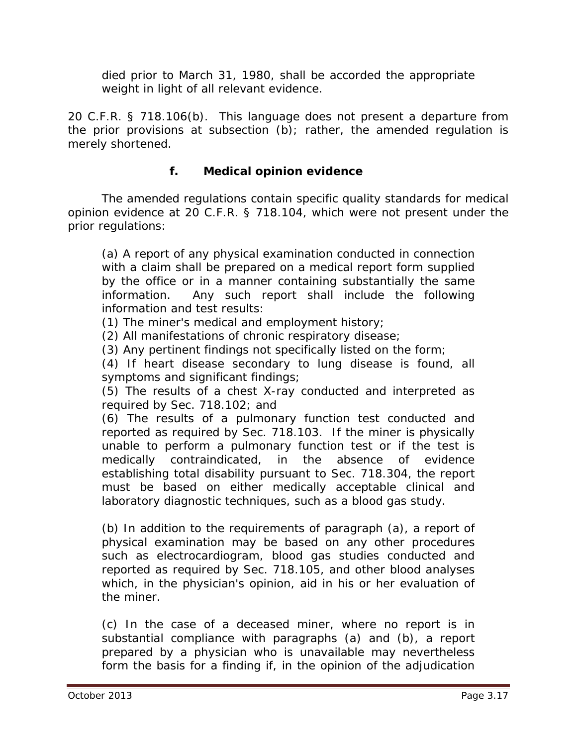died prior to March 31, 1980, shall be accorded the appropriate weight in light of all relevant evidence.

20 C.F.R. § 718.106(b). This language does not present a departure from the prior provisions at subsection (b); rather, the amended regulation is merely shortened.

### f. Medical opinion evidence

The amended regulations contain specific quality standards for medical opinion evidence at 20 C.F.R. § 718.104, which were not present under the prior regulations:

> (a) A report of any physical examination conducted in connection with a claim shall be prepared on a medical report form supplied by the office or in a manner containing substantially the same information. Any such report shall include the following information and test results:
> (1) The miner's medical and employment history;
> (2) All manifestations of chronic respiratory disease;
> (3) Any pertinent findings not specifically listed on the form;
> (4) If heart disease secondary to lung disease is found, all symptoms and significant findings;
> (5) The results of a chest X-ray conducted and interpreted as required by Sec. 718.102; and
> (6) The results of a pulmonary function test conducted and reported as required by Sec. 718.103. If the miner is physically unable to perform a pulmonary function test or if the test is medically contraindicated, in the absence of evidence establishing total disability pursuant to Sec. 718.304, the report must be based on either medically acceptable clinical and laboratory diagnostic techniques, such as a blood gas study.
>
> (b) In addition to the requirements of paragraph (a), a report of physical examination may be based on any other procedures such as electrocardiogram, blood gas studies conducted and reported as required by Sec. 718.105, and other blood analyses which, in the physician's opinion, aid in his or her evaluation of the miner.
>
> (c) In the case of a deceased miner, where no report is in substantial compliance with paragraphs (a) and (b), a report prepared by a physician who is unavailable may nevertheless form the basis for a finding if, in the opinion of the adjudication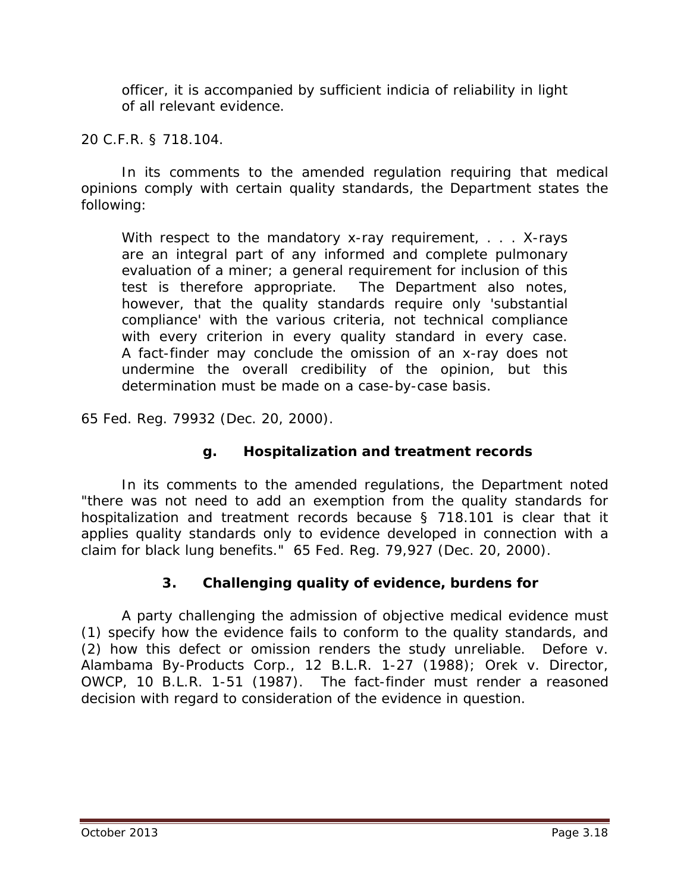> officer, it is accompanied by sufficient indicia of reliability in light of all relevant evidence.

20 C.F.R. § 718.104.

In its comments to the amended regulation requiring that medical opinions comply with certain quality standards, the Department states the following:

> With respect to the mandatory x-ray requirement, . . . X-rays are an integral part of any informed and complete pulmonary evaluation of a miner; a general requirement for inclusion of this test is therefore appropriate. The Department also notes, however, that the quality standards require only 'substantial compliance' with the various criteria, not technical compliance with every criterion in every quality standard in every case. A fact-finder may conclude the omission of an x-ray does not undermine the overall credibility of the opinion, but this determination must be made on a case-by-case basis.

65 Fed. Reg. 79932 (Dec. 20, 2000).

#### g. Hospitalization and treatment records

In its comments to the amended regulations, the Department noted "there was not need to add an exemption from the quality standards for hospitalization and treatment records because § 718.101 is clear that it applies quality standards only to evidence developed in connection with a claim for black lung benefits." 65 Fed. Reg. 79,927 (Dec. 20, 2000).

### 3. Challenging quality of evidence, burdens for

A party challenging the admission of objective medical evidence must (1) specify how the evidence fails to conform to the quality standards, and (2) how this defect or omission renders the study unreliable. *Defore v. Alambama By-Products Corp.*, 12 B.L.R. 1-27 (1988); *Orek v. Director, OWCP*, 10 B.L.R. 1-51 (1987). The fact-finder must render a reasoned decision with regard to consideration of the evidence in question.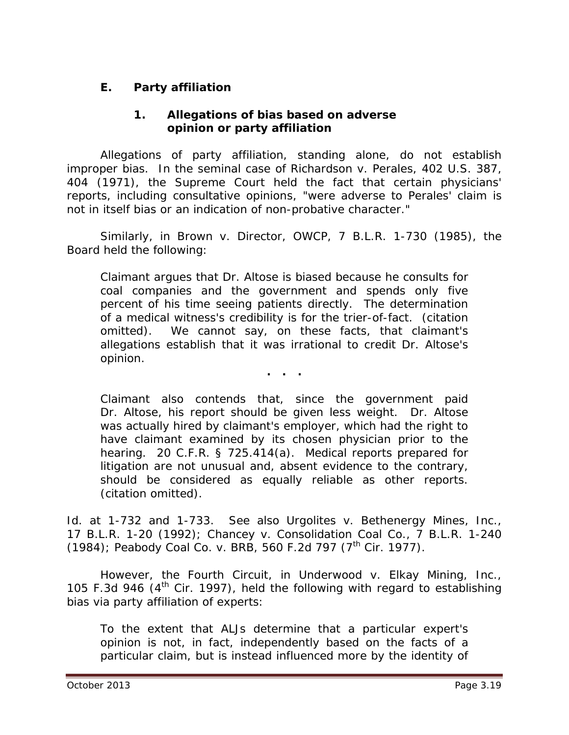### E. Party affiliation

#### 1. Allegations of bias based on adverse opinion or party affiliation

Allegations of party affiliation, standing alone, do not establish improper bias. In the seminal case of *Richardson v. Perales*, 402 U.S. 387, 404 (1971), the Supreme Court held the fact that certain physicians' reports, including consultative opinions, "were adverse to Perales' claim is not in itself bias or an indication of non-probative character."

Similarly, in *Brown v. Director, OWCP*, 7 B.L.R. 1-730 (1985), the Board held the following:

> Claimant argues that Dr. Altose is biased because he consults for coal companies and the government and spends only five percent of his time seeing patients directly. The determination of a medical witness's credibility is for the trier-of-fact. (citation omitted). We cannot say, on these facts, that claimant's allegations establish that it was irrational to credit Dr. Altose's opinion.
>
> . . .
>
> Claimant also contends that, since the government paid Dr. Altose, his report should be given less weight. Dr. Altose was actually hired by claimant's employer, which had the right to have claimant examined by its chosen physician prior to the hearing. 20 C.F.R. § 725.414(a). Medical reports prepared for litigation are not unusual and, absent evidence to the contrary, should be considered as equally reliable as other reports. (citation omitted).

*Id.* at 1-732 and 1-733. *See also Urgolites v. Bethenergy Mines, Inc.*, 17 B.L.R. 1-20 (1992); *Chancey v. Consolidation Coal Co.*, 7 B.L.R. 1-240 (1984); *Peabody Coal Co. v. BRB*, 560 F.2d 797 (7th Cir. 1977).

However, the Fourth Circuit, in *Underwood v. Elkay Mining, Inc.*, 105 F.3d 946 (4th Cir. 1997), held the following with regard to establishing bias via party affiliation of experts:

> To the extent that ALJs determine that a particular expert's opinion is not, in fact, independently based on the facts of a particular claim, but is instead influenced more by the identity of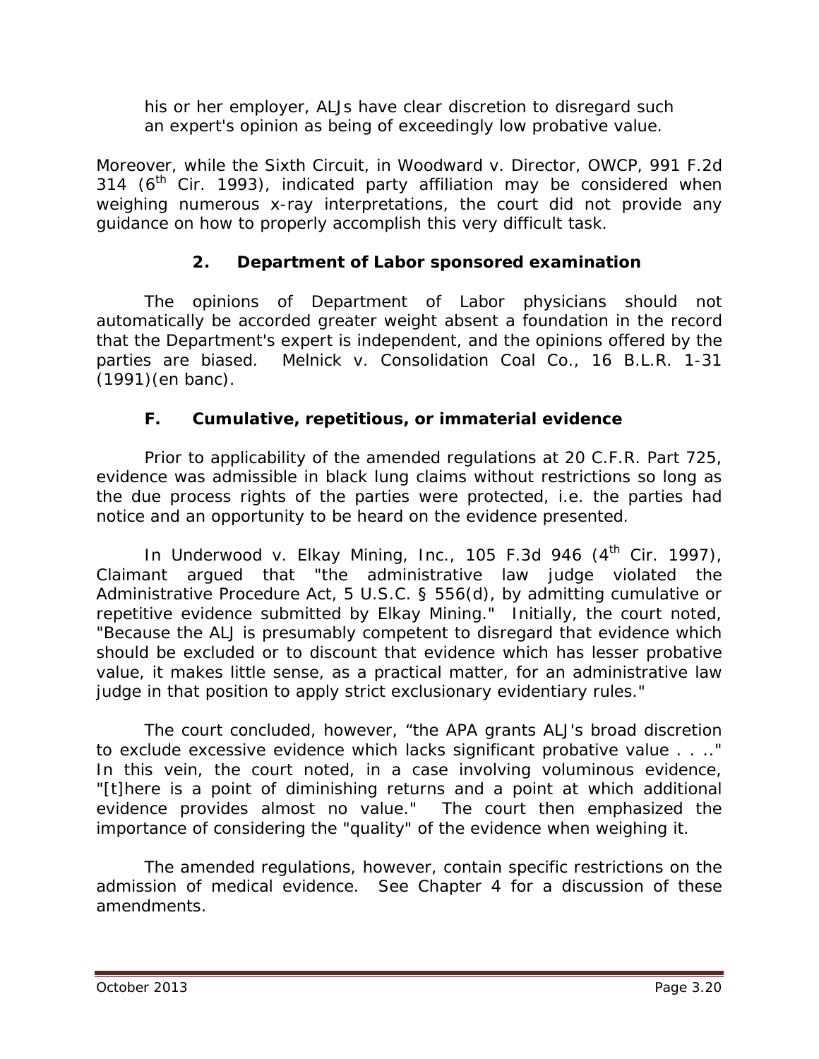his or her employer, ALJs have clear discretion to disregard such an expert's opinion as being of exceedingly low probative value.

Moreover, while the Sixth Circuit, in Woodward v. Director, OWCP, 991 F.2d 314 (6th Cir. 1993), indicated party affiliation may be considered when weighing numerous x-ray interpretations, the court did not provide any guidance on how to properly accomplish this very difficult task.

### 2. Department of Labor sponsored examination

The opinions of Department of Labor physicians should not automatically be accorded greater weight absent a foundation in the record that the Department's expert is independent, and the opinions offered by the parties are biased. Melnick v. Consolidation Coal Co., 16 B.L.R. 1-31 (1991)(en banc).

## F. Cumulative, repetitious, or immaterial evidence

Prior to applicability of the amended regulations at 20 C.F.R. Part 725, evidence was admissible in black lung claims without restrictions so long as the due process rights of the parties were protected, i.e. the parties had notice and an opportunity to be heard on the evidence presented.

In Underwood v. Elkay Mining, Inc., 105 F.3d 946 (4th Cir. 1997), Claimant argued that "the administrative law judge violated the Administrative Procedure Act, 5 U.S.C. § 556(d), by admitting cumulative or repetitive evidence submitted by Elkay Mining." Initially, the court noted, "Because the ALJ is presumably competent to disregard that evidence which should be excluded or to discount that evidence which has lesser probative value, it makes little sense, as a practical matter, for an administrative law judge in that position to apply strict exclusionary evidentiary rules."

The court concluded, however, "the APA grants ALJ's broad discretion to exclude excessive evidence which lacks significant probative value . . .." In this vein, the court noted, in a case involving voluminous evidence, "[t]here is a point of diminishing returns and a point at which additional evidence provides almost no value." The court then emphasized the importance of considering the "quality" of the evidence when weighing it.

The amended regulations, however, contain specific restrictions on the admission of medical evidence. See Chapter 4 for a discussion of these amendments.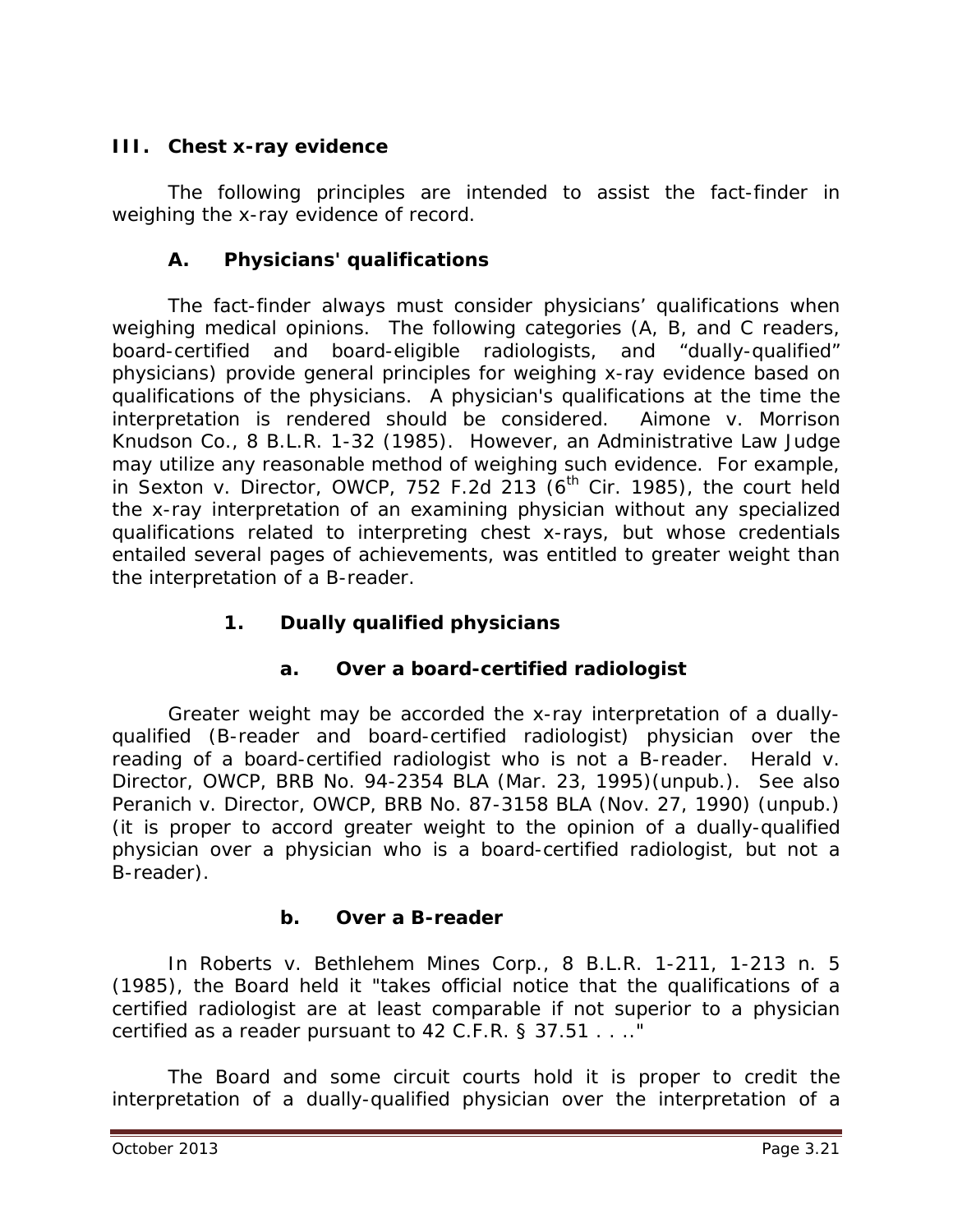## III. Chest x-ray evidence

The following principles are intended to assist the fact-finder in weighing the x-ray evidence of record.

### A. Physicians' qualifications

The fact-finder always must consider physicians' qualifications when weighing medical opinions. The following categories (A, B, and C readers, board-certified and board-eligible radiologists, and "dually-qualified" physicians) provide general principles for weighing x-ray evidence based on qualifications of the physicians. A physician's qualifications at the time the interpretation is rendered should be considered. *Aimone v. Morrison Knudson Co.*, 8 B.L.R. 1-32 (1985). However, an Administrative Law Judge may utilize any reasonable method of weighing such evidence. For example, in *Sexton v. Director, OWCP*, 752 F.2d 213 (6th Cir. 1985), the court held the x-ray interpretation of an examining physician without any specialized qualifications related to interpreting chest x-rays, but whose credentials entailed several pages of achievements, was entitled to greater weight than the interpretation of a B-reader.

#### 1. Dually qualified physicians

##### a. Over a board-certified radiologist

Greater weight may be accorded the x-ray interpretation of a dually-qualified (B-reader and board-certified radiologist) physician over the reading of a board-certified radiologist who is not a B-reader. *Herald v. Director, OWCP*, BRB No. 94-2354 BLA (Mar. 23, 1995)(unpub.). *See also Peranich v. Director, OWCP*, BRB No. 87-3158 BLA (Nov. 27, 1990) (unpub.) (it is proper to accord greater weight to the opinion of a dually-qualified physician over a physician who is a board-certified radiologist, but not a B-reader).

##### b. Over a B-reader

In *Roberts v. Bethlehem Mines Corp.*, 8 B.L.R. 1-211, 1-213 n. 5 (1985), the Board held it "takes official notice that the qualifications of a certified radiologist are at least comparable if not superior to a physician certified as a reader pursuant to 42 C.F.R. § 37.51 . . .."

The Board and some circuit courts hold it is proper to credit the interpretation of a dually-qualified physician over the interpretation of a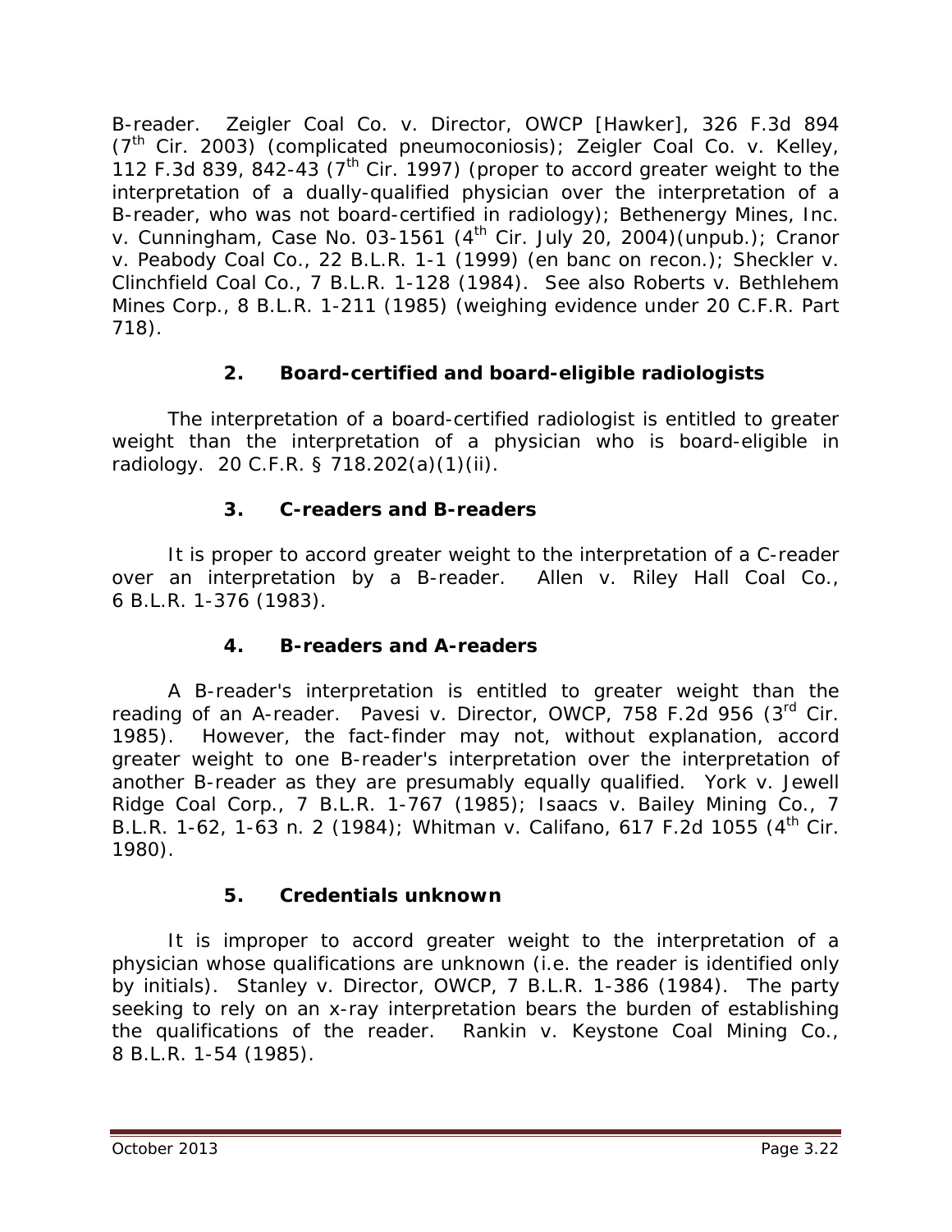B-reader. *Zeigler Coal Co. v. Director, OWCP [Hawker]*, 326 F.3d 894 (7th Cir. 2003) (complicated pneumoconiosis); *Zeigler Coal Co. v. Kelley*, 112 F.3d 839, 842-43 (7th Cir. 1997) (proper to accord greater weight to the interpretation of a dually-qualified physician over the interpretation of a B-reader, who was not board-certified in radiology); *Bethenergy Mines, Inc. v. Cunningham*, Case No. 03-1561 (4th Cir. July 20, 2004)(unpub.); *Cranor v. Peabody Coal Co.*, 22 B.L.R. 1-1 (1999) (en banc on recon.); *Sheckler v. Clinchfield Coal Co.*, 7 B.L.R. 1-128 (1984). *See also Roberts v. Bethlehem Mines Corp.*, 8 B.L.R. 1-211 (1985) (weighing evidence under 20 C.F.R. Part 718).

### 2. Board-certified and board-eligible radiologists

The interpretation of a board-certified radiologist is entitled to greater weight than the interpretation of a physician who is board-eligible in radiology. 20 C.F.R. § 718.202(a)(1)(ii).

### 3. C-readers and B-readers

It is proper to accord greater weight to the interpretation of a C-reader over an interpretation by a B-reader. *Allen v. Riley Hall Coal Co.*, 6 B.L.R. 1-376 (1983).

### 4. B-readers and A-readers

A B-reader's interpretation is entitled to greater weight than the reading of an A-reader. *Pavesi v. Director, OWCP*, 758 F.2d 956 (3rd Cir. 1985). However, the fact-finder may not, without explanation, accord greater weight to one B-reader's interpretation over the interpretation of another B-reader as they are presumably equally qualified. *York v. Jewell Ridge Coal Corp.*, 7 B.L.R. 1-767 (1985); *Isaacs v. Bailey Mining Co.*, 7 B.L.R. 1-62, 1-63 n. 2 (1984); *Whitman v. Califano*, 617 F.2d 1055 (4th Cir. 1980).

### 5. Credentials unknown

It is improper to accord greater weight to the interpretation of a physician whose qualifications are unknown (i.e. the reader is identified only by initials). *Stanley v. Director, OWCP*, 7 B.L.R. 1-386 (1984). The party seeking to rely on an x-ray interpretation bears the burden of establishing the qualifications of the reader. *Rankin v. Keystone Coal Mining Co.*, 8 B.L.R. 1-54 (1985).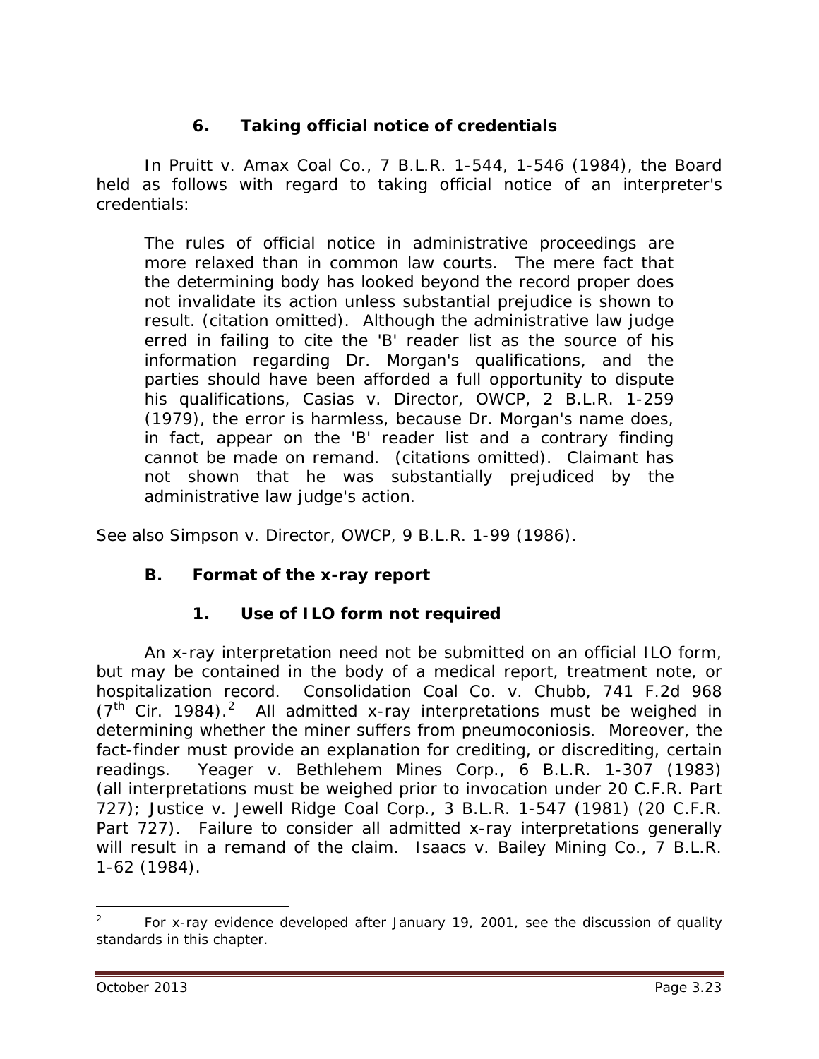### 6. Taking official notice of credentials

In *Pruitt v. Amax Coal Co.*, 7 B.L.R. 1-544, 1-546 (1984), the Board held as follows with regard to taking official notice of an interpreter's credentials:

> The rules of official notice in administrative proceedings are more relaxed than in common law courts. The mere fact that the determining body has looked beyond the record proper does not invalidate its action unless substantial prejudice is shown to result. (citation omitted). Although the administrative law judge erred in failing to cite the 'B' reader list as the source of his information regarding Dr. Morgan's qualifications, and the parties should have been afforded a full opportunity to dispute his qualifications, *Casias v. Director, OWCP*, 2 B.L.R. 1-259 (1979), the error is harmless, because Dr. Morgan's name does, in fact, appear on the 'B' reader list and a contrary finding cannot be made on remand. (citations omitted). Claimant has not shown that he was substantially prejudiced by the administrative law judge's action.

*See also Simpson v. Director, OWCP*, 9 B.L.R. 1-99 (1986).

## B. Format of the x-ray report

### 1. Use of ILO form not required

An x-ray interpretation need not be submitted on an official ILO form, but may be contained in the body of a medical report, treatment note, or hospitalization record. *Consolidation Coal Co. v. Chubb*, 741 F.2d 968 (7th Cir. 1984).[2] All admitted x-ray interpretations must be weighed in determining whether the miner suffers from pneumoconiosis. Moreover, the fact-finder must provide an explanation for crediting, or discrediting, certain readings. *Yeager v. Bethlehem Mines Corp.*, 6 B.L.R. 1-307 (1983) (all interpretations must be weighed prior to invocation under 20 C.F.R. Part 727); *Justice v. Jewell Ridge Coal Corp.*, 3 B.L.R. 1-547 (1981) (20 C.F.R. Part 727). Failure to consider all admitted x-ray interpretations generally will result in a remand of the claim. *Isaacs v. Bailey Mining Co.*, 7 B.L.R. 1-62 (1984).

---

[2] For x-ray evidence developed after January 19, 2001, see the discussion of quality standards in this chapter.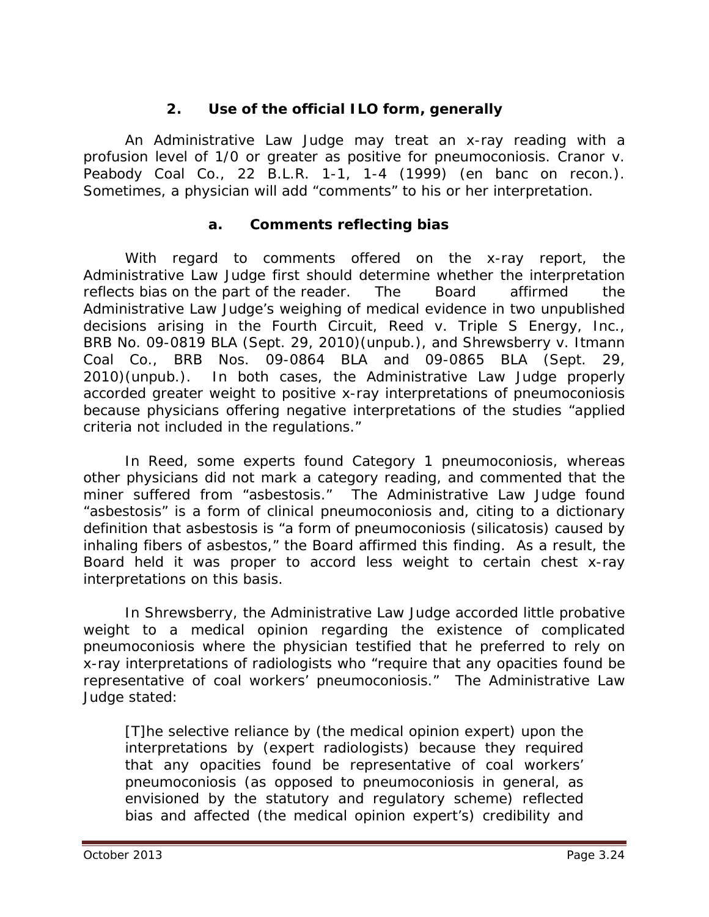### 2. Use of the official ILO form, generally

An Administrative Law Judge may treat an x-ray reading with a profusion level of 1/0 or greater as positive for pneumoconiosis. *Cranor v. Peabody Coal Co.*, 22 B.L.R. 1-1, 1-4 (1999) (en banc on recon.). Sometimes, a physician will add "comments" to his or her interpretation.

#### a. Comments reflecting bias

With regard to comments offered on the x-ray report, the Administrative Law Judge first should determine whether the interpretation reflects bias on the part of the reader. The Board affirmed the Administrative Law Judge's weighing of medical evidence in two unpublished decisions arising in the Fourth Circuit, *Reed v. Triple S Energy, Inc.*, BRB No. 09-0819 BLA (Sept. 29, 2010)(unpub.), and *Shrewsberry v. Itmann Coal Co.*, BRB Nos. 09-0864 BLA and 09-0865 BLA (Sept. 29, 2010)(unpub.). In both cases, the Administrative Law Judge properly accorded greater weight to positive x-ray interpretations of pneumoconiosis because physicians offering negative interpretations of the studies "applied criteria not included in the regulations."

In *Reed*, some experts found Category 1 pneumoconiosis, whereas other physicians did not mark a category reading, and commented that the miner suffered from "asbestosis." The Administrative Law Judge found "asbestosis" is a form of clinical pneumoconiosis and, citing to a dictionary definition that asbestosis is "a form of pneumoconiosis (silicatosis) caused by inhaling fibers of asbestos," the Board affirmed this finding. As a result, the Board held it was proper to accord less weight to certain chest x-ray interpretations on this basis.

In *Shrewsberry*, the Administrative Law Judge accorded little probative weight to a medical opinion regarding the existence of complicated pneumoconiosis where the physician testified that he preferred to rely on x-ray interpretations of radiologists who "require that any opacities found be representative of coal workers' pneumoconiosis." The Administrative Law Judge stated:

> [T]he selective reliance by (the medical opinion expert) upon the interpretations by (expert radiologists) because they required that any opacities found be representative of coal workers' pneumoconiosis (as opposed to pneumoconiosis in general, as envisioned by the statutory and regulatory scheme) reflected bias and affected (the medical opinion expert's) credibility and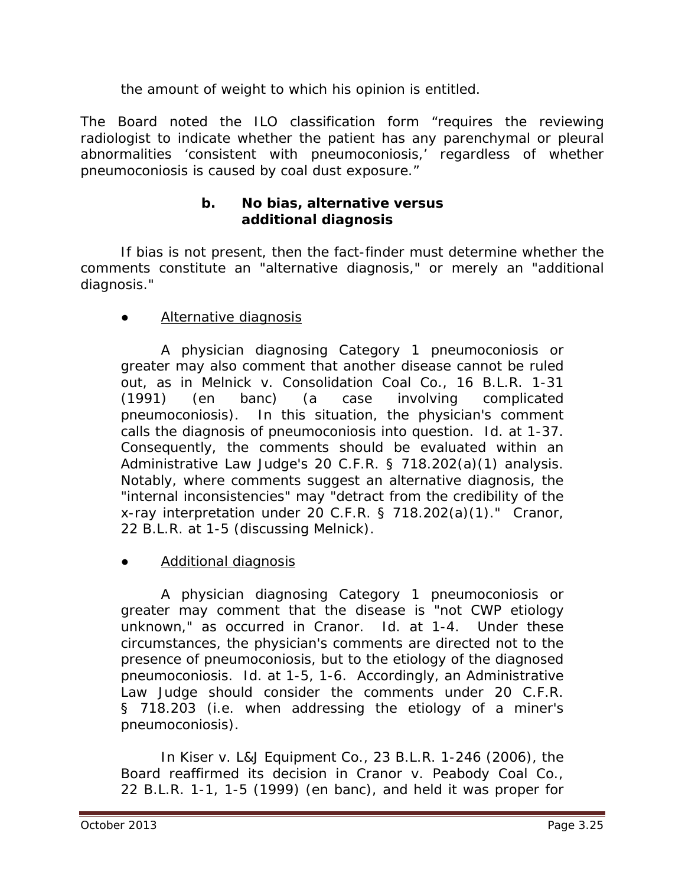the amount of weight to which his opinion is entitled.

The Board noted the ILO classification form "requires the reviewing radiologist to indicate whether the patient has any parenchymal or pleural abnormalities 'consistent with pneumoconiosis,' regardless of whether pneumoconiosis is caused by coal dust exposure."

#### b. No bias, alternative versus additional diagnosis

If bias is not present, then the fact-finder must determine whether the comments constitute an "alternative diagnosis," or merely an "additional diagnosis."

- Alternative diagnosis

  A physician diagnosing Category 1 pneumoconiosis or greater may also comment that another disease cannot be ruled out, as in *Melnick v. Consolidation Coal Co.*, 16 B.L.R. 1-31 (1991) (en banc) (a case involving complicated pneumoconiosis). In this situation, the physician's comment calls the diagnosis of pneumoconiosis into question. *Id.* at 1-37. Consequently, the comments should be evaluated within an Administrative Law Judge's 20 C.F.R. § 718.202(a)(1) analysis. Notably, where comments suggest an alternative diagnosis, the "internal inconsistencies" may "detract from the credibility of the x-ray interpretation under 20 C.F.R. § 718.202(a)(1)." *Cranor*, 22 B.L.R. at 1-5 (discussing *Melnick*).

- Additional diagnosis

  A physician diagnosing Category 1 pneumoconiosis or greater may comment that the disease is "not CWP etiology unknown," as occurred in *Cranor*. *Id.* at 1-4. Under these circumstances, the physician's comments are directed not to the presence of pneumoconiosis, but to the etiology of the diagnosed pneumoconiosis. *Id.* at 1-5, 1-6. Accordingly, an Administrative Law Judge should consider the comments under 20 C.F.R. § 718.203 (i.e. when addressing the etiology of a miner's pneumoconiosis).

  In *Kiser v. L&J Equipment Co.*, 23 B.L.R. 1-246 (2006), the Board reaffirmed its decision in *Cranor v. Peabody Coal Co.*, 22 B.L.R. 1-1, 1-5 (1999) (en banc), and held it was proper for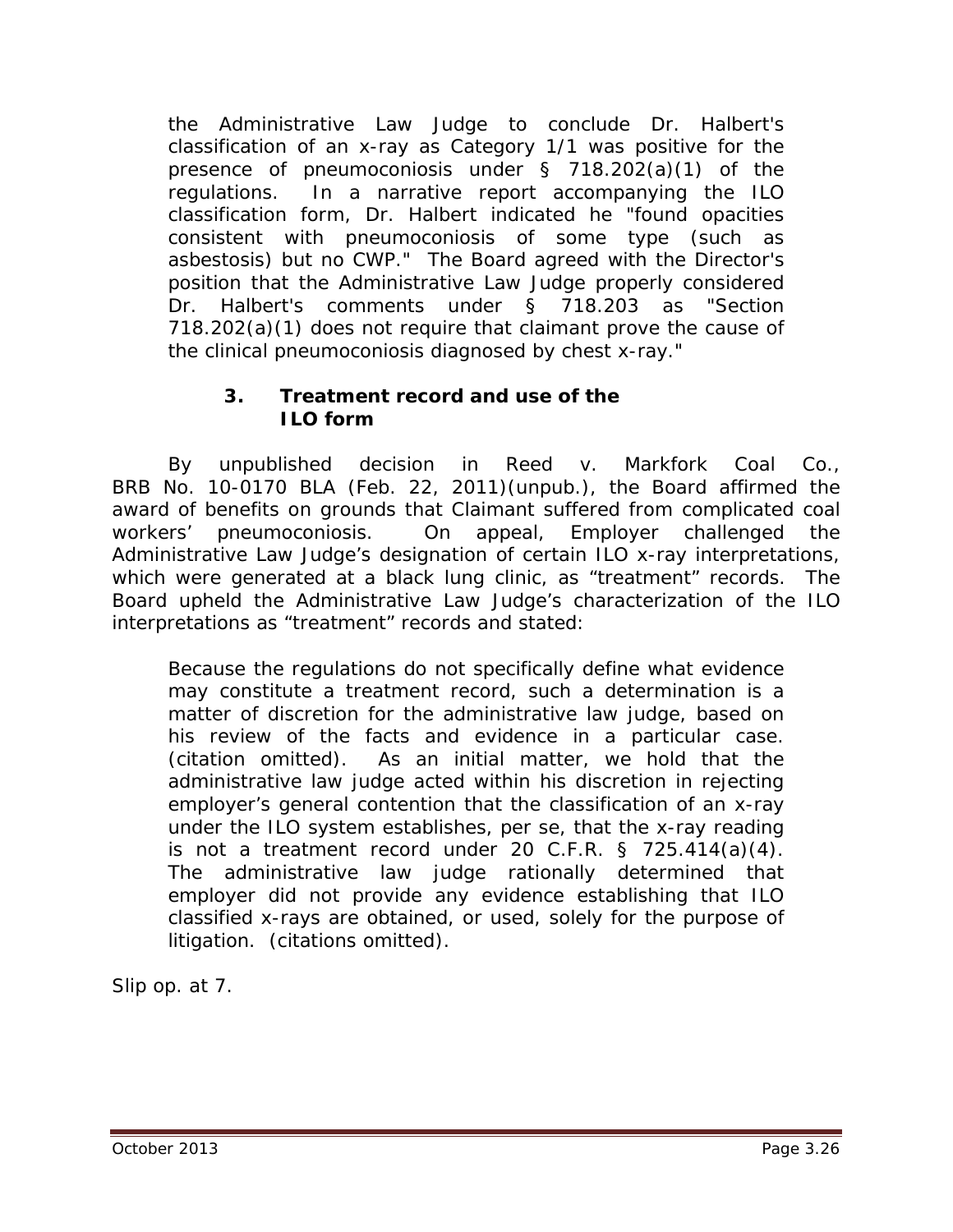the Administrative Law Judge to conclude Dr. Halbert's classification of an x-ray as Category 1/1 was positive for the presence of pneumoconiosis under § 718.202(a)(1) of the regulations. In a narrative report accompanying the ILO classification form, Dr. Halbert indicated he "found opacities consistent with pneumoconiosis of some type (such as asbestosis) but no CWP." The Board agreed with the Director's position that the Administrative Law Judge properly considered Dr. Halbert's comments under § 718.203 as "Section 718.202(a)(1) does not require that claimant prove the cause of the clinical pneumoconiosis diagnosed by chest x-ray."

### 3. Treatment record and use of the ILO form

By unpublished decision in *Reed v. Markfork Coal Co.*, BRB No. 10-0170 BLA (Feb. 22, 2011)(unpub.), the Board affirmed the award of benefits on grounds that Claimant suffered from complicated coal workers' pneumoconiosis. On appeal, Employer challenged the Administrative Law Judge's designation of certain ILO x-ray interpretations, which were generated at a black lung clinic, as "treatment" records. The Board upheld the Administrative Law Judge's characterization of the ILO interpretations as "treatment" records and stated:

> Because the regulations do not specifically define what evidence may constitute a treatment record, such a determination is a matter of discretion for the administrative law judge, based on his review of the facts and evidence in a particular case. (citation omitted). As an initial matter, we hold that the administrative law judge acted within his discretion in rejecting employer's general contention that the classification of an x-ray under the ILO system establishes, per se, that the x-ray reading is not a treatment record under 20 C.F.R. § 725.414(a)(4). The administrative law judge rationally determined that employer did not provide any evidence establishing that ILO classified x-rays are obtained, or used, solely for the purpose of litigation. (citations omitted).

*Slip op.* at 7.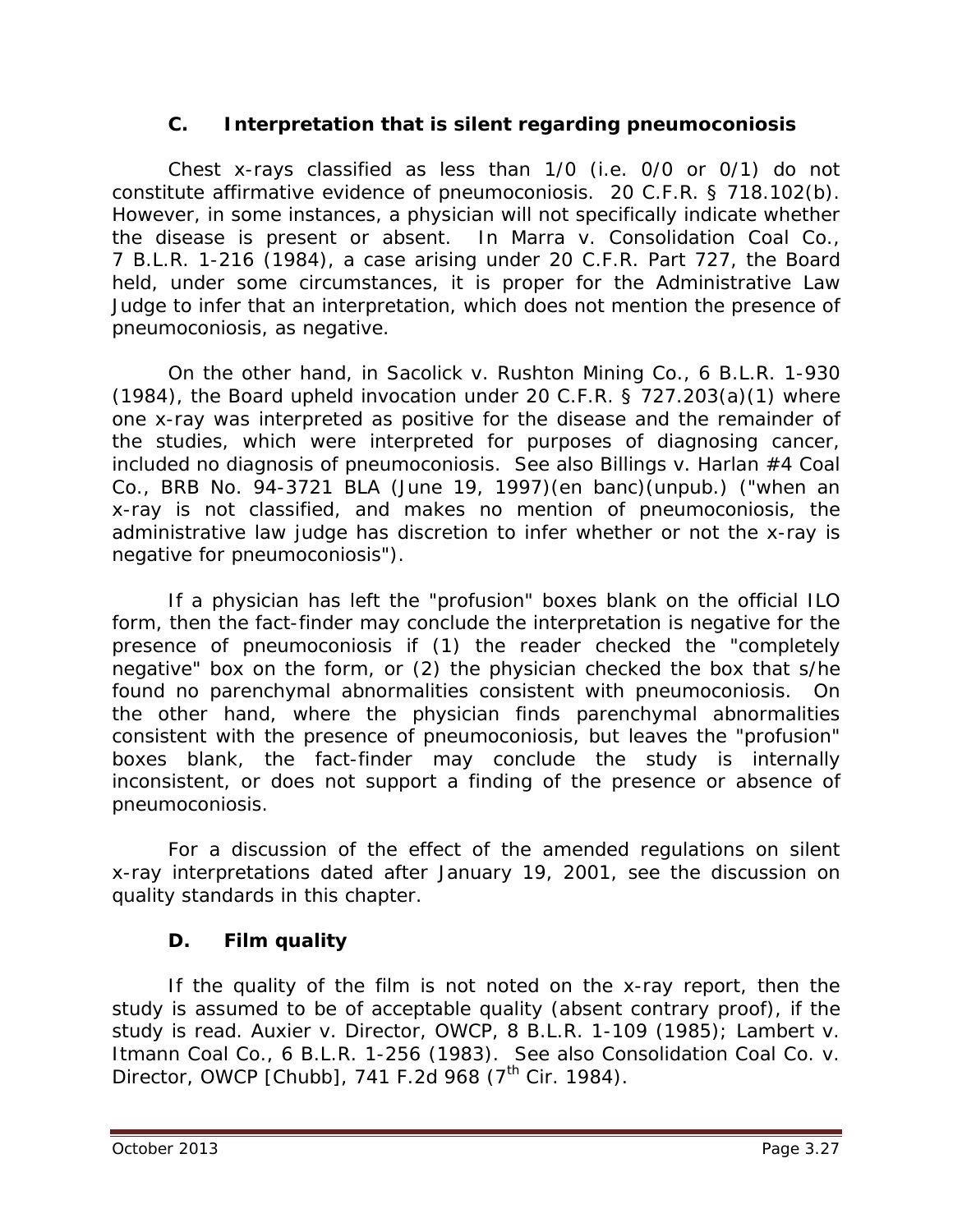### C. Interpretation that is silent regarding pneumoconiosis

Chest x-rays classified as less than 1/0 (i.e. 0/0 or 0/1) do not constitute affirmative evidence of pneumoconiosis. 20 C.F.R. § 718.102(b). However, in some instances, a physician will not specifically indicate whether the disease is present or absent. In *Marra v. Consolidation Coal Co.*, 7 B.L.R. 1-216 (1984), a case arising under 20 C.F.R. Part 727, the Board held, under some circumstances, it is proper for the Administrative Law Judge to infer that an interpretation, which does not mention the presence of pneumoconiosis, as negative.

On the other hand, in *Sacolick v. Rushton Mining Co.*, 6 B.L.R. 1-930 (1984), the Board upheld invocation under 20 C.F.R. § 727.203(a)(1) where one x-ray was interpreted as positive for the disease and the remainder of the studies, which were interpreted for purposes of diagnosing cancer, included no diagnosis of pneumoconiosis. *See also Billings v. Harlan #4 Coal Co.*, BRB No. 94-3721 BLA (June 19, 1997)(en banc)(unpub.) ("when an x-ray is not classified, and makes no mention of pneumoconiosis, the administrative law judge has discretion to infer whether or not the x-ray is negative for pneumoconiosis").

If a physician has left the "profusion" boxes blank on the official ILO form, then the fact-finder may conclude the interpretation is negative for the presence of pneumoconiosis if (1) the reader checked the "completely negative" box on the form, or (2) the physician checked the box that s/he found no parenchymal abnormalities consistent with pneumoconiosis. On the other hand, where the physician finds parenchymal abnormalities consistent with the presence of pneumoconiosis, but leaves the "profusion" boxes blank, the fact-finder may conclude the study is internally inconsistent, or does not support a finding of the presence or absence of pneumoconiosis.

For a discussion of the effect of the amended regulations on silent x-ray interpretations dated after January 19, 2001, see the discussion on quality standards in this chapter.

### D. Film quality

If the quality of the film is not noted on the x-ray report, then the study is assumed to be of acceptable quality (absent contrary proof), if the study is read. *Auxier v. Director, OWCP*, 8 B.L.R. 1-109 (1985); *Lambert v. Itmann Coal Co.*, 6 B.L.R. 1-256 (1983). *See also Consolidation Coal Co. v. Director, OWCP [Chubb]*, 741 F.2d 968 (7th Cir. 1984).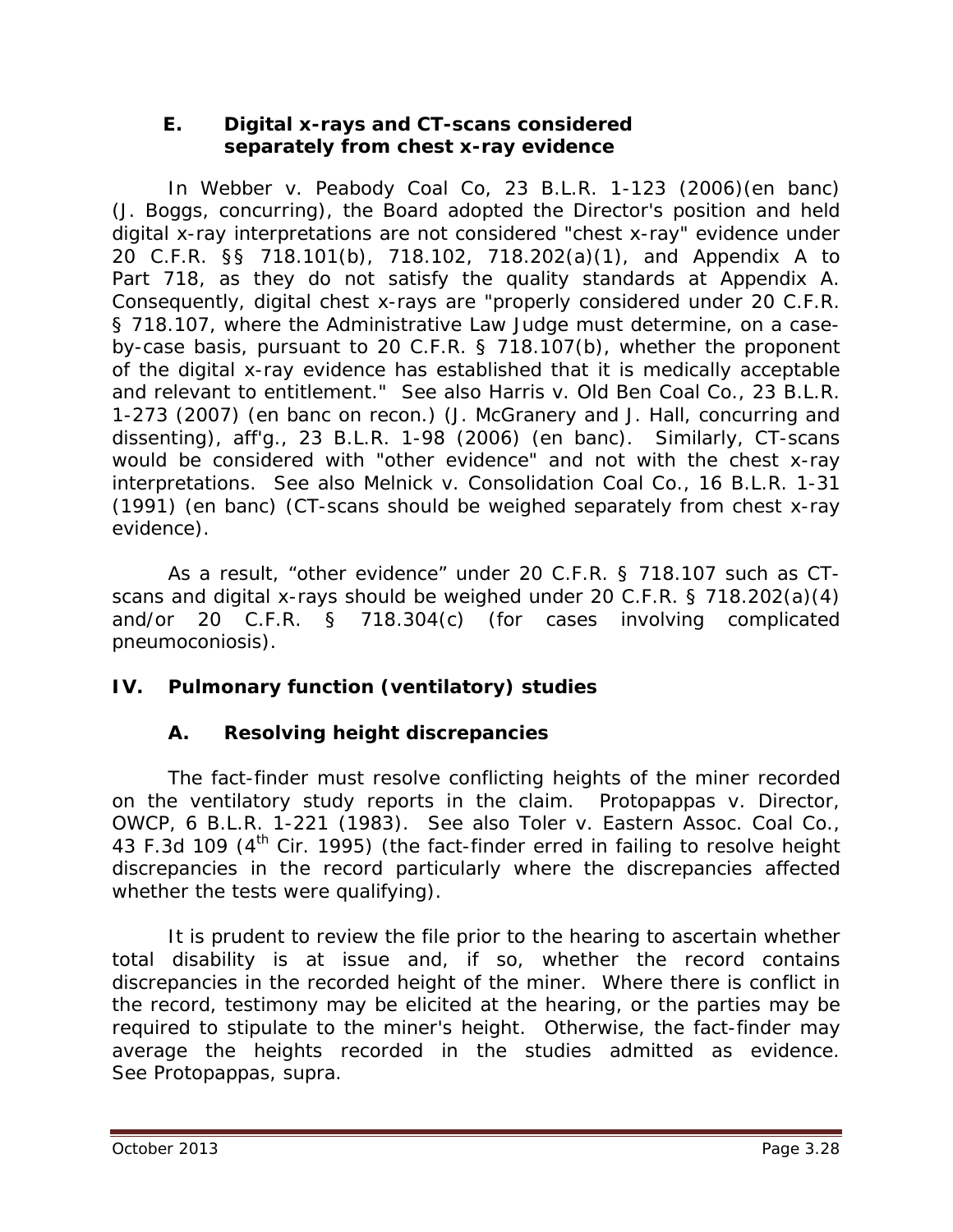### E. Digital x-rays and CT-scans considered separately from chest x-ray evidence

In *Webber v. Peabody Coal Co*, 23 B.L.R. 1-123 (2006)(en banc) (J. Boggs, concurring), the Board adopted the Director's position and held digital x-ray interpretations are not considered "chest x-ray" evidence under 20 C.F.R. §§ 718.101(b), 718.102, 718.202(a)(1), and Appendix A to Part 718, as they do not satisfy the quality standards at Appendix A. Consequently, digital chest x-rays are "properly considered under 20 C.F.R. § 718.107, where the Administrative Law Judge must determine, on a case-by-case basis, pursuant to 20 C.F.R. § 718.107(b), whether the proponent of the digital x-ray evidence has established that it is medically acceptable and relevant to entitlement." *See also Harris v. Old Ben Coal Co.*, 23 B.L.R. 1-273 (2007) (en banc on recon.) (J. McGranery and J. Hall, concurring and dissenting), *aff'g.*, 23 B.L.R. 1-98 (2006) (en banc). Similarly, CT-scans would be considered with "other evidence" and not with the chest x-ray interpretations. *See also Melnick v. Consolidation Coal Co.*, 16 B.L.R. 1-31 (1991) (en banc) (CT-scans should be weighed separately from chest x-ray evidence).

As a result, "other evidence" under 20 C.F.R. § 718.107 such as CT-scans and digital x-rays should be weighed under 20 C.F.R. § 718.202(a)(4) and/or 20 C.F.R. § 718.304(c) (for cases involving complicated pneumoconiosis).

## IV. Pulmonary function (ventilatory) studies

### A. Resolving height discrepancies

The fact-finder must resolve conflicting heights of the miner recorded on the ventilatory study reports in the claim. *Protopappas v. Director, OWCP*, 6 B.L.R. 1-221 (1983). *See also Toler v. Eastern Assoc. Coal Co.*, 43 F.3d 109 (4th Cir. 1995) (the fact-finder erred in failing to resolve height discrepancies in the record particularly where the discrepancies affected whether the tests were qualifying).

It is prudent to review the file prior to the hearing to ascertain whether total disability is at issue and, if so, whether the record contains discrepancies in the recorded height of the miner. Where there is conflict in the record, testimony may be elicited at the hearing, or the parties may be required to stipulate to the miner's height. Otherwise, the fact-finder may average the heights recorded in the studies admitted as evidence. *See Protopappas, supra.*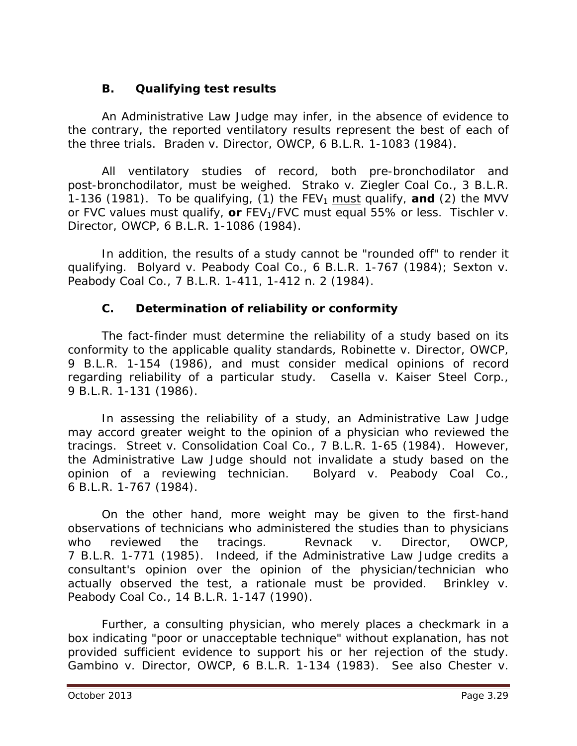### B. Qualifying test results

An Administrative Law Judge may infer, in the absence of evidence to the contrary, the reported ventilatory results represent the best of each of the three trials. *Braden v. Director, OWCP*, 6 B.L.R. 1-1083 (1984).

All ventilatory studies of record, both pre-bronchodilator and post-bronchodilator, must be weighed. *Strako v. Ziegler Coal Co.*, 3 B.L.R. 1-136 (1981). To be qualifying, (1) the $FEV_1$ must qualify, **and** (2) the MVV or FVC values must qualify, **or** $FEV_1$/FVC must equal 55% or less. *Tischler v. Director, OWCP*, 6 B.L.R. 1-1086 (1984).

In addition, the results of a study cannot be "rounded off" to render it qualifying. *Bolyard v. Peabody Coal Co.*, 6 B.L.R. 1-767 (1984); *Sexton v. Peabody Coal Co.*, 7 B.L.R. 1-411, 1-412 n. 2 (1984).

### C. Determination of reliability or conformity

The fact-finder must determine the reliability of a study based on its conformity to the applicable quality standards, *Robinette v. Director, OWCP*, 9 B.L.R. 1-154 (1986), and must consider medical opinions of record regarding reliability of a particular study. *Casella v. Kaiser Steel Corp.*, 9 B.L.R. 1-131 (1986).

In assessing the reliability of a study, an Administrative Law Judge may accord greater weight to the opinion of a physician who reviewed the tracings. *Street v. Consolidation Coal Co.*, 7 B.L.R. 1-65 (1984). However, the Administrative Law Judge should not invalidate a study based on the opinion of a reviewing technician. *Bolyard v. Peabody Coal Co.*, 6 B.L.R. 1-767 (1984).

On the other hand, more weight may be given to the first-hand observations of technicians who administered the studies than to physicians who reviewed the tracings. *Revnack v. Director, OWCP*, 7 B.L.R. 1-771 (1985). Indeed, if the Administrative Law Judge credits a consultant's opinion over the opinion of the physician/technician who actually observed the test, a rationale must be provided. *Brinkley v. Peabody Coal Co.*, 14 B.L.R. 1-147 (1990).

Further, a consulting physician, who merely places a checkmark in a box indicating "poor or unacceptable technique" without explanation, has not provided sufficient evidence to support his or her rejection of the study. *Gambino v. Director, OWCP*, 6 B.L.R. 1-134 (1983). *See also Chester v.*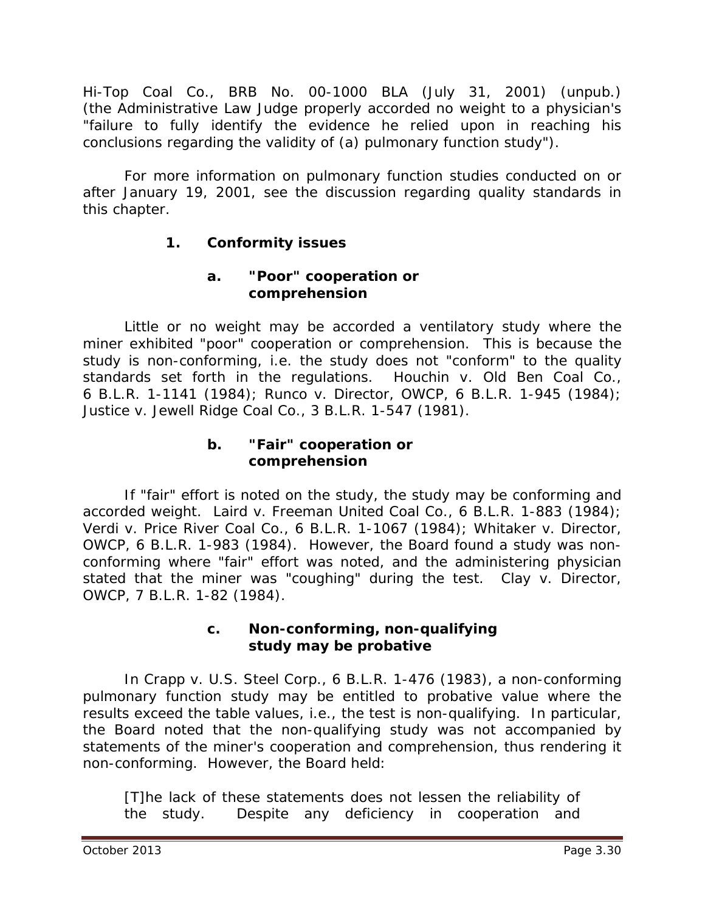Hi-Top Coal Co., BRB No. 00-1000 BLA (July 31, 2001) (unpub.) (the Administrative Law Judge properly accorded no weight to a physician's "failure to fully identify the evidence he relied upon in reaching his conclusions regarding the validity of (a) pulmonary function study").

For more information on pulmonary function studies conducted on or after January 19, 2001, see the discussion regarding quality standards in this chapter.

### 1. Conformity issues

#### a. "Poor" cooperation or comprehension

Little or no weight may be accorded a ventilatory study where the miner exhibited "poor" cooperation or comprehension. This is because the study is non-conforming, i.e. the study does not "conform" to the quality standards set forth in the regulations. *Houchin v. Old Ben Coal Co.*, 6 B.L.R. 1-1141 (1984); *Runco v. Director, OWCP*, 6 B.L.R. 1-945 (1984); *Justice v. Jewell Ridge Coal Co.*, 3 B.L.R. 1-547 (1981).

#### b. "Fair" cooperation or comprehension

If "fair" effort is noted on the study, the study may be conforming and accorded weight. *Laird v. Freeman United Coal Co.*, 6 B.L.R. 1-883 (1984); *Verdi v. Price River Coal Co.*, 6 B.L.R. 1-1067 (1984); *Whitaker v. Director, OWCP*, 6 B.L.R. 1-983 (1984). However, the Board found a study was non-conforming where "fair" effort was noted, and the administering physician stated that the miner was "coughing" during the test. *Clay v. Director, OWCP*, 7 B.L.R. 1-82 (1984).

#### c. Non-conforming, non-qualifying study may be probative

In *Crapp v. U.S. Steel Corp.*, 6 B.L.R. 1-476 (1983), a non-conforming pulmonary function study may be entitled to probative value where the results exceed the table values, i.e., the test is non-qualifying. In particular, the Board noted that the non-qualifying study was not accompanied by statements of the miner's cooperation and comprehension, thus rendering it non-conforming. However, the Board held:

> [T]he lack of these statements does not lessen the reliability of the study. Despite any deficiency in cooperation and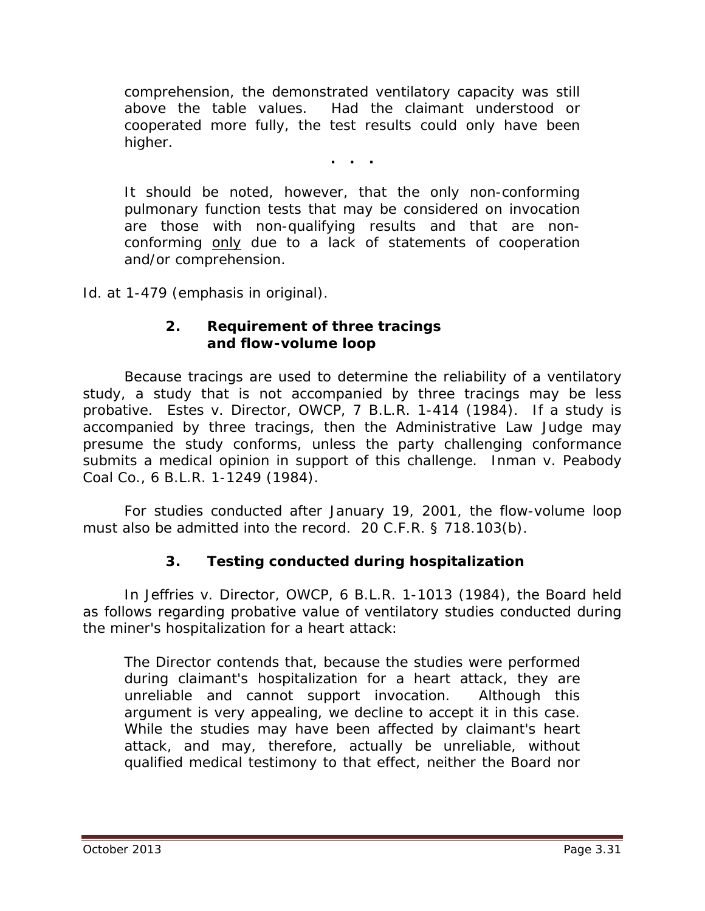> comprehension, the demonstrated ventilatory capacity was still above the table values. Had the claimant understood or cooperated more fully, the test results could only have been higher.
>
> . . .
>
> It should be noted, however, that the only non-conforming pulmonary function tests that may be considered on invocation are those with non-qualifying results and that are non-conforming only due to a lack of statements of cooperation and/or comprehension.

*Id.* at 1-479 (emphasis in original).

#### 2. Requirement of three tracings and flow-volume loop

Because tracings are used to determine the reliability of a ventilatory study, a study that is not accompanied by three tracings may be less probative. *Estes v. Director, OWCP*, 7 B.L.R. 1-414 (1984). If a study is accompanied by three tracings, then the Administrative Law Judge may presume the study conforms, unless the party challenging conformance submits a medical opinion in support of this challenge. *Inman v. Peabody Coal Co.*, 6 B.L.R. 1-1249 (1984).

For studies conducted after January 19, 2001, the flow-volume loop must also be admitted into the record. 20 C.F.R. § 718.103(b).

#### 3. Testing conducted during hospitalization

In *Jeffries v. Director, OWCP*, 6 B.L.R. 1-1013 (1984), the Board held as follows regarding probative value of ventilatory studies conducted during the miner's hospitalization for a heart attack:

> The Director contends that, because the studies were performed during claimant's hospitalization for a heart attack, they are unreliable and cannot support invocation. Although this argument is very appealing, we decline to accept it in this case. While the studies may have been affected by claimant's heart attack, and may, therefore, actually be unreliable, without qualified medical testimony to that effect, neither the Board nor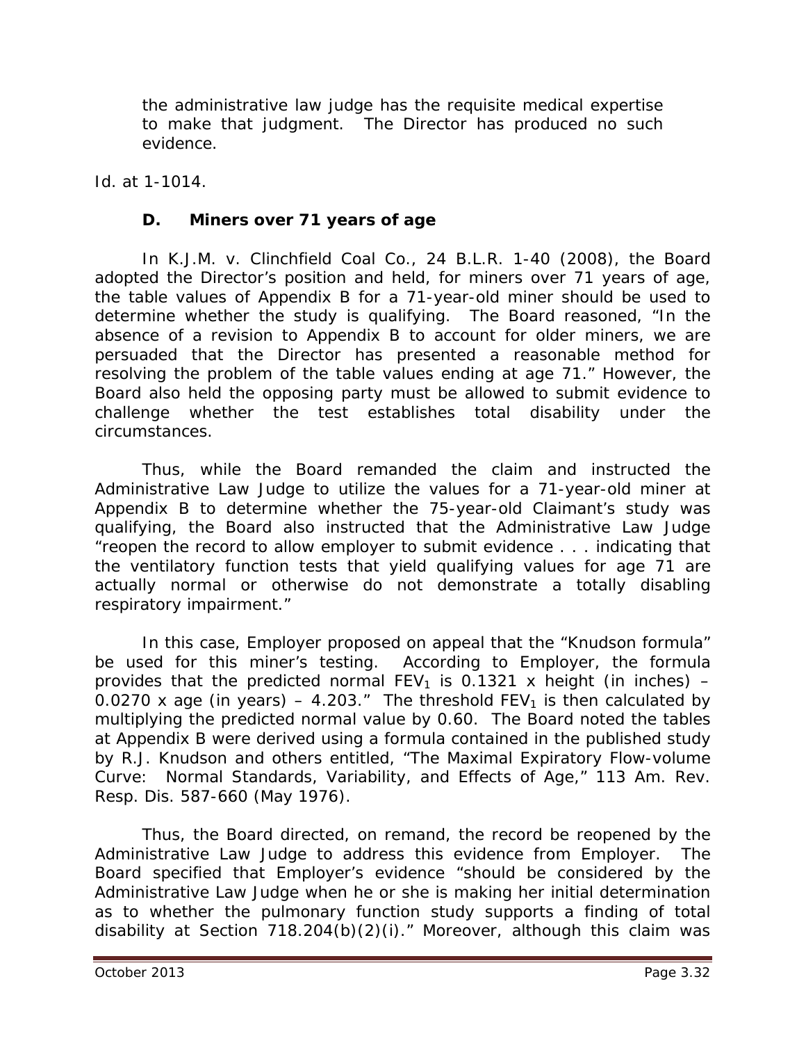the administrative law judge has the requisite medical expertise to make that judgment. The Director has produced no such evidence.

*Id.* at 1-1014.

### D. Miners over 71 years of age

In *K.J.M. v. Clinchfield Coal Co.*, 24 B.L.R. 1-40 (2008), the Board adopted the Director's position and held, for miners over 71 years of age, the table values of Appendix B for a 71-year-old miner should be used to determine whether the study is qualifying. The Board reasoned, "In the absence of a revision to Appendix B to account for older miners, we are persuaded that the Director has presented a reasonable method for resolving the problem of the table values ending at age 71." However, the Board also held the opposing party must be allowed to submit evidence to challenge whether the test establishes total disability under the circumstances.

Thus, while the Board remanded the claim and instructed the Administrative Law Judge to utilize the values for a 71-year-old miner at Appendix B to determine whether the 75-year-old Claimant's study was qualifying, the Board also instructed that the Administrative Law Judge "reopen the record to allow employer to submit evidence . . . indicating that the ventilatory function tests that yield qualifying values for age 71 are actually normal or otherwise do not demonstrate a totally disabling respiratory impairment."

In this case, Employer proposed on appeal that the "Knudson formula" be used for this miner's testing. According to Employer, the formula provides that the predicted normal $FEV_1$ is 0.1321 x height (in inches) – 0.0270 x age (in years) – 4.203." The threshold $FEV_1$ is then calculated by multiplying the predicted normal value by 0.60. The Board noted the tables at Appendix B were derived using a formula contained in the published study by R.J. Knudson and others entitled, "The Maximal Expiratory Flow-volume Curve: Normal Standards, Variability, and Effects of Age," 113 Am. Rev. Resp. Dis. 587-660 (May 1976).

Thus, the Board directed, on remand, the record be reopened by the Administrative Law Judge to address this evidence from Employer. The Board specified that Employer's evidence "should be considered by the Administrative Law Judge when he or she is making her initial determination as to whether the pulmonary function study supports a finding of total disability at Section 718.204(b)(2)(i)." Moreover, although this claim was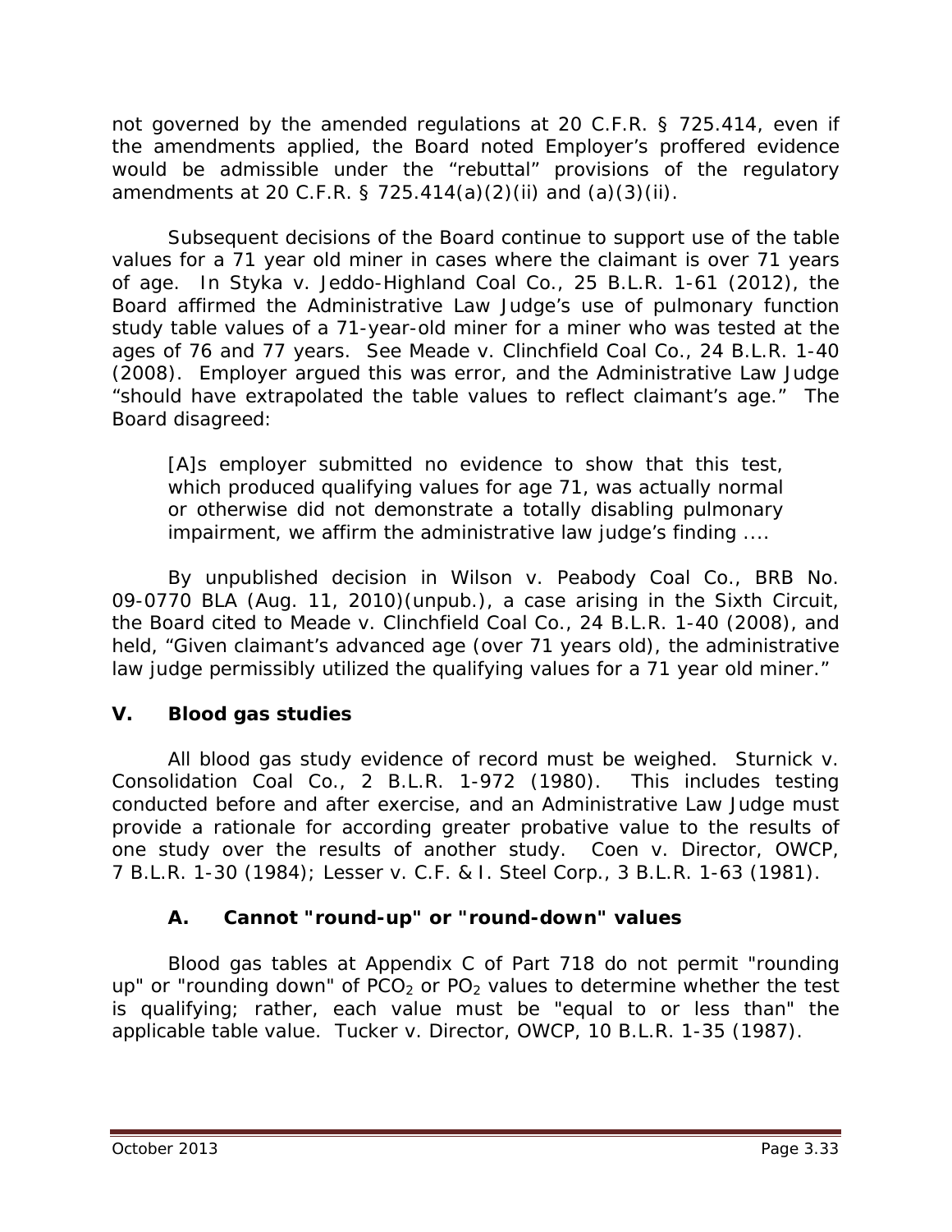not governed by the amended regulations at 20 C.F.R. § 725.414, even if the amendments applied, the Board noted Employer's proffered evidence would be admissible under the "rebuttal" provisions of the regulatory amendments at 20 C.F.R. § 725.414(a)(2)(ii) and (a)(3)(ii).

Subsequent decisions of the Board continue to support use of the table values for a 71 year old miner in cases where the claimant is over 71 years of age. In *Styka v. Jeddo-Highland Coal Co.*, 25 B.L.R. 1-61 (2012), the Board affirmed the Administrative Law Judge's use of pulmonary function study table values of a 71-year-old miner for a miner who was tested at the ages of 76 and 77 years. *See Meade v. Clinchfield Coal Co.*, 24 B.L.R. 1-40 (2008). Employer argued this was error, and the Administrative Law Judge "should have extrapolated the table values to reflect claimant's age." The Board disagreed:

> [A]s employer submitted no evidence to show that this test, which produced qualifying values for age 71, was actually normal or otherwise did not demonstrate a totally disabling pulmonary impairment, we affirm the administrative law judge's finding ....

By unpublished decision in *Wilson v. Peabody Coal Co.*, BRB No. 09-0770 BLA (Aug. 11, 2010)(unpub.), a case arising in the Sixth Circuit, the Board cited to *Meade v. Clinchfield Coal Co.*, 24 B.L.R. 1-40 (2008), and held, "Given claimant's advanced age (over 71 years old), the administrative law judge permissibly utilized the qualifying values for a 71 year old miner."

## V. Blood gas studies

All blood gas study evidence of record must be weighed. *Sturnick v. Consolidation Coal Co.*, 2 B.L.R. 1-972 (1980). This includes testing conducted before and after exercise, and an Administrative Law Judge must provide a rationale for according greater probative value to the results of one study over the results of another study. *Coen v. Director, OWCP*, 7 B.L.R. 1-30 (1984); *Lesser v. C.F. & I. Steel Corp.*, 3 B.L.R. 1-63 (1981).

### A. Cannot "round-up" or "round-down" values

Blood gas tables at Appendix C of Part 718 do not permit "rounding up" or "rounding down" of $PCO_2$ or $PO_2$ values to determine whether the test is qualifying; rather, each value must be "equal to or less than" the applicable table value. *Tucker v. Director, OWCP*, 10 B.L.R. 1-35 (1987).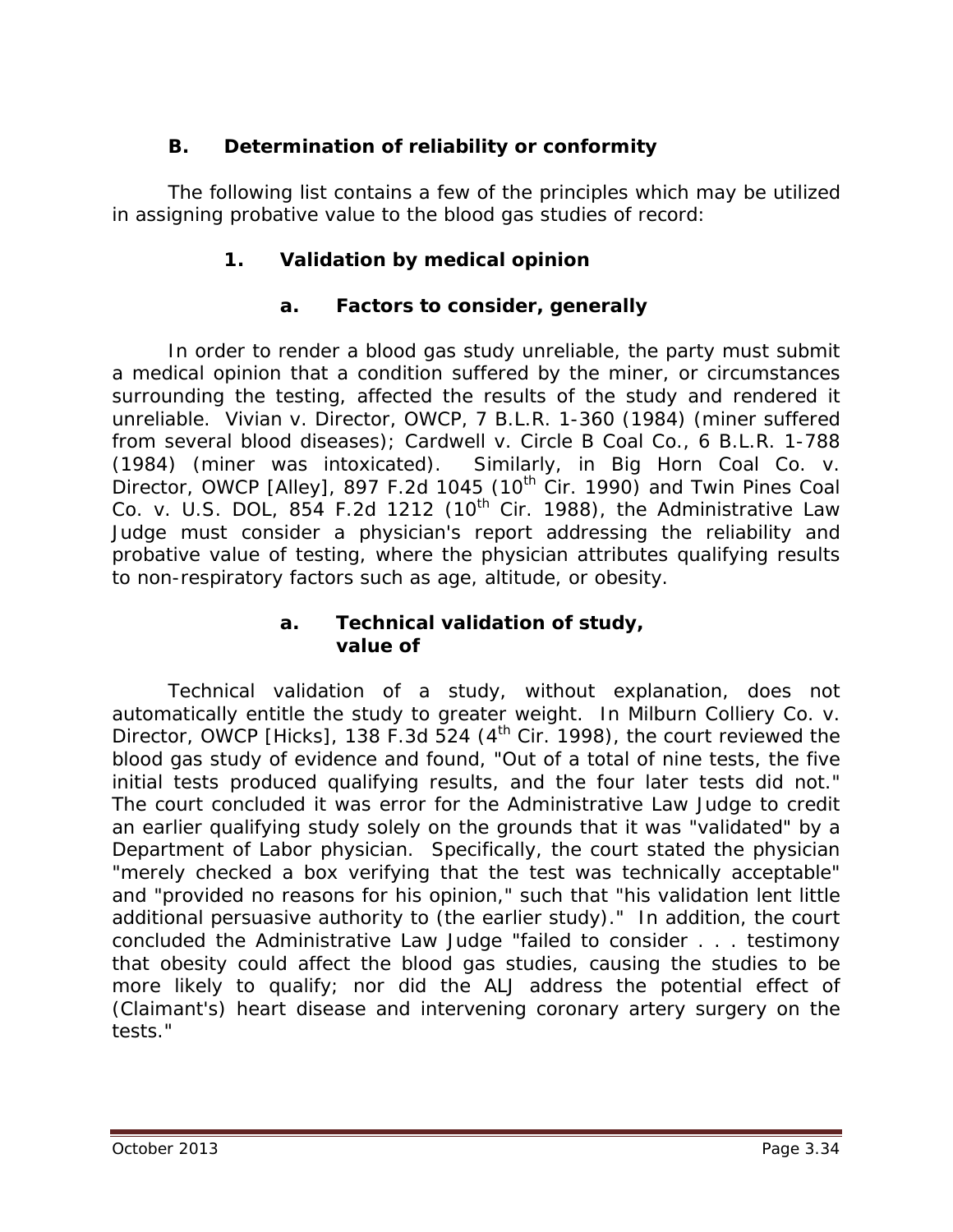## B. Determination of reliability or conformity

The following list contains a few of the principles which may be utilized in assigning probative value to the blood gas studies of record:

### 1. Validation by medical opinion

#### a. Factors to consider, generally

In order to render a blood gas study unreliable, the party must submit a medical opinion that a condition suffered by the miner, or circumstances surrounding the testing, affected the results of the study and rendered it unreliable. *Vivian v. Director, OWCP*, 7 B.L.R. 1-360 (1984) (miner suffered from several blood diseases); *Cardwell v. Circle B Coal Co.*, 6 B.L.R. 1-788 (1984) (miner was intoxicated). Similarly, in *Big Horn Coal Co. v. Director, OWCP [Alley]*, 897 F.2d 1045 (10th Cir. 1990) and *Twin Pines Coal Co. v. U.S. DOL*, 854 F.2d 1212 (10th Cir. 1988), the Administrative Law Judge must consider a physician's report addressing the reliability and probative value of testing, where the physician attributes qualifying results to non-respiratory factors such as age, altitude, or obesity.

#### a. Technical validation of study, value of

Technical validation of a study, without explanation, does not automatically entitle the study to greater weight. In *Milburn Colliery Co. v. Director, OWCP [Hicks]*, 138 F.3d 524 (4th Cir. 1998), the court reviewed the blood gas study of evidence and found, "Out of a total of nine tests, the five initial tests produced qualifying results, and the four later tests did not." The court concluded it was error for the Administrative Law Judge to credit an earlier qualifying study solely on the grounds that it was "validated" by a Department of Labor physician. Specifically, the court stated the physician "merely checked a box verifying that the test was technically acceptable" and "provided no reasons for his opinion," such that "his validation lent little additional persuasive authority to (the earlier study)." In addition, the court concluded the Administrative Law Judge "failed to consider . . . testimony that obesity could affect the blood gas studies, causing the studies to be more likely to qualify; nor did the ALJ address the potential effect of (Claimant's) heart disease and intervening coronary artery surgery on the tests."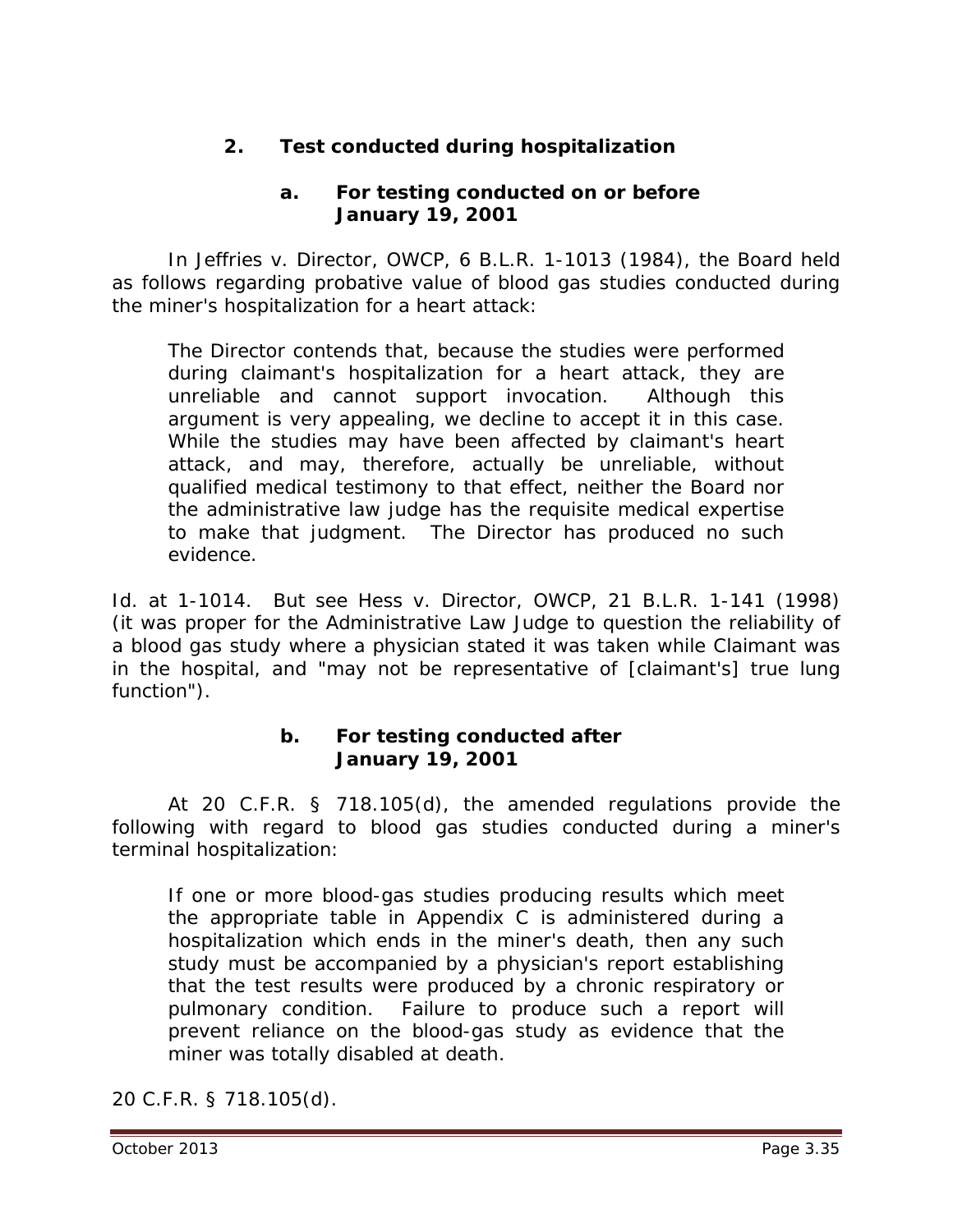### 2. Test conducted during hospitalization

#### a. For testing conducted on or before January 19, 2001

In *Jeffries v. Director, OWCP*, 6 B.L.R. 1-1013 (1984), the Board held as follows regarding probative value of blood gas studies conducted during the miner's hospitalization for a heart attack:

> The Director contends that, because the studies were performed during claimant's hospitalization for a heart attack, they are unreliable and cannot support invocation. Although this argument is very appealing, we decline to accept it in this case. While the studies may have been affected by claimant's heart attack, and may, therefore, actually be unreliable, without qualified medical testimony to that effect, neither the Board nor the administrative law judge has the requisite medical expertise to make that judgment. The Director has produced no such evidence.

*Id.* at 1-1014. *But see Hess v. Director, OWCP*, 21 B.L.R. 1-141 (1998) (it was proper for the Administrative Law Judge to question the reliability of a blood gas study where a physician stated it was taken while Claimant was in the hospital, and "may not be representative of [claimant's] true lung function").

#### b. For testing conducted after January 19, 2001

At 20 C.F.R. § 718.105(d), the amended regulations provide the following with regard to blood gas studies conducted during a miner's terminal hospitalization:

> If one or more blood-gas studies producing results which meet the appropriate table in Appendix C is administered during a hospitalization which ends in the miner's death, then any such study must be accompanied by a physician's report establishing that the test results were produced by a chronic respiratory or pulmonary condition. Failure to produce such a report will prevent reliance on the blood-gas study as evidence that the miner was totally disabled at death.

20 C.F.R. § 718.105(d).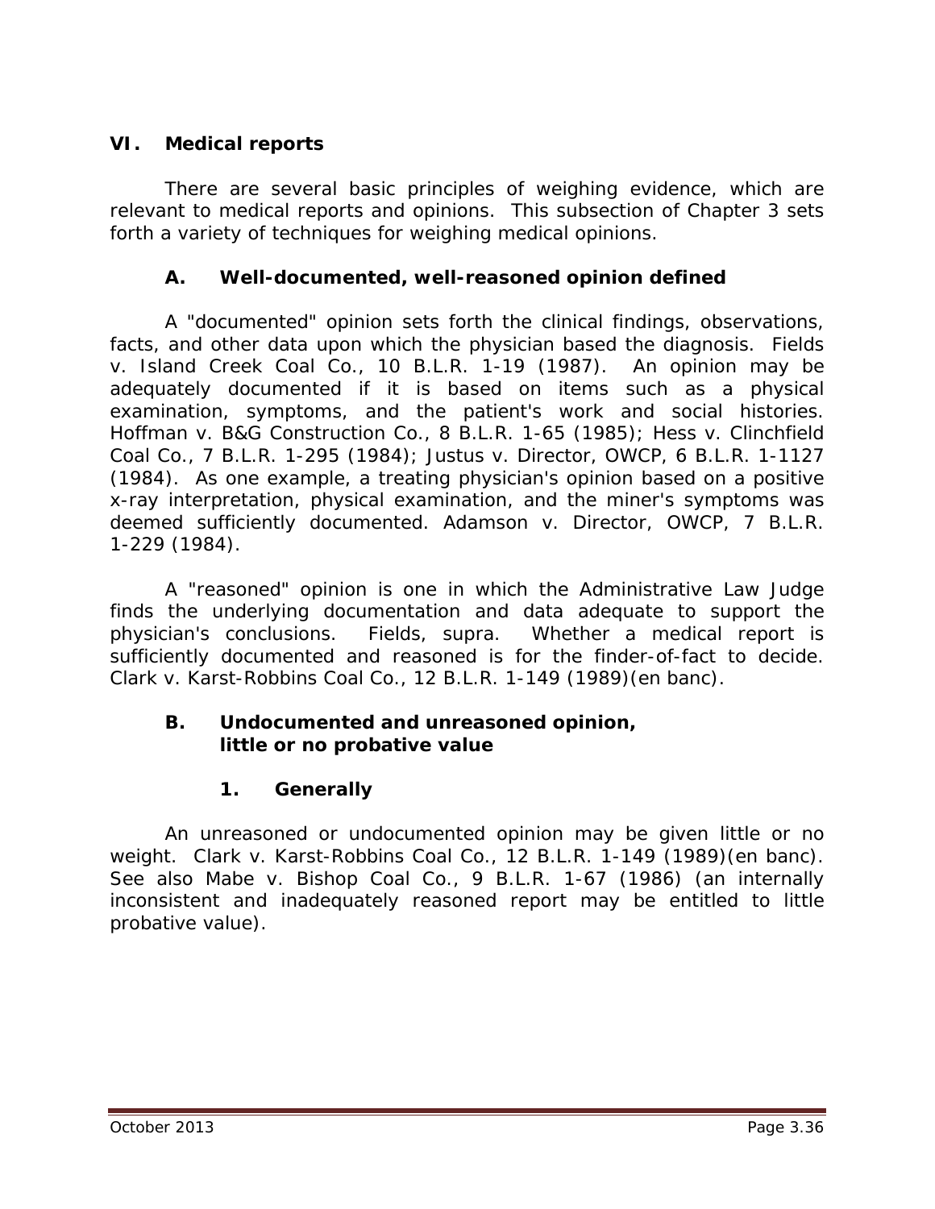## VI. Medical reports

There are several basic principles of weighing evidence, which are relevant to medical reports and opinions. This subsection of Chapter 3 sets forth a variety of techniques for weighing medical opinions.

### A. Well-documented, well-reasoned opinion defined

A "documented" opinion sets forth the clinical findings, observations, facts, and other data upon which the physician based the diagnosis. *Fields v. Island Creek Coal Co.*, 10 B.L.R. 1-19 (1987). An opinion may be adequately documented if it is based on items such as a physical examination, symptoms, and the patient's work and social histories. *Hoffman v. B&G Construction Co.*, 8 B.L.R. 1-65 (1985); *Hess v. Clinchfield Coal Co.*, 7 B.L.R. 1-295 (1984); *Justus v. Director, OWCP*, 6 B.L.R. 1-1127 (1984). As one example, a treating physician's opinion based on a positive x-ray interpretation, physical examination, and the miner's symptoms was deemed sufficiently documented. *Adamson v. Director, OWCP*, 7 B.L.R. 1-229 (1984).

A "reasoned" opinion is one in which the Administrative Law Judge finds the underlying documentation and data adequate to support the physician's conclusions. *Fields, supra*. Whether a medical report is sufficiently documented and reasoned is for the finder-of-fact to decide. *Clark v. Karst-Robbins Coal Co.*, 12 B.L.R. 1-149 (1989)(en banc).

### B. Undocumented and unreasoned opinion, little or no probative value

#### 1. Generally

An unreasoned or undocumented opinion may be given little or no weight. *Clark v. Karst-Robbins Coal Co.*, 12 B.L.R. 1-149 (1989)(en banc). *See also Mabe v. Bishop Coal Co.*, 9 B.L.R. 1-67 (1986) (an internally inconsistent and inadequately reasoned report may be entitled to little probative value).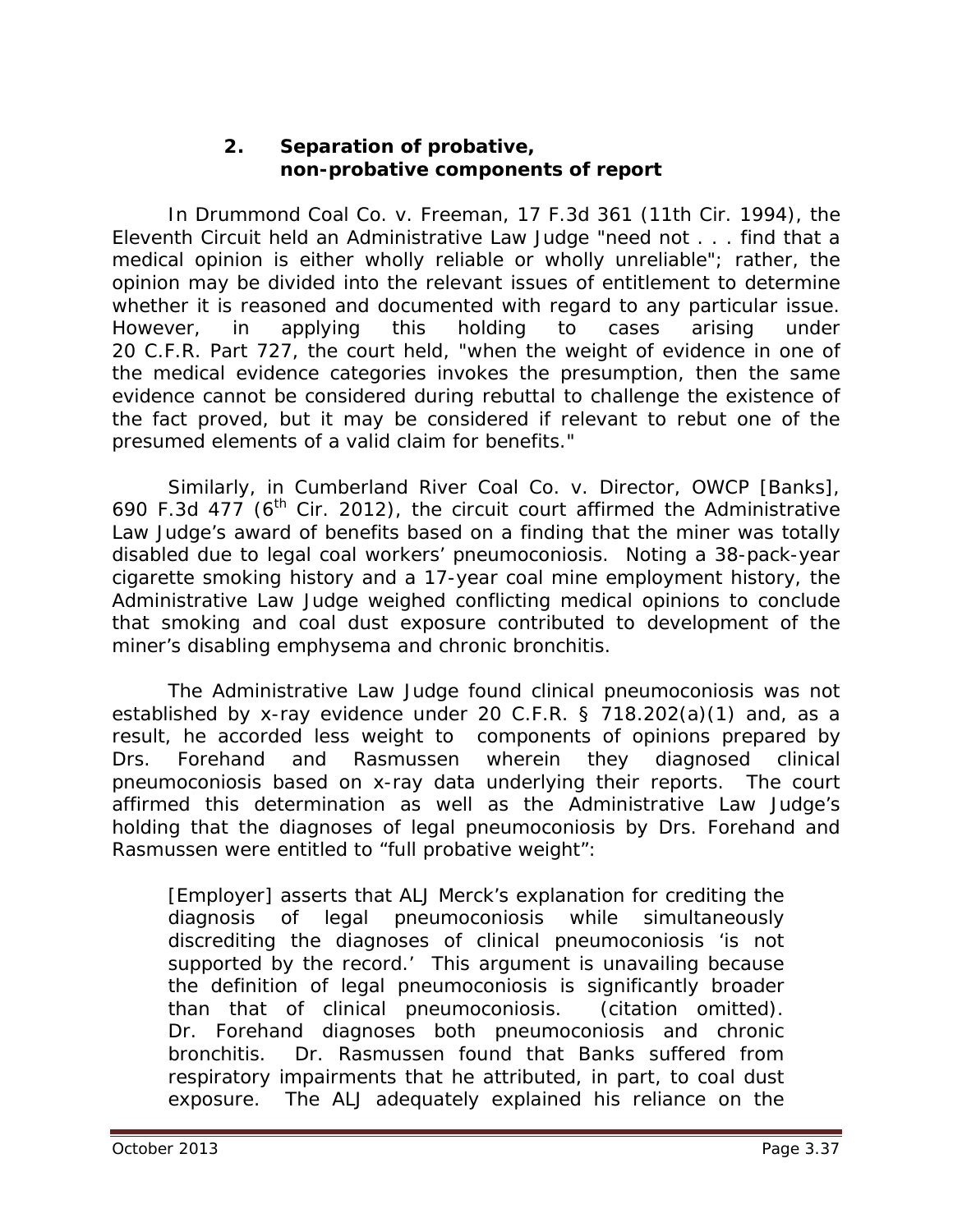### 2. Separation of probative, non-probative components of report

In *Drummond Coal Co. v. Freeman*, 17 F.3d 361 (11th Cir. 1994), the Eleventh Circuit held an Administrative Law Judge "need not . . . find that a medical opinion is either wholly reliable or wholly unreliable"; rather, the opinion may be divided into the relevant issues of entitlement to determine whether it is reasoned and documented with regard to any particular issue. However, in applying this holding to cases arising under 20 C.F.R. Part 727, the court held, "when the weight of evidence in one of the medical evidence categories invokes the presumption, then the same evidence cannot be considered during rebuttal to challenge the existence of the fact proved, but it may be considered if relevant to rebut one of the presumed elements of a valid claim for benefits."

Similarly, in *Cumberland River Coal Co. v. Director, OWCP [Banks]*, 690 F.3d 477 (6th Cir. 2012), the circuit court affirmed the Administrative Law Judge's award of benefits based on a finding that the miner was totally disabled due to legal coal workers' pneumoconiosis. Noting a 38-pack-year cigarette smoking history and a 17-year coal mine employment history, the Administrative Law Judge weighed conflicting medical opinions to conclude that smoking and coal dust exposure contributed to development of the miner's disabling emphysema and chronic bronchitis.

The Administrative Law Judge found clinical pneumoconiosis was not established by x-ray evidence under 20 C.F.R. § 718.202(a)(1) and, as a result, he accorded less weight to components of opinions prepared by Drs. Forehand and Rasmussen wherein they diagnosed clinical pneumoconiosis based on x-ray data underlying their reports. The court affirmed this determination as well as the Administrative Law Judge's holding that the diagnoses of legal pneumoconiosis by Drs. Forehand and Rasmussen were entitled to "full probative weight":

> [Employer] asserts that ALJ Merck's explanation for crediting the diagnosis of legal pneumoconiosis while simultaneously discrediting the diagnoses of clinical pneumoconiosis 'is not supported by the record.' This argument is unavailing because the definition of legal pneumoconiosis is significantly broader than that of clinical pneumoconiosis. (citation omitted). Dr. Forehand diagnoses both pneumoconiosis and chronic bronchitis. Dr. Rasmussen found that Banks suffered from respiratory impairments that he attributed, in part, to coal dust exposure. The ALJ adequately explained his reliance on the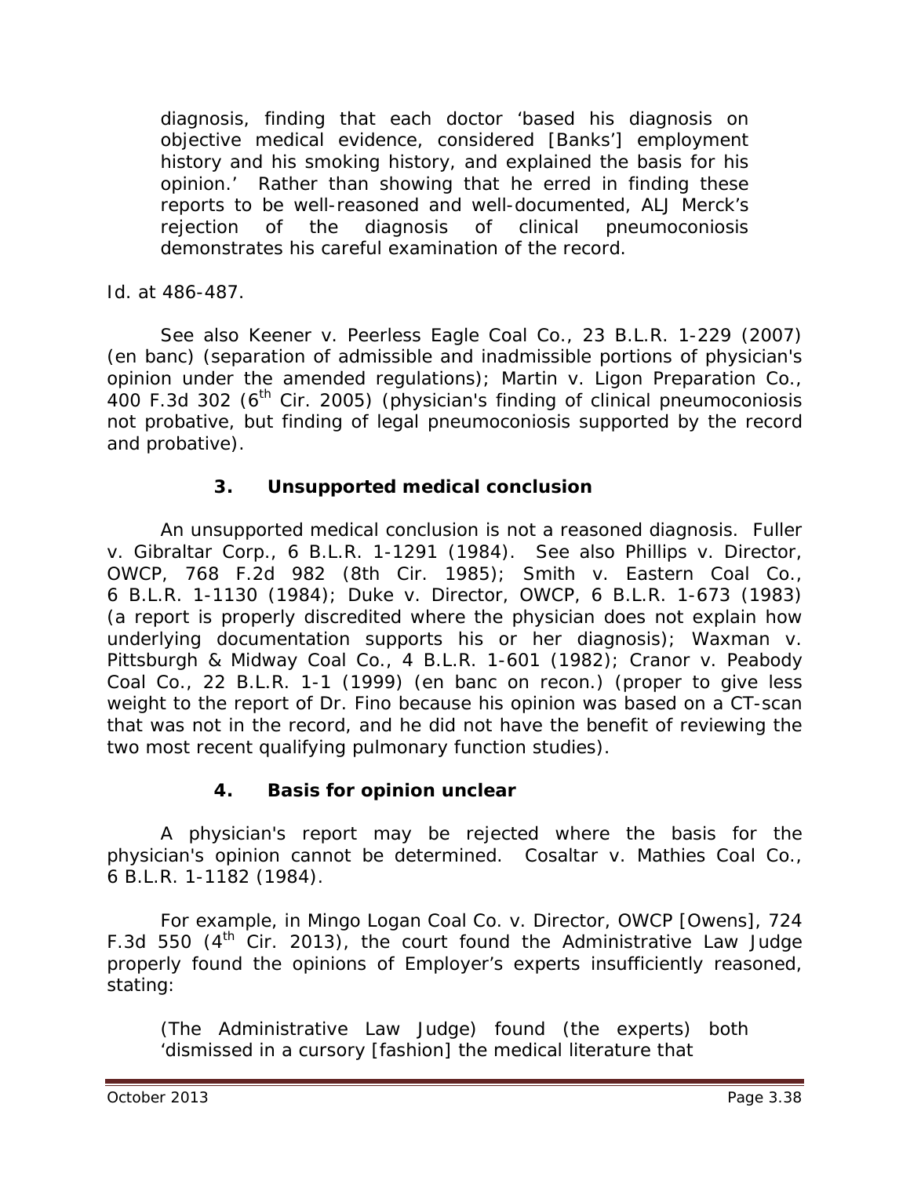> diagnosis, finding that each doctor 'based his diagnosis on objective medical evidence, considered [Banks'] employment history and his smoking history, and explained the basis for his opinion.' Rather than showing that he erred in finding these reports to be well-reasoned and well-documented, ALJ Merck's rejection of the diagnosis of clinical pneumoconiosis demonstrates his careful examination of the record.

*Id.* at 486-487.

*See also Keener v. Peerless Eagle Coal Co.*, 23 B.L.R. 1-229 (2007) (en banc) (separation of admissible and inadmissible portions of physician's opinion under the amended regulations); *Martin v. Ligon Preparation Co.*, 400 F.3d 302 (6th Cir. 2005) (physician's finding of clinical pneumoconiosis not probative, but finding of legal pneumoconiosis supported by the record and probative).

### 3. Unsupported medical conclusion

An unsupported medical conclusion is not a reasoned diagnosis. *Fuller v. Gibraltar Corp.*, 6 B.L.R. 1-1291 (1984). *See also Phillips v. Director, OWCP*, 768 F.2d 982 (8th Cir. 1985); *Smith v. Eastern Coal Co.*, 6 B.L.R. 1-1130 (1984); *Duke v. Director, OWCP*, 6 B.L.R. 1-673 (1983) (a report is properly discredited where the physician does not explain how underlying documentation supports his or her diagnosis); *Waxman v. Pittsburgh & Midway Coal Co.*, 4 B.L.R. 1-601 (1982); *Cranor v. Peabody Coal Co.*, 22 B.L.R. 1-1 (1999) (en banc on recon.) (proper to give less weight to the report of Dr. Fino because his opinion was based on a CT-scan that was not in the record, and he did not have the benefit of reviewing the two most recent qualifying pulmonary function studies).

### 4. Basis for opinion unclear

A physician's report may be rejected where the basis for the physician's opinion cannot be determined. *Cosaltar v. Mathies Coal Co.*, 6 B.L.R. 1-1182 (1984).

For example, in *Mingo Logan Coal Co. v. Director, OWCP [Owens]*, 724 F.3d 550 (4th Cir. 2013), the court found the Administrative Law Judge properly found the opinions of Employer's experts insufficiently reasoned, stating:

> (The Administrative Law Judge) found (the experts) both 'dismissed in a cursory [fashion] the medical literature that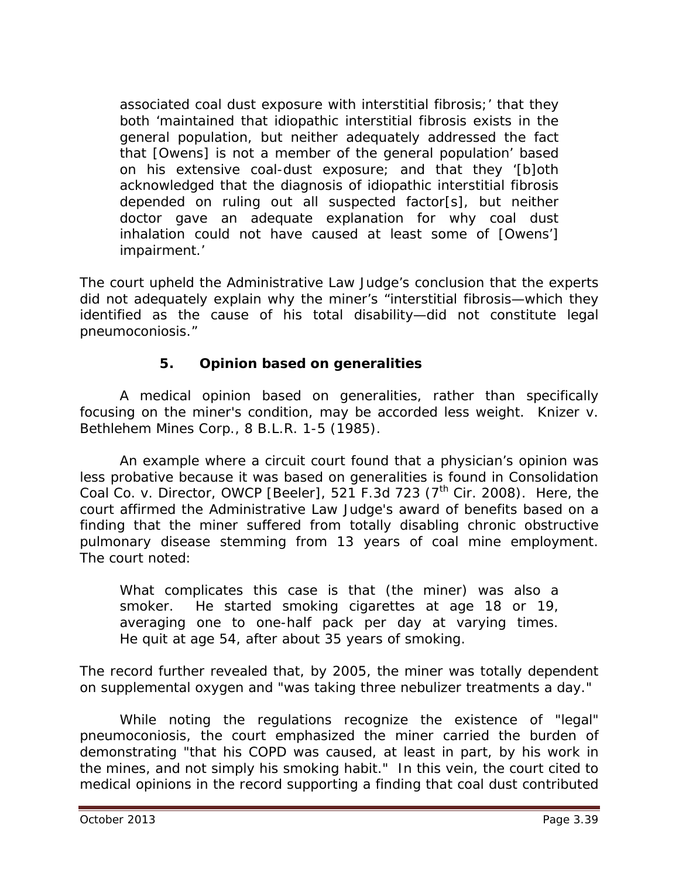> associated coal dust exposure with interstitial fibrosis;' that they both 'maintained that idiopathic interstitial fibrosis exists in the general population, but neither adequately addressed the fact that [Owens] is not a member of the general population' based on his extensive coal-dust exposure; and that they '[b]oth acknowledged that the diagnosis of idiopathic interstitial fibrosis depended on ruling out all suspected factor[s], but neither doctor gave an adequate explanation for why coal dust inhalation could not have caused at least some of [Owens'] impairment.'

The court upheld the Administrative Law Judge's conclusion that the experts did not adequately explain why the miner's "interstitial fibrosis—which they identified as the cause of his total disability—did not constitute legal pneumoconiosis."

### 5. Opinion based on generalities

A medical opinion based on generalities, rather than specifically focusing on the miner's condition, may be accorded less weight. *Knizer v. Bethlehem Mines Corp.*, 8 B.L.R. 1-5 (1985).

An example where a circuit court found that a physician's opinion was less probative because it was based on generalities is found in *Consolidation Coal Co. v. Director, OWCP [Beeler]*, 521 F.3d 723 (7th Cir. 2008). Here, the court affirmed the Administrative Law Judge's award of benefits based on a finding that the miner suffered from totally disabling chronic obstructive pulmonary disease stemming from 13 years of coal mine employment. The court noted:

> What complicates this case is that (the miner) was also a smoker. He started smoking cigarettes at age 18 or 19, averaging one to one-half pack per day at varying times. He quit at age 54, after about 35 years of smoking.

The record further revealed that, by 2005, the miner was totally dependent on supplemental oxygen and "was taking three nebulizer treatments a day."

While noting the regulations recognize the existence of "legal" pneumoconiosis, the court emphasized the miner carried the burden of demonstrating "that his COPD was caused, at least in part, by his work in the mines, and not simply his smoking habit." In this vein, the court cited to medical opinions in the record supporting a finding that coal dust contributed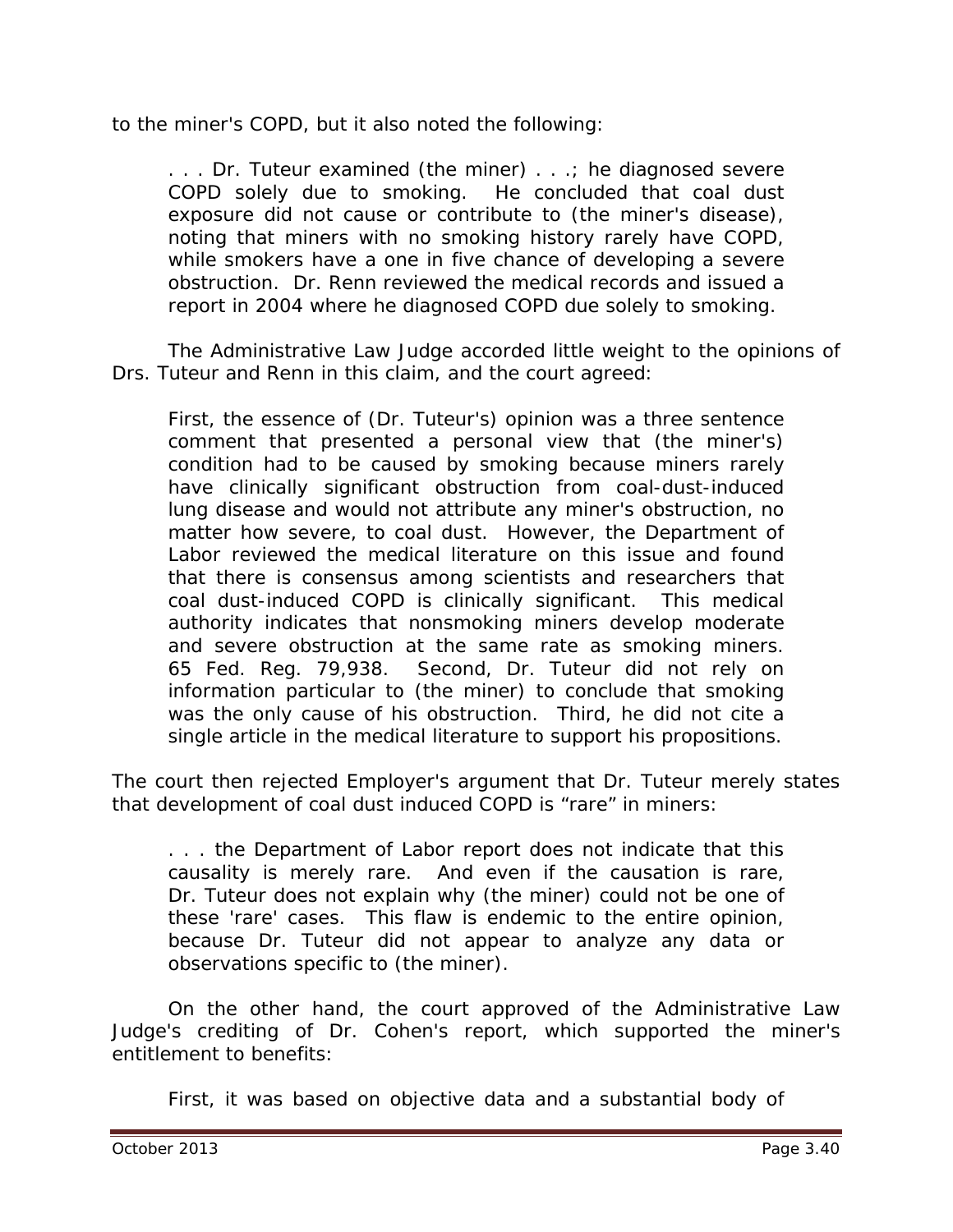to the miner's COPD, but it also noted the following:

> . . . Dr. Tuteur examined (the miner) . . .; he diagnosed severe COPD solely due to smoking. He concluded that coal dust exposure did not cause or contribute to (the miner's disease), noting that miners with no smoking history rarely have COPD, while smokers have a one in five chance of developing a severe obstruction. Dr. Renn reviewed the medical records and issued a report in 2004 where he diagnosed COPD due solely to smoking.

The Administrative Law Judge accorded little weight to the opinions of Drs. Tuteur and Renn in this claim, and the court agreed:

> First, the essence of (Dr. Tuteur's) opinion was a three sentence comment that presented a personal view that (the miner's) condition had to be caused by smoking because miners rarely have clinically significant obstruction from coal-dust-induced lung disease and would not attribute any miner's obstruction, no matter how severe, to coal dust. However, the Department of Labor reviewed the medical literature on this issue and found that there is consensus among scientists and researchers that coal dust-induced COPD is clinically significant. This medical authority indicates that nonsmoking miners develop moderate and severe obstruction at the same rate as smoking miners. 65 Fed. Reg. 79,938. Second, Dr. Tuteur did not rely on information particular to (the miner) to conclude that smoking was the only cause of his obstruction. Third, he did not cite a single article in the medical literature to support his propositions.

The court then rejected Employer's argument that Dr. Tuteur merely states that development of coal dust induced COPD is "rare" in miners:

> . . . the Department of Labor report does not indicate that this causality is merely rare. And even if the causation is rare, Dr. Tuteur does not explain why (the miner) could not be one of these 'rare' cases. This flaw is endemic to the entire opinion, because Dr. Tuteur did not appear to analyze any data or observations specific to (the miner).

On the other hand, the court approved of the Administrative Law Judge's crediting of Dr. Cohen's report, which supported the miner's entitlement to benefits:

> First, it was based on objective data and a substantial body of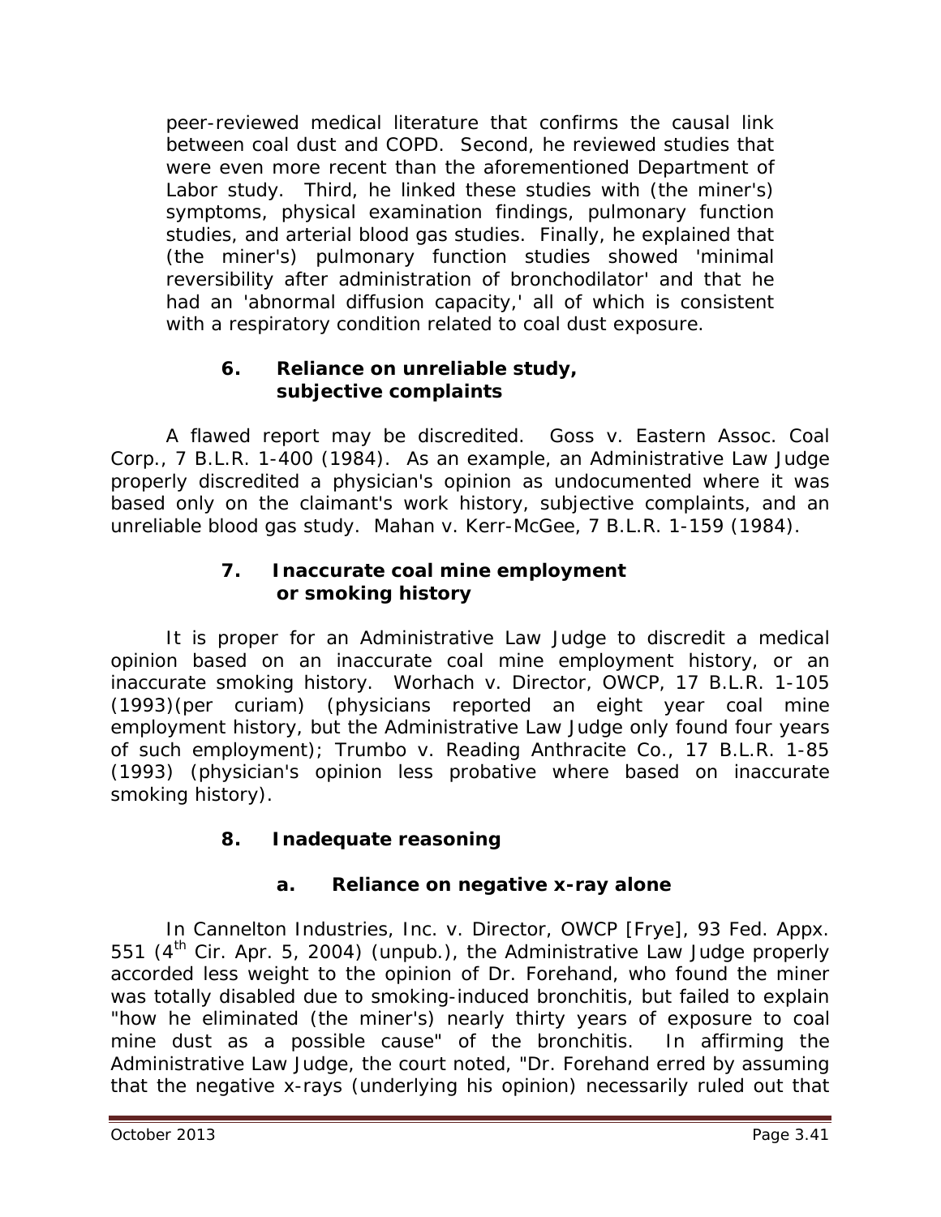peer-reviewed medical literature that confirms the causal link between coal dust and COPD. Second, he reviewed studies that were even more recent than the aforementioned Department of Labor study. Third, he linked these studies with (the miner's) symptoms, physical examination findings, pulmonary function studies, and arterial blood gas studies. Finally, he explained that (the miner's) pulmonary function studies showed 'minimal reversibility after administration of bronchodilator' and that he had an 'abnormal diffusion capacity,' all of which is consistent with a respiratory condition related to coal dust exposure.

### 6. Reliance on unreliable study, subjective complaints

A flawed report may be discredited. *Goss v. Eastern Assoc. Coal Corp.*, 7 B.L.R. 1-400 (1984). As an example, an Administrative Law Judge properly discredited a physician's opinion as undocumented where it was based only on the claimant's work history, subjective complaints, and an unreliable blood gas study. *Mahan v. Kerr-McGee*, 7 B.L.R. 1-159 (1984).

### 7. Inaccurate coal mine employment or smoking history

It is proper for an Administrative Law Judge to discredit a medical opinion based on an inaccurate coal mine employment history, or an inaccurate smoking history. *Worhach v. Director, OWCP*, 17 B.L.R. 1-105 (1993)(per curiam) (physicians reported an eight year coal mine employment history, but the Administrative Law Judge only found four years of such employment); *Trumbo v. Reading Anthracite Co.*, 17 B.L.R. 1-85 (1993) (physician's opinion less probative where based on inaccurate smoking history).

### 8. Inadequate reasoning

#### a. Reliance on negative x-ray alone

In *Cannelton Industries, Inc. v. Director, OWCP [Frye]*, 93 Fed. Appx. 551 (4th Cir. Apr. 5, 2004) (unpub.), the Administrative Law Judge properly accorded less weight to the opinion of Dr. Forehand, who found the miner was totally disabled due to smoking-induced bronchitis, but failed to explain "how he eliminated (the miner's) nearly thirty years of exposure to coal mine dust as a possible cause" of the bronchitis. In affirming the Administrative Law Judge, the court noted, "Dr. Forehand erred by assuming that the negative x-rays (underlying his opinion) necessarily ruled out that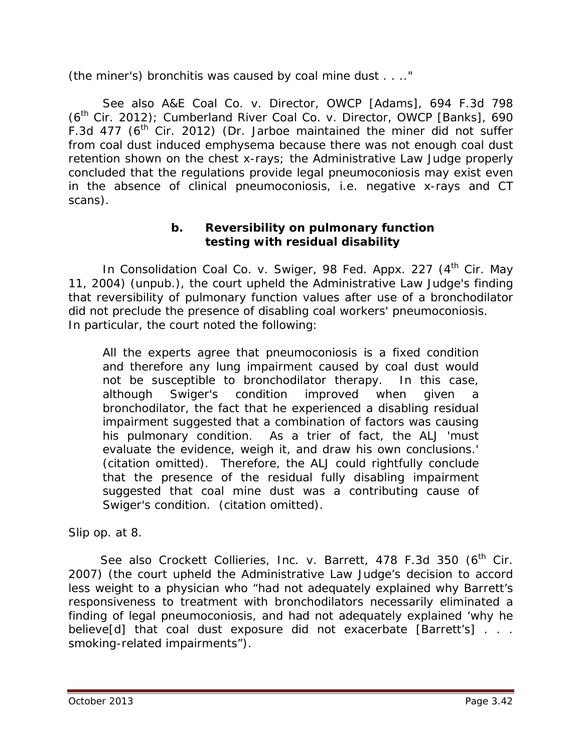(the miner's) bronchitis was caused by coal mine dust . . .."

*See also A&E Coal Co. v. Director, OWCP [Adams]*, 694 F.3d 798 (6th Cir. 2012); *Cumberland River Coal Co. v. Director, OWCP [Banks]*, 690 F.3d 477 (6th Cir. 2012) (Dr. Jarboe maintained the miner did not suffer from coal dust induced emphysema because there was not enough coal dust retention shown on the chest x-rays; the Administrative Law Judge properly concluded that the regulations provide legal pneumoconiosis may exist even in the absence of clinical pneumoconiosis, *i.e.* negative x-rays and CT scans).

**b. Reversibility on pulmonary function testing with residual disability**

In *Consolidation Coal Co. v. Swiger*, 98 Fed. Appx. 227 (4th Cir. May 11, 2004) (unpub.), the court upheld the Administrative Law Judge's finding that reversibility of pulmonary function values after use of a bronchodilator did not preclude the presence of disabling coal workers' pneumoconiosis. In particular, the court noted the following:

> All the experts agree that pneumoconiosis is a fixed condition and therefore any lung impairment caused by coal dust would not be susceptible to bronchodilator therapy. In this case, although Swiger's condition improved when given a bronchodilator, the fact that he experienced a disabling residual impairment suggested that a combination of factors was causing his pulmonary condition. As a trier of fact, the ALJ 'must evaluate the evidence, weigh it, and draw his own conclusions.' (citation omitted). Therefore, the ALJ could rightfully conclude that the presence of the residual fully disabling impairment suggested that coal mine dust was a contributing cause of Swiger's condition. (citation omitted).

*Slip op.* at 8.

*See also Crockett Collieries, Inc. v. Barrett*, 478 F.3d 350 (6th Cir. 2007) (the court upheld the Administrative Law Judge's decision to accord less weight to a physician who "had not adequately explained why Barrett's responsiveness to treatment with bronchodilators necessarily eliminated a finding of legal pneumoconiosis, and had not adequately explained 'why he believe[d] that coal dust exposure did not exacerbate [Barrett's] . . . smoking-related impairments").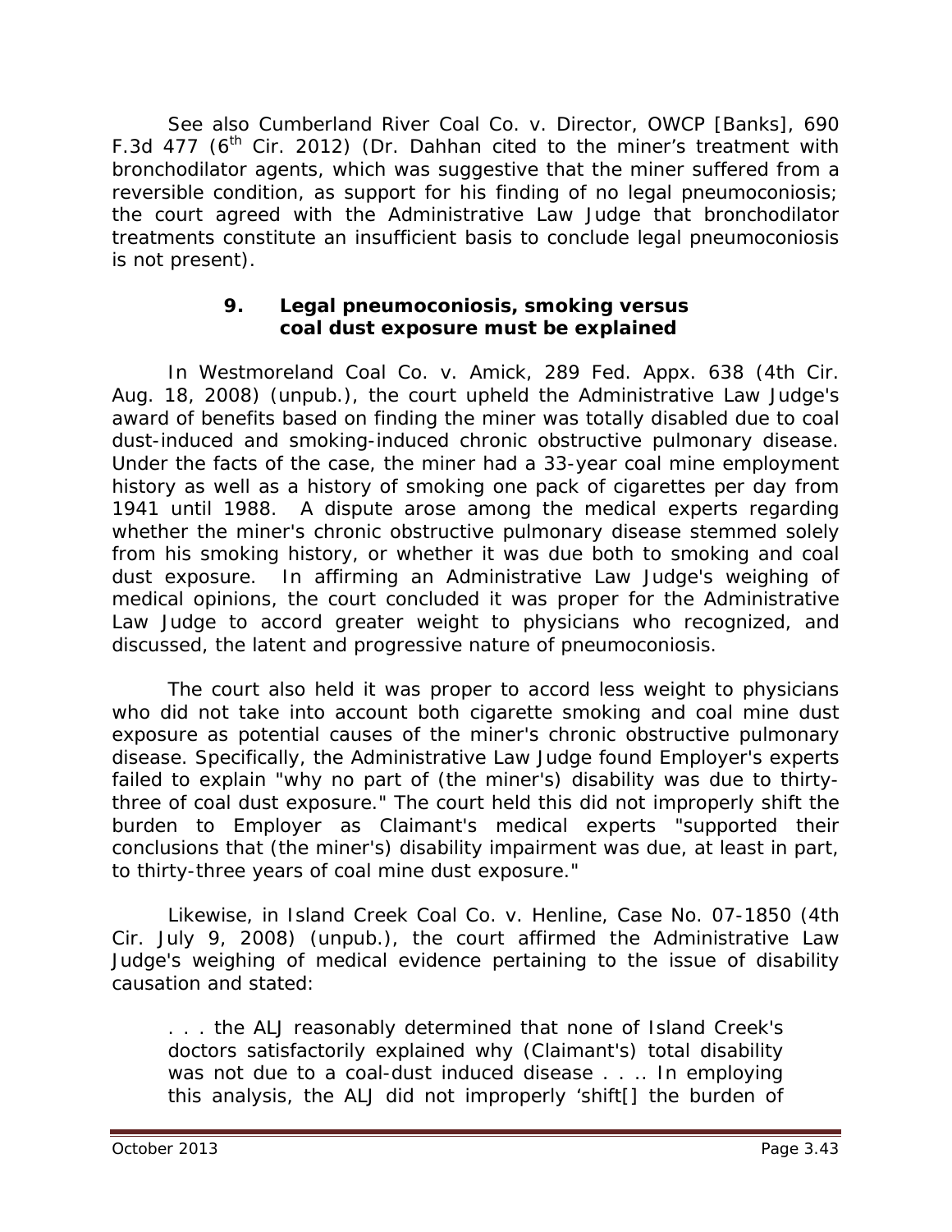See also *Cumberland River Coal Co. v. Director, OWCP [Banks]*, 690 F.3d 477 (6th Cir. 2012) (Dr. Dahhan cited to the miner's treatment with bronchodilator agents, which was suggestive that the miner suffered from a reversible condition, as support for his finding of no legal pneumoconiosis; the court agreed with the Administrative Law Judge that bronchodilator treatments constitute an insufficient basis to conclude legal pneumoconiosis is not present).

### 9. Legal pneumoconiosis, smoking versus coal dust exposure must be explained

In *Westmoreland Coal Co. v. Amick*, 289 Fed. Appx. 638 (4th Cir. Aug. 18, 2008) (unpub.), the court upheld the Administrative Law Judge's award of benefits based on finding the miner was totally disabled due to coal dust-induced and smoking-induced chronic obstructive pulmonary disease. Under the facts of the case, the miner had a 33-year coal mine employment history as well as a history of smoking one pack of cigarettes per day from 1941 until 1988. A dispute arose among the medical experts regarding whether the miner's chronic obstructive pulmonary disease stemmed solely from his smoking history, or whether it was due both to smoking and coal dust exposure. In affirming an Administrative Law Judge's weighing of medical opinions, the court concluded it was proper for the Administrative Law Judge to accord greater weight to physicians who recognized, and discussed, the latent and progressive nature of pneumoconiosis.

The court also held it was proper to accord less weight to physicians who did not take into account both cigarette smoking and coal mine dust exposure as potential causes of the miner's chronic obstructive pulmonary disease. Specifically, the Administrative Law Judge found Employer's experts failed to explain "why no part of (the miner's) disability was due to thirty-three of coal dust exposure." The court held this did not improperly shift the burden to Employer as Claimant's medical experts "supported their conclusions that (the miner's) disability impairment was due, at least in part, to thirty-three years of coal mine dust exposure."

Likewise, in *Island Creek Coal Co. v. Henline*, Case No. 07-1850 (4th Cir. July 9, 2008) (unpub.), the court affirmed the Administrative Law Judge's weighing of medical evidence pertaining to the issue of disability causation and stated:

> . . . the ALJ reasonably determined that none of Island Creek's doctors satisfactorily explained why (Claimant's) total disability was not due to a coal-dust induced disease . . .. In employing this analysis, the ALJ did not improperly 'shift[] the burden of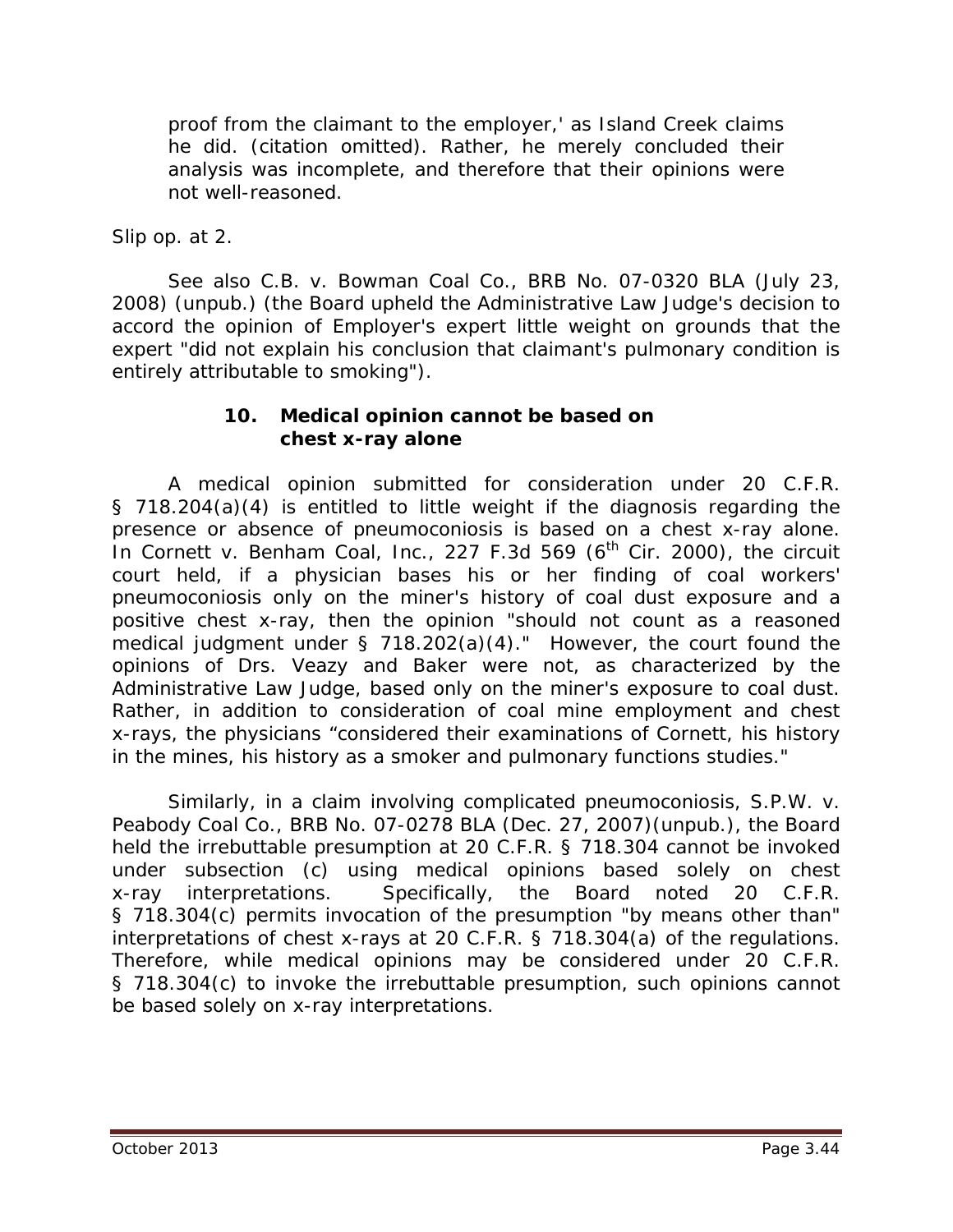> proof from the claimant to the employer,' as Island Creek claims he did. (citation omitted). Rather, he merely concluded their analysis was incomplete, and therefore that their opinions were not well-reasoned.

Slip op. at 2.

See also *C.B. v. Bowman Coal Co.*, BRB No. 07-0320 BLA (July 23, 2008) (unpub.) (the Board upheld the Administrative Law Judge's decision to accord the opinion of Employer's expert little weight on grounds that the expert "did not explain his conclusion that claimant's pulmonary condition is entirely attributable to smoking").

### 10. Medical opinion cannot be based on chest x-ray alone

A medical opinion submitted for consideration under 20 C.F.R. § 718.204(a)(4) is entitled to little weight if the diagnosis regarding the presence or absence of pneumoconiosis is based on a chest x-ray alone. In *Cornett v. Benham Coal, Inc.*, 227 F.3d 569 (6th Cir. 2000), the circuit court held, if a physician bases his or her finding of coal workers' pneumoconiosis only on the miner's history of coal dust exposure and a positive chest x-ray, then the opinion "should not count as a reasoned medical judgment under § 718.202(a)(4)." However, the court found the opinions of Drs. Veazy and Baker were not, as characterized by the Administrative Law Judge, based only on the miner's exposure to coal dust. Rather, in addition to consideration of coal mine employment and chest x-rays, the physicians "considered their examinations of Cornett, his history in the mines, his history as a smoker and pulmonary functions studies."

Similarly, in a claim involving complicated pneumoconiosis, *S.P.W. v. Peabody Coal Co.*, BRB No. 07-0278 BLA (Dec. 27, 2007)(unpub.), the Board held the irrebuttable presumption at 20 C.F.R. § 718.304 cannot be invoked under subsection (c) using medical opinions based solely on chest x-ray interpretations. Specifically, the Board noted 20 C.F.R. § 718.304(c) permits invocation of the presumption "by means other than" interpretations of chest x-rays at 20 C.F.R. § 718.304(a) of the regulations. Therefore, while medical opinions may be considered under 20 C.F.R. § 718.304(c) to invoke the irrebuttable presumption, such opinions cannot be based solely on x-ray interpretations.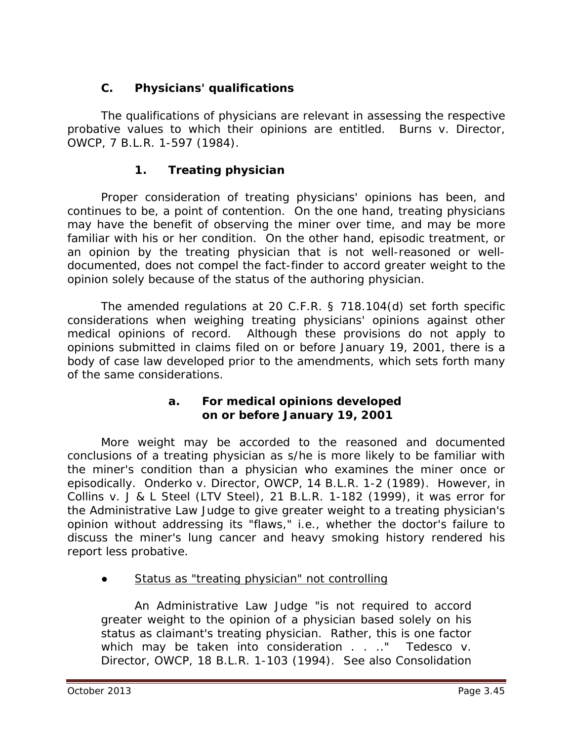### C. Physicians' qualifications

The qualifications of physicians are relevant in assessing the respective probative values to which their opinions are entitled. *Burns v. Director, OWCP*, 7 B.L.R. 1-597 (1984).

#### 1. Treating physician

Proper consideration of treating physicians' opinions has been, and continues to be, a point of contention. On the one hand, treating physicians may have the benefit of observing the miner over time, and may be more familiar with his or her condition. On the other hand, episodic treatment, or an opinion by the treating physician that is not well-reasoned or well-documented, does not compel the fact-finder to accord greater weight to the opinion solely because of the status of the authoring physician.

The amended regulations at 20 C.F.R. § 718.104(d) set forth specific considerations when weighing treating physicians' opinions against other medical opinions of record. Although these provisions do not apply to opinions submitted in claims filed on or before January 19, 2001, there is a body of case law developed prior to the amendments, which sets forth many of the same considerations.

##### a. For medical opinions developed on or before January 19, 2001

More weight may be accorded to the reasoned and documented conclusions of a treating physician as s/he is more likely to be familiar with the miner's condition than a physician who examines the miner once or episodically. *Onderko v. Director, OWCP*, 14 B.L.R. 1-2 (1989). However, in *Collins v. J & L Steel (LTV Steel)*, 21 B.L.R. 1-182 (1999), it was error for the Administrative Law Judge to give greater weight to a treating physician's opinion without addressing its "flaws," i.e., whether the doctor's failure to discuss the miner's lung cancer and heavy smoking history rendered his report less probative.

- Status as "treating physician" not controlling

> An Administrative Law Judge "is not required to accord greater weight to the opinion of a physician based solely on his status as claimant's treating physician. Rather, this is one factor which may be taken into consideration . . .." *Tedesco v. Director, OWCP*, 18 B.L.R. 1-103 (1994). *See also Consolidation*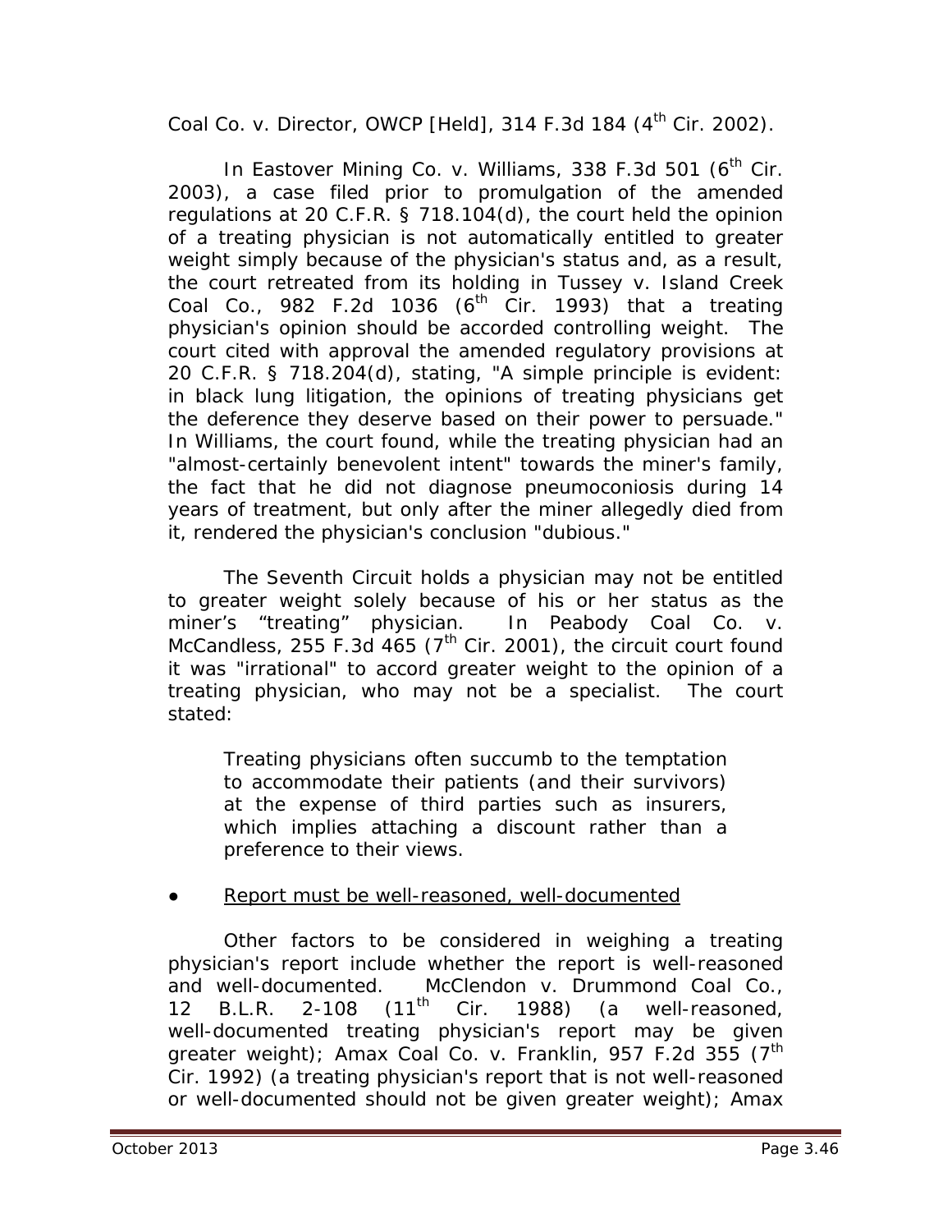*Coal Co. v. Director, OWCP [Held]*, 314 F.3d 184 (4th Cir. 2002).

In *Eastover Mining Co. v. Williams*, 338 F.3d 501 (6th Cir. 2003), a case filed prior to promulgation of the amended regulations at 20 C.F.R. § 718.104(d), the court held the opinion of a treating physician is not automatically entitled to greater weight simply because of the physician's status and, as a result, the court retreated from its holding in *Tussey v. Island Creek Coal Co.*, 982 F.2d 1036 (6th Cir. 1993) that a treating physician's opinion should be accorded controlling weight. The court cited with approval the amended regulatory provisions at 20 C.F.R. § 718.204(d), stating, "A simple principle is evident: in black lung litigation, the opinions of treating physicians get the deference they deserve based on their power to persuade." In *Williams*, the court found, while the treating physician had an "almost-certainly benevolent intent" towards the miner's family, the fact that he did not diagnose pneumoconiosis during 14 years of treatment, but only after the miner allegedly died from it, rendered the physician's conclusion "dubious."

The Seventh Circuit holds a physician may not be entitled to greater weight solely because of his or her status as the miner's "treating" physician. In *Peabody Coal Co. v. McCandless*, 255 F.3d 465 (7th Cir. 2001), the circuit court found it was "irrational" to accord greater weight to the opinion of a treating physician, who may not be a specialist. The court stated:

> Treating physicians often succumb to the temptation to accommodate their patients (and their survivors) at the expense of third parties such as insurers, which implies attaching a discount rather than a preference to their views.

- <u>Report must be well-reasoned, well-documented</u>

Other factors to be considered in weighing a treating physician's report include whether the report is well-reasoned and well-documented. *McClendon v. Drummond Coal Co.*, 12 B.L.R. 2-108 (11th Cir. 1988) (a well-reasoned, well-documented treating physician's report may be given greater weight); *Amax Coal Co. v. Franklin*, 957 F.2d 355 (7th Cir. 1992) (a treating physician's report that is not well-reasoned or well-documented should not be given greater weight); *Amax*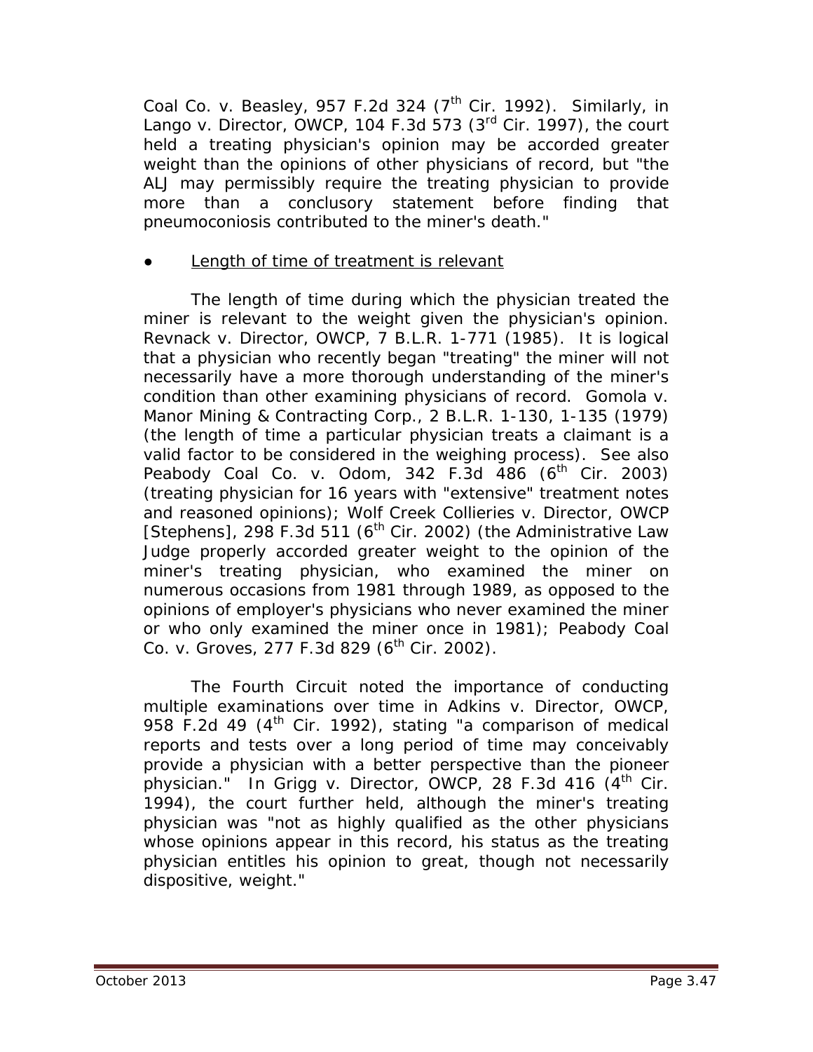*Coal Co. v. Beasley*, 957 F.2d 324 (7th Cir. 1992). Similarly, in *Lango v. Director, OWCP*, 104 F.3d 573 (3rd Cir. 1997), the court held a treating physician's opinion may be accorded greater weight than the opinions of other physicians of record, but "the ALJ may permissibly require the treating physician to provide more than a conclusory statement before finding that pneumoconiosis contributed to the miner's death."

- Length of time of treatment is relevant

The length of time during which the physician treated the miner is relevant to the weight given the physician's opinion. *Revnack v. Director, OWCP*, 7 B.L.R. 1-771 (1985). It is logical that a physician who recently began "treating" the miner will not necessarily have a more thorough understanding of the miner's condition than other examining physicians of record. *Gomola v. Manor Mining & Contracting Corp.*, 2 B.L.R. 1-130, 1-135 (1979) (the length of time a particular physician treats a claimant is a valid factor to be considered in the weighing process). *See also Peabody Coal Co. v. Odom*, 342 F.3d 486 (6th Cir. 2003) (treating physician for 16 years with "extensive" treatment notes and reasoned opinions); *Wolf Creek Collieries v. Director, OWCP [Stephens]*, 298 F.3d 511 (6th Cir. 2002) (the Administrative Law Judge properly accorded greater weight to the opinion of the miner's treating physician, who examined the miner on numerous occasions from 1981 through 1989, as opposed to the opinions of employer's physicians who never examined the miner or who only examined the miner once in 1981); *Peabody Coal Co. v. Groves*, 277 F.3d 829 (6th Cir. 2002).

The Fourth Circuit noted the importance of conducting multiple examinations over time in *Adkins v. Director, OWCP*, 958 F.2d 49 (4th Cir. 1992), stating "a comparison of medical reports and tests over a long period of time may conceivably provide a physician with a better perspective than the pioneer physician." In *Grigg v. Director, OWCP*, 28 F.3d 416 (4th Cir. 1994), the court further held, although the miner's treating physician was "not as highly qualified as the other physicians whose opinions appear in this record, his status as the treating physician entitles his opinion to great, though not necessarily dispositive, weight."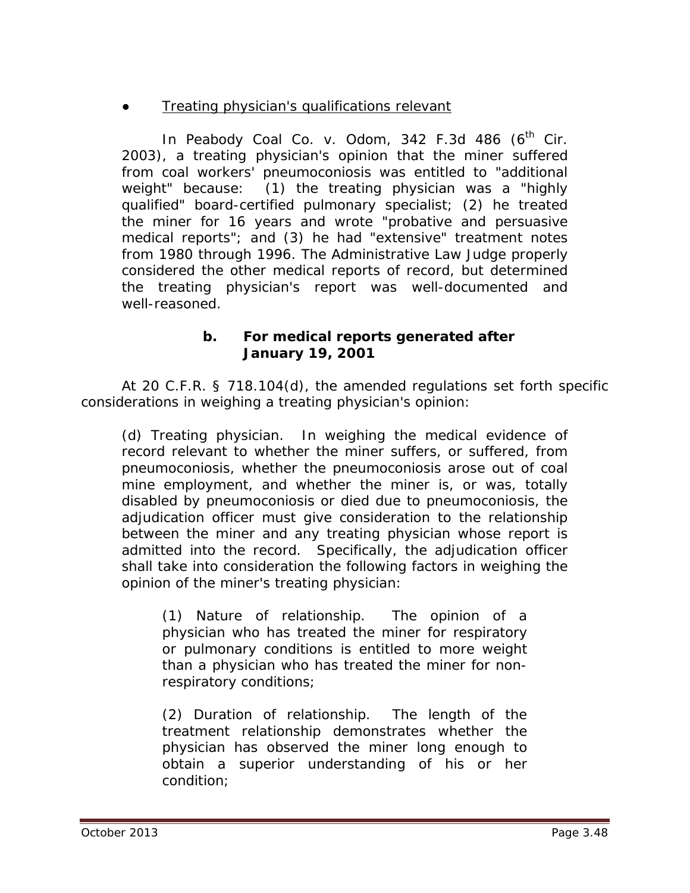- Treating physician's qualifications relevant

In *Peabody Coal Co. v. Odom*, 342 F.3d 486 (6th Cir. 2003), a treating physician's opinion that the miner suffered from coal workers' pneumoconiosis was entitled to "additional weight" because: (1) the treating physician was a "highly qualified" board-certified pulmonary specialist; (2) he treated the miner for 16 years and wrote "probative and persuasive medical reports"; and (3) he had "extensive" treatment notes from 1980 through 1996. The Administrative Law Judge properly considered the other medical reports of record, but determined the treating physician's report was well-documented and well-reasoned.

**b. For medical reports generated after January 19, 2001**

At 20 C.F.R. § 718.104(d), the amended regulations set forth specific considerations in weighing a treating physician's opinion:

> (d) Treating physician. In weighing the medical evidence of record relevant to whether the miner suffers, or suffered, from pneumoconiosis, whether the pneumoconiosis arose out of coal mine employment, and whether the miner is, or was, totally disabled by pneumoconiosis or died due to pneumoconiosis, the adjudication officer must give consideration to the relationship between the miner and any treating physician whose report is admitted into the record. Specifically, the adjudication officer shall take into consideration the following factors in weighing the opinion of the miner's treating physician:
>
> > (1) Nature of relationship. The opinion of a physician who has treated the miner for respiratory or pulmonary conditions is entitled to more weight than a physician who has treated the miner for non-respiratory conditions;
> >
> > (2) Duration of relationship. The length of the treatment relationship demonstrates whether the physician has observed the miner long enough to obtain a superior understanding of his or her condition;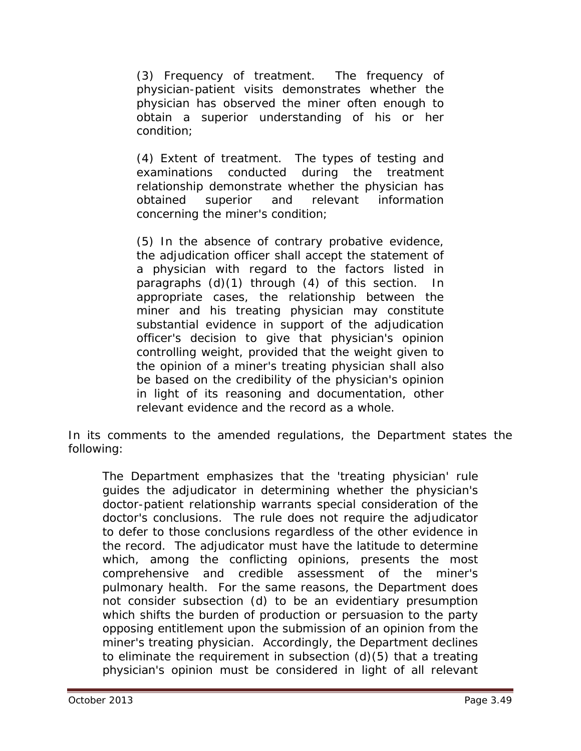> (3) Frequency of treatment. The frequency of physician-patient visits demonstrates whether the physician has observed the miner often enough to obtain a superior understanding of his or her condition;
>
> (4) Extent of treatment. The types of testing and examinations conducted during the treatment relationship demonstrate whether the physician has obtained superior and relevant information concerning the miner's condition;
>
> (5) In the absence of contrary probative evidence, the adjudication officer shall accept the statement of a physician with regard to the factors listed in paragraphs (d)(1) through (4) of this section. In appropriate cases, the relationship between the miner and his treating physician may constitute substantial evidence in support of the adjudication officer's decision to give that physician's opinion controlling weight, provided that the weight given to the opinion of a miner's treating physician shall also be based on the credibility of the physician's opinion in light of its reasoning and documentation, other relevant evidence and the record as a whole.

In its comments to the amended regulations, the Department states the following:

> The Department emphasizes that the 'treating physician' rule guides the adjudicator in determining whether the physician's doctor-patient relationship warrants special consideration of the doctor's conclusions. The rule does not require the adjudicator to defer to those conclusions regardless of the other evidence in the record. The adjudicator must have the latitude to determine which, among the conflicting opinions, presents the most comprehensive and credible assessment of the miner's pulmonary health. For the same reasons, the Department does not consider subsection (d) to be an evidentiary presumption which shifts the burden of production or persuasion to the party opposing entitlement upon the submission of an opinion from the miner's treating physician. Accordingly, the Department declines to eliminate the requirement in subsection (d)(5) that a treating physician's opinion must be considered in light of all relevant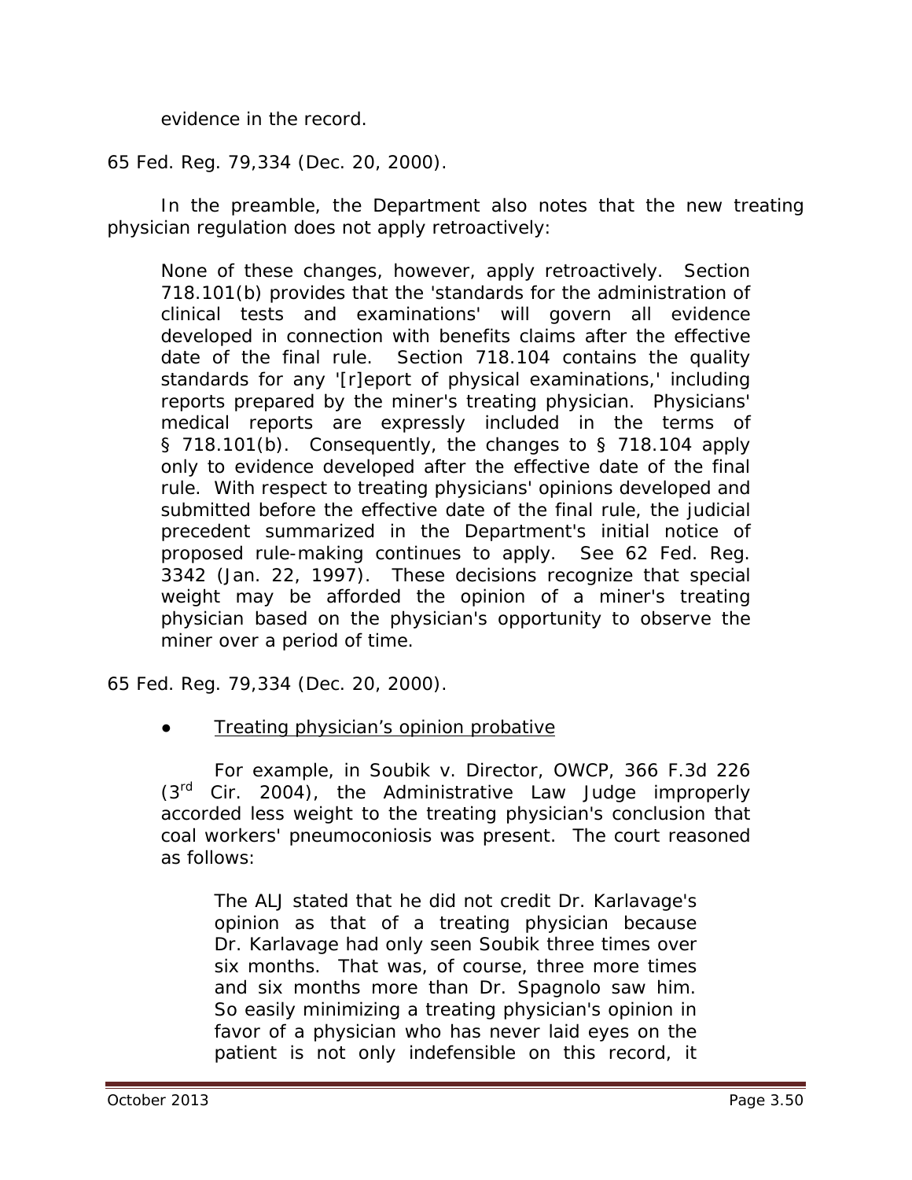evidence in the record.

65 Fed. Reg. 79,334 (Dec. 20, 2000).

In the preamble, the Department also notes that the new treating physician regulation does not apply retroactively:

> None of these changes, however, apply retroactively. Section 718.101(b) provides that the 'standards for the administration of clinical tests and examinations' will govern all evidence developed in connection with benefits claims after the effective date of the final rule. Section 718.104 contains the quality standards for any '[r]eport of physical examinations,' including reports prepared by the miner's treating physician. Physicians' medical reports are expressly included in the terms of § 718.101(b). Consequently, the changes to § 718.104 apply only to evidence developed after the effective date of the final rule. With respect to treating physicians' opinions developed and submitted before the effective date of the final rule, the judicial precedent summarized in the Department's initial notice of proposed rule-making continues to apply. See 62 Fed. Reg. 3342 (Jan. 22, 1997). These decisions recognize that special weight may be afforded the opinion of a miner's treating physician based on the physician's opportunity to observe the miner over a period of time.

65 Fed. Reg. 79,334 (Dec. 20, 2000).

- Treating physician's opinion probative

> For example, in *Soubik v. Director, OWCP*, 366 F.3d 226 (3rd Cir. 2004), the Administrative Law Judge improperly accorded less weight to the treating physician's conclusion that coal workers' pneumoconiosis was present. The court reasoned as follows:
>
> > The ALJ stated that he did not credit Dr. Karlavage's opinion as that of a treating physician because Dr. Karlavage had only seen Soubik three times over six months. That was, of course, three more times and six months more than Dr. Spagnolo saw him. So easily minimizing a treating physician's opinion in favor of a physician who has never laid eyes on the patient is not only indefensible on this record, it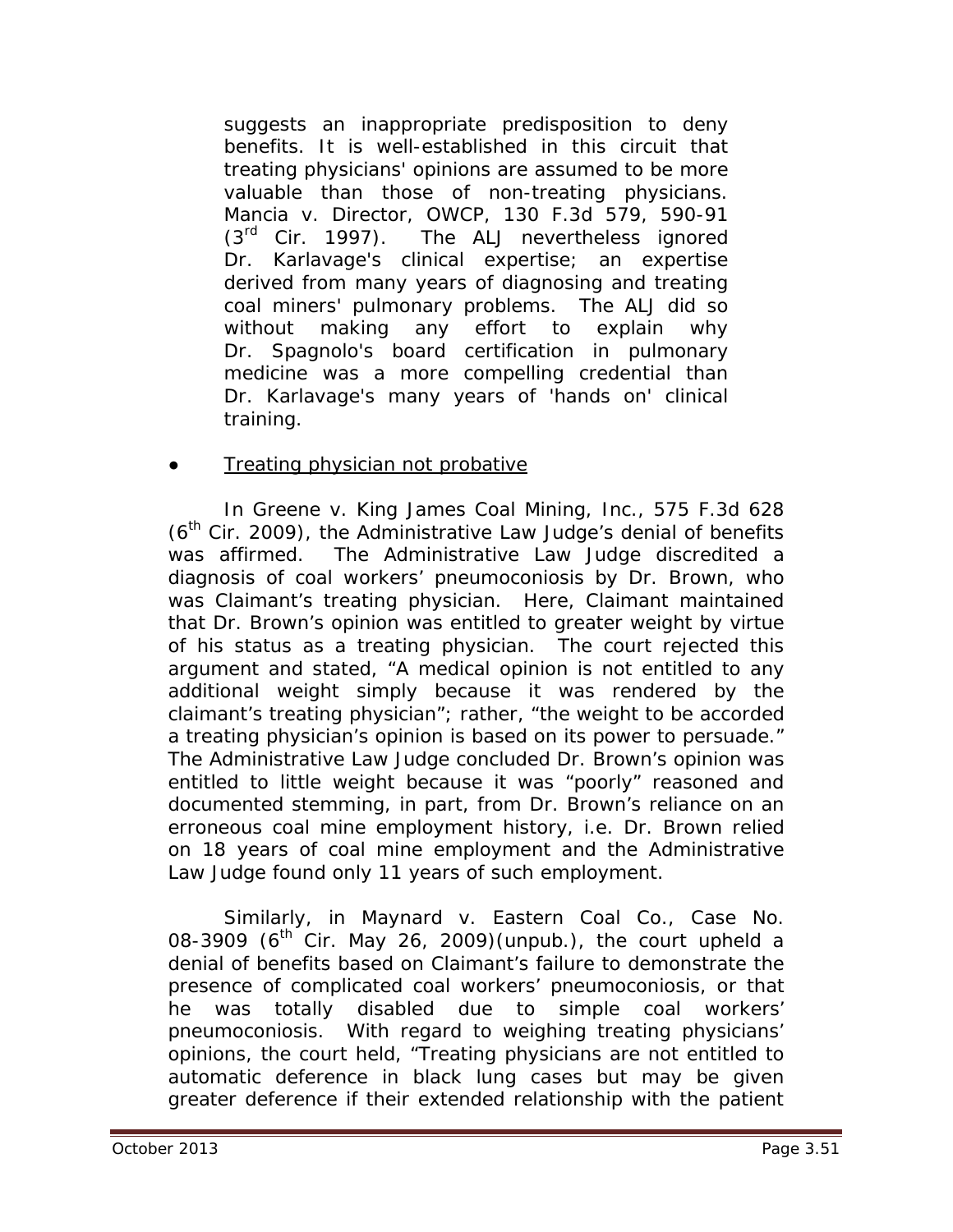> suggests an inappropriate predisposition to deny benefits. It is well-established in this circuit that treating physicians' opinions are assumed to be more valuable than those of non-treating physicians. Mancia v. Director, OWCP, 130 F.3d 579, 590-91 (3rd Cir. 1997). The ALJ nevertheless ignored Dr. Karlavage's clinical expertise; an expertise derived from many years of diagnosing and treating coal miners' pulmonary problems. The ALJ did so without making any effort to explain why Dr. Spagnolo's board certification in pulmonary medicine was a more compelling credential than Dr. Karlavage's many years of 'hands on' clinical training.

- Treating physician not probative

In *Greene v. King James Coal Mining, Inc.*, 575 F.3d 628 (6th Cir. 2009), the Administrative Law Judge's denial of benefits was affirmed. The Administrative Law Judge discredited a diagnosis of coal workers' pneumoconiosis by Dr. Brown, who was Claimant's treating physician. Here, Claimant maintained that Dr. Brown's opinion was entitled to greater weight by virtue of his status as a treating physician. The court rejected this argument and stated, "A medical opinion is not entitled to any additional weight simply because it was rendered by the claimant's treating physician"; rather, "the weight to be accorded a treating physician's opinion is based on its power to persuade." The Administrative Law Judge concluded Dr. Brown's opinion was entitled to little weight because it was "poorly" reasoned and documented stemming, in part, from Dr. Brown's reliance on an erroneous coal mine employment history, i.e. Dr. Brown relied on 18 years of coal mine employment and the Administrative Law Judge found only 11 years of such employment.

Similarly, in *Maynard v. Eastern Coal Co.*, Case No. 08-3909 (6th Cir. May 26, 2009)(unpub.), the court upheld a denial of benefits based on Claimant's failure to demonstrate the presence of complicated coal workers' pneumoconiosis, or that he was totally disabled due to simple coal workers' pneumoconiosis. With regard to weighing treating physicians' opinions, the court held, "Treating physicians are not entitled to automatic deference in black lung cases but may be given greater deference if their extended relationship with the patient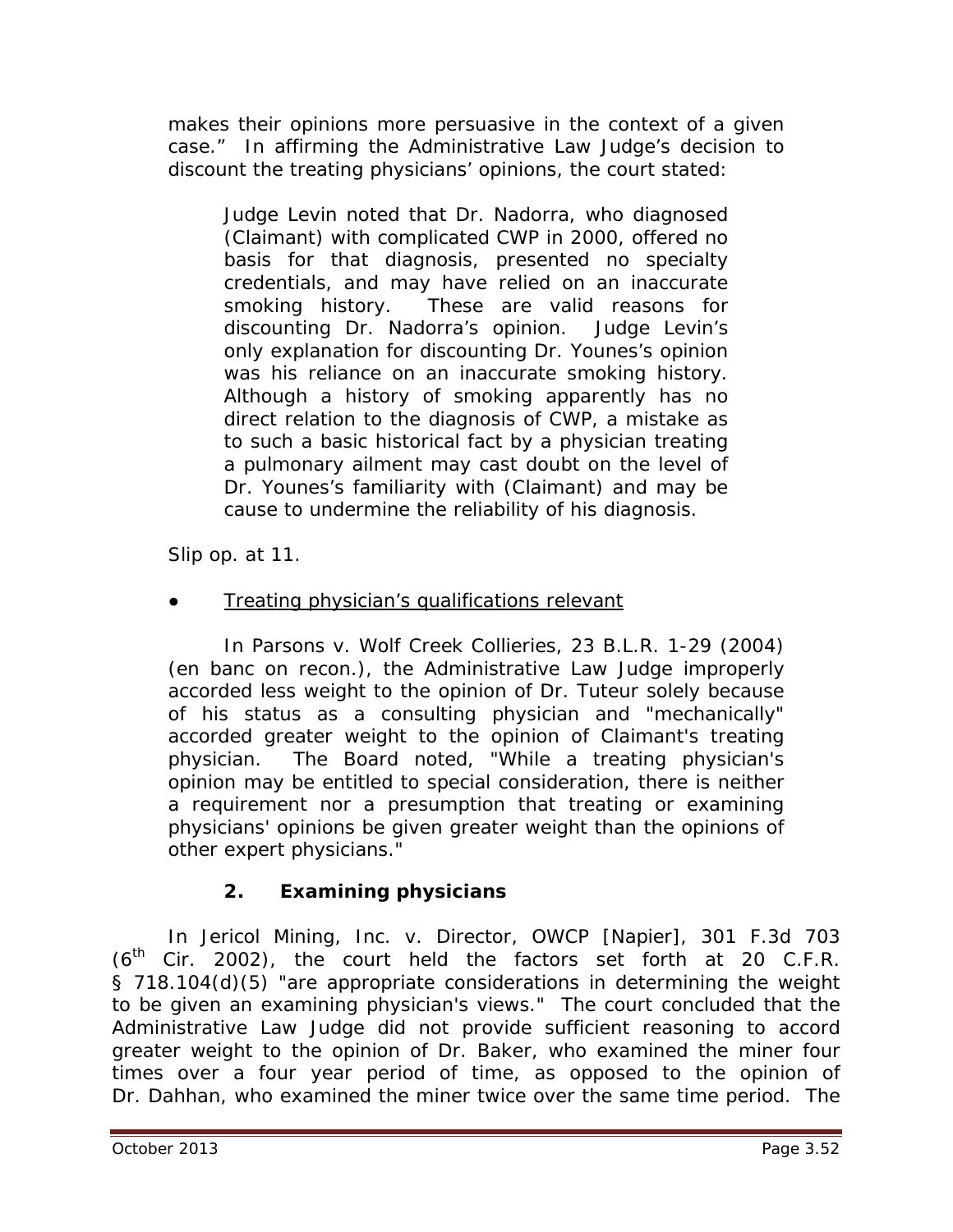makes their opinions more persuasive in the context of a given case." In affirming the Administrative Law Judge's decision to discount the treating physicians' opinions, the court stated:

> Judge Levin noted that Dr. Nadorra, who diagnosed (Claimant) with complicated CWP in 2000, offered no basis for that diagnosis, presented no specialty credentials, and may have relied on an inaccurate smoking history. These are valid reasons for discounting Dr. Nadorra's opinion. Judge Levin's only explanation for discounting Dr. Younes's opinion was his reliance on an inaccurate smoking history. Although a history of smoking apparently has no direct relation to the diagnosis of CWP, a mistake as to such a basic historical fact by a physician treating a pulmonary ailment may cast doubt on the level of Dr. Younes's familiarity with (Claimant) and may be cause to undermine the reliability of his diagnosis.

*Slip op.* at 11.

- Treating physician's qualifications relevant

In *Parsons v. Wolf Creek Collieries*, 23 B.L.R. 1-29 (2004) (en banc on recon.), the Administrative Law Judge improperly accorded less weight to the opinion of Dr. Tuteur solely because of his status as a consulting physician and "mechanically" accorded greater weight to the opinion of Claimant's treating physician. The Board noted, "While a treating physician's opinion may be entitled to special consideration, there is neither a requirement nor a presumption that treating or examining physicians' opinions be given greater weight than the opinions of other expert physicians."

### 2. Examining physicians

In *Jericol Mining, Inc. v. Director, OWCP [Napier]*, 301 F.3d 703 (6th Cir. 2002), the court held the factors set forth at 20 C.F.R. § 718.104(d)(5) "are appropriate considerations in determining the weight to be given an examining physician's views." The court concluded that the Administrative Law Judge did not provide sufficient reasoning to accord greater weight to the opinion of Dr. Baker, who examined the miner four times over a four year period of time, as opposed to the opinion of Dr. Dahhan, who examined the miner twice over the same time period. The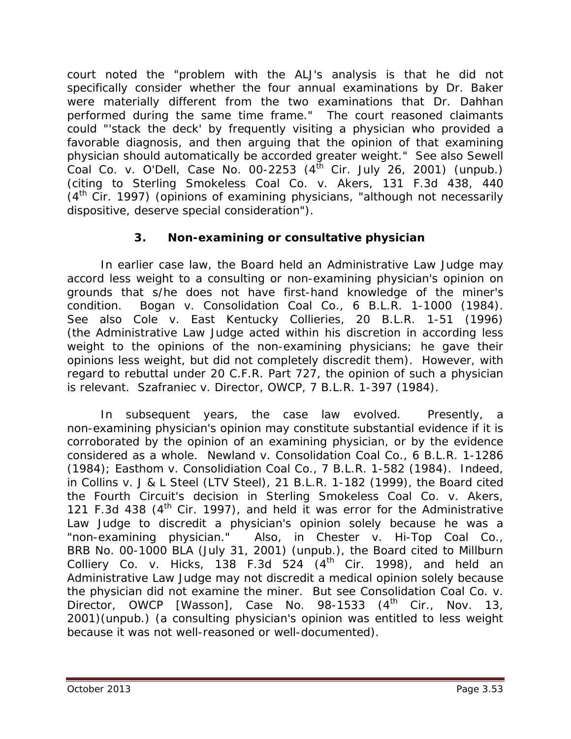court noted the "problem with the ALJ's analysis is that he did not specifically consider whether the four annual examinations by Dr. Baker were materially different from the two examinations that Dr. Dahhan performed during the same time frame." The court reasoned claimants could "'stack the deck' by frequently visiting a physician who provided a favorable diagnosis, and then arguing that the opinion of that examining physician should automatically be accorded greater weight." *See also Sewell Coal Co. v. O'Dell*, Case No. 00-2253 (4th Cir. July 26, 2001) (unpub.) (citing to *Sterling Smokeless Coal Co. v. Akers*, 131 F.3d 438, 440 (4th Cir. 1997) (opinions of examining physicians, "although not necessarily dispositive, deserve special consideration").

### 3. Non-examining or consultative physician

In earlier case law, the Board held an Administrative Law Judge may accord less weight to a consulting or non-examining physician's opinion on grounds that s/he does not have first-hand knowledge of the miner's condition. *Bogan v. Consolidation Coal Co.*, 6 B.L.R. 1-1000 (1984). *See also Cole v. East Kentucky Collieries*, 20 B.L.R. 1-51 (1996) (the Administrative Law Judge acted within his discretion in according less weight to the opinions of the non-examining physicians; he gave their opinions less weight, but did not completely discredit them). However, with regard to rebuttal under 20 C.F.R. Part 727, the opinion of such a physician is relevant. *Szafraniec v. Director, OWCP*, 7 B.L.R. 1-397 (1984).

In subsequent years, the case law evolved. Presently, a non-examining physician's opinion may constitute substantial evidence if it is corroborated by the opinion of an examining physician, or by the evidence considered as a whole. *Newland v. Consolidation Coal Co.*, 6 B.L.R. 1-1286 (1984); *Easthom v. Consolidiation Coal Co.*, 7 B.L.R. 1-582 (1984). Indeed, in *Collins v. J & L Steel (LTV Steel)*, 21 B.L.R. 1-182 (1999), the Board cited the Fourth Circuit's decision in *Sterling Smokeless Coal Co. v. Akers*, 121 F.3d 438 (4th Cir. 1997), and held it was error for the Administrative Law Judge to discredit a physician's opinion solely because he was a "non-examining physician." Also, in *Chester v. Hi-Top Coal Co.*, BRB No. 00-1000 BLA (July 31, 2001) (unpub.), the Board cited to *Millburn Colliery Co. v. Hicks*, 138 F.3d 524 (4th Cir. 1998), and held an Administrative Law Judge may not discredit a medical opinion solely because the physician did not examine the miner. *But see Consolidation Coal Co. v. Director, OWCP [Wasson]*, Case No. 98-1533 (4th Cir., Nov. 13, 2001)(unpub.) (a consulting physician's opinion was entitled to less weight because it was not well-reasoned or well-documented).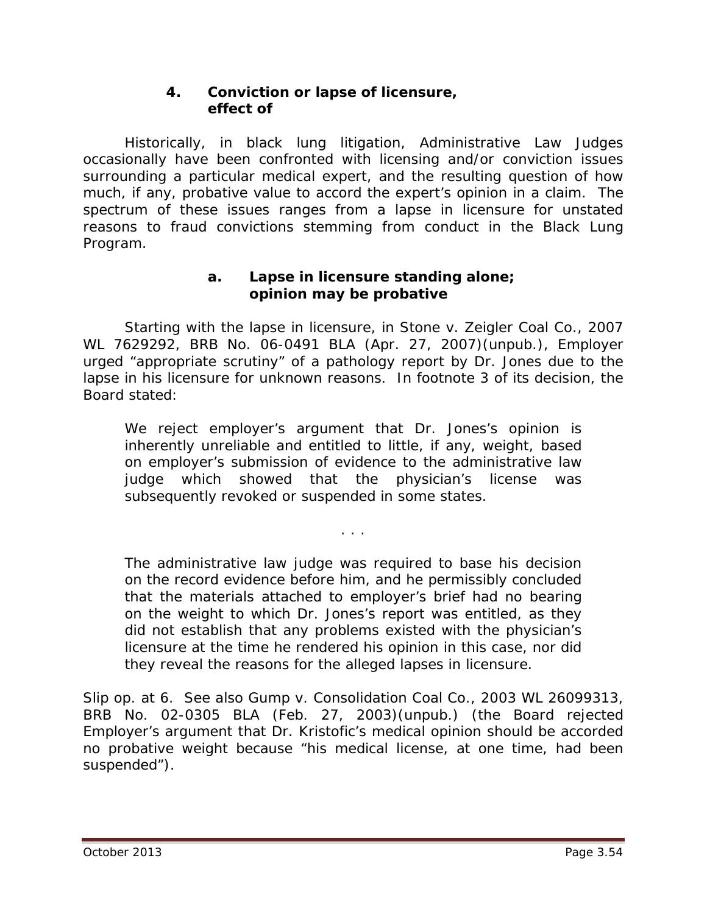### 4. Conviction or lapse of licensure, effect of

Historically, in black lung litigation, Administrative Law Judges occasionally have been confronted with licensing and/or conviction issues surrounding a particular medical expert, and the resulting question of how much, if any, probative value to accord the expert's opinion in a claim. The spectrum of these issues ranges from a lapse in licensure for unstated reasons to fraud convictions stemming from conduct in the Black Lung Program.

#### a. Lapse in licensure standing alone; opinion may be probative

Starting with the lapse in licensure, in *Stone v. Zeigler Coal Co.*, 2007 WL 7629292, BRB No. 06-0491 BLA (Apr. 27, 2007)(unpub.), Employer urged "appropriate scrutiny" of a pathology report by Dr. Jones due to the lapse in his licensure for unknown reasons. In footnote 3 of its decision, the Board stated:

> We reject employer's argument that Dr. Jones's opinion is inherently unreliable and entitled to little, if any, weight, based on employer's submission of evidence to the administrative law judge which showed that the physician's license was subsequently revoked or suspended in some states.
>
> . . .
>
> The administrative law judge was required to base his decision on the record evidence before him, and he permissibly concluded that the materials attached to employer's brief had no bearing on the weight to which Dr. Jones's report was entitled, as they did not establish that any problems existed with the physician's licensure at the time he rendered his opinion in this case, nor did they reveal the reasons for the alleged lapses in licensure.

*Slip op.* at 6. *See also Gump v. Consolidation Coal Co.*, 2003 WL 26099313, BRB No. 02-0305 BLA (Feb. 27, 2003)(unpub.) (the Board rejected Employer's argument that Dr. Kristofic's medical opinion should be accorded no probative weight because "his medical license, at one time, had been suspended").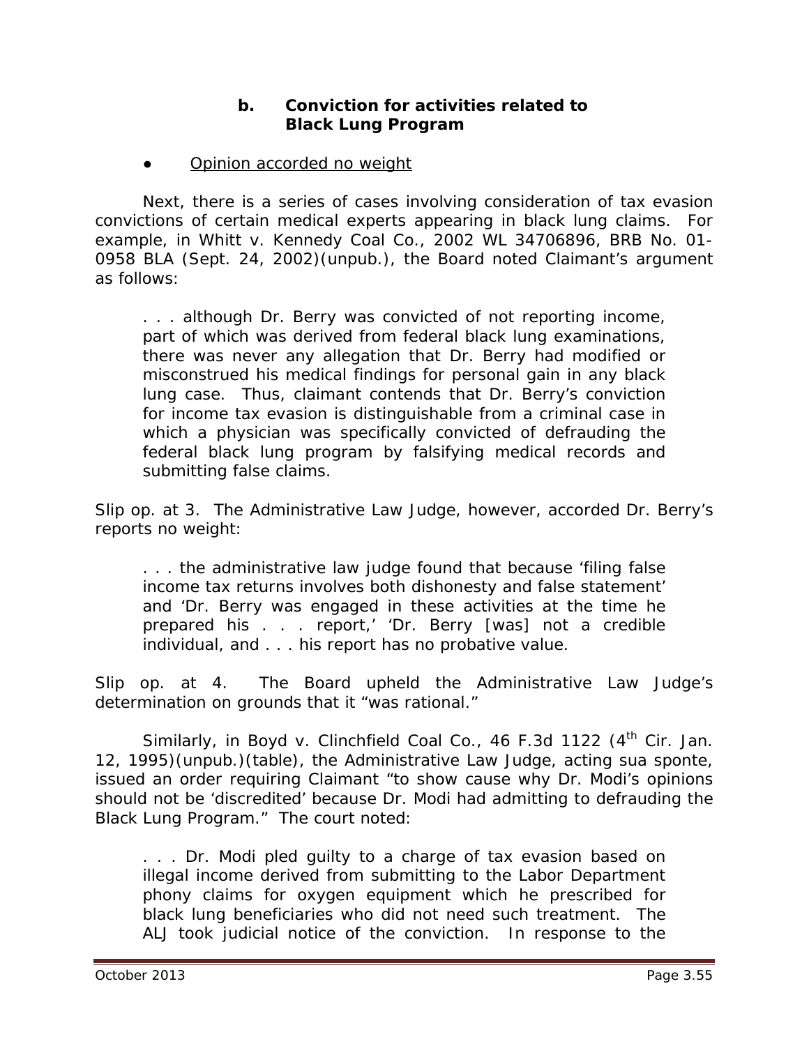#### b. Conviction for activities related to Black Lung Program

- Opinion accorded no weight

Next, there is a series of cases involving consideration of tax evasion convictions of certain medical experts appearing in black lung claims. For example, in *Whitt v. Kennedy Coal Co.*, 2002 WL 34706896, BRB No. 01-0958 BLA (Sept. 24, 2002)(unpub.), the Board noted Claimant's argument as follows:

> . . . although Dr. Berry was convicted of not reporting income, part of which was derived from federal black lung examinations, there was never any allegation that Dr. Berry had modified or misconstrued his medical findings for personal gain in any black lung case. Thus, claimant contends that Dr. Berry's conviction for income tax evasion is distinguishable from a criminal case in which a physician was specifically convicted of defrauding the federal black lung program by falsifying medical records and submitting false claims.

*Slip op.* at 3. The Administrative Law Judge, however, accorded Dr. Berry's reports no weight:

> . . . the administrative law judge found that because 'filing false income tax returns involves both dishonesty and false statement' and 'Dr. Berry was engaged in these activities at the time he prepared his . . . report,' 'Dr. Berry [was] not a credible individual, and . . . his report has no probative value.

*Slip op.* at 4. The Board upheld the Administrative Law Judge's determination on grounds that it "was rational."

Similarly, in *Boyd v. Clinchfield Coal Co.*, 46 F.3d 1122 (4th Cir. Jan. 12, 1995)(unpub.)(table), the Administrative Law Judge, acting *sua sponte*, issued an order requiring Claimant "to show cause why Dr. Modi's opinions should not be 'discredited' because Dr. Modi had admitting to defrauding the Black Lung Program." The court noted:

> . . . Dr. Modi pled guilty to a charge of tax evasion based on illegal income derived from submitting to the Labor Department phony claims for oxygen equipment which he prescribed for black lung beneficiaries who did not need such treatment. The ALJ took judicial notice of the conviction. In response to the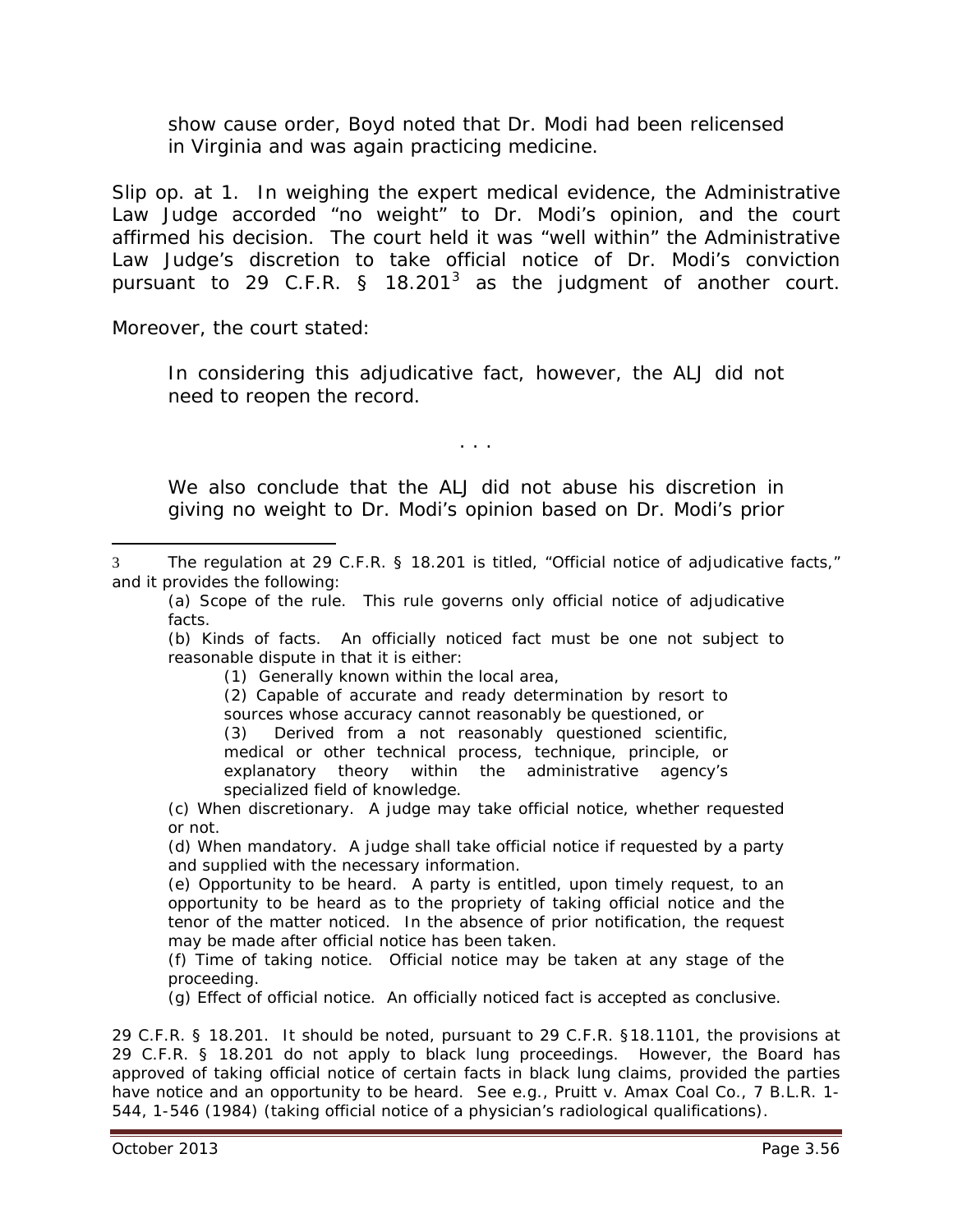show cause order, Boyd noted that Dr. Modi had been relicensed in Virginia and was again practicing medicine.

Slip op. at 1. In weighing the expert medical evidence, the Administrative Law Judge accorded "no weight" to Dr. Modi's opinion, and the court affirmed his decision. The court held it was "well within" the Administrative Law Judge's discretion to take official notice of Dr. Modi's conviction pursuant to 29 C.F.R. § 18.201[3] as the judgment of another court. Moreover, the court stated:

> In considering this adjudicative fact, however, the ALJ did not need to reopen the record.
>
> . . .
>
> We also conclude that the ALJ did not abuse his discretion in giving no weight to Dr. Modi's opinion based on Dr. Modi's prior

---

3 The regulation at 29 C.F.R. § 18.201 is titled, "Official notice of adjudicative facts," and it provides the following:

> (a) Scope of the rule. This rule governs only official notice of adjudicative facts.
>
> (b) Kinds of facts. An officially noticed fact must be one not subject to reasonable dispute in that it is either:
>
> > (1) Generally known within the local area,
> >
> > (2) Capable of accurate and ready determination by resort to sources whose accuracy cannot reasonably be questioned, or
> >
> > (3) Derived from a not reasonably questioned scientific, medical or other technical process, technique, principle, or explanatory theory within the administrative agency's specialized field of knowledge.
>
> (c) When discretionary. A judge may take official notice, whether requested or not.
>
> (d) When mandatory. A judge shall take official notice if requested by a party and supplied with the necessary information.
>
> (e) Opportunity to be heard. A party is entitled, upon timely request, to an opportunity to be heard as to the propriety of taking official notice and the tenor of the matter noticed. In the absence of prior notification, the request may be made after official notice has been taken.
>
> (f) Time of taking notice. Official notice may be taken at any stage of the proceeding.
>
> (g) Effect of official notice. An officially noticed fact is accepted as conclusive.

29 C.F.R. § 18.201. It should be noted, pursuant to 29 C.F.R. §18.1101, the provisions at 29 C.F.R. § 18.201 do not apply to black lung proceedings. However, the Board has approved of taking official notice of certain facts in black lung claims, provided the parties have notice and an opportunity to be heard. *See e.g., Pruitt v. Amax Coal Co.*, 7 B.L.R. 1-544, 1-546 (1984) (taking official notice of a physician's radiological qualifications).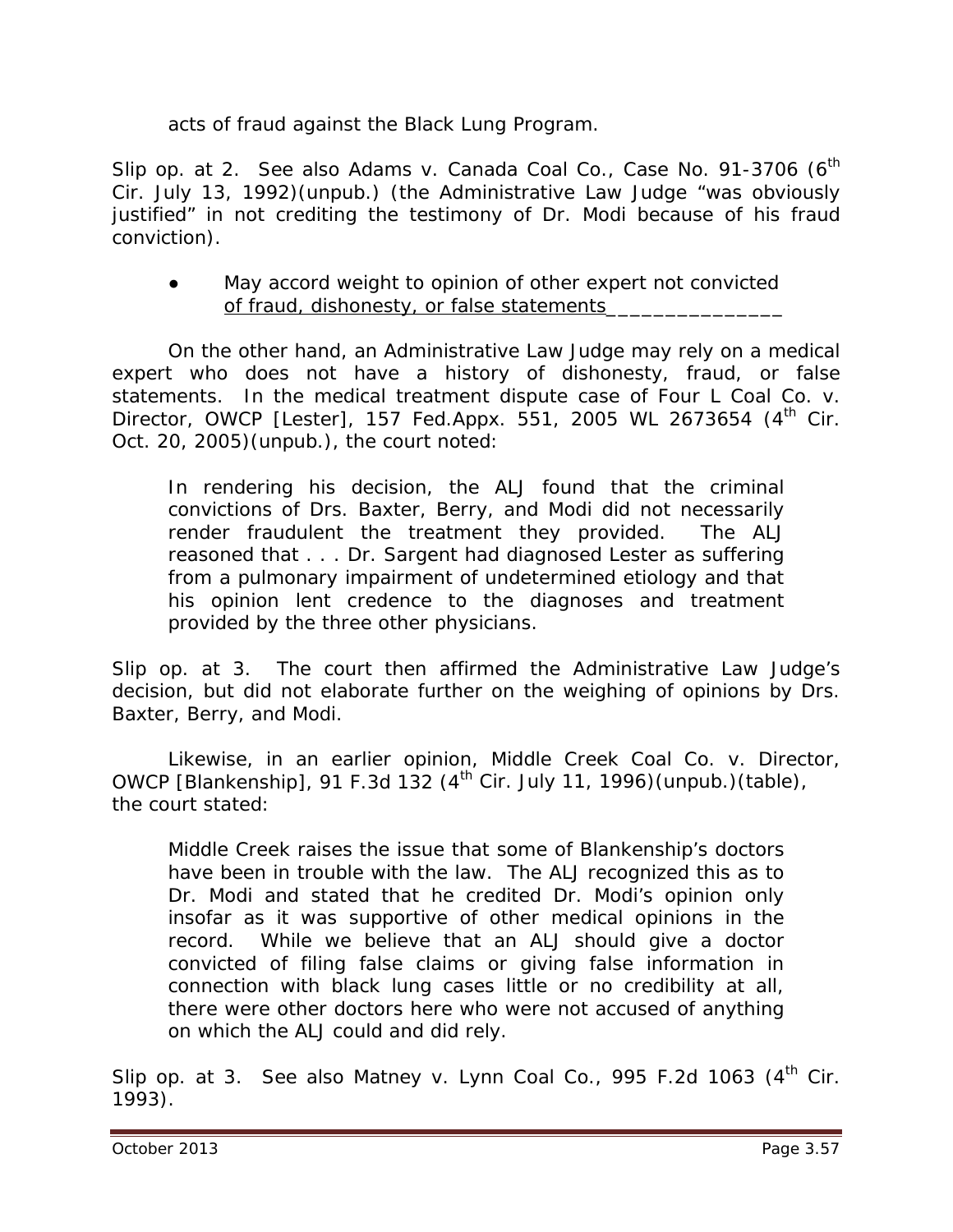acts of fraud against the Black Lung Program.

Slip op. at 2. *See also Adams v. Canada Coal Co.*, Case No. 91-3706 (6th Cir. July 13, 1992)(unpub.) (the Administrative Law Judge "was obviously justified" in not crediting the testimony of Dr. Modi because of his fraud conviction).

- <u>May accord weight to opinion of other expert not convicted of fraud, dishonesty, or false statements</u>

On the other hand, an Administrative Law Judge may rely on a medical expert who does not have a history of dishonesty, fraud, or false statements. In the medical treatment dispute case of *Four L Coal Co. v. Director, OWCP [Lester]*, 157 Fed.Appx. 551, 2005 WL 2673654 (4th Cir. Oct. 20, 2005)(unpub.), the court noted:

> In rendering his decision, the ALJ found that the criminal convictions of Drs. Baxter, Berry, and Modi did not necessarily render fraudulent the treatment they provided. The ALJ reasoned that . . . Dr. Sargent had diagnosed Lester as suffering from a pulmonary impairment of undetermined etiology and that his opinion lent credence to the diagnoses and treatment provided by the three other physicians.

Slip op. at 3. The court then affirmed the Administrative Law Judge's decision, but did not elaborate further on the weighing of opinions by Drs. Baxter, Berry, and Modi.

Likewise, in an earlier opinion, *Middle Creek Coal Co. v. Director, OWCP [Blankenship]*, 91 F.3d 132 (4th Cir. July 11, 1996)(unpub.)(table), the court stated:

> Middle Creek raises the issue that some of Blankenship's doctors have been in trouble with the law. The ALJ recognized this as to Dr. Modi and stated that he credited Dr. Modi's opinion only insofar as it was supportive of other medical opinions in the record. While we believe that an ALJ should give a doctor convicted of filing false claims or giving false information in connection with black lung cases little or no credibility at all, there were other doctors here who were not accused of anything on which the ALJ could and did rely.

Slip op. at 3. *See also Matney v. Lynn Coal Co.*, 995 F.2d 1063 (4th Cir. 1993).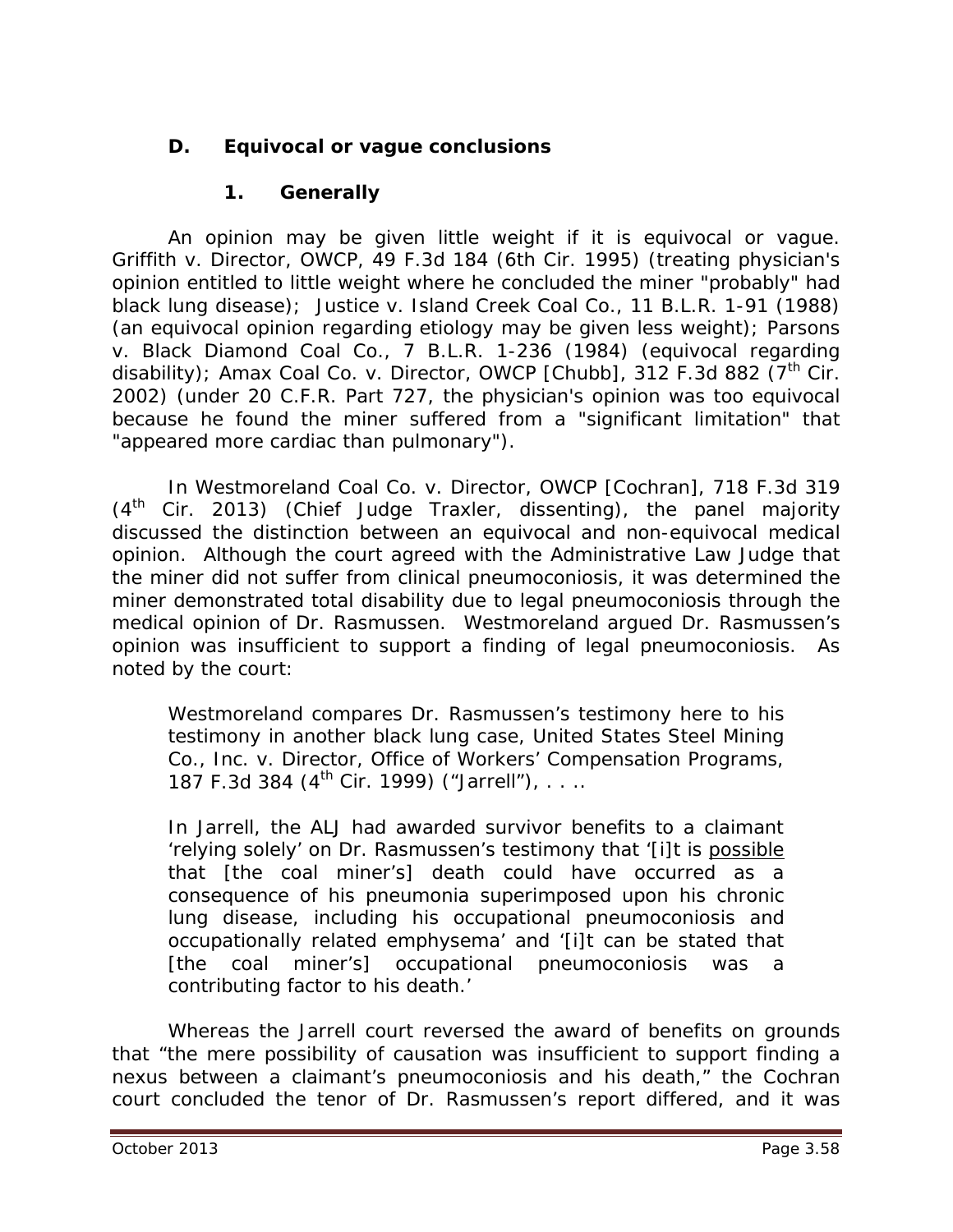### D. Equivocal or vague conclusions

#### 1. Generally

An opinion may be given little weight if it is equivocal or vague. *Griffith v. Director, OWCP*, 49 F.3d 184 (6th Cir. 1995) (treating physician's opinion entitled to little weight where he concluded the miner "probably" had black lung disease); *Justice v. Island Creek Coal Co.*, 11 B.L.R. 1-91 (1988) (an equivocal opinion regarding etiology may be given less weight); *Parsons v. Black Diamond Coal Co.*, 7 B.L.R. 1-236 (1984) (equivocal regarding disability); *Amax Coal Co. v. Director, OWCP [Chubb]*, 312 F.3d 882 (7th Cir. 2002) (under 20 C.F.R. Part 727, the physician's opinion was too equivocal because he found the miner suffered from a "significant limitation" that "appeared more cardiac than pulmonary").

In *Westmoreland Coal Co. v. Director, OWCP [Cochran]*, 718 F.3d 319 (4th Cir. 2013) (Chief Judge Traxler, dissenting), the panel majority discussed the distinction between an equivocal and non-equivocal medical opinion. Although the court agreed with the Administrative Law Judge that the miner did not suffer from clinical pneumoconiosis, it was determined the miner demonstrated total disability due to legal pneumoconiosis through the medical opinion of Dr. Rasmussen. Westmoreland argued Dr. Rasmussen's opinion was insufficient to support a finding of legal pneumoconiosis. As noted by the court:

> Westmoreland compares Dr. Rasmussen's testimony here to his testimony in another black lung case, *United States Steel Mining Co., Inc. v. Director, Office of Workers' Compensation Programs*, 187 F.3d 384 (4th Cir. 1999) ("*Jarrell*"), . . ..
>
> In *Jarrell*, the ALJ had awarded survivor benefits to a claimant 'relying solely' on Dr. Rasmussen's testimony that '[i]t is possible that [the coal miner's] death could have occurred as a consequence of his pneumonia superimposed upon his chronic lung disease, including his occupational pneumoconiosis and occupationally related emphysema' and '[i]t can be stated that [the coal miner's] occupational pneumoconiosis was a contributing factor to his death.'

Whereas the *Jarrell* court reversed the award of benefits on grounds that "the mere possibility of causation was insufficient to support finding a nexus between a claimant's pneumoconiosis and his death," the *Cochran* court concluded the tenor of Dr. Rasmussen's report differed, and it was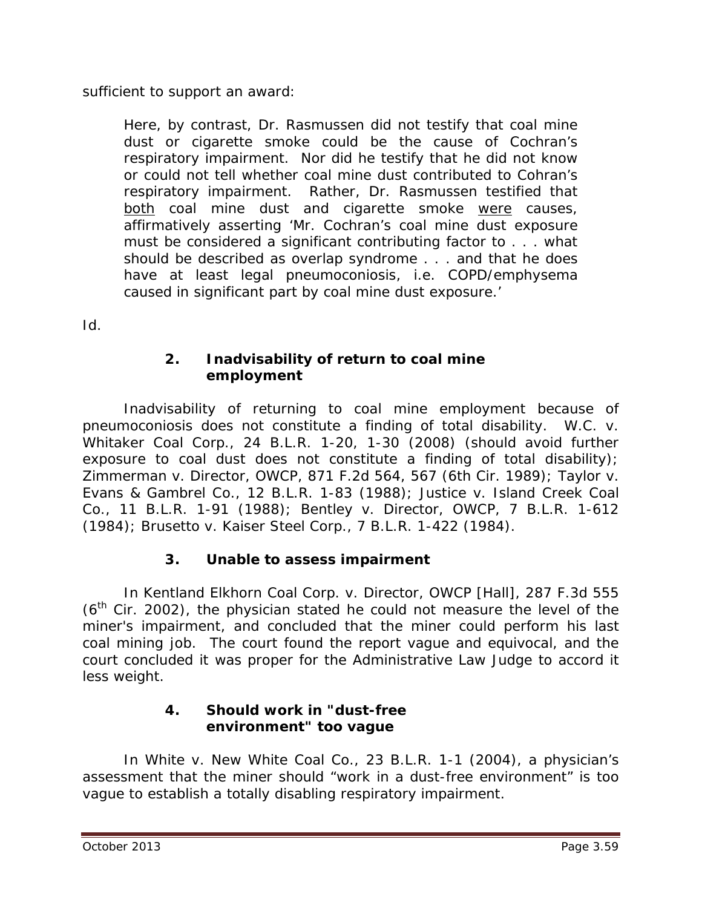sufficient to support an award:

> Here, by contrast, Dr. Rasmussen did not testify that coal mine dust or cigarette smoke could be the cause of Cochran's respiratory impairment. Nor did he testify that he did not know or could not tell whether coal mine dust contributed to Cohran's respiratory impairment. Rather, Dr. Rasmussen testified that both coal mine dust and cigarette smoke were causes, affirmatively asserting 'Mr. Cochran's coal mine dust exposure must be considered a significant contributing factor to . . . what should be described as overlap syndrome . . . and that he does have at least legal pneumoconiosis, i.e. COPD/emphysema caused in significant part by coal mine dust exposure.'

*Id.*

#### 2. Inadvisability of return to coal mine employment

Inadvisability of returning to coal mine employment because of pneumoconiosis does not constitute a finding of total disability. *W.C. v. Whitaker Coal Corp.*, 24 B.L.R. 1-20, 1-30 (2008) (should avoid further exposure to coal dust does not constitute a finding of total disability); *Zimmerman v. Director, OWCP*, 871 F.2d 564, 567 (6th Cir. 1989); *Taylor v. Evans & Gambrel Co.*, 12 B.L.R. 1-83 (1988); *Justice v. Island Creek Coal Co.*, 11 B.L.R. 1-91 (1988); *Bentley v. Director, OWCP*, 7 B.L.R. 1-612 (1984); *Brusetto v. Kaiser Steel Corp.*, 7 B.L.R. 1-422 (1984).

#### 3. Unable to assess impairment

In *Kentland Elkhorn Coal Corp. v. Director, OWCP [Hall]*, 287 F.3d 555 (6th Cir. 2002), the physician stated he could not measure the level of the miner's impairment, and concluded that the miner could perform his last coal mining job. The court found the report vague and equivocal, and the court concluded it was proper for the Administrative Law Judge to accord it less weight.

#### 4. Should work in "dust-free environment" too vague

In *White v. New White Coal Co.*, 23 B.L.R. 1-1 (2004), a physician's assessment that the miner should "work in a dust-free environment" is too vague to establish a totally disabling respiratory impairment.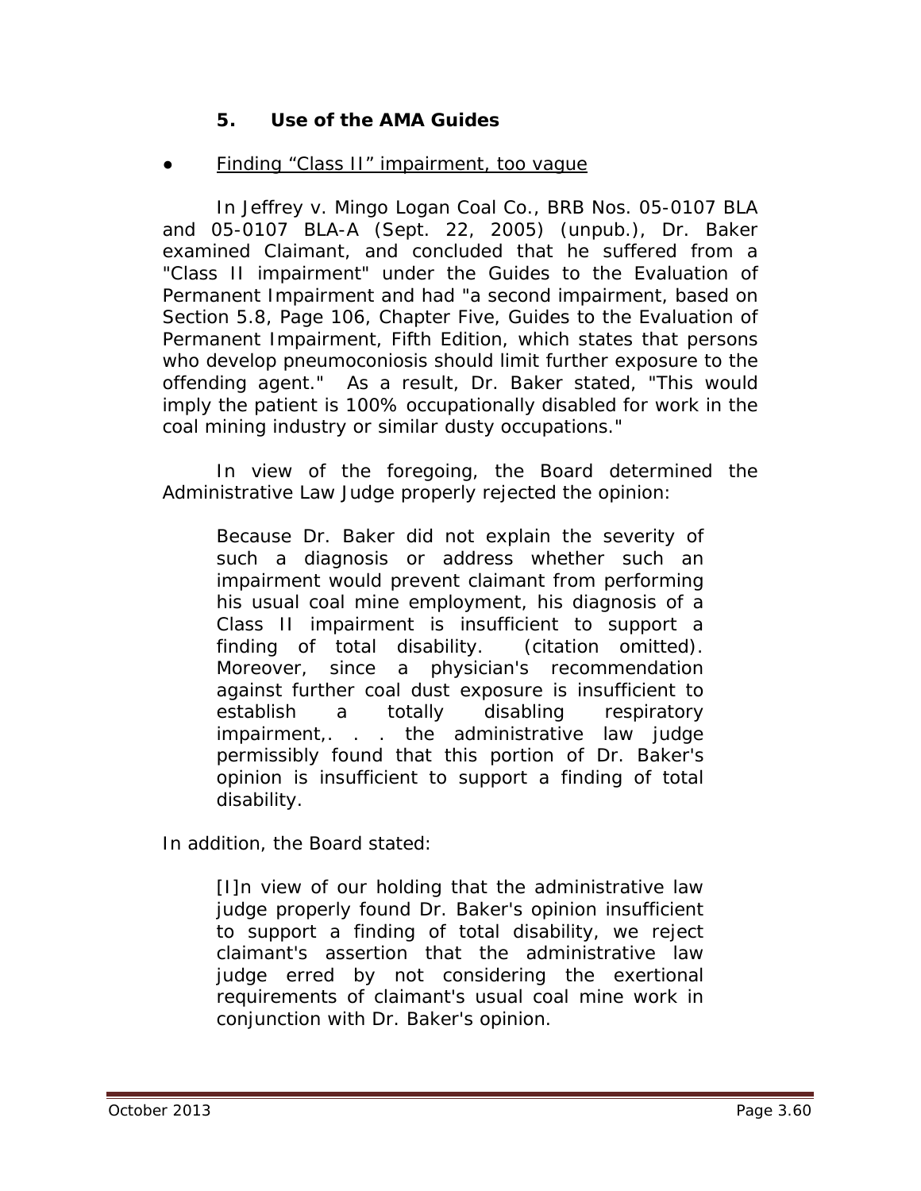### 5. Use of the AMA Guides

- Finding "Class II" impairment, too vague

In *Jeffrey v. Mingo Logan Coal Co.*, BRB Nos. 05-0107 BLA and 05-0107 BLA-A (Sept. 22, 2005) (unpub.), Dr. Baker examined Claimant, and concluded that he suffered from a "Class II impairment" under the Guides to the Evaluation of Permanent Impairment and had "a second impairment, based on Section 5.8, Page 106, Chapter Five, Guides to the Evaluation of Permanent Impairment, Fifth Edition, which states that persons who develop pneumoconiosis should limit further exposure to the offending agent." As a result, Dr. Baker stated, "This would imply the patient is 100% occupationally disabled for work in the coal mining industry or similar dusty occupations."

In view of the foregoing, the Board determined the Administrative Law Judge properly rejected the opinion:

> Because Dr. Baker did not explain the severity of such a diagnosis or address whether such an impairment would prevent claimant from performing his usual coal mine employment, his diagnosis of a Class II impairment is insufficient to support a finding of total disability. (citation omitted). Moreover, since a physician's recommendation against further coal dust exposure is insufficient to establish a totally disabling respiratory impairment,. . . the administrative law judge permissibly found that this portion of Dr. Baker's opinion is insufficient to support a finding of total disability.

In addition, the Board stated:

> [I]n view of our holding that the administrative law judge properly found Dr. Baker's opinion insufficient to support a finding of total disability, we reject claimant's assertion that the administrative law judge erred by not considering the exertional requirements of claimant's usual coal mine work in conjunction with Dr. Baker's opinion.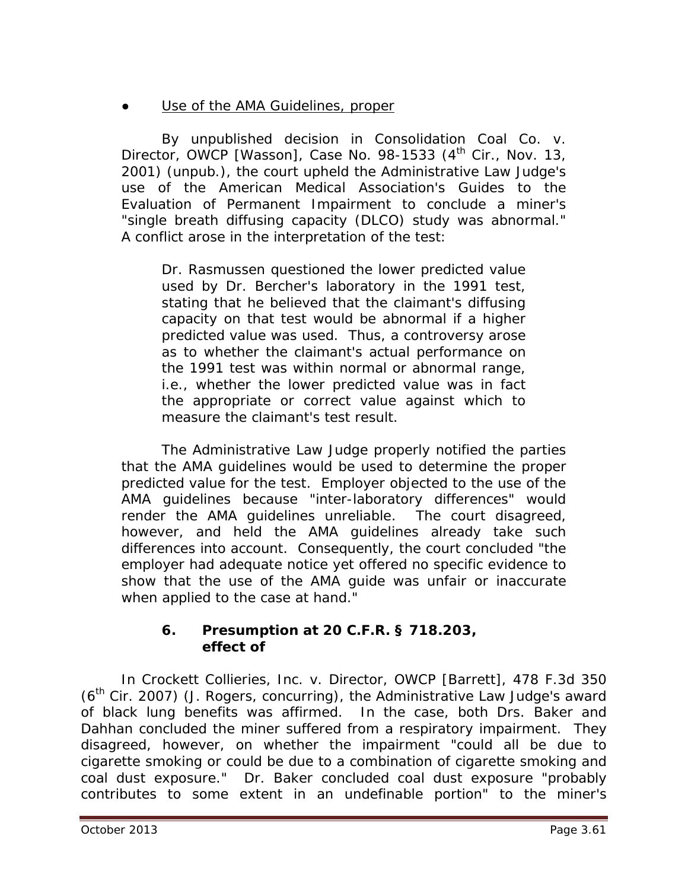- Use of the AMA Guidelines, proper

By unpublished decision in *Consolidation Coal Co. v. Director, OWCP [Wasson]*, Case No. 98-1533 (4th Cir., Nov. 13, 2001) (unpub.), the court upheld the Administrative Law Judge's use of the American Medical Association's *Guides to the Evaluation of Permanent Impairment* to conclude a miner's "single breath diffusing capacity (DLCO) study was abnormal." A conflict arose in the interpretation of the test:

> Dr. Rasmussen questioned the lower predicted value used by Dr. Bercher's laboratory in the 1991 test, stating that he believed that the claimant's diffusing capacity on that test would be abnormal if a higher predicted value was used. Thus, a controversy arose as to whether the claimant's actual performance on the 1991 test was within normal or abnormal range, i.e., whether the lower predicted value was in fact the appropriate or correct value against which to measure the claimant's test result.

The Administrative Law Judge properly notified the parties that the AMA guidelines would be used to determine the proper predicted value for the test. Employer objected to the use of the AMA guidelines because "inter-laboratory differences" would render the AMA guidelines unreliable. The court disagreed, however, and held the AMA guidelines already take such differences into account. Consequently, the court concluded "the employer had adequate notice yet offered no specific evidence to show that the use of the AMA guide was unfair or inaccurate when applied to the case at hand."

### 6. Presumption at 20 C.F.R. § 718.203, effect of

In *Crockett Collieries, Inc. v. Director, OWCP [Barrett]*, 478 F.3d 350 (6th Cir. 2007) (J. Rogers, concurring), the Administrative Law Judge's award of black lung benefits was affirmed. In the case, both Drs. Baker and Dahhan concluded the miner suffered from a respiratory impairment. They disagreed, however, on whether the impairment "could all be due to cigarette smoking or could be due to a combination of cigarette smoking and coal dust exposure." Dr. Baker concluded coal dust exposure "probably contributes to some extent in an undefinable portion" to the miner's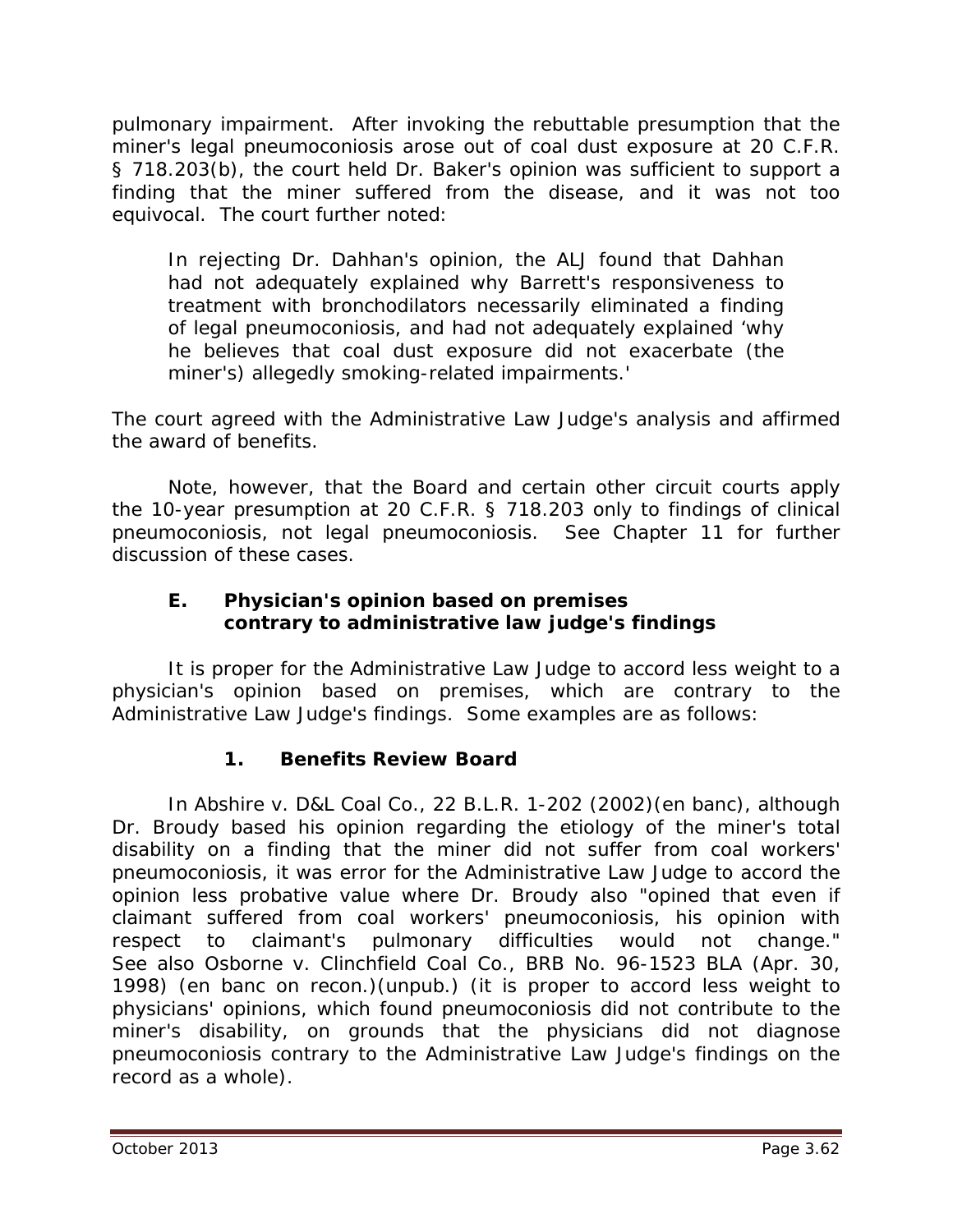pulmonary impairment. After invoking the rebuttable presumption that the miner's legal pneumoconiosis arose out of coal dust exposure at 20 C.F.R. § 718.203(b), the court held Dr. Baker's opinion was sufficient to support a finding that the miner suffered from the disease, and it was not too equivocal. The court further noted:

> In rejecting Dr. Dahhan's opinion, the ALJ found that Dahhan had not adequately explained why Barrett's responsiveness to treatment with bronchodilators necessarily eliminated a finding of legal pneumoconiosis, and had not adequately explained 'why he believes that coal dust exposure did not exacerbate (the miner's) allegedly smoking-related impairments.'

The court agreed with the Administrative Law Judge's analysis and affirmed the award of benefits.

Note, however, that the Board and certain other circuit courts apply the 10-year presumption at 20 C.F.R. § 718.203 only to findings of clinical pneumoconiosis, not legal pneumoconiosis. See Chapter 11 for further discussion of these cases.

### E. Physician's opinion based on premises contrary to administrative law judge's findings

It is proper for the Administrative Law Judge to accord less weight to a physician's opinion based on premises, which are contrary to the Administrative Law Judge's findings. Some examples are as follows:

#### 1. Benefits Review Board

In *Abshire v. D&L Coal Co.*, 22 B.L.R. 1-202 (2002)(en banc), although Dr. Broudy based his opinion regarding the etiology of the miner's total disability on a finding that the miner did not suffer from coal workers' pneumoconiosis, it was error for the Administrative Law Judge to accord the opinion less probative value where Dr. Broudy also "opined that even if claimant suffered from coal workers' pneumoconiosis, his opinion with respect to claimant's pulmonary difficulties would not change." *See also Osborne v. Clinchfield Coal Co.*, BRB No. 96-1523 BLA (Apr. 30, 1998) (en banc on recon.)(unpub.) (it is proper to accord less weight to physicians' opinions, which found pneumoconiosis did not contribute to the miner's disability, on grounds that the physicians did not diagnose pneumoconiosis contrary to the Administrative Law Judge's findings on the record as a whole).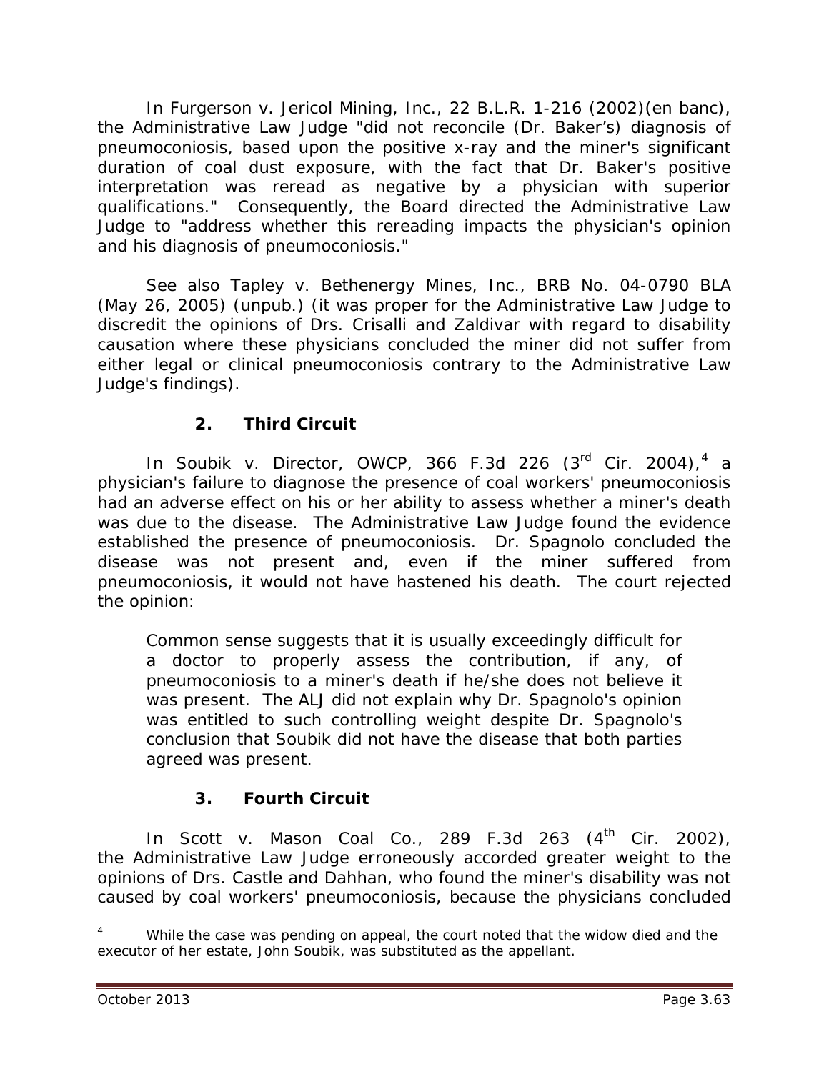In *Furgerson v. Jericol Mining, Inc.*, 22 B.L.R. 1-216 (2002)(en banc), the Administrative Law Judge "did not reconcile (Dr. Baker's) diagnosis of pneumoconiosis, based upon the positive x-ray and the miner's significant duration of coal dust exposure, with the fact that Dr. Baker's positive interpretation was reread as negative by a physician with superior qualifications." Consequently, the Board directed the Administrative Law Judge to "address whether this rereading impacts the physician's opinion and his diagnosis of pneumoconiosis."

*See also Tapley v. Bethenergy Mines, Inc.*, BRB No. 04-0790 BLA (May 26, 2005) (unpub.) (it was proper for the Administrative Law Judge to discredit the opinions of Drs. Crisalli and Zaldivar with regard to disability causation where these physicians concluded the miner did not suffer from either legal or clinical pneumoconiosis contrary to the Administrative Law Judge's findings).

### 2. Third Circuit

In *Soubik v. Director, OWCP*, 366 F.3d 226 (3rd Cir. 2004),[4] a physician's failure to diagnose the presence of coal workers' pneumoconiosis had an adverse effect on his or her ability to assess whether a miner's death was due to the disease. The Administrative Law Judge found the evidence established the presence of pneumoconiosis. Dr. Spagnolo concluded the disease was not present and, even if the miner suffered from pneumoconiosis, it would not have hastened his death. The court rejected the opinion:

> Common sense suggests that it is usually exceedingly difficult for a doctor to properly assess the contribution, if any, of pneumoconiosis to a miner's death if he/she does not believe it was present. The ALJ did not explain why Dr. Spagnolo's opinion was entitled to such controlling weight despite Dr. Spagnolo's conclusion that Soubik did not have the disease that both parties agreed was present.

### 3. Fourth Circuit

In *Scott v. Mason Coal Co.*, 289 F.3d 263 (4th Cir. 2002), the Administrative Law Judge erroneously accorded greater weight to the opinions of Drs. Castle and Dahhan, who found the miner's disability was not caused by coal workers' pneumoconiosis, because the physicians concluded

---

[4] While the case was pending on appeal, the court noted that the widow died and the executor of her estate, John Soubik, was substituted as the appellant.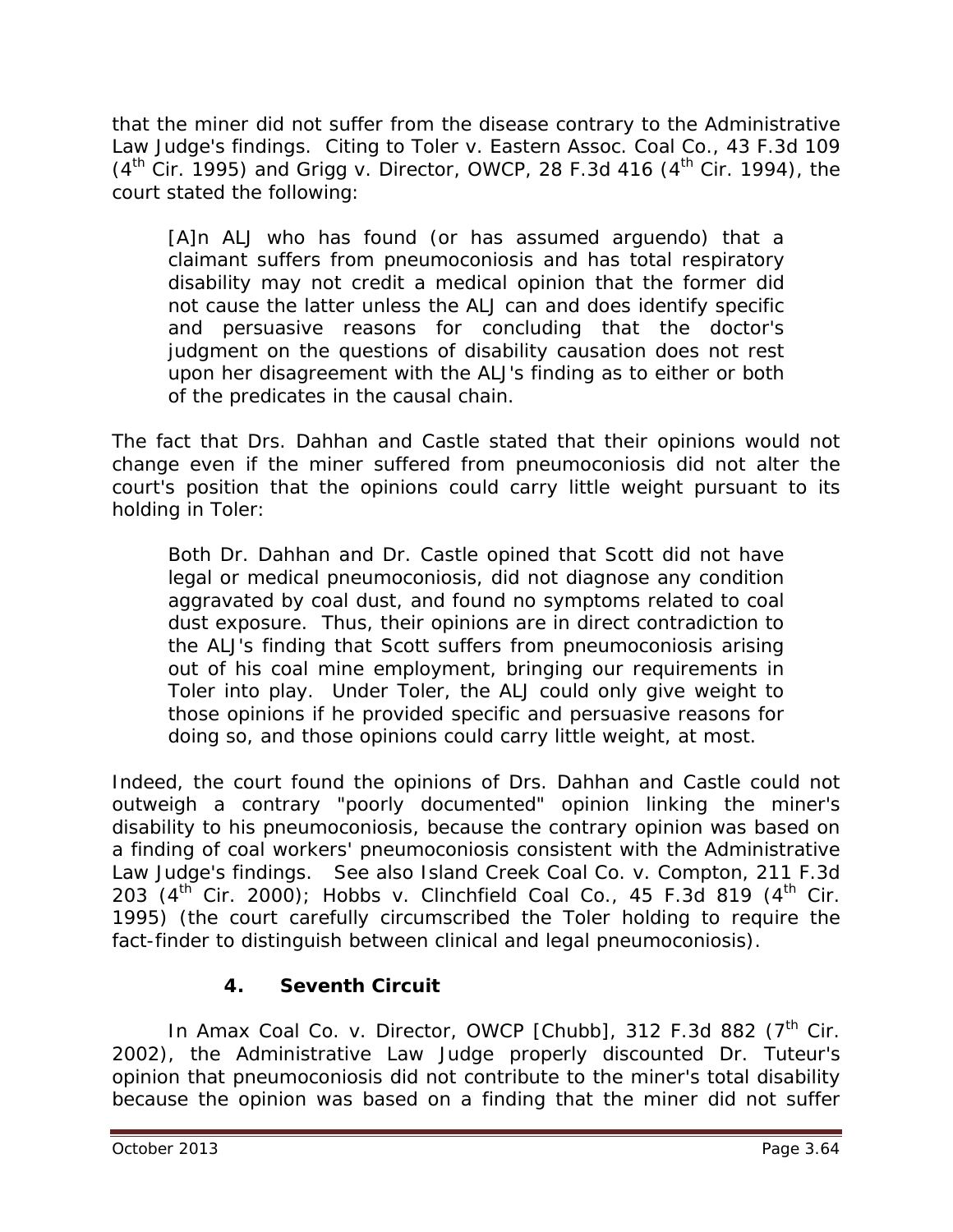that the miner did not suffer from the disease contrary to the Administrative Law Judge's findings. Citing to *Toler v. Eastern Assoc. Coal Co.*, 43 F.3d 109 (4th Cir. 1995) and *Grigg v. Director, OWCP*, 28 F.3d 416 (4th Cir. 1994), the court stated the following:

> [A]n ALJ who has found (or has assumed arguendo) that a claimant suffers from pneumoconiosis and has total respiratory disability may not credit a medical opinion that the former did not cause the latter unless the ALJ can and does identify specific and persuasive reasons for concluding that the doctor's judgment on the questions of disability causation does not rest upon her disagreement with the ALJ's finding as to either or both of the predicates in the causal chain.

The fact that Drs. Dahhan and Castle stated that their opinions would not change even if the miner suffered from pneumoconiosis did not alter the court's position that the opinions could carry little weight pursuant to its holding in *Toler*:

> Both Dr. Dahhan and Dr. Castle opined that Scott did not have legal or medical pneumoconiosis, did not diagnose any condition aggravated by coal dust, and found no symptoms related to coal dust exposure. Thus, their opinions are in direct contradiction to the ALJ's finding that Scott suffers from pneumoconiosis arising out of his coal mine employment, bringing our requirements in *Toler* into play. Under *Toler*, the ALJ could only give weight to those opinions if he provided specific and persuasive reasons for doing so, and those opinions could carry little weight, at most.

Indeed, the court found the opinions of Drs. Dahhan and Castle could not outweigh a contrary "poorly documented" opinion linking the miner's disability to his pneumoconiosis, because the contrary opinion was based on a finding of coal workers' pneumoconiosis consistent with the Administrative Law Judge's findings. *See also Island Creek Coal Co. v. Compton*, 211 F.3d 203 (4th Cir. 2000); *Hobbs v. Clinchfield Coal Co.*, 45 F.3d 819 (4th Cir. 1995) (the court carefully circumscribed the *Toler* holding to require the fact-finder to distinguish between clinical and legal pneumoconiosis).

### 4. Seventh Circuit

In *Amax Coal Co. v. Director, OWCP [Chubb]*, 312 F.3d 882 (7th Cir. 2002), the Administrative Law Judge properly discounted Dr. Tuteur's opinion that pneumoconiosis did not contribute to the miner's total disability because the opinion was based on a finding that the miner did not suffer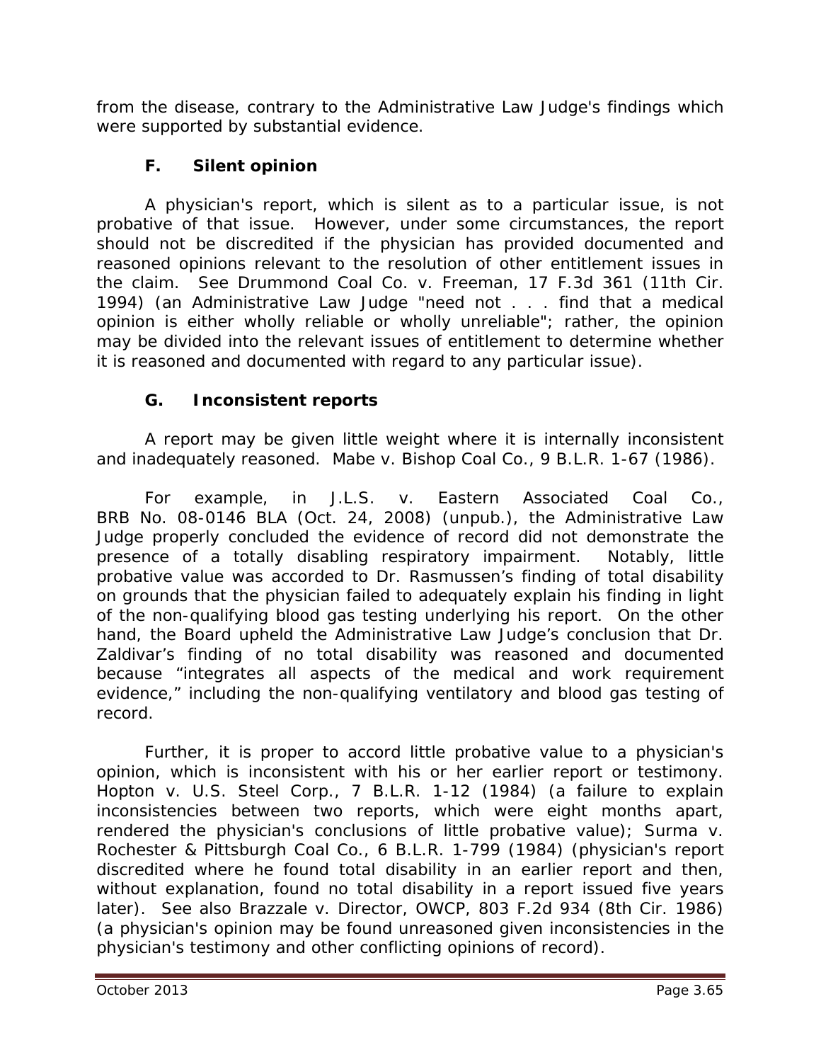from the disease, contrary to the Administrative Law Judge's findings which were supported by substantial evidence.

### F. Silent opinion

A physician's report, which is silent as to a particular issue, is not probative of that issue. However, under some circumstances, the report should not be discredited if the physician has provided documented and reasoned opinions relevant to the resolution of other entitlement issues in the claim. *See Drummond Coal Co. v. Freeman*, 17 F.3d 361 (11th Cir. 1994) (an Administrative Law Judge "need not . . . find that a medical opinion is either wholly reliable or wholly unreliable"; rather, the opinion may be divided into the relevant issues of entitlement to determine whether it is reasoned and documented with regard to any particular issue).

### G. Inconsistent reports

A report may be given little weight where it is internally inconsistent and inadequately reasoned. *Mabe v. Bishop Coal Co.*, 9 B.L.R. 1-67 (1986).

For example, in *J.L.S. v. Eastern Associated Coal Co.*, BRB No. 08-0146 BLA (Oct. 24, 2008) (unpub.), the Administrative Law Judge properly concluded the evidence of record did not demonstrate the presence of a totally disabling respiratory impairment. Notably, little probative value was accorded to Dr. Rasmussen's finding of total disability on grounds that the physician failed to adequately explain his finding in light of the non-qualifying blood gas testing underlying his report. On the other hand, the Board upheld the Administrative Law Judge's conclusion that Dr. Zaldivar's finding of no total disability was reasoned and documented because "integrates all aspects of the medical and work requirement evidence," including the non-qualifying ventilatory and blood gas testing of record.

Further, it is proper to accord little probative value to a physician's opinion, which is inconsistent with his or her earlier report or testimony. *Hopton v. U.S. Steel Corp.*, 7 B.L.R. 1-12 (1984) (a failure to explain inconsistencies between two reports, which were eight months apart, rendered the physician's conclusions of little probative value); *Surma v. Rochester & Pittsburgh Coal Co.*, 6 B.L.R. 1-799 (1984) (physician's report discredited where he found total disability in an earlier report and then, without explanation, found no total disability in a report issued five years later). *See also Brazzale v. Director, OWCP*, 803 F.2d 934 (8th Cir. 1986) (a physician's opinion may be found unreasoned given inconsistencies in the physician's testimony and other conflicting opinions of record).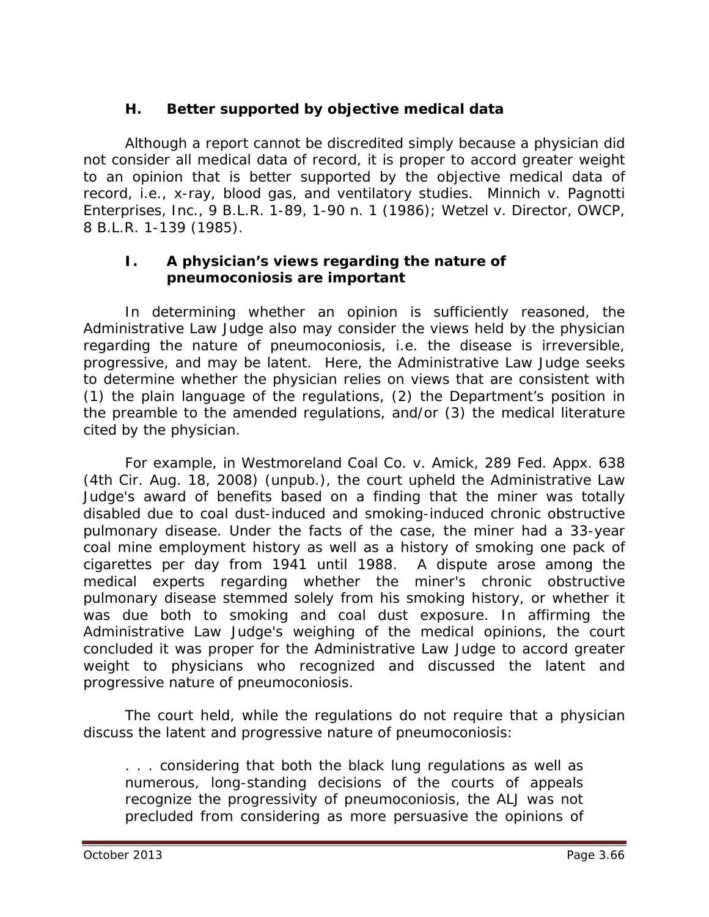### H. Better supported by objective medical data

Although a report cannot be discredited simply because a physician did not consider all medical data of record, it is proper to accord greater weight to an opinion that is better supported by the objective medical data of record, i.e., x-ray, blood gas, and ventilatory studies. *Minnich v. Pagnotti Enterprises, Inc.*, 9 B.L.R. 1-89, 1-90 n. 1 (1986); *Wetzel v. Director, OWCP*, 8 B.L.R. 1-139 (1985).

### I. A physician's views regarding the nature of pneumoconiosis are important

In determining whether an opinion is sufficiently reasoned, the Administrative Law Judge also may consider the views held by the physician regarding the nature of pneumoconiosis, i.e. the disease is irreversible, progressive, and may be latent. Here, the Administrative Law Judge seeks to determine whether the physician relies on views that are consistent with (1) the plain language of the regulations, (2) the Department's position in the preamble to the amended regulations, and/or (3) the medical literature cited by the physician.

For example, in *Westmoreland Coal Co. v. Amick*, 289 Fed. Appx. 638 (4th Cir. Aug. 18, 2008) (unpub.), the court upheld the Administrative Law Judge's award of benefits based on a finding that the miner was totally disabled due to coal dust-induced and smoking-induced chronic obstructive pulmonary disease. Under the facts of the case, the miner had a 33-year coal mine employment history as well as a history of smoking one pack of cigarettes per day from 1941 until 1988. A dispute arose among the medical experts regarding whether the miner's chronic obstructive pulmonary disease stemmed solely from his smoking history, or whether it was due both to smoking and coal dust exposure. In affirming the Administrative Law Judge's weighing of the medical opinions, the court concluded it was proper for the Administrative Law Judge to accord greater weight to physicians who recognized and discussed the latent and progressive nature of pneumoconiosis.

The court held, while the regulations do not require that a physician discuss the latent and progressive nature of pneumoconiosis:

> . . . considering that both the black lung regulations as well as numerous, long-standing decisions of the courts of appeals recognize the progressivity of pneumoconiosis, the ALJ was not precluded from considering as more persuasive the opinions of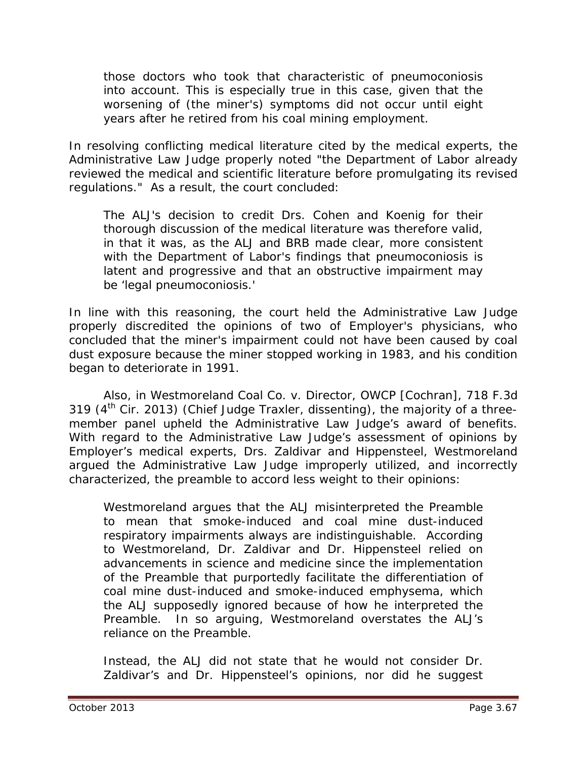> those doctors who took that characteristic of pneumoconiosis into account. This is especially true in this case, given that the worsening of (the miner's) symptoms did not occur until eight years after he retired from his coal mining employment.

In resolving conflicting medical literature cited by the medical experts, the Administrative Law Judge properly noted "the Department of Labor already reviewed the medical and scientific literature before promulgating its revised regulations." As a result, the court concluded:

> The ALJ's decision to credit Drs. Cohen and Koenig for their thorough discussion of the medical literature was therefore valid, in that it was, as the ALJ and BRB made clear, more consistent with the Department of Labor's findings that pneumoconiosis is latent and progressive and that an obstructive impairment may be 'legal pneumoconiosis.'

In line with this reasoning, the court held the Administrative Law Judge properly discredited the opinions of two of Employer's physicians, who concluded that the miner's impairment could not have been caused by coal dust exposure because the miner stopped working in 1983, and his condition began to deteriorate in 1991.

Also, in *Westmoreland Coal Co. v. Director, OWCP [Cochran]*, 718 F.3d 319 (4th Cir. 2013) (Chief Judge Traxler, dissenting), the majority of a three-member panel upheld the Administrative Law Judge's award of benefits. With regard to the Administrative Law Judge's assessment of opinions by Employer's medical experts, Drs. Zaldivar and Hippensteel, Westmoreland argued the Administrative Law Judge improperly utilized, and incorrectly characterized, the preamble to accord less weight to their opinions:

> Westmoreland argues that the ALJ misinterpreted the Preamble to mean that smoke-induced and coal mine dust-induced respiratory impairments always are indistinguishable. According to Westmoreland, Dr. Zaldivar and Dr. Hippensteel relied on advancements in science and medicine since the implementation of the Preamble that purportedly facilitate the differentiation of coal mine dust-induced and smoke-induced emphysema, which the ALJ supposedly ignored because of how he interpreted the Preamble. In so arguing, Westmoreland overstates the ALJ's reliance on the Preamble.
>
> Instead, the ALJ did not state that he would not consider Dr. Zaldivar's and Dr. Hippensteel's opinions, nor did he suggest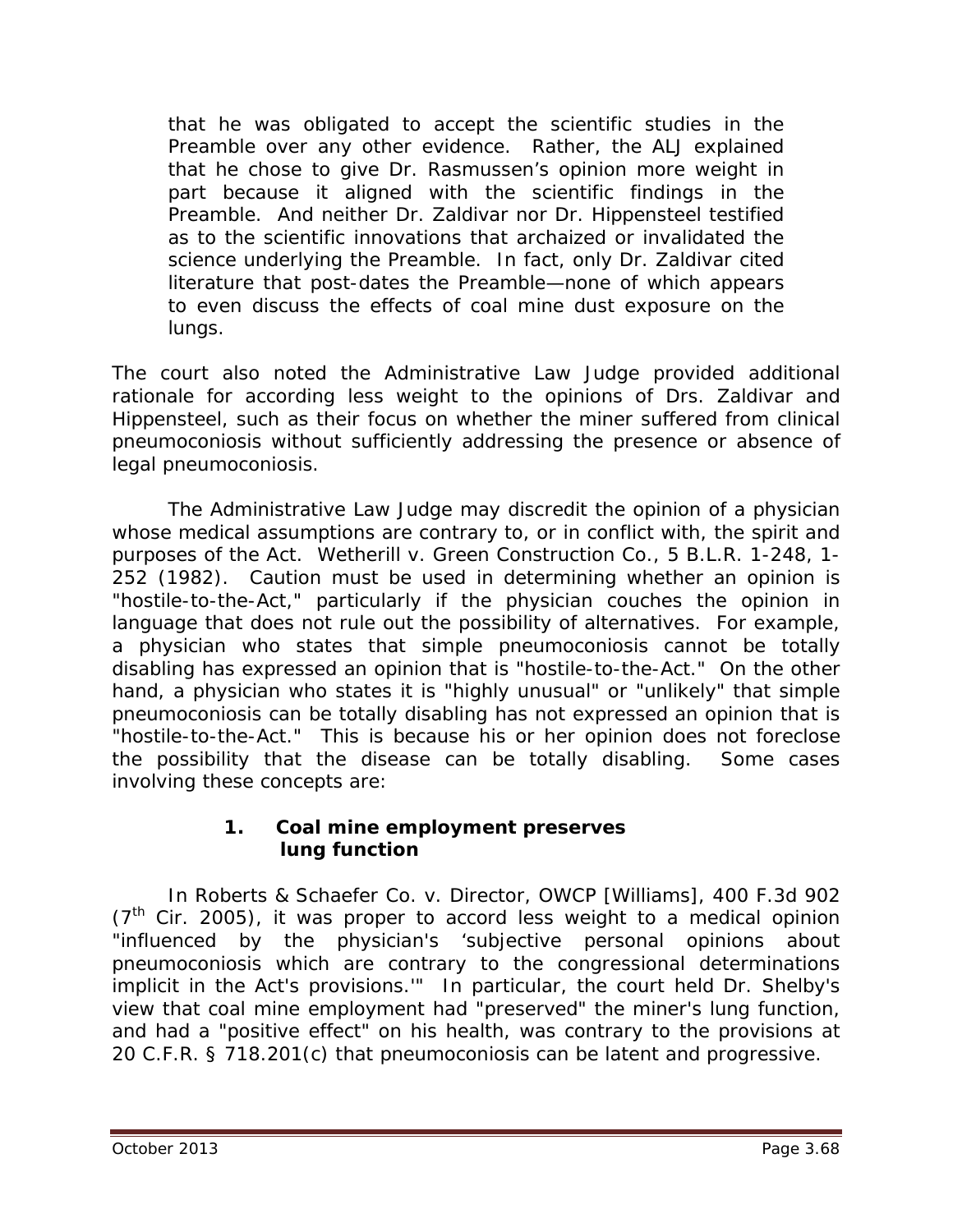> that he was obligated to accept the scientific studies in the Preamble over any other evidence. Rather, the ALJ explained that he chose to give Dr. Rasmussen's opinion more weight in part because it aligned with the scientific findings in the Preamble. And neither Dr. Zaldivar nor Dr. Hippensteel testified as to the scientific innovations that archaized or invalidated the science underlying the Preamble. In fact, only Dr. Zaldivar cited literature that post-dates the Preamble—none of which appears to even discuss the effects of coal mine dust exposure on the lungs.

The court also noted the Administrative Law Judge provided additional rationale for according less weight to the opinions of Drs. Zaldivar and Hippensteel, such as their focus on whether the miner suffered from clinical pneumoconiosis without sufficiently addressing the presence or absence of legal pneumoconiosis.

The Administrative Law Judge may discredit the opinion of a physician whose medical assumptions are contrary to, or in conflict with, the spirit and purposes of the Act. *Wetherill v. Green Construction Co.*, 5 B.L.R. 1-248, 1-252 (1982). Caution must be used in determining whether an opinion is "hostile-to-the-Act," particularly if the physician couches the opinion in language that does not rule out the possibility of alternatives. For example, a physician who states that simple pneumoconiosis cannot be totally disabling has expressed an opinion that is "hostile-to-the-Act." On the other hand, a physician who states it is "highly unusual" or "unlikely" that simple pneumoconiosis can be totally disabling has not expressed an opinion that is "hostile-to-the-Act." This is because his or her opinion does not foreclose the possibility that the disease can be totally disabling. Some cases involving these concepts are:

### 1. Coal mine employment preserves lung function

In *Roberts & Schaefer Co. v. Director, OWCP [Williams]*, 400 F.3d 902 (7th Cir. 2005), it was proper to accord less weight to a medical opinion "influenced by the physician's 'subjective personal opinions about pneumoconiosis which are contrary to the congressional determinations implicit in the Act's provisions.'" In particular, the court held Dr. Shelby's view that coal mine employment had "preserved" the miner's lung function, and had a "positive effect" on his health, was contrary to the provisions at 20 C.F.R. § 718.201(c) that pneumoconiosis can be latent and progressive.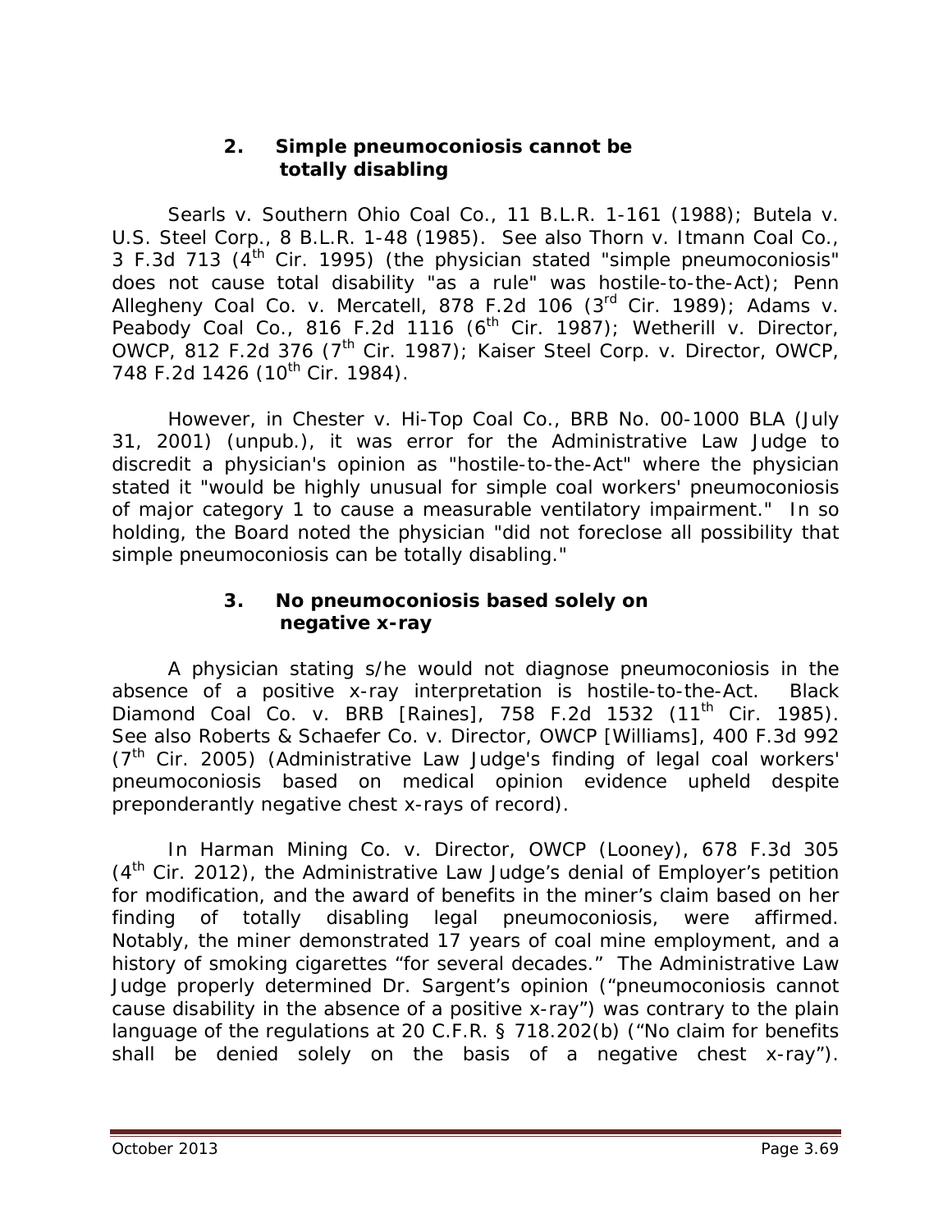### 2. Simple pneumoconiosis cannot be totally disabling

*Searls v. Southern Ohio Coal Co.*, 11 B.L.R. 1-161 (1988); *Butela v. U.S. Steel Corp.*, 8 B.L.R. 1-48 (1985). *See also Thorn v. Itmann Coal Co.*, 3 F.3d 713 (4th Cir. 1995) (the physician stated "simple pneumoconiosis" does not cause total disability "as a rule" was hostile-to-the-Act); *Penn Allegheny Coal Co. v. Mercatell*, 878 F.2d 106 (3rd Cir. 1989); *Adams v. Peabody Coal Co.*, 816 F.2d 1116 (6th Cir. 1987); *Wetherill v. Director, OWCP*, 812 F.2d 376 (7th Cir. 1987); *Kaiser Steel Corp. v. Director, OWCP*, 748 F.2d 1426 (10th Cir. 1984).

However, in *Chester v. Hi-Top Coal Co.*, BRB No. 00-1000 BLA (July 31, 2001) (unpub.), it was error for the Administrative Law Judge to discredit a physician's opinion as "hostile-to-the-Act" where the physician stated it "would be highly unusual for simple coal workers' pneumoconiosis of major category 1 to cause a measurable ventilatory impairment." In so holding, the Board noted the physician "did not foreclose all possibility that simple pneumoconiosis can be totally disabling."

### 3. No pneumoconiosis based solely on negative x-ray

A physician stating s/he would not diagnose pneumoconiosis in the absence of a positive x-ray interpretation is hostile-to-the-Act. *Black Diamond Coal Co. v. BRB [Raines]*, 758 F.2d 1532 (11th Cir. 1985). *See also Roberts & Schaefer Co. v. Director, OWCP [Williams]*, 400 F.3d 992 (7th Cir. 2005) (Administrative Law Judge's finding of legal coal workers' pneumoconiosis based on medical opinion evidence upheld despite preponderantly negative chest x-rays of record).

In *Harman Mining Co. v. Director, OWCP (Looney)*, 678 F.3d 305 (4th Cir. 2012), the Administrative Law Judge's denial of Employer's petition for modification, and the award of benefits in the miner's claim based on her finding of totally disabling legal pneumoconiosis, were affirmed. Notably, the miner demonstrated 17 years of coal mine employment, and a history of smoking cigarettes "for several decades." The Administrative Law Judge properly determined Dr. Sargent's opinion ("pneumoconiosis cannot cause disability in the absence of a positive x-ray") was contrary to the plain language of the regulations at 20 C.F.R. § 718.202(b) ("No claim for benefits shall be denied solely on the basis of a negative chest x-ray").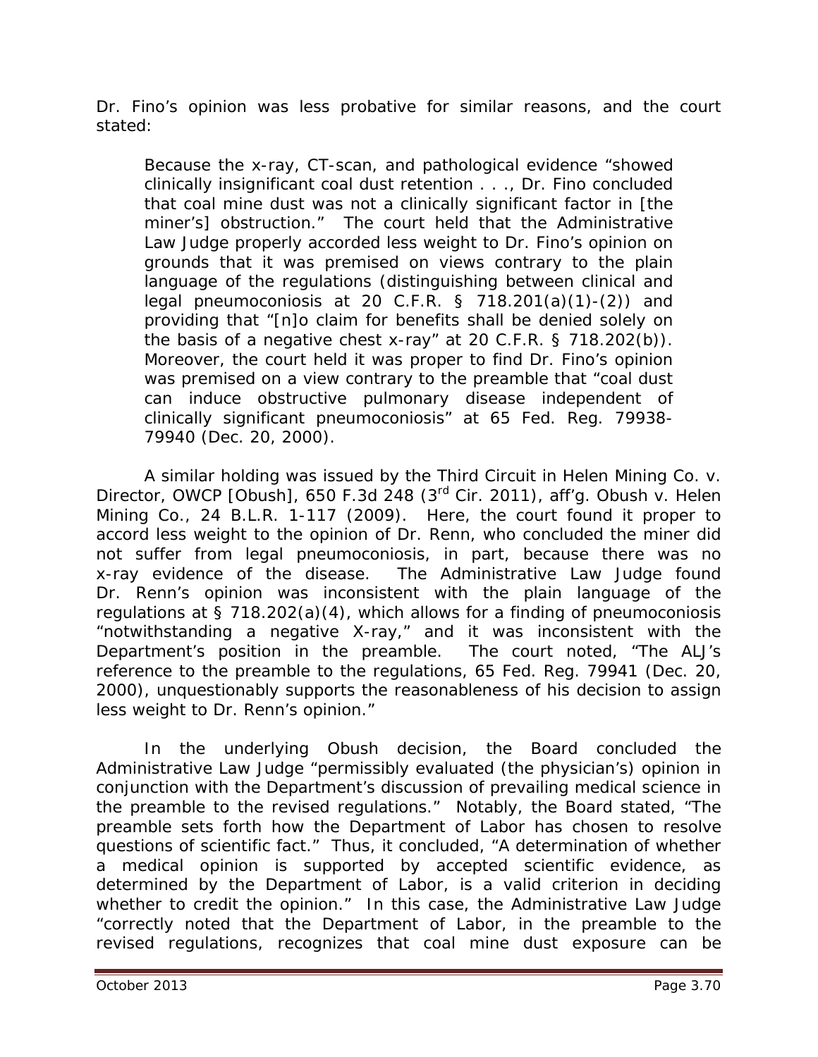Dr. Fino's opinion was less probative for similar reasons, and the court stated:

> Because the x-ray, CT-scan, and pathological evidence "showed clinically insignificant coal dust retention . . ., Dr. Fino concluded that coal mine dust was not a clinically significant factor in [the miner's] obstruction." The court held that the Administrative Law Judge properly accorded less weight to Dr. Fino's opinion on grounds that it was premised on views contrary to the plain language of the regulations (distinguishing between clinical and legal pneumoconiosis at 20 C.F.R. § 718.201(a)(1)-(2)) and providing that "[n]o claim for benefits shall be denied solely on the basis of a negative chest x-ray" at 20 C.F.R. § 718.202(b)). Moreover, the court held it was proper to find Dr. Fino's opinion was premised on a view contrary to the preamble that "coal dust can induce obstructive pulmonary disease independent of clinically significant pneumoconiosis" at 65 Fed. Reg. 79938-79940 (Dec. 20, 2000).

A similar holding was issued by the Third Circuit in *Helen Mining Co. v. Director, OWCP [Obush]*, 650 F.3d 248 (3rd Cir. 2011), *aff'g. Obush v. Helen Mining Co.*, 24 B.L.R. 1-117 (2009). Here, the court found it proper to accord less weight to the opinion of Dr. Renn, who concluded the miner did not suffer from legal pneumoconiosis, in part, because there was no x-ray evidence of the disease. The Administrative Law Judge found Dr. Renn's opinion was inconsistent with the plain language of the regulations at § 718.202(a)(4), which allows for a finding of pneumoconiosis "notwithstanding a negative X-ray," and it was inconsistent with the Department's position in the preamble. The court noted, "The ALJ's reference to the preamble to the regulations, 65 Fed. Reg. 79941 (Dec. 20, 2000), unquestionably supports the reasonableness of his decision to assign less weight to Dr. Renn's opinion."

In the underlying *Obush* decision, the Board concluded the Administrative Law Judge "permissibly evaluated (the physician's) opinion in conjunction with the Department's discussion of prevailing medical science in the preamble to the revised regulations." Notably, the Board stated, "The preamble sets forth how the Department of Labor has chosen to resolve questions of scientific fact." Thus, it concluded, "A determination of whether a medical opinion is supported by accepted scientific evidence, as determined by the Department of Labor, is a valid criterion in deciding whether to credit the opinion." In this case, the Administrative Law Judge "correctly noted that the Department of Labor, in the preamble to the revised regulations, recognizes that coal mine dust exposure can be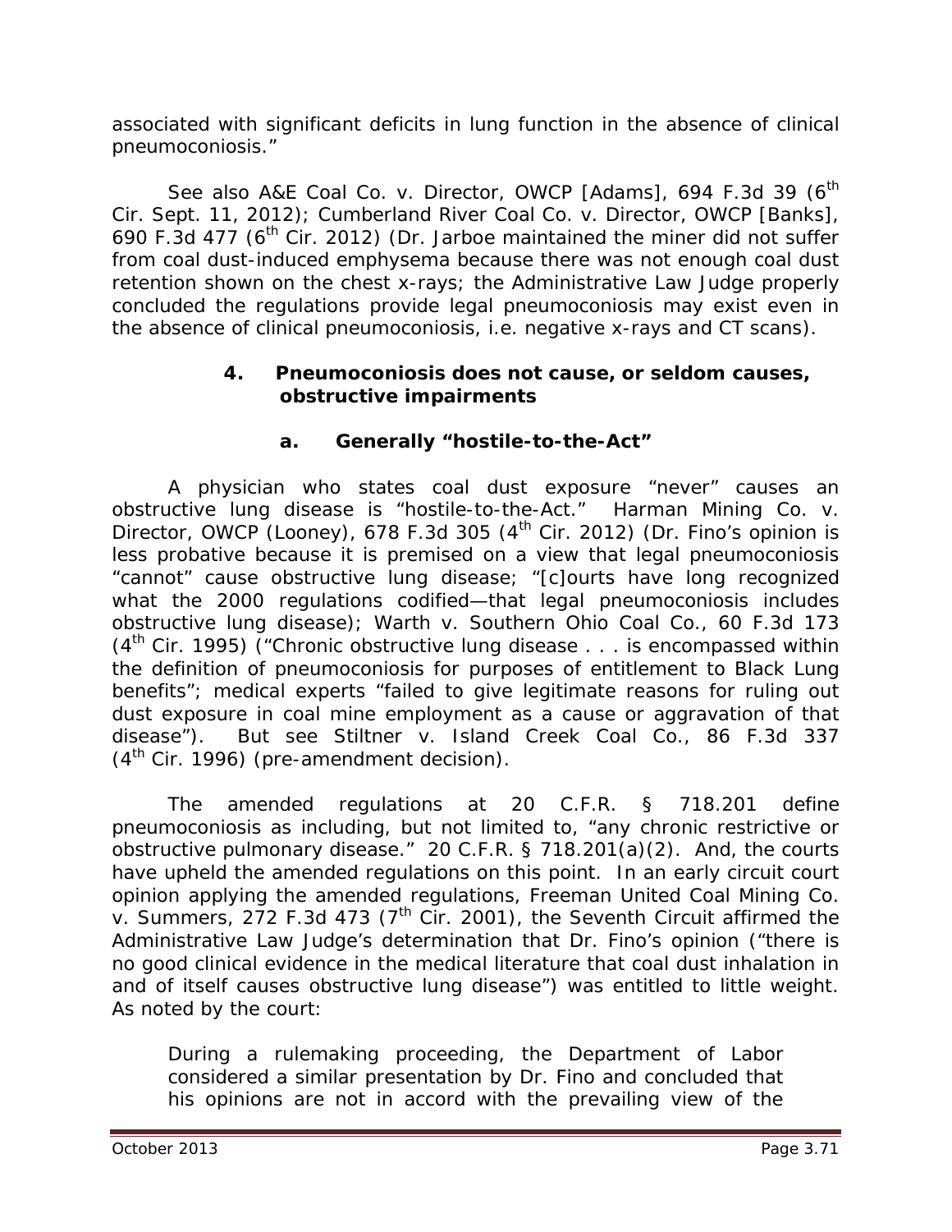associated with significant deficits in lung function in the absence of clinical pneumoconiosis."

*See also* *A&E Coal Co. v. Director, OWCP [Adams]*, 694 F.3d 39 (6th Cir. Sept. 11, 2012); *Cumberland River Coal Co. v. Director, OWCP [Banks]*, 690 F.3d 477 (6th Cir. 2012) (Dr. Jarboe maintained the miner did not suffer from coal dust-induced emphysema because there was not enough coal dust retention shown on the chest x-rays; the Administrative Law Judge properly concluded the regulations provide legal pneumoconiosis may exist even in the absence of clinical pneumoconiosis, *i.e.* negative x-rays and CT scans).

### 4. Pneumoconiosis does not cause, or seldom causes, obstructive impairments

#### a. Generally "hostile-to-the-Act"

A physician who states coal dust exposure "never" causes an obstructive lung disease is "hostile-to-the-Act." *Harman Mining Co. v. Director, OWCP (Looney)*, 678 F.3d 305 (4th Cir. 2012) (Dr. Fino's opinion is less probative because it is premised on a view that legal pneumoconiosis "cannot" cause obstructive lung disease; "[c]ourts have long recognized what the 2000 regulations codified—that legal pneumoconiosis includes obstructive lung disease); *Warth v. Southern Ohio Coal Co.*, 60 F.3d 173 (4th Cir. 1995) ("Chronic obstructive lung disease . . . is encompassed within the definition of pneumoconiosis for purposes of entitlement to Black Lung benefits"; medical experts "failed to give legitimate reasons for ruling out dust exposure in coal mine employment as a cause or aggravation of that disease"). *But see* *Stiltner v. Island Creek Coal Co.*, 86 F.3d 337 (4th Cir. 1996) (pre-amendment decision).

The amended regulations at 20 C.F.R. § 718.201 define pneumoconiosis as including, but not limited to, "any chronic restrictive or obstructive pulmonary disease." 20 C.F.R. § 718.201(a)(2). And, the courts have upheld the amended regulations on this point. In an early circuit court opinion applying the amended regulations, *Freeman United Coal Mining Co. v. Summers*, 272 F.3d 473 (7th Cir. 2001), the Seventh Circuit affirmed the Administrative Law Judge's determination that Dr. Fino's opinion ("there is no good clinical evidence in the medical literature that coal dust inhalation in and of itself causes obstructive lung disease") was entitled to little weight. As noted by the court:

> During a rulemaking proceeding, the Department of Labor considered a similar presentation by Dr. Fino and concluded that his opinions are not in accord with the prevailing view of the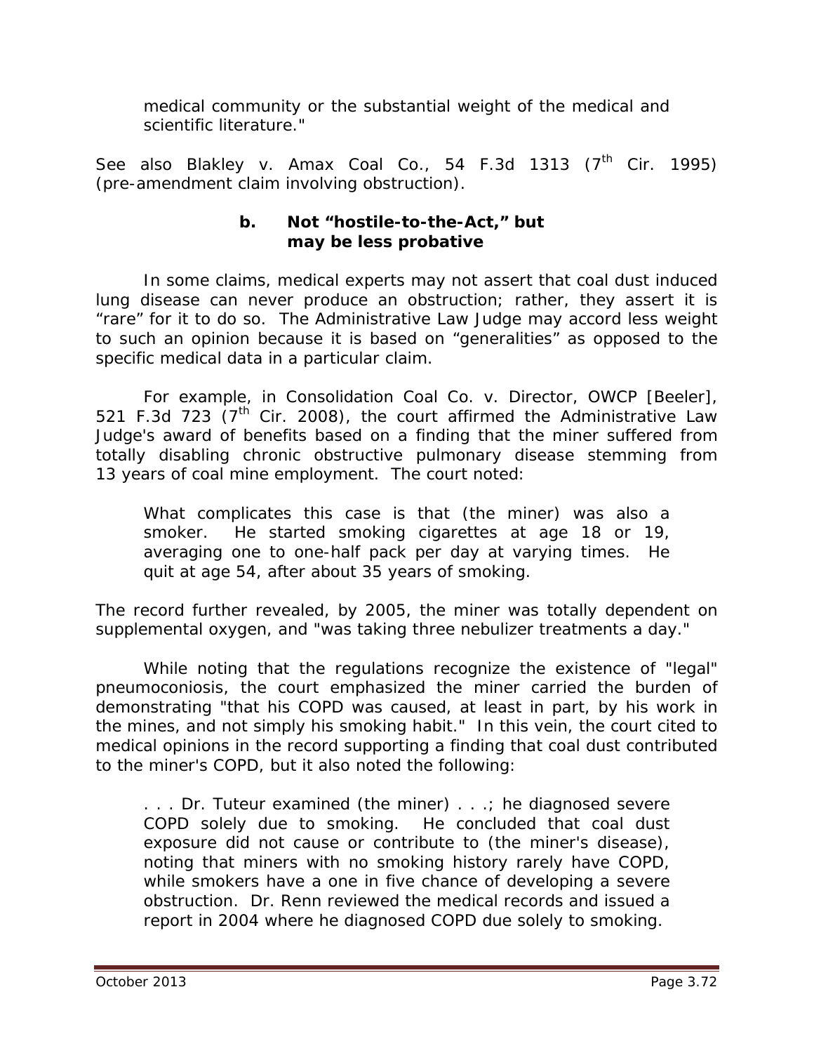medical community or the substantial weight of the medical and scientific literature."

*See also Blakley v. Amax Coal Co.*, 54 F.3d 1313 (7th Cir. 1995) (pre-amendment claim involving obstruction).

### b. Not "hostile-to-the-Act," but may be less probative

In some claims, medical experts may not assert that coal dust induced lung disease can never produce an obstruction; rather, they assert it is "rare" for it to do so. The Administrative Law Judge may accord less weight to such an opinion because it is based on "generalities" as opposed to the specific medical data in a particular claim.

For example, in *Consolidation Coal Co. v. Director, OWCP [Beeler]*, 521 F.3d 723 (7th Cir. 2008), the court affirmed the Administrative Law Judge's award of benefits based on a finding that the miner suffered from totally disabling chronic obstructive pulmonary disease stemming from 13 years of coal mine employment. The court noted:

> What complicates this case is that (the miner) was also a smoker. He started smoking cigarettes at age 18 or 19, averaging one to one-half pack per day at varying times. He quit at age 54, after about 35 years of smoking.

The record further revealed, by 2005, the miner was totally dependent on supplemental oxygen, and "was taking three nebulizer treatments a day."

While noting that the regulations recognize the existence of "legal" pneumoconiosis, the court emphasized the miner carried the burden of demonstrating "that his COPD was caused, at least in part, by his work in the mines, and not simply his smoking habit." In this vein, the court cited to medical opinions in the record supporting a finding that coal dust contributed to the miner's COPD, but it also noted the following:

> . . . Dr. Tuteur examined (the miner) . . .; he diagnosed severe COPD solely due to smoking. He concluded that coal dust exposure did not cause or contribute to (the miner's disease), noting that miners with no smoking history rarely have COPD, while smokers have a one in five chance of developing a severe obstruction. Dr. Renn reviewed the medical records and issued a report in 2004 where he diagnosed COPD due solely to smoking.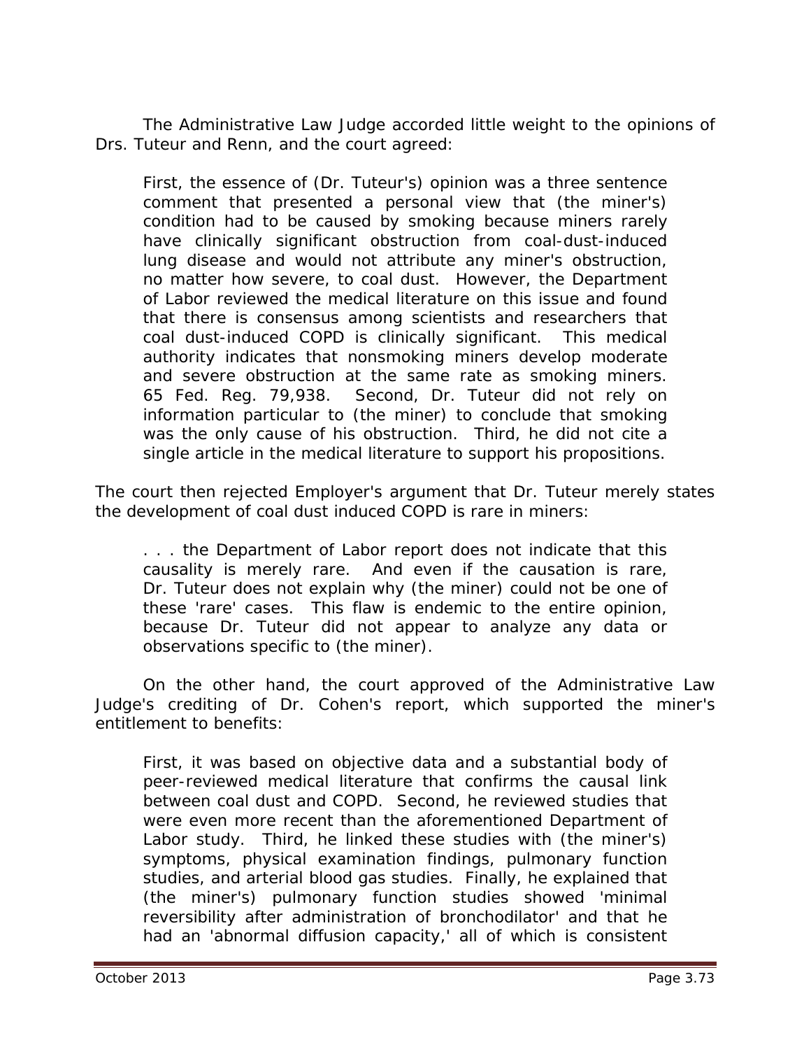The Administrative Law Judge accorded little weight to the opinions of Drs. Tuteur and Renn, and the court agreed:

> First, the essence of (Dr. Tuteur's) opinion was a three sentence comment that presented a personal view that (the miner's) condition had to be caused by smoking because miners rarely have clinically significant obstruction from coal-dust-induced lung disease and would not attribute any miner's obstruction, no matter how severe, to coal dust. However, the Department of Labor reviewed the medical literature on this issue and found that there is consensus among scientists and researchers that coal dust-induced COPD is clinically significant. This medical authority indicates that nonsmoking miners develop moderate and severe obstruction at the same rate as smoking miners. 65 Fed. Reg. 79,938. Second, Dr. Tuteur did not rely on information particular to (the miner) to conclude that smoking was the only cause of his obstruction. Third, he did not cite a single article in the medical literature to support his propositions.

The court then rejected Employer's argument that Dr. Tuteur merely states the development of coal dust induced COPD is rare in miners:

> . . . the Department of Labor report does not indicate that this causality is merely rare. And even if the causation is rare, Dr. Tuteur does not explain why (the miner) could not be one of these 'rare' cases. This flaw is endemic to the entire opinion, because Dr. Tuteur did not appear to analyze any data or observations specific to (the miner).

On the other hand, the court approved of the Administrative Law Judge's crediting of Dr. Cohen's report, which supported the miner's entitlement to benefits:

> First, it was based on objective data and a substantial body of peer-reviewed medical literature that confirms the causal link between coal dust and COPD. Second, he reviewed studies that were even more recent than the aforementioned Department of Labor study. Third, he linked these studies with (the miner's) symptoms, physical examination findings, pulmonary function studies, and arterial blood gas studies. Finally, he explained that (the miner's) pulmonary function studies showed 'minimal reversibility after administration of bronchodilator' and that he had an 'abnormal diffusion capacity,' all of which is consistent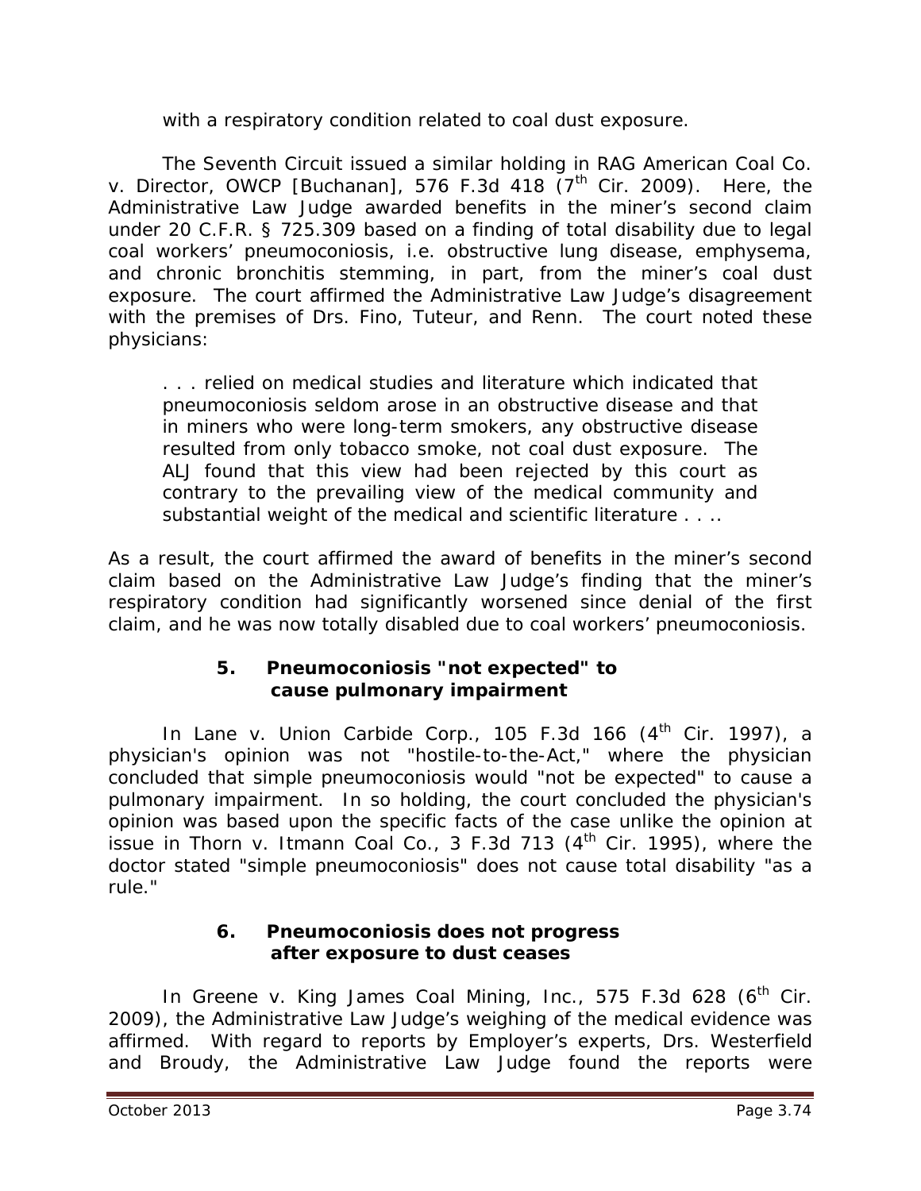with a respiratory condition related to coal dust exposure.

The Seventh Circuit issued a similar holding in *RAG American Coal Co. v. Director, OWCP [Buchanan]*, 576 F.3d 418 (7th Cir. 2009). Here, the Administrative Law Judge awarded benefits in the miner's second claim under 20 C.F.R. § 725.309 based on a finding of total disability due to legal coal workers' pneumoconiosis, *i.e.* obstructive lung disease, emphysema, and chronic bronchitis stemming, in part, from the miner's coal dust exposure. The court affirmed the Administrative Law Judge's disagreement with the premises of Drs. Fino, Tuteur, and Renn. The court noted these physicians:

> . . . relied on medical studies and literature which indicated that pneumoconiosis seldom arose in an obstructive disease and that in miners who were long-term smokers, any obstructive disease resulted from only tobacco smoke, not coal dust exposure. The ALJ found that this view had been rejected by this court as contrary to the prevailing view of the medical community and substantial weight of the medical and scientific literature . . ..

As a result, the court affirmed the award of benefits in the miner's second claim based on the Administrative Law Judge's finding that the miner's respiratory condition had significantly worsened since denial of the first claim, and he was now totally disabled due to coal workers' pneumoconiosis.

### 5. Pneumoconiosis "not expected" to cause pulmonary impairment

In *Lane v. Union Carbide Corp.*, 105 F.3d 166 (4th Cir. 1997), a physician's opinion was not "hostile-to-the-Act," where the physician concluded that simple pneumoconiosis would "not be expected" to cause a pulmonary impairment. In so holding, the court concluded the physician's opinion was based upon the specific facts of the case unlike the opinion at issue in *Thorn v. Itmann Coal Co.*, 3 F.3d 713 (4th Cir. 1995), where the doctor stated "simple pneumoconiosis" does not cause total disability "as a rule."

### 6. Pneumoconiosis does not progress after exposure to dust ceases

In *Greene v. King James Coal Mining, Inc.*, 575 F.3d 628 (6th Cir. 2009), the Administrative Law Judge's weighing of the medical evidence was affirmed. With regard to reports by Employer's experts, Drs. Westerfield and Broudy, the Administrative Law Judge found the reports were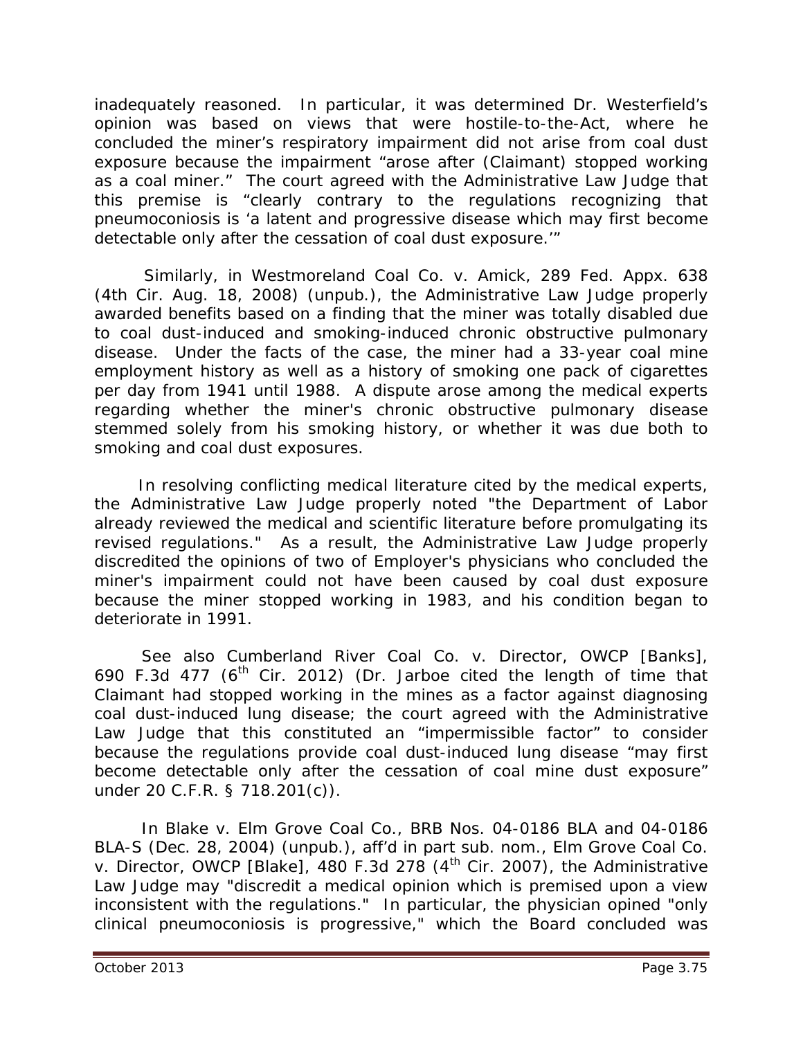inadequately reasoned. In particular, it was determined Dr. Westerfield's opinion was based on views that were hostile-to-the-Act, where he concluded the miner's respiratory impairment did not arise from coal dust exposure because the impairment "arose after (Claimant) stopped working as a coal miner." The court agreed with the Administrative Law Judge that this premise is "clearly contrary to the regulations recognizing that pneumoconiosis is 'a latent and progressive disease which may first become detectable only after the cessation of coal dust exposure.'"

Similarly, in *Westmoreland Coal Co. v. Amick*, 289 Fed. Appx. 638 (4th Cir. Aug. 18, 2008) (unpub.), the Administrative Law Judge properly awarded benefits based on a finding that the miner was totally disabled due to coal dust-induced and smoking-induced chronic obstructive pulmonary disease. Under the facts of the case, the miner had a 33-year coal mine employment history as well as a history of smoking one pack of cigarettes per day from 1941 until 1988. A dispute arose among the medical experts regarding whether the miner's chronic obstructive pulmonary disease stemmed solely from his smoking history, or whether it was due both to smoking and coal dust exposures.

In resolving conflicting medical literature cited by the medical experts, the Administrative Law Judge properly noted "the Department of Labor already reviewed the medical and scientific literature before promulgating its revised regulations." As a result, the Administrative Law Judge properly discredited the opinions of two of Employer's physicians who concluded the miner's impairment could not have been caused by coal dust exposure because the miner stopped working in 1983, and his condition began to deteriorate in 1991.

*See also Cumberland River Coal Co. v. Director, OWCP [Banks]*, 690 F.3d 477 (6th Cir. 2012) (Dr. Jarboe cited the length of time that Claimant had stopped working in the mines as a factor against diagnosing coal dust-induced lung disease; the court agreed with the Administrative Law Judge that this constituted an "impermissible factor" to consider because the regulations provide coal dust-induced lung disease "may first become detectable only after the cessation of coal mine dust exposure" under 20 C.F.R. § 718.201(c)).

In *Blake v. Elm Grove Coal Co.*, BRB Nos. 04-0186 BLA and 04-0186 BLA-S (Dec. 28, 2004) (unpub.), *aff'd in part sub. nom., Elm Grove Coal Co. v. Director, OWCP [Blake]*, 480 F.3d 278 (4th Cir. 2007), the Administrative Law Judge may "discredit a medical opinion which is premised upon a view inconsistent with the regulations." In particular, the physician opined "only clinical pneumoconiosis is progressive," which the Board concluded was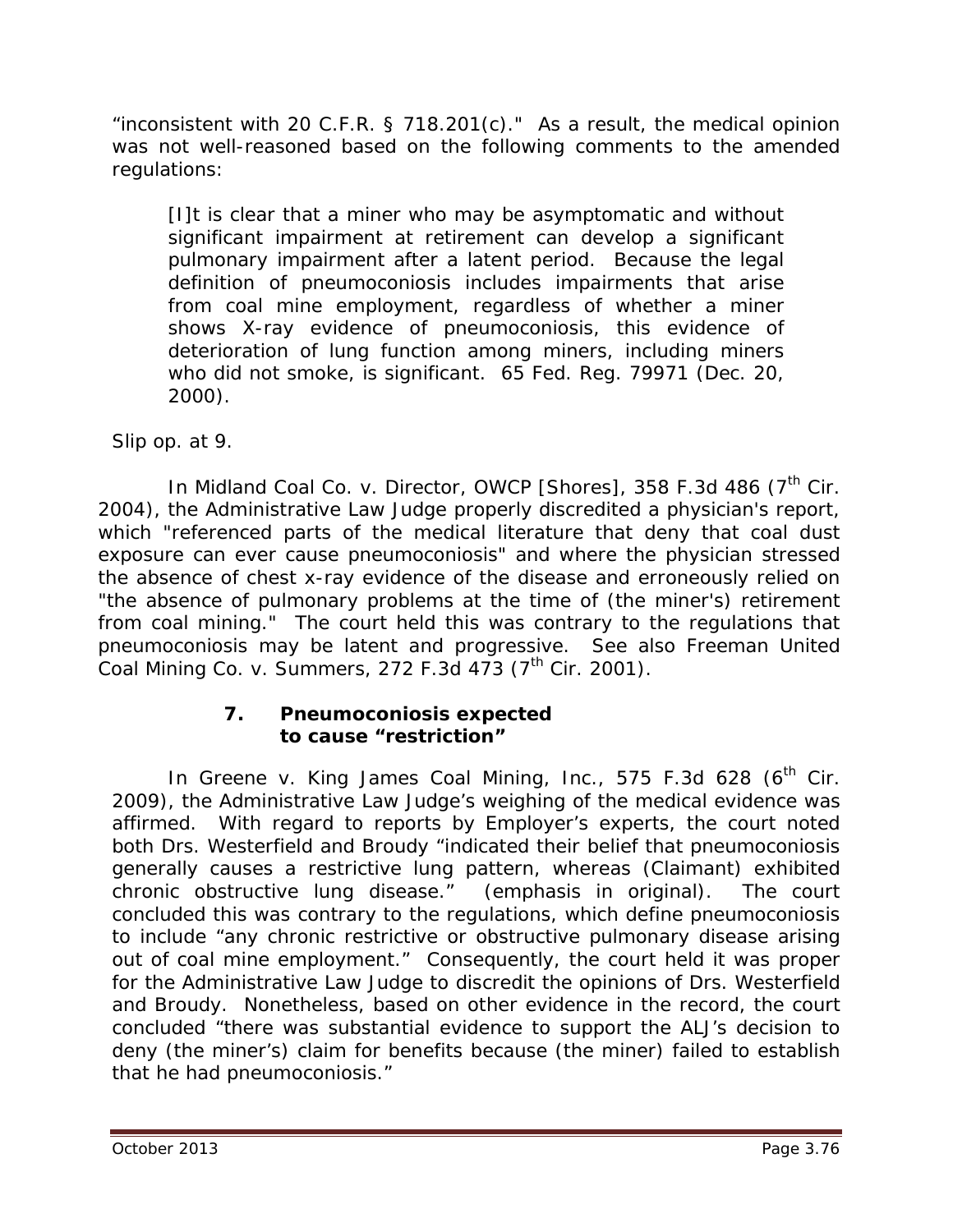"inconsistent with 20 C.F.R. § 718.201(c)." As a result, the medical opinion was not well-reasoned based on the following comments to the amended regulations:

> [I]t is clear that a miner who may be asymptomatic and without significant impairment at retirement can develop a significant pulmonary impairment after a latent period. Because the legal definition of pneumoconiosis includes impairments that arise from coal mine employment, regardless of whether a miner shows X-ray evidence of pneumoconiosis, this evidence of deterioration of lung function among miners, including miners who did not smoke, is significant. 65 Fed. Reg. 79971 (Dec. 20, 2000).

*Slip op.* at 9.

In *Midland Coal Co. v. Director, OWCP [Shores]*, 358 F.3d 486 (7th Cir. 2004), the Administrative Law Judge properly discredited a physician's report, which "referenced parts of the medical literature that deny that coal dust exposure can ever cause pneumoconiosis" and where the physician stressed the absence of chest x-ray evidence of the disease and erroneously relied on "the absence of pulmonary problems at the time of (the miner's) retirement from coal mining." The court held this was contrary to the regulations that pneumoconiosis may be latent and progressive. *See also Freeman United Coal Mining Co. v. Summers*, 272 F.3d 473 (7th Cir. 2001).

### 7. Pneumoconiosis expected to cause "restriction"

In *Greene v. King James Coal Mining, Inc.*, 575 F.3d 628 (6th Cir. 2009), the Administrative Law Judge's weighing of the medical evidence was affirmed. With regard to reports by Employer's experts, the court noted both Drs. Westerfield and Broudy "indicated their belief that pneumoconiosis generally causes a *restrictive* lung pattern, whereas (Claimant) exhibited chronic *obstructive* lung disease." (emphasis in original). The court concluded this was contrary to the regulations, which define pneumoconiosis to include "any chronic restrictive or obstructive pulmonary disease arising out of coal mine employment." Consequently, the court held it was proper for the Administrative Law Judge to discredit the opinions of Drs. Westerfield and Broudy. Nonetheless, based on other evidence in the record, the court concluded "there was substantial evidence to support the ALJ's decision to deny (the miner's) claim for benefits because (the miner) failed to establish that he had pneumoconiosis."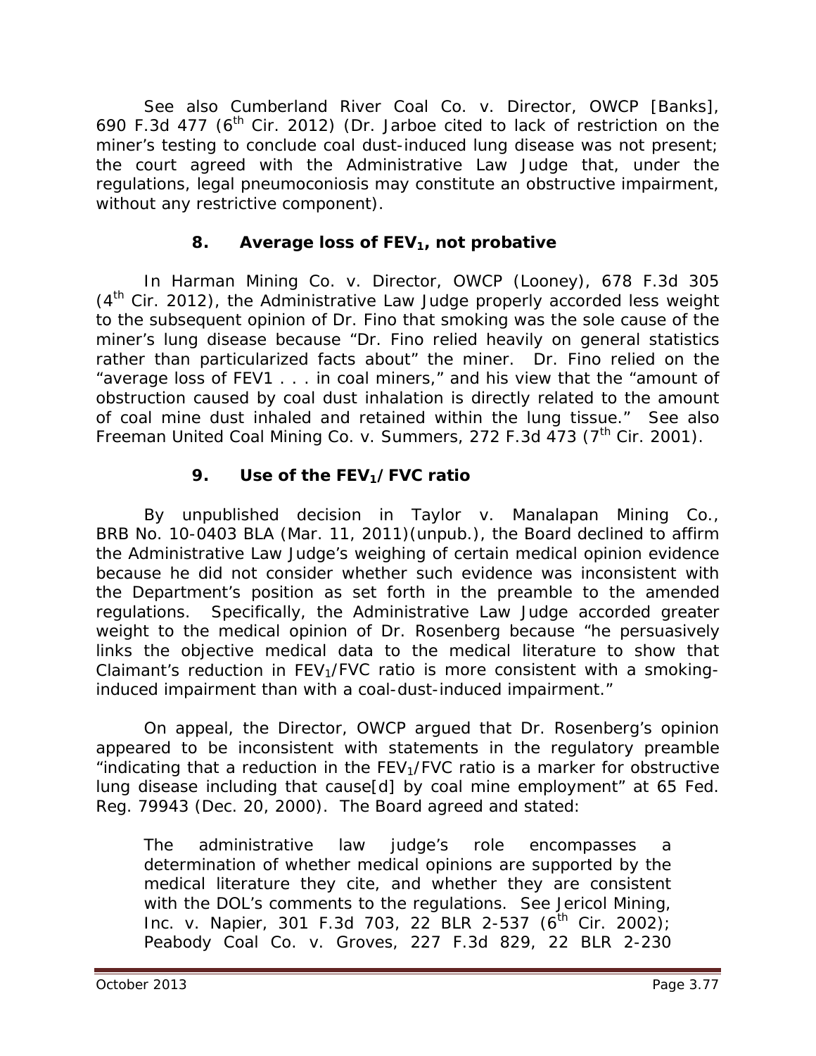See also *Cumberland River Coal Co. v. Director, OWCP [Banks]*, 690 F.3d 477 (6th Cir. 2012) (Dr. Jarboe cited to lack of restriction on the miner's testing to conclude coal dust-induced lung disease was not present; the court agreed with the Administrative Law Judge that, under the regulations, legal pneumoconiosis may constitute an obstructive impairment, without any restrictive component).

### 8. Average loss of $FEV_1$, not probative

In *Harman Mining Co. v. Director, OWCP (Looney)*, 678 F.3d 305 (4th Cir. 2012), the Administrative Law Judge properly accorded less weight to the subsequent opinion of Dr. Fino that smoking was the sole cause of the miner's lung disease because "Dr. Fino relied heavily on general statistics rather than particularized facts about" the miner. Dr. Fino relied on the "average loss of FEV1 . . . in coal miners," and his view that the "amount of obstruction caused by coal dust inhalation is directly related to the amount of coal mine dust inhaled and retained within the lung tissue." See also *Freeman United Coal Mining Co. v. Summers*, 272 F.3d 473 (7th Cir. 2001).

### 9. Use of the $FEV_1$/FVC ratio

By unpublished decision in *Taylor v. Manalapan Mining Co.*, BRB No. 10-0403 BLA (Mar. 11, 2011)(unpub.), the Board declined to affirm the Administrative Law Judge's weighing of certain medical opinion evidence because he did not consider whether such evidence was inconsistent with the Department's position as set forth in the preamble to the amended regulations. Specifically, the Administrative Law Judge accorded greater weight to the medical opinion of Dr. Rosenberg because "he persuasively links the objective medical data to the medical literature to show that Claimant's reduction in $FEV_1$/FVC ratio is more consistent with a smoking-induced impairment than with a coal-dust-induced impairment."

On appeal, the Director, OWCP argued that Dr. Rosenberg's opinion appeared to be inconsistent with statements in the regulatory preamble "indicating that a reduction in the $FEV_1$/FVC ratio is a marker for obstructive lung disease including that cause[d] by coal mine employment" at 65 Fed. Reg. 79943 (Dec. 20, 2000). The Board agreed and stated:

> The administrative law judge's role encompasses a determination of whether medical opinions are supported by the medical literature they cite, and whether they are consistent with the DOL's comments to the regulations. See *Jericol Mining, Inc. v. Napier*, 301 F.3d 703, 22 BLR 2-537 (6th Cir. 2002); *Peabody Coal Co. v. Groves*, 227 F.3d 829, 22 BLR 2-230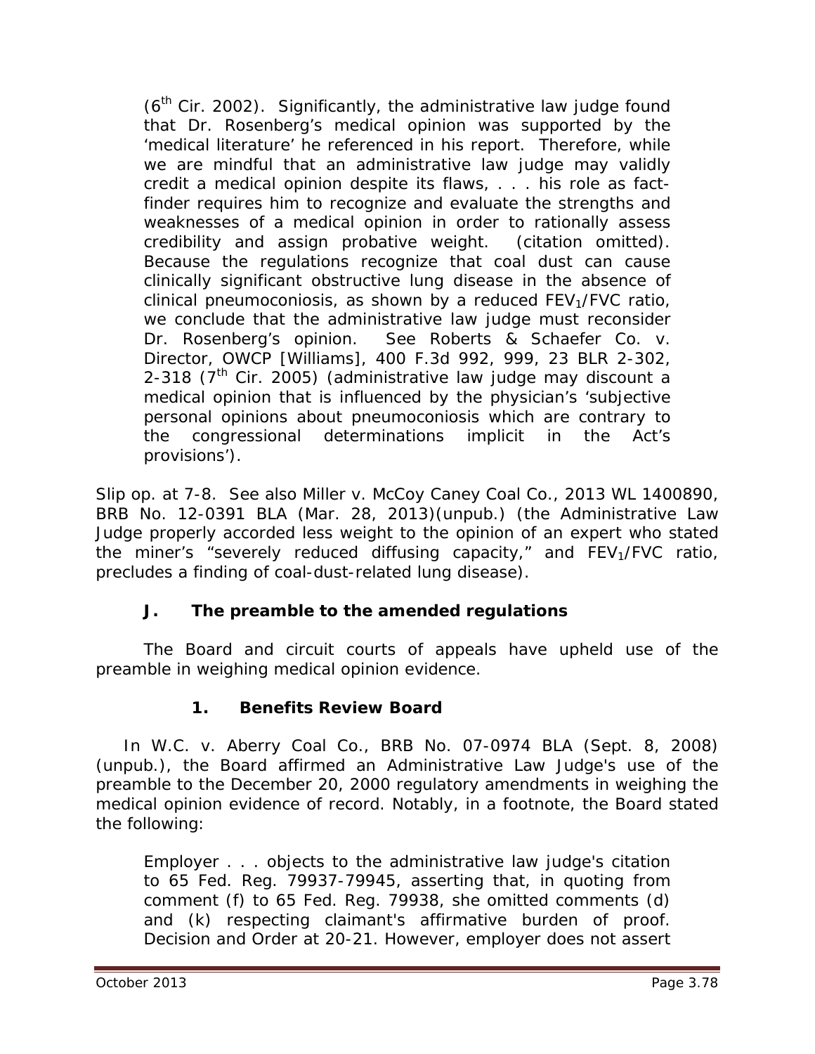> ($6^{th}$ Cir. 2002). Significantly, the administrative law judge found that Dr. Rosenberg's medical opinion was supported by the 'medical literature' he referenced in his report. Therefore, while we are mindful that an administrative law judge may validly credit a medical opinion despite its flaws, . . . his role as fact-finder requires him to recognize and evaluate the strengths and weaknesses of a medical opinion in order to rationally assess credibility and assign probative weight. (citation omitted). Because the regulations recognize that coal dust can cause clinically significant obstructive lung disease in the absence of clinical pneumoconiosis, as shown by a reduced $FEV_1/FVC$ ratio, we conclude that the administrative law judge must reconsider Dr. Rosenberg's opinion. *See Roberts & Schaefer Co. v. Director, OWCP [Williams]*, 400 F.3d 992, 999, 23 BLR 2-302, 2-318 ($7^{th}$ Cir. 2005) (administrative law judge may discount a medical opinion that is influenced by the physician's 'subjective personal opinions about pneumoconiosis which are contrary to the congressional determinations implicit in the Act's provisions').

*Slip op.* at 7-8. *See also Miller v. McCoy Caney Coal Co.*, 2013 WL 1400890, BRB No. 12-0391 BLA (Mar. 28, 2013)(unpub.) (the Administrative Law Judge properly accorded less weight to the opinion of an expert who stated the miner's "severely reduced diffusing capacity," and $FEV_1/FVC$ ratio, precludes a finding of coal-dust-related lung disease).

### J. The preamble to the amended regulations

The Board and circuit courts of appeals have upheld use of the preamble in weighing medical opinion evidence.

#### 1. Benefits Review Board

In *W.C. v. Aberry Coal Co.*, BRB No. 07-0974 BLA (Sept. 8, 2008) (unpub.), the Board affirmed an Administrative Law Judge's use of the preamble to the December 20, 2000 regulatory amendments in weighing the medical opinion evidence of record. Notably, in a footnote, the Board stated the following:

> Employer . . . objects to the administrative law judge's citation to 65 Fed. Reg. 79937-79945, asserting that, in quoting from comment (f) to 65 Fed. Reg. 79938, she omitted comments (d) and (k) respecting claimant's affirmative burden of proof. Decision and Order at 20-21. However, employer does not assert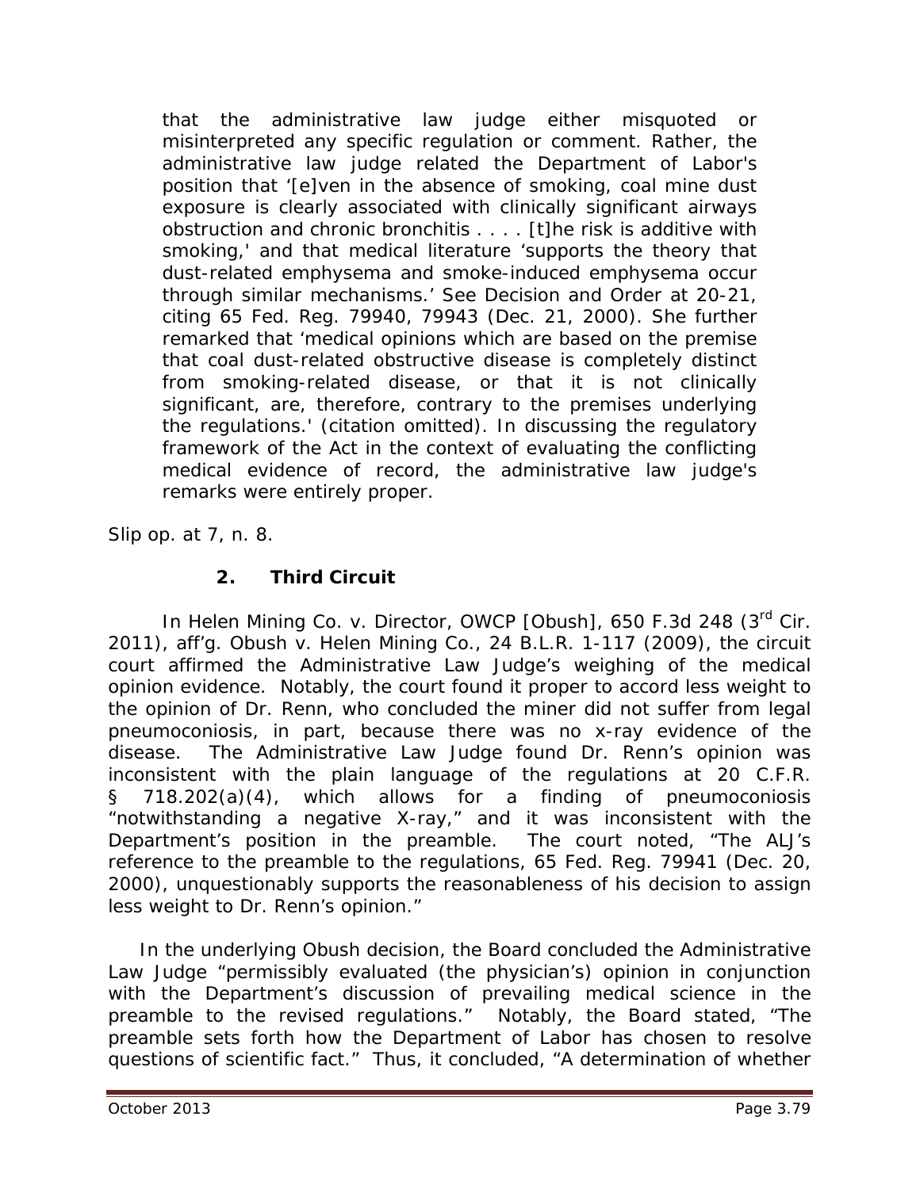> that the administrative law judge either misquoted or misinterpreted any specific regulation or comment. Rather, the administrative law judge related the Department of Labor's position that '[e]ven in the absence of smoking, coal mine dust exposure is clearly associated with clinically significant airways obstruction and chronic bronchitis . . . . [t]he risk is additive with smoking,' and that medical literature 'supports the theory that dust-related emphysema and smoke-induced emphysema occur through similar mechanisms.' See Decision and Order at 20-21, citing 65 Fed. Reg. 79940, 79943 (Dec. 21, 2000). She further remarked that 'medical opinions which are based on the premise that coal dust-related obstructive disease is completely distinct from smoking-related disease, or that it is not clinically significant, are, therefore, contrary to the premises underlying the regulations.' (citation omitted). In discussing the regulatory framework of the Act in the context of evaluating the conflicting medical evidence of record, the administrative law judge's remarks were entirely proper.

Slip op. at 7, n. 8.

### 2. Third Circuit

In *Helen Mining Co. v. Director, OWCP [Obush]*, 650 F.3d 248 (3rd Cir. 2011), *aff'g. Obush v. Helen Mining Co.*, 24 B.L.R. 1-117 (2009), the circuit court affirmed the Administrative Law Judge's weighing of the medical opinion evidence. Notably, the court found it proper to accord less weight to the opinion of Dr. Renn, who concluded the miner did not suffer from legal pneumoconiosis, in part, because there was no x-ray evidence of the disease. The Administrative Law Judge found Dr. Renn's opinion was inconsistent with the plain language of the regulations at 20 C.F.R. § 718.202(a)(4), which allows for a finding of pneumoconiosis "notwithstanding a negative X-ray," and it was inconsistent with the Department's position in the preamble. The court noted, "The ALJ's reference to the preamble to the regulations, 65 Fed. Reg. 79941 (Dec. 20, 2000), unquestionably supports the reasonableness of his decision to assign less weight to Dr. Renn's opinion."

In the underlying *Obush* decision, the Board concluded the Administrative Law Judge "permissibly evaluated (the physician's) opinion in conjunction with the Department's discussion of prevailing medical science in the preamble to the revised regulations." Notably, the Board stated, "The preamble sets forth how the Department of Labor has chosen to resolve questions of scientific fact." Thus, it concluded, "A determination of whether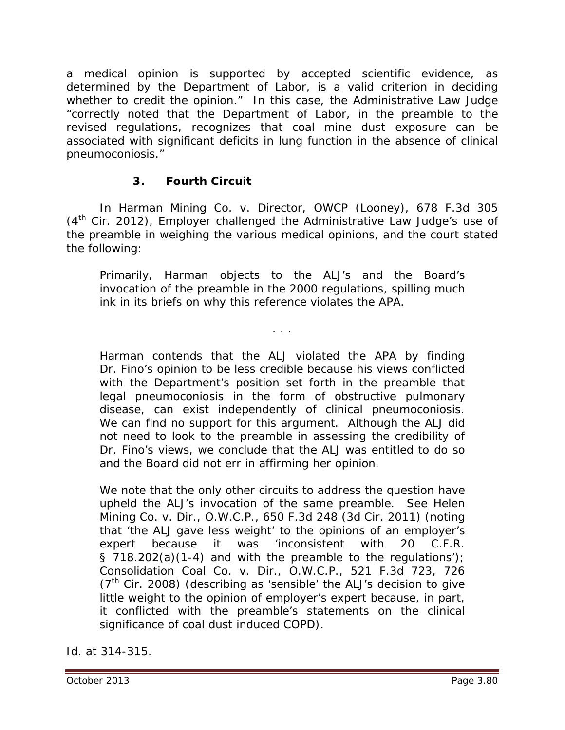a medical opinion is supported by accepted scientific evidence, as determined by the Department of Labor, is a valid criterion in deciding whether to credit the opinion." In this case, the Administrative Law Judge "correctly noted that the Department of Labor, in the preamble to the revised regulations, recognizes that coal mine dust exposure can be associated with significant deficits in lung function in the absence of clinical pneumoconiosis."

### 3. Fourth Circuit

In *Harman Mining Co. v. Director, OWCP (Looney)*, 678 F.3d 305 (4th Cir. 2012), Employer challenged the Administrative Law Judge's use of the preamble in weighing the various medical opinions, and the court stated the following:

> Primarily, Harman objects to the ALJ's and the Board's invocation of the preamble in the 2000 regulations, spilling much ink in its briefs on why this reference violates the APA.
>
> . . .
>
> Harman contends that the ALJ violated the APA by finding Dr. Fino's opinion to be less credible because his views conflicted with the Department's position set forth in the preamble that legal pneumoconiosis in the form of obstructive pulmonary disease, can exist independently of clinical pneumoconiosis. We can find no support for this argument. Although the ALJ did not need to look to the preamble in assessing the credibility of Dr. Fino's views, we conclude that the ALJ was entitled to do so and the Board did not err in affirming her opinion.
>
> We note that the only other circuits to address the question have upheld the ALJ's invocation of the same preamble. *See Helen Mining Co. v. Dir., O.W.C.P.*, 650 F.3d 248 (3d Cir. 2011) (noting that 'the ALJ gave less weight' to the opinions of an employer's expert because it was 'inconsistent with 20 C.F.R. § 718.202(a)(1-4) and with the preamble to the regulations'); *Consolidation Coal Co. v. Dir., O.W.C.P.*, 521 F.3d 723, 726 (7th Cir. 2008) (describing as 'sensible' the ALJ's decision to give little weight to the opinion of employer's expert because, in part, it conflicted with the preamble's statements on the clinical significance of coal dust induced COPD).

*Id.* at 314-315.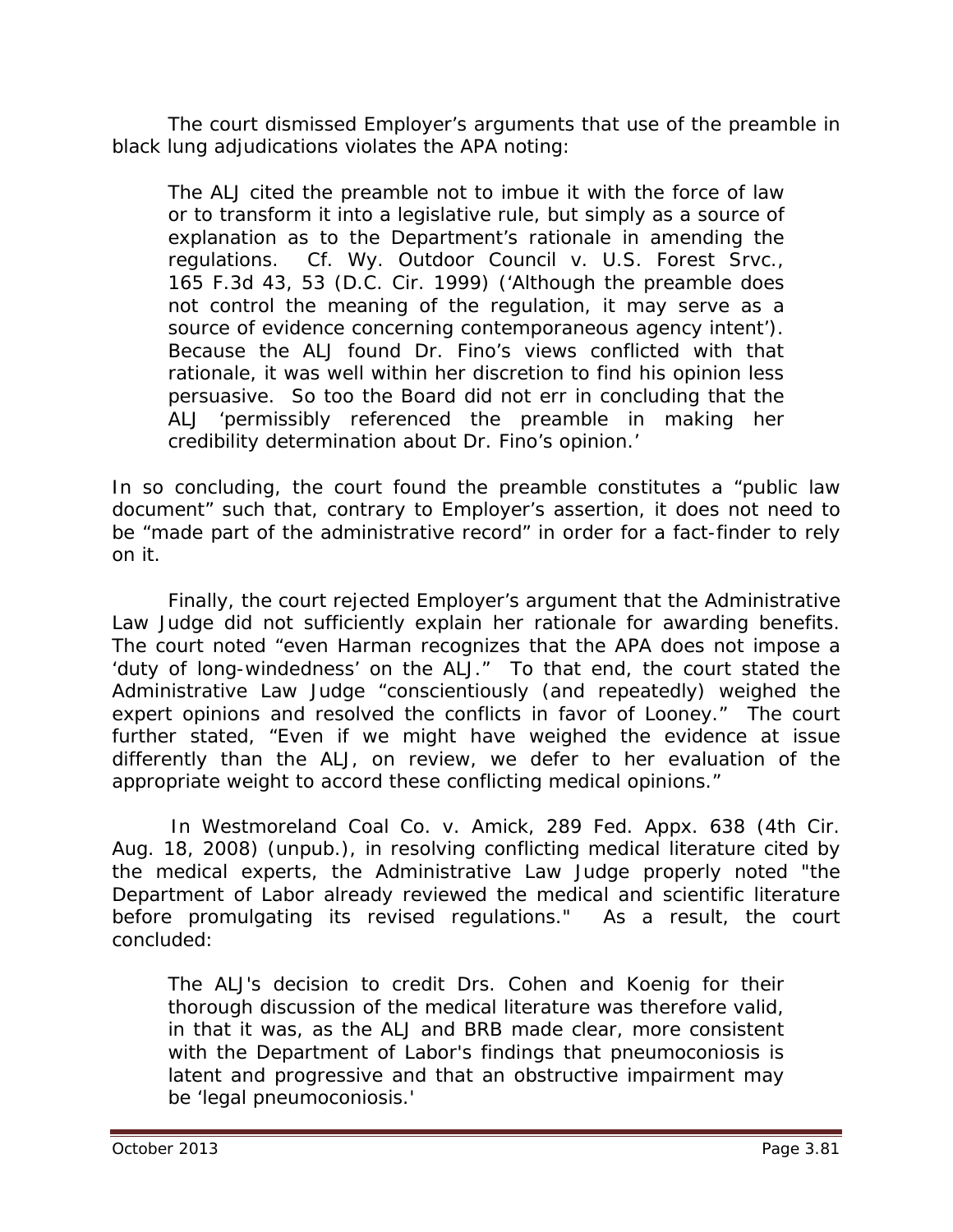The court dismissed Employer's arguments that use of the preamble in black lung adjudications violates the APA noting:

> The ALJ cited the preamble not to imbue it with the force of law or to transform it into a legislative rule, but simply as a source of explanation as to the Department's rationale in amending the regulations. *Cf. Wy. Outdoor Council v. U.S. Forest Srvc.*, 165 F.3d 43, 53 (D.C. Cir. 1999) ('Although the preamble does not control the meaning of the regulation, it may serve as a source of evidence concerning contemporaneous agency intent'). Because the ALJ found Dr. Fino's views conflicted with that rationale, it was well within her discretion to find his opinion less persuasive. So too the Board did not err in concluding that the ALJ 'permissibly referenced the preamble in making her credibility determination about Dr. Fino's opinion.'

In so concluding, the court found the preamble constitutes a "public law document" such that, contrary to Employer's assertion, it does not need to be "made part of the administrative record" in order for a fact-finder to rely on it.

Finally, the court rejected Employer's argument that the Administrative Law Judge did not sufficiently explain her rationale for awarding benefits. The court noted "even Harman recognizes that the APA does not impose a 'duty of long-windedness' on the ALJ." To that end, the court stated the Administrative Law Judge "conscientiously (and repeatedly) weighed the expert opinions and resolved the conflicts in favor of Looney." The court further stated, "Even if we might have weighed the evidence at issue differently than the ALJ, on review, we defer to her evaluation of the appropriate weight to accord these conflicting medical opinions."

In *Westmoreland Coal Co. v. Amick*, 289 Fed. Appx. 638 (4th Cir. Aug. 18, 2008) (unpub.), in resolving conflicting medical literature cited by the medical experts, the Administrative Law Judge properly noted "the Department of Labor already reviewed the medical and scientific literature before promulgating its revised regulations." As a result, the court concluded:

> The ALJ's decision to credit Drs. Cohen and Koenig for their thorough discussion of the medical literature was therefore valid, in that it was, as the ALJ and BRB made clear, more consistent with the Department of Labor's findings that pneumoconiosis is latent and progressive and that an obstructive impairment may be 'legal pneumoconiosis.'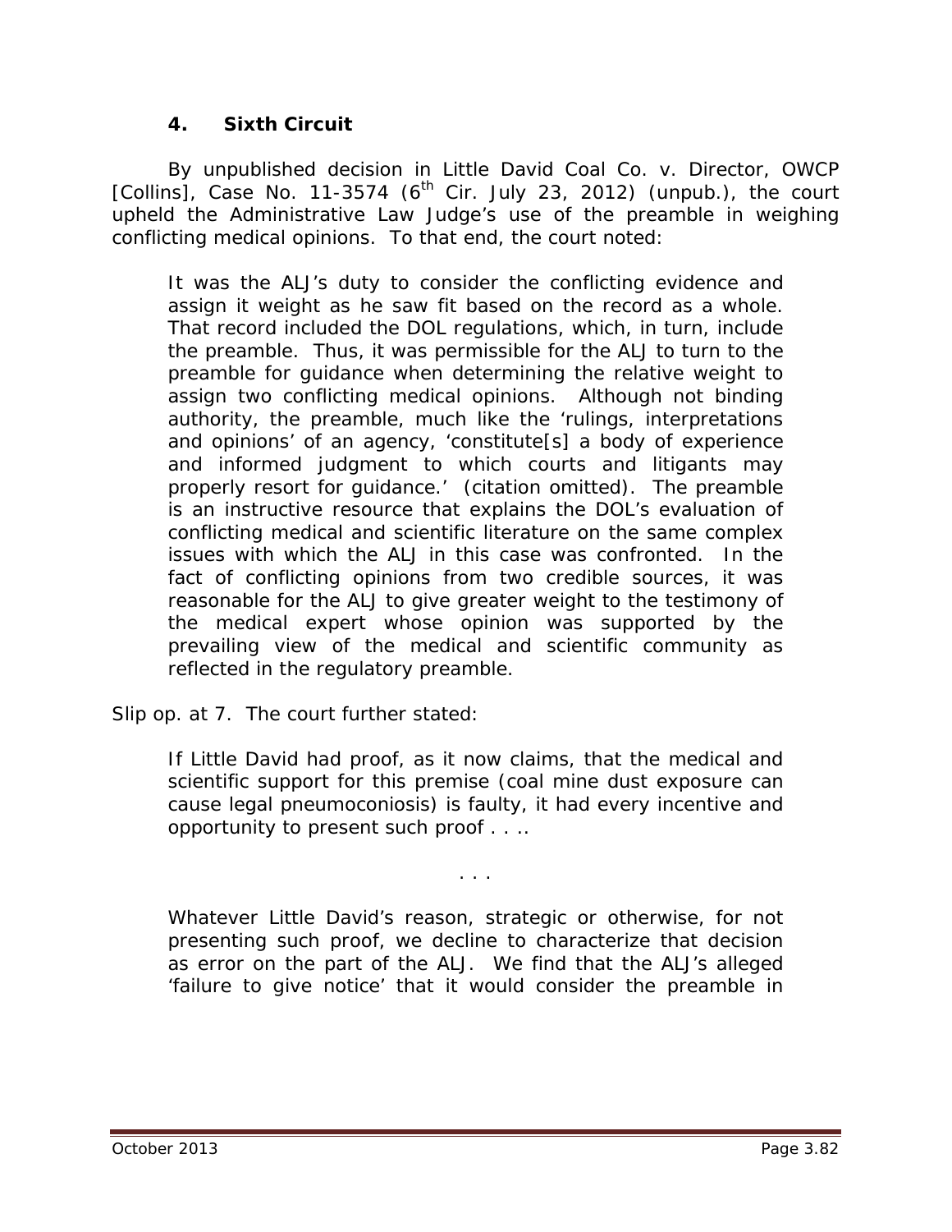### 4. Sixth Circuit

By unpublished decision in *Little David Coal Co. v. Director, OWCP [Collins]*, Case No. 11-3574 (6th Cir. July 23, 2012) (unpub.), the court upheld the Administrative Law Judge's use of the preamble in weighing conflicting medical opinions. To that end, the court noted:

> It was the ALJ's duty to consider the conflicting evidence and assign it weight as he saw fit based on the record as a whole. That record included the DOL regulations, which, in turn, include the preamble. Thus, it was permissible for the ALJ to turn to the preamble for guidance when determining the relative weight to assign two conflicting medical opinions. Although not binding authority, the preamble, much like the 'rulings, interpretations and opinions' of an agency, 'constitute[s] a body of experience and informed judgment to which courts and litigants may properly resort for guidance.' (citation omitted). The preamble is an instructive resource that explains the DOL's evaluation of conflicting medical and scientific literature on the same complex issues with which the ALJ in this case was confronted. In the fact of conflicting opinions from two credible sources, it was reasonable for the ALJ to give greater weight to the testimony of the medical expert whose opinion was supported by the prevailing view of the medical and scientific community as reflected in the regulatory preamble.

Slip op. at 7. The court further stated:

> If Little David had proof, as it now claims, that the medical and scientific support for this premise (coal mine dust exposure can cause legal pneumoconiosis) is faulty, it had every incentive and opportunity to present such proof . . ..
>
> . . .
>
> Whatever Little David's reason, strategic or otherwise, for not presenting such proof, we decline to characterize that decision as error on the part of the ALJ. We find that the ALJ's alleged 'failure to give notice' that it would consider the preamble in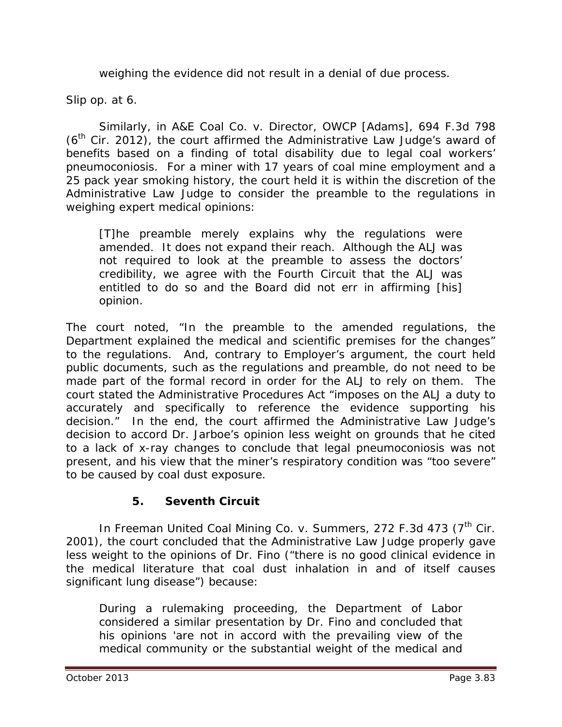weighing the evidence did not result in a denial of due process.

Slip op. at 6.

Similarly, in *A&E Coal Co. v. Director, OWCP [Adams]*, 694 F.3d 798 (6th Cir. 2012), the court affirmed the Administrative Law Judge's award of benefits based on a finding of total disability due to legal coal workers' pneumoconiosis. For a miner with 17 years of coal mine employment and a 25 pack year smoking history, the court held it is within the discretion of the Administrative Law Judge to consider the preamble to the regulations in weighing expert medical opinions:

> [T]he preamble merely explains why the regulations were amended. It does not expand their reach. Although the ALJ was not required to look at the preamble to assess the doctors' credibility, we agree with the Fourth Circuit that the ALJ was entitled to do so and the Board did not err in affirming [his] opinion.

The court noted, "In the preamble to the amended regulations, the Department explained the medical and scientific premises for the changes" to the regulations. And, contrary to Employer's argument, the court held public documents, such as the regulations and preamble, do not need to be made part of the formal record in order for the ALJ to rely on them. The court stated the Administrative Procedures Act "imposes on the ALJ a duty to accurately and specifically to reference the evidence supporting his decision." In the end, the court affirmed the Administrative Law Judge's decision to accord Dr. Jarboe's opinion less weight on grounds that he cited to a lack of x-ray changes to conclude that legal pneumoconiosis was not present, and his view that the miner's respiratory condition was "too severe" to be caused by coal dust exposure.

### 5. Seventh Circuit

In *Freeman United Coal Mining Co. v. Summers*, 272 F.3d 473 (7th Cir. 2001), the court concluded that the Administrative Law Judge properly gave less weight to the opinions of Dr. Fino ("there is no good clinical evidence in the medical literature that coal dust inhalation in and of itself causes significant lung disease") because:

> During a rulemaking proceeding, the Department of Labor considered a similar presentation by Dr. Fino and concluded that his opinions 'are not in accord with the prevailing view of the medical community or the substantial weight of the medical and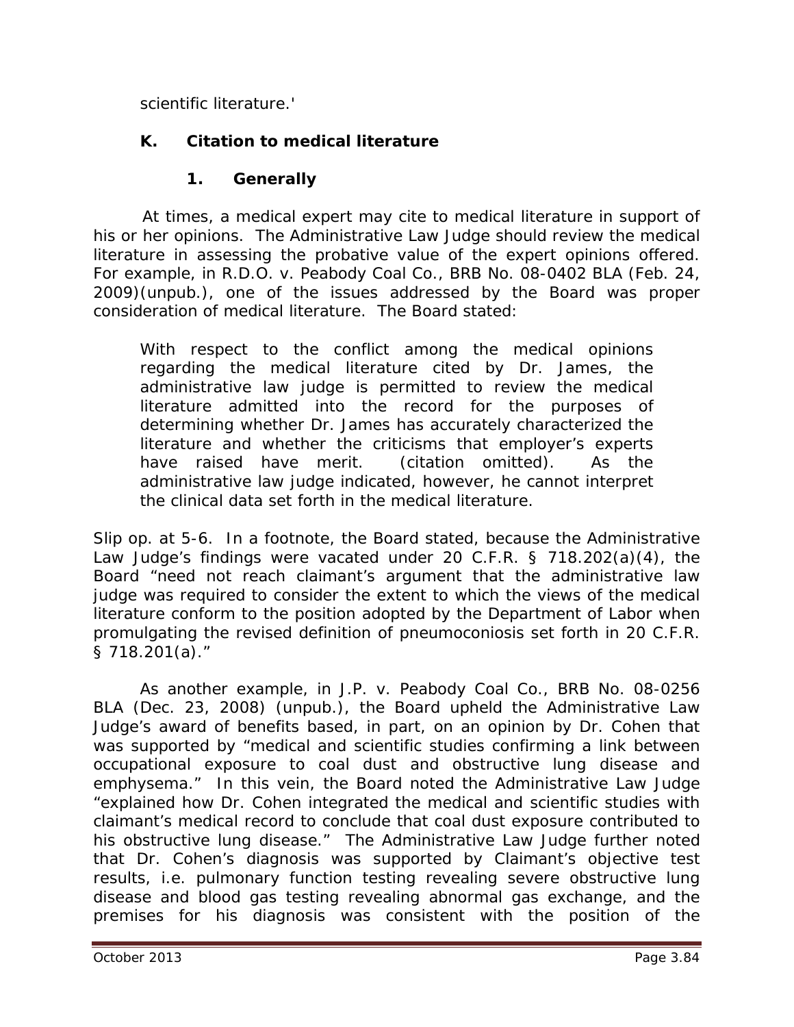scientific literature.'

### K. Citation to medical literature

#### 1. Generally

At times, a medical expert may cite to medical literature in support of his or her opinions. The Administrative Law Judge should review the medical literature in assessing the probative value of the expert opinions offered. For example, in *R.D.O. v. Peabody Coal Co.*, BRB No. 08-0402 BLA (Feb. 24, 2009)(unpub.), one of the issues addressed by the Board was proper consideration of medical literature. The Board stated:

> With respect to the conflict among the medical opinions regarding the medical literature cited by Dr. James, the administrative law judge is permitted to review the medical literature admitted into the record for the purposes of determining whether Dr. James has accurately characterized the literature and whether the criticisms that employer's experts have raised have merit. (citation omitted). As the administrative law judge indicated, however, he cannot interpret the clinical data set forth in the medical literature.

*Slip op.* at 5-6. In a footnote, the Board stated, because the Administrative Law Judge's findings were vacated under 20 C.F.R. § 718.202(a)(4), the Board "need not reach claimant's argument that the administrative law judge was required to consider the extent to which the views of the medical literature conform to the position adopted by the Department of Labor when promulgating the revised definition of pneumoconiosis set forth in 20 C.F.R. § 718.201(a)."

As another example, in *J.P. v. Peabody Coal Co.*, BRB No. 08-0256 BLA (Dec. 23, 2008) (unpub.), the Board upheld the Administrative Law Judge's award of benefits based, in part, on an opinion by Dr. Cohen that was supported by "medical and scientific studies confirming a link between occupational exposure to coal dust and obstructive lung disease and emphysema." In this vein, the Board noted the Administrative Law Judge "explained how Dr. Cohen integrated the medical and scientific studies with claimant's medical record to conclude that coal dust exposure contributed to his obstructive lung disease." The Administrative Law Judge further noted that Dr. Cohen's diagnosis was supported by Claimant's objective test results, *i.e.* pulmonary function testing revealing severe obstructive lung disease and blood gas testing revealing abnormal gas exchange, and the premises for his diagnosis was consistent with the position of the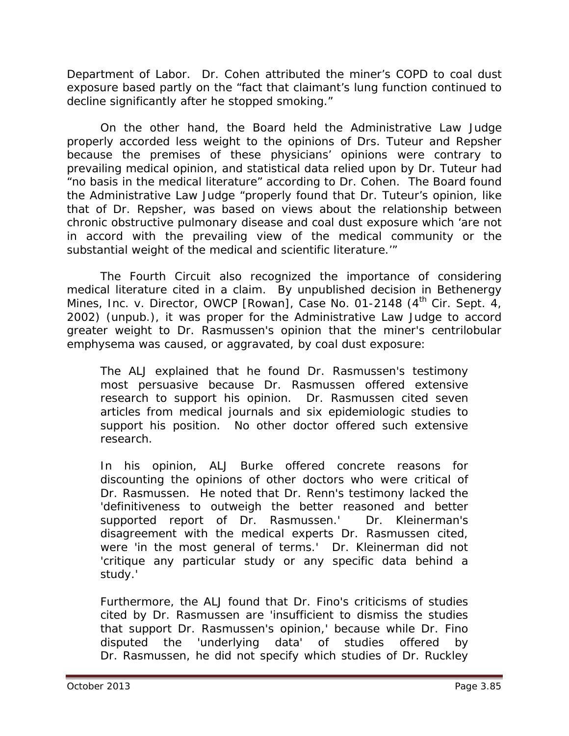Department of Labor. Dr. Cohen attributed the miner's COPD to coal dust exposure based partly on the "fact that claimant's lung function continued to decline significantly after he stopped smoking."

On the other hand, the Board held the Administrative Law Judge properly accorded less weight to the opinions of Drs. Tuteur and Repsher because the premises of these physicians' opinions were contrary to prevailing medical opinion, and statistical data relied upon by Dr. Tuteur had "no basis in the medical literature" according to Dr. Cohen. The Board found the Administrative Law Judge "properly found that Dr. Tuteur's opinion, like that of Dr. Repsher, was based on views about the relationship between chronic obstructive pulmonary disease and coal dust exposure which 'are not in accord with the prevailing view of the medical community or the substantial weight of the medical and scientific literature.'"

The Fourth Circuit also recognized the importance of considering medical literature cited in a claim. By unpublished decision in Bethenergy Mines, Inc. v. Director, OWCP [Rowan], Case No. 01-2148 (4th Cir. Sept. 4, 2002) (unpub.), it was proper for the Administrative Law Judge to accord greater weight to Dr. Rasmussen's opinion that the miner's centrilobular emphysema was caused, or aggravated, by coal dust exposure:

> The ALJ explained that he found Dr. Rasmussen's testimony most persuasive because Dr. Rasmussen offered extensive research to support his opinion. Dr. Rasmussen cited seven articles from medical journals and six epidemiologic studies to support his position. No other doctor offered such extensive research.
>
> In his opinion, ALJ Burke offered concrete reasons for discounting the opinions of other doctors who were critical of Dr. Rasmussen. He noted that Dr. Renn's testimony lacked the 'definitiveness to outweigh the better reasoned and better supported report of Dr. Rasmussen.' Dr. Kleinerman's disagreement with the medical experts Dr. Rasmussen cited, were 'in the most general of terms.' Dr. Kleinerman did not 'critique any particular study or any specific data behind a study.'
>
> Furthermore, the ALJ found that Dr. Fino's criticisms of studies cited by Dr. Rasmussen are 'insufficient to dismiss the studies that support Dr. Rasmussen's opinion,' because while Dr. Fino disputed the 'underlying data' of studies offered by Dr. Rasmussen, he did not specify which studies of Dr. Ruckley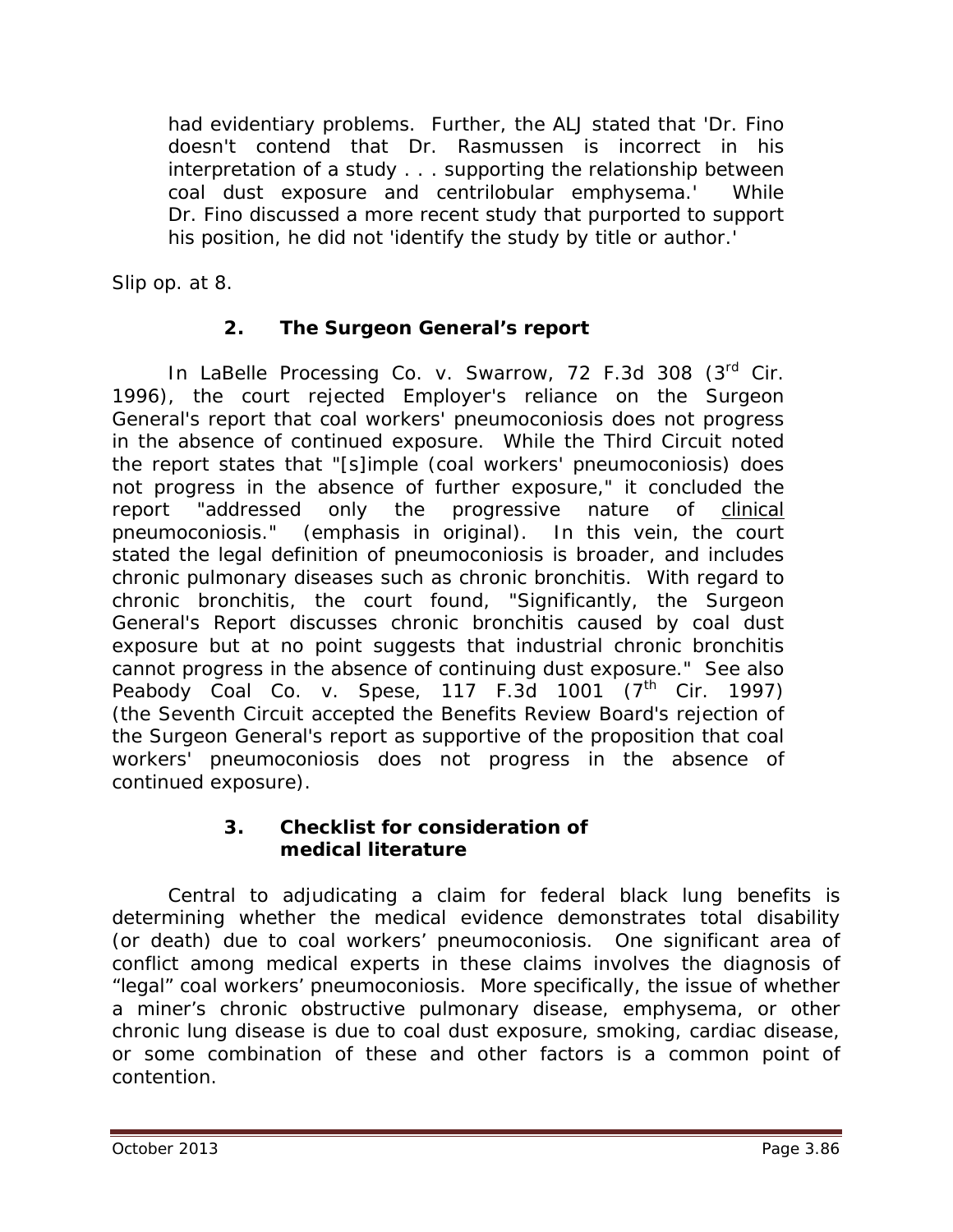had evidentiary problems. Further, the ALJ stated that 'Dr. Fino doesn't contend that Dr. Rasmussen is incorrect in his interpretation of a study . . . supporting the relationship between coal dust exposure and centrilobular emphysema.' While Dr. Fino discussed a more recent study that purported to support his position, he did not 'identify the study by title or author.'

Slip op. at 8.

### 2. The Surgeon General's report

In *LaBelle Processing Co. v. Swarrow*, 72 F.3d 308 (3rd Cir. 1996), the court rejected Employer's reliance on the Surgeon General's report that coal workers' pneumoconiosis does not progress in the absence of continued exposure. While the Third Circuit noted the report states that "[s]imple (coal workers' pneumoconiosis) does not progress in the absence of further exposure," it concluded the report "addressed only the progressive nature of clinical pneumoconiosis." (emphasis in original). In this vein, the court stated the legal definition of pneumoconiosis is broader, and includes chronic pulmonary diseases such as chronic bronchitis. With regard to chronic bronchitis, the court found, "Significantly, the Surgeon General's Report discusses chronic bronchitis caused by coal dust exposure but at no point suggests that industrial chronic bronchitis cannot progress in the absence of continuing dust exposure." *See also Peabody Coal Co. v. Spese*, 117 F.3d 1001 (7th Cir. 1997) (the Seventh Circuit accepted the Benefits Review Board's rejection of the Surgeon General's report as supportive of the proposition that coal workers' pneumoconiosis does not progress in the absence of continued exposure).

### 3. Checklist for consideration of medical literature

Central to adjudicating a claim for federal black lung benefits is determining whether the medical evidence demonstrates total disability (or death) due to coal workers' pneumoconiosis. One significant area of conflict among medical experts in these claims involves the diagnosis of "legal" coal workers' pneumoconiosis. More specifically, the issue of whether a miner's chronic obstructive pulmonary disease, emphysema, or other chronic lung disease is due to coal dust exposure, smoking, cardiac disease, or some combination of these and other factors is a common point of contention.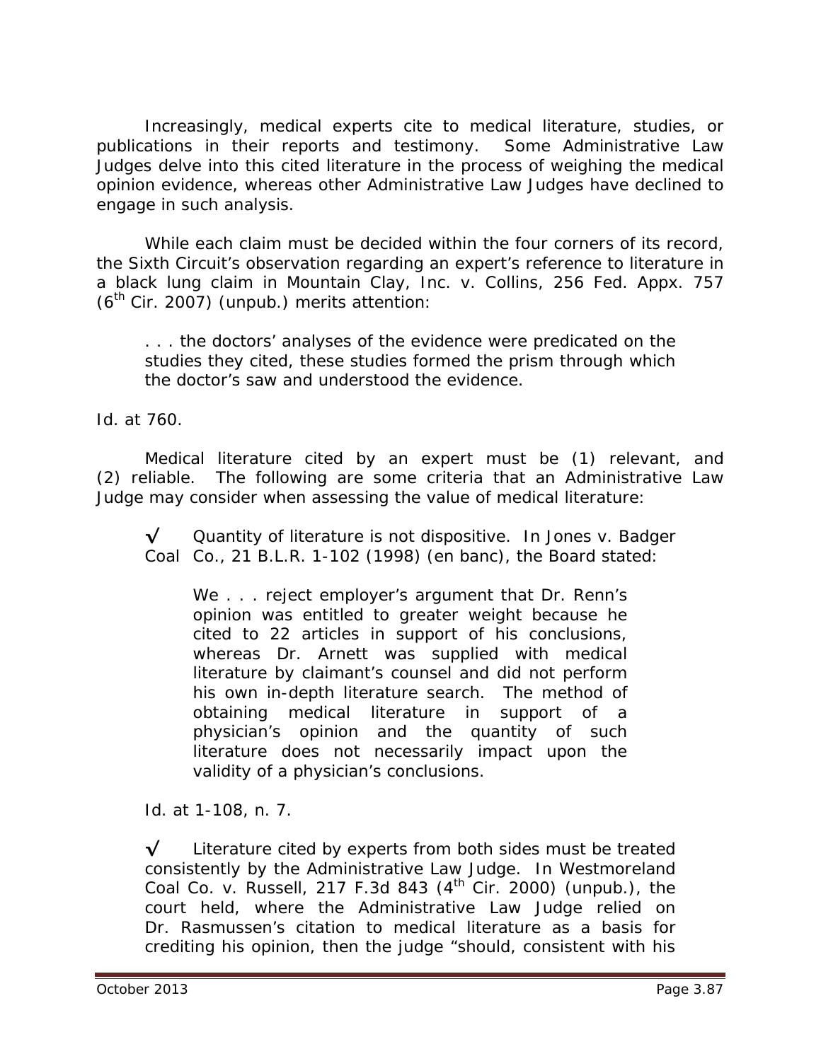Increasingly, medical experts cite to medical literature, studies, or publications in their reports and testimony. Some Administrative Law Judges delve into this cited literature in the process of weighing the medical opinion evidence, whereas other Administrative Law Judges have declined to engage in such analysis.

While each claim must be decided within the four corners of its record, the Sixth Circuit's observation regarding an expert's reference to literature in a black lung claim in *Mountain Clay, Inc. v. Collins*, 256 Fed. Appx. 757 (6th Cir. 2007) (unpub.) merits attention:

> . . . the doctors' analyses of the evidence were predicated on the studies they cited, these studies formed the prism through which the doctor's saw and understood the evidence.

*Id.* at 760.

Medical literature cited by an expert must be (1) relevant, and (2) reliable. The following are some criteria that an Administrative Law Judge may consider when assessing the value of medical literature:

√ Quantity of literature is not dispositive. In *Jones v. Badger Coal Co.*, 21 B.L.R. 1-102 (1998) (en banc), the Board stated:

> We . . . reject employer's argument that Dr. Renn's opinion was entitled to greater weight because he cited to 22 articles in support of his conclusions, whereas Dr. Arnett was supplied with medical literature by claimant's counsel and did not perform his own in-depth literature search. The method of obtaining medical literature in support of a physician's opinion and the quantity of such literature does not necessarily impact upon the validity of a physician's conclusions.

*Id.* at 1-108, n. 7.

√ Literature cited by experts from both sides must be treated consistently by the Administrative Law Judge. In *Westmoreland Coal Co. v. Russell*, 217 F.3d 843 (4th Cir. 2000) (unpub.), the court held, where the Administrative Law Judge relied on Dr. Rasmussen's citation to medical literature as a basis for crediting his opinion, then the judge "should, consistent with his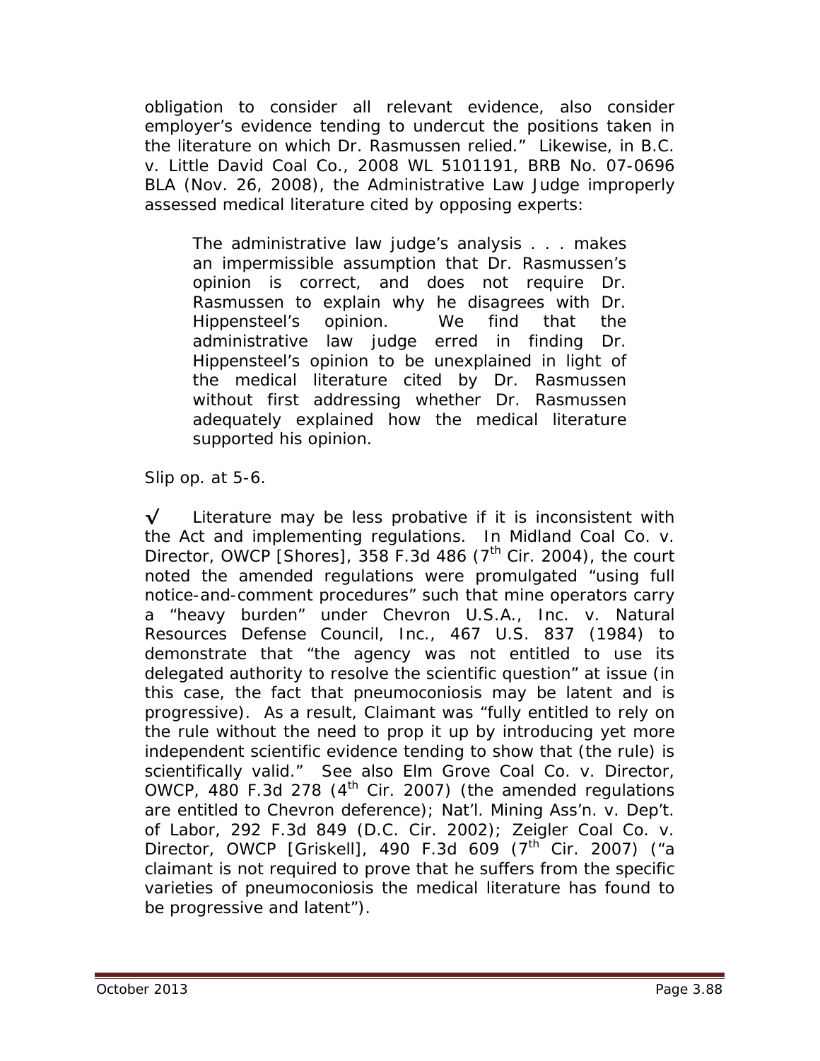obligation to consider all relevant evidence, also consider employer's evidence tending to undercut the positions taken in the literature on which Dr. Rasmussen relied." Likewise, in *B.C. v. Little David Coal Co.*, 2008 WL 5101191, BRB No. 07-0696 BLA (Nov. 26, 2008), the Administrative Law Judge improperly assessed medical literature cited by opposing experts:

> The administrative law judge's analysis . . . makes an impermissible assumption that Dr. Rasmussen's opinion is correct, and does not require Dr. Rasmussen to explain why he disagrees with Dr. Hippensteel's opinion. We find that the administrative law judge erred in finding Dr. Hippensteel's opinion to be unexplained in light of the medical literature cited by Dr. Rasmussen without first addressing whether Dr. Rasmussen adequately explained how the medical literature supported his opinion.

*Slip op.* at 5-6.

√ Literature may be less probative if it is inconsistent with the Act and implementing regulations. In *Midland Coal Co. v. Director, OWCP [Shores]*, 358 F.3d 486 (7th Cir. 2004), the court noted the amended regulations were promulgated "using full notice-and-comment procedures" such that mine operators carry a "heavy burden" under *Chevron U.S.A., Inc. v. Natural Resources Defense Council, Inc.*, 467 U.S. 837 (1984) to demonstrate that "the agency was not entitled to use its delegated authority to resolve the scientific question" at issue (in this case, the fact that pneumoconiosis may be latent and is progressive). As a result, Claimant was "fully entitled to rely on the rule without the need to prop it up by introducing yet more independent scientific evidence tending to show that (the rule) is scientifically valid." *See also Elm Grove Coal Co. v. Director, OWCP*, 480 F.3d 278 (4th Cir. 2007) (the amended regulations are entitled to *Chevron* deference); *Nat'l. Mining Ass'n. v. Dep't. of Labor*, 292 F.3d 849 (D.C. Cir. 2002); *Zeigler Coal Co. v. Director, OWCP [Griskell]*, 490 F.3d 609 (7th Cir. 2007) ("a claimant is not required to prove that he suffers from the specific varieties of pneumoconiosis the medical literature has found to be progressive and latent").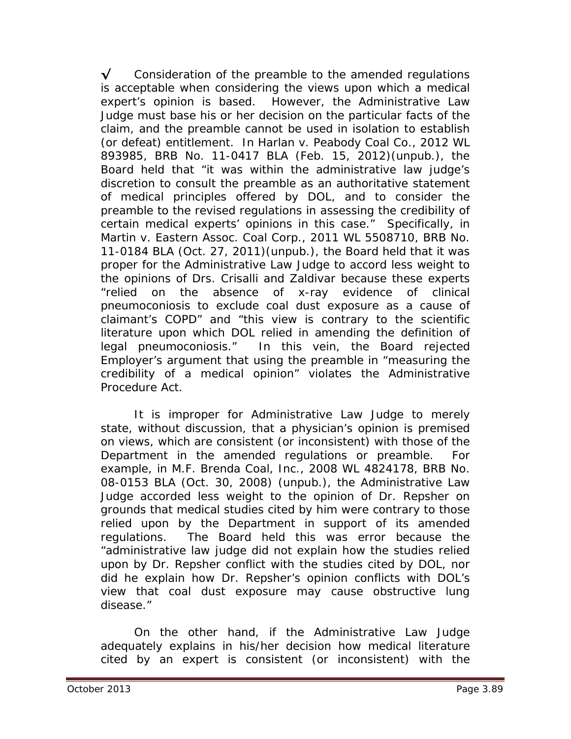√ Consideration of the preamble to the amended regulations is acceptable when considering the views upon which a medical expert's opinion is based. However, the Administrative Law Judge must base his or her decision on the particular facts of the claim, and the preamble cannot be used in isolation to establish (or defeat) entitlement. In *Harlan v. Peabody Coal Co.*, 2012 WL 893985, BRB No. 11-0417 BLA (Feb. 15, 2012)(unpub.), the Board held that "it was within the administrative law judge's discretion to consult the preamble as an authoritative statement of medical principles offered by DOL, and to consider the preamble to the revised regulations in assessing the credibility of certain medical experts' opinions in this case." Specifically, in *Martin v. Eastern Assoc. Coal Corp.*, 2011 WL 5508710, BRB No. 11-0184 BLA (Oct. 27, 2011)(unpub.), the Board held that it was proper for the Administrative Law Judge to accord less weight to the opinions of Drs. Crisalli and Zaldivar because these experts "relied on the absence of x-ray evidence of clinical pneumoconiosis to exclude coal dust exposure as a cause of claimant's COPD" and "this view is contrary to the scientific literature upon which DOL relied in amending the definition of legal pneumoconiosis." In this vein, the Board rejected Employer's argument that using the preamble in "measuring the credibility of a medical opinion" violates the Administrative Procedure Act.

It is improper for Administrative Law Judge to merely state, without discussion, that a physician's opinion is premised on views, which are consistent (or inconsistent) with those of the Department in the amended regulations or preamble. For example, in *M.F. Brenda Coal, Inc.*, 2008 WL 4824178, BRB No. 08-0153 BLA (Oct. 30, 2008) (unpub.), the Administrative Law Judge accorded less weight to the opinion of Dr. Repsher on grounds that medical studies cited by him were contrary to those relied upon by the Department in support of its amended regulations. The Board held this was error because the "administrative law judge did not explain how the studies relied upon by Dr. Repsher conflict with the studies cited by DOL, nor did he explain how Dr. Repsher's opinion conflicts with DOL's view that coal dust exposure may cause obstructive lung disease."

On the other hand, if the Administrative Law Judge adequately explains in his/her decision how medical literature cited by an expert is consistent (or inconsistent) with the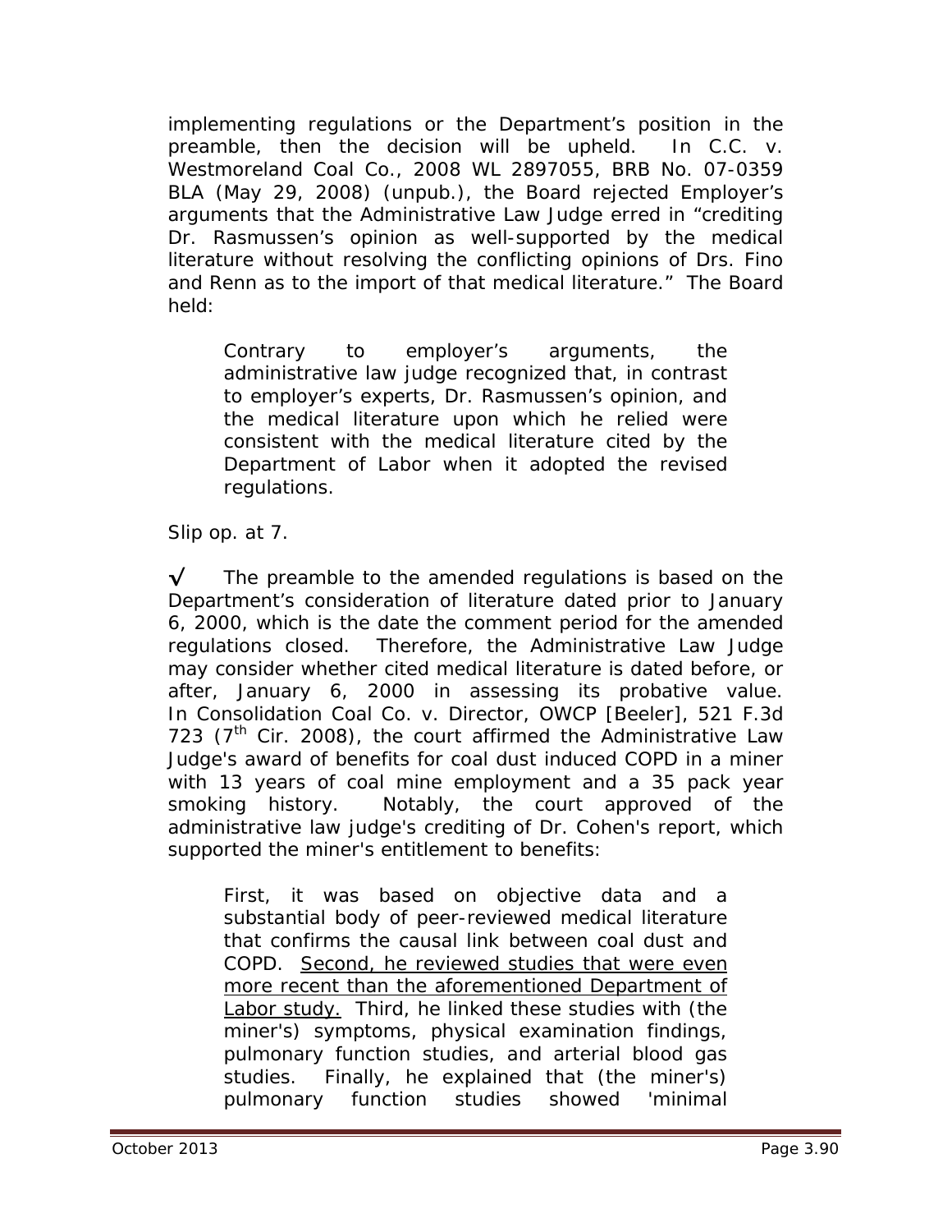implementing regulations or the Department's position in the preamble, then the decision will be upheld. In *C.C. v. Westmoreland Coal Co.*, 2008 WL 2897055, BRB No. 07-0359 BLA (May 29, 2008) (unpub.), the Board rejected Employer's arguments that the Administrative Law Judge erred in "crediting Dr. Rasmussen's opinion as well-supported by the medical literature without resolving the conflicting opinions of Drs. Fino and Renn as to the import of that medical literature." The Board held:

> Contrary to employer's arguments, the administrative law judge recognized that, in contrast to employer's experts, Dr. Rasmussen's opinion, and the medical literature upon which he relied were consistent with the medical literature cited by the Department of Labor when it adopted the revised regulations.

*Slip op.* at 7.

√ The preamble to the amended regulations is based on the Department's consideration of literature dated prior to January 6, 2000, which is the date the comment period for the amended regulations closed. Therefore, the Administrative Law Judge may consider whether cited medical literature is dated before, or after, January 6, 2000 in assessing its probative value. In *Consolidation Coal Co. v. Director, OWCP [Beeler]*, 521 F.3d 723 (7th Cir. 2008), the court affirmed the Administrative Law Judge's award of benefits for coal dust induced COPD in a miner with 13 years of coal mine employment and a 35 pack year smoking history. Notably, the court approved of the administrative law judge's crediting of Dr. Cohen's report, which supported the miner's entitlement to benefits:

> First, it was based on objective data and a substantial body of peer-reviewed medical literature that confirms the causal link between coal dust and COPD. <u>Second, he reviewed studies that were even more recent than the aforementioned Department of Labor study.</u> Third, he linked these studies with (the miner's) symptoms, physical examination findings, pulmonary function studies, and arterial blood gas studies. Finally, he explained that (the miner's) pulmonary function studies showed 'minimal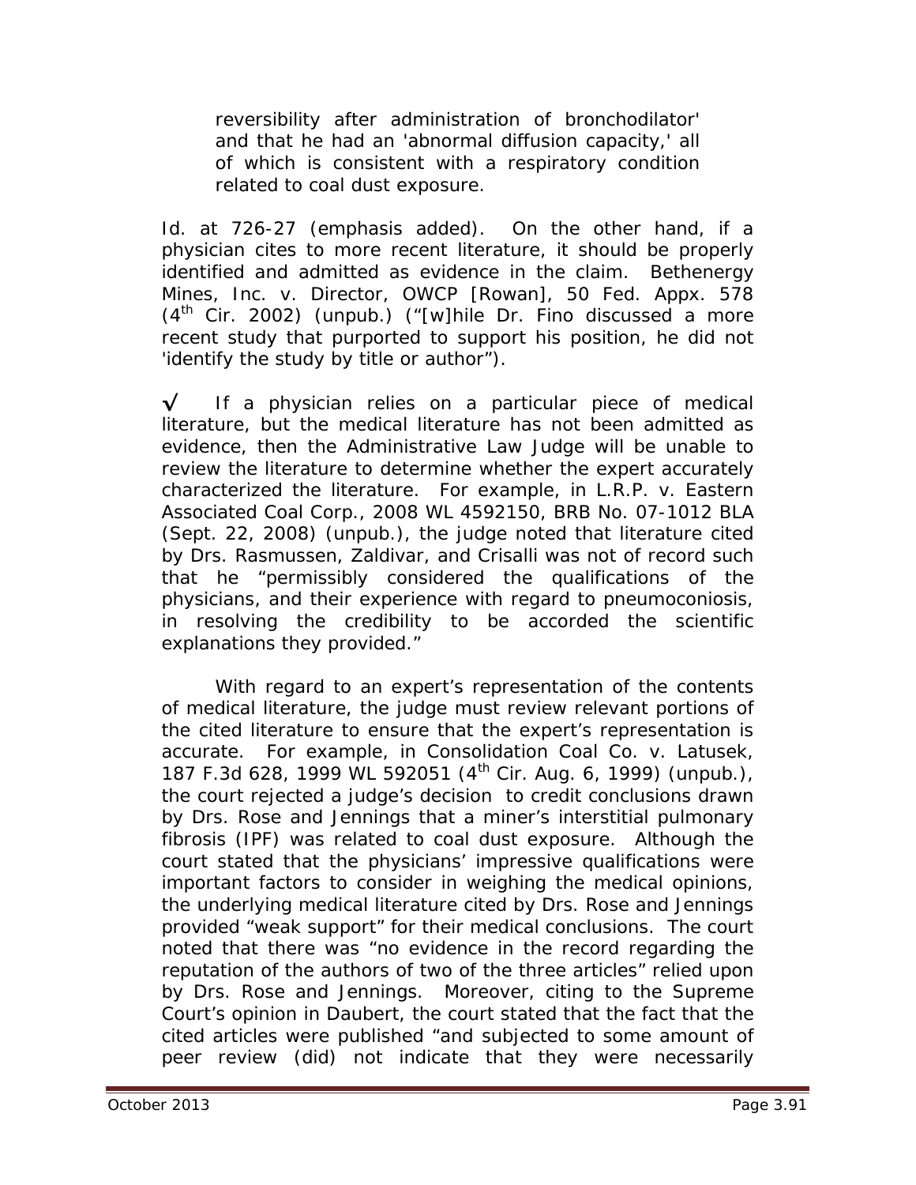> reversibility after administration of bronchodilator' and that he had an 'abnormal diffusion capacity,' all of which is consistent with a respiratory condition related to coal dust exposure.

*Id.* at 726-27 (emphasis added). On the other hand, if a physician cites to more recent literature, it should be properly identified and admitted as evidence in the claim. *Bethenergy Mines, Inc. v. Director, OWCP [Rowan]*, 50 Fed. Appx. 578 (4th Cir. 2002) (unpub.) ("[w]hile Dr. Fino discussed a more recent study that purported to support his position, he did not 'identify the study by title or author").

√ If a physician relies on a particular piece of medical literature, but the medical literature has not been admitted as evidence, then the Administrative Law Judge will be unable to review the literature to determine whether the expert accurately characterized the literature. For example, in *L.R.P. v. Eastern Associated Coal Corp.*, 2008 WL 4592150, BRB No. 07-1012 BLA (Sept. 22, 2008) (unpub.), the judge noted that literature cited by Drs. Rasmussen, Zaldivar, and Crisalli was not of record such that he "permissibly considered the qualifications of the physicians, and their experience with regard to pneumoconiosis, in resolving the credibility to be accorded the scientific explanations they provided."

With regard to an expert's representation of the contents of medical literature, the judge must review relevant portions of the cited literature to ensure that the expert's representation is accurate. For example, in *Consolidation Coal Co. v. Latusek*, 187 F.3d 628, 1999 WL 592051 (4th Cir. Aug. 6, 1999) (unpub.), the court rejected a judge's decision to credit conclusions drawn by Drs. Rose and Jennings that a miner's interstitial pulmonary fibrosis (IPF) was related to coal dust exposure. Although the court stated that the physicians' impressive qualifications were important factors to consider in weighing the medical opinions, the underlying medical literature cited by Drs. Rose and Jennings provided "weak support" for their medical conclusions. The court noted that there was "no evidence in the record regarding the reputation of the authors of two of the three articles" relied upon by Drs. Rose and Jennings. Moreover, citing to the Supreme Court's opinion in *Daubert*, the court stated that the fact that the cited articles were published "and subjected to some amount of peer review (did) not indicate that they were necessarily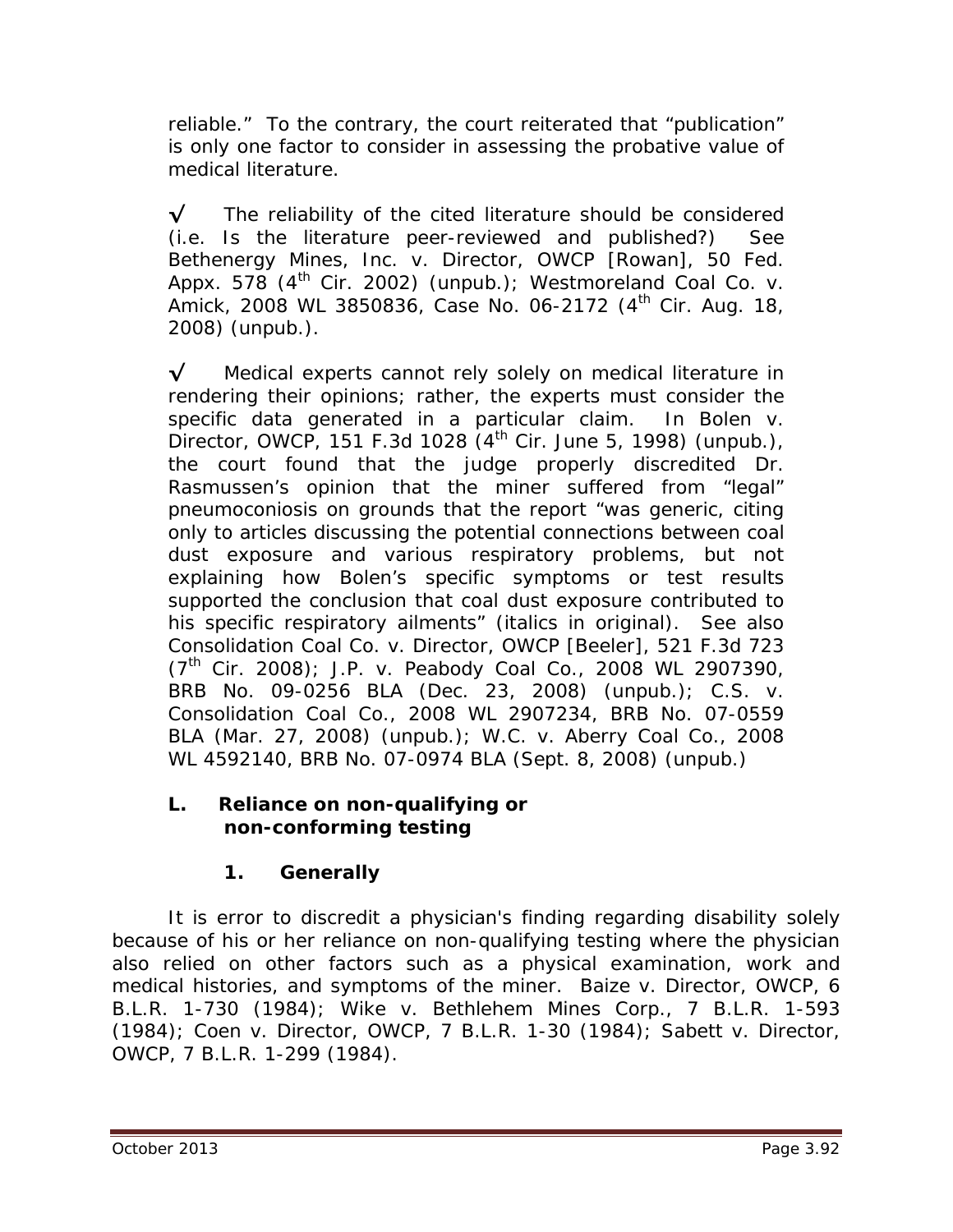reliable." To the contrary, the court reiterated that "publication" is only one factor to consider in assessing the probative value of medical literature.

√ The reliability of the cited literature should be considered (i.e. Is the literature peer-reviewed and published?) *See Bethenergy Mines, Inc. v. Director, OWCP [Rowan]*, 50 Fed. Appx. 578 (4th Cir. 2002) (unpub.); *Westmoreland Coal Co. v. Amick*, 2008 WL 3850836, Case No. 06-2172 (4th Cir. Aug. 18, 2008) (unpub.).

√ Medical experts cannot rely solely on medical literature in rendering their opinions; rather, the experts must consider the specific data generated in a particular claim. In *Bolen v. Director, OWCP*, 151 F.3d 1028 (4th Cir. June 5, 1998) (unpub.), the court found that the judge properly discredited Dr. Rasmussen's opinion that the miner suffered from "legal" pneumoconiosis on grounds that the report "was generic, citing only to articles discussing the potential connections between coal dust exposure and various respiratory problems, but not explaining how Bolen's *specific* symptoms or test results supported the conclusion that coal dust exposure contributed to *his specific* respiratory ailments" (italics in original). *See also Consolidation Coal Co. v. Director, OWCP [Beeler]*, 521 F.3d 723 (7th Cir. 2008); *J.P. v. Peabody Coal Co.*, 2008 WL 2907390, BRB No. 09-0256 BLA (Dec. 23, 2008) (unpub.); *C.S. v. Consolidation Coal Co.*, 2008 WL 2907234, BRB No. 07-0559 BLA (Mar. 27, 2008) (unpub.); *W.C. v. Aberry Coal Co.*, 2008 WL 4592140, BRB No. 07-0974 BLA (Sept. 8, 2008) (unpub.)

## L. Reliance on non-qualifying or non-conforming testing

### 1. Generally

It is error to discredit a physician's finding regarding disability solely because of his or her reliance on non-qualifying testing where the physician also relied on other factors such as a physical examination, work and medical histories, and symptoms of the miner. *Baize v. Director, OWCP*, 6 B.L.R. 1-730 (1984); *Wike v. Bethlehem Mines Corp.*, 7 B.L.R. 1-593 (1984); *Coen v. Director, OWCP*, 7 B.L.R. 1-30 (1984); *Sabett v. Director, OWCP*, 7 B.L.R. 1-299 (1984).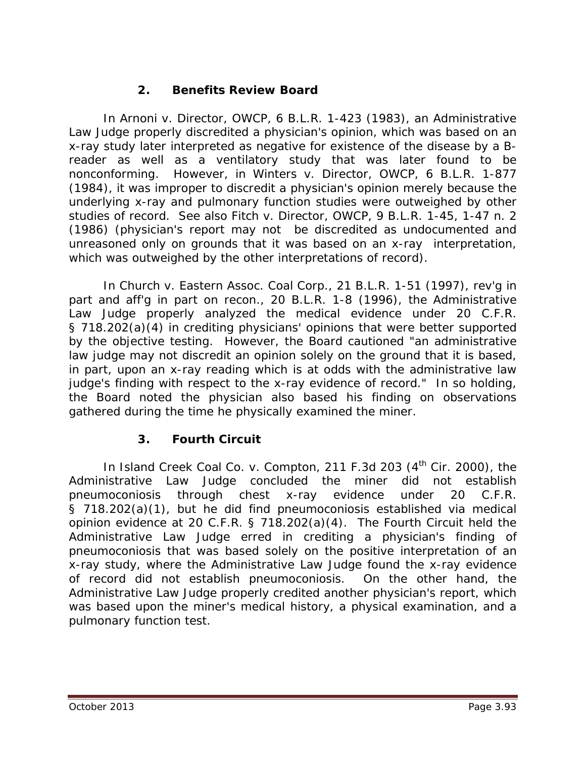### 2. Benefits Review Board

In *Arnoni v. Director, OWCP*, 6 B.L.R. 1-423 (1983), an Administrative Law Judge properly discredited a physician's opinion, which was based on an x-ray study later interpreted as negative for existence of the disease by a B-reader as well as a ventilatory study that was later found to be nonconforming. However, in *Winters v. Director, OWCP*, 6 B.L.R. 1-877 (1984), it was improper to discredit a physician's opinion merely because the underlying x-ray and pulmonary function studies were outweighed by other studies of record. *See also Fitch v. Director, OWCP*, 9 B.L.R. 1-45, 1-47 n. 2 (1986) (physician's report may not be discredited as undocumented and unreasoned only on grounds that it was based on an x-ray interpretation, which was outweighed by the other interpretations of record).

In *Church v. Eastern Assoc. Coal Corp.*, 21 B.L.R. 1-51 (1997), *rev'g in part and aff'g in part on recon.*, 20 B.L.R. 1-8 (1996), the Administrative Law Judge properly analyzed the medical evidence under 20 C.F.R. § 718.202(a)(4) in crediting physicians' opinions that were better supported by the objective testing. However, the Board cautioned "an administrative law judge may not discredit an opinion solely on the ground that it is based, in part, upon an x-ray reading which is at odds with the administrative law judge's finding with respect to the x-ray evidence of record." In so holding, the Board noted the physician also based his finding on observations gathered during the time he physically examined the miner.

### 3. Fourth Circuit

In *Island Creek Coal Co. v. Compton*, 211 F.3d 203 (4th Cir. 2000), the Administrative Law Judge concluded the miner did not establish pneumoconiosis through chest x-ray evidence under 20 C.F.R. § 718.202(a)(1), but he did find pneumoconiosis established via medical opinion evidence at 20 C.F.R. § 718.202(a)(4). The Fourth Circuit held the Administrative Law Judge erred in crediting a physician's finding of pneumoconiosis that was based solely on the positive interpretation of an x-ray study, where the Administrative Law Judge found the x-ray evidence of record did not establish pneumoconiosis. On the other hand, the Administrative Law Judge properly credited another physician's report, which was based upon the miner's medical history, a physical examination, and a pulmonary function test.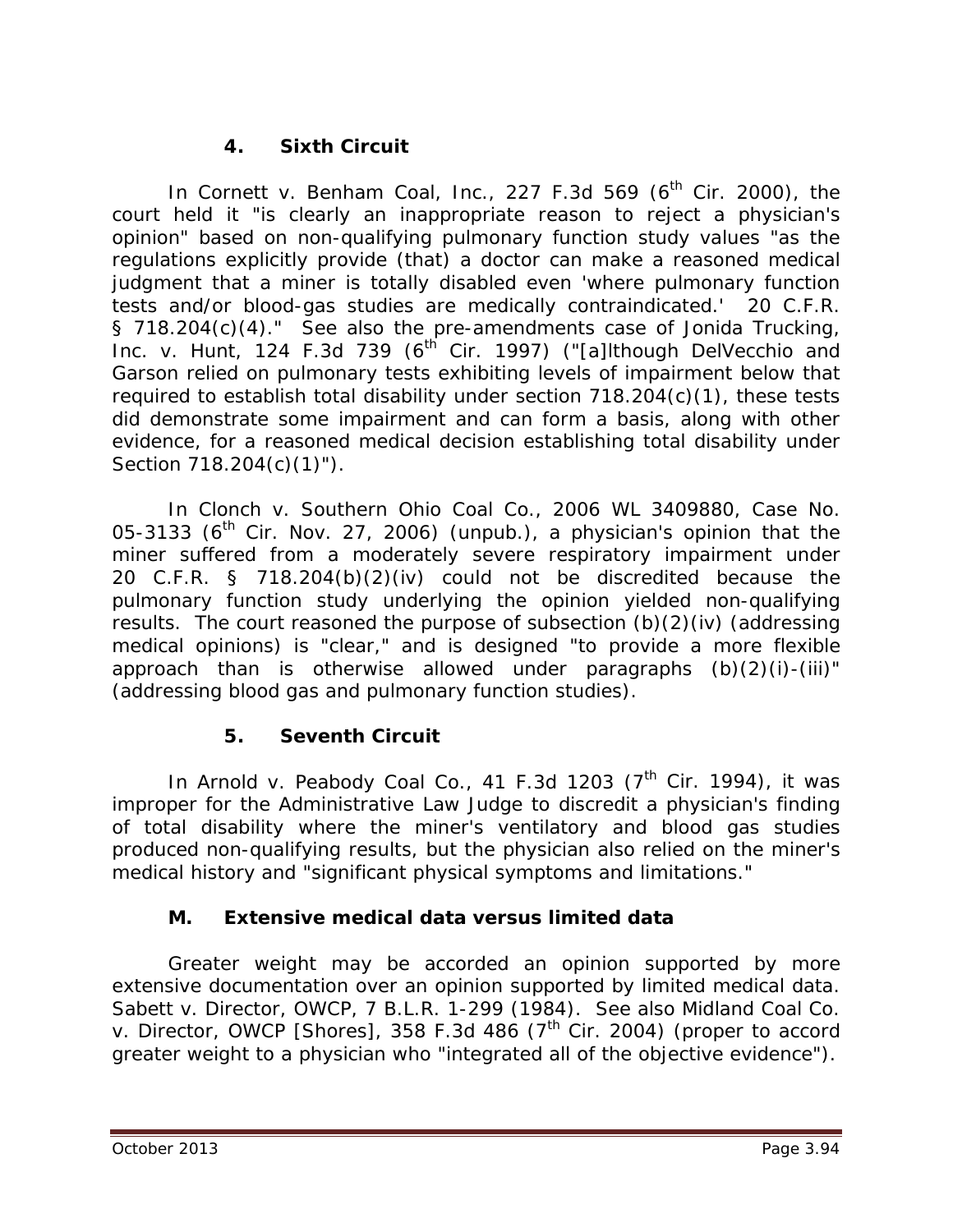### 4. Sixth Circuit

In *Cornett v. Benham Coal, Inc.*, 227 F.3d 569 (6th Cir. 2000), the court held it "is clearly an inappropriate reason to reject a physician's opinion" based on non-qualifying pulmonary function study values "as the regulations explicitly provide (that) a doctor can make a reasoned medical judgment that a miner is totally disabled even 'where pulmonary function tests and/or blood-gas studies are medically contraindicated.' 20 C.F.R. § 718.204(c)(4)." *See also* the pre-amendments case of *Jonida Trucking, Inc. v. Hunt*, 124 F.3d 739 (6th Cir. 1997) ("[a]lthough DelVecchio and Garson relied on pulmonary tests exhibiting levels of impairment below that required to establish total disability under section 718.204(c)(1), these tests did demonstrate some impairment and can form a basis, along with other evidence, for a reasoned medical decision establishing total disability under Section 718.204(c)(1)").

In *Clonch v. Southern Ohio Coal Co.*, 2006 WL 3409880, Case No. 05-3133 (6th Cir. Nov. 27, 2006) (unpub.), a physician's opinion that the miner suffered from a moderately severe respiratory impairment under 20 C.F.R. § 718.204(b)(2)(iv) could not be discredited because the pulmonary function study underlying the opinion yielded non-qualifying results. The court reasoned the purpose of subsection (b)(2)(iv) (addressing medical opinions) is "clear," and is designed "to provide a more flexible approach than is otherwise allowed under paragraphs (b)(2)(i)-(iii)" (addressing blood gas and pulmonary function studies).

### 5. Seventh Circuit

In *Arnold v. Peabody Coal Co.*, 41 F.3d 1203 (7th Cir. 1994), it was improper for the Administrative Law Judge to discredit a physician's finding of total disability where the miner's ventilatory and blood gas studies produced non-qualifying results, but the physician also relied on the miner's medical history and "significant physical symptoms and limitations."

## M. Extensive medical data versus limited data

Greater weight may be accorded an opinion supported by more extensive documentation over an opinion supported by limited medical data. *Sabett v. Director, OWCP*, 7 B.L.R. 1-299 (1984). *See also Midland Coal Co. v. Director, OWCP [Shores]*, 358 F.3d 486 (7th Cir. 2004) (proper to accord greater weight to a physician who "integrated all of the objective evidence").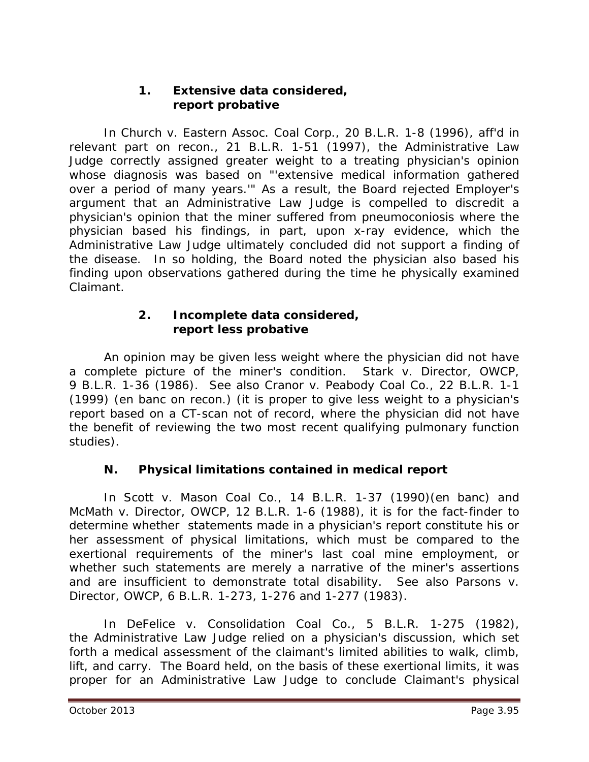#### 1. Extensive data considered, report probative

In *Church v. Eastern Assoc. Coal Corp.*, 20 B.L.R. 1-8 (1996), *aff'd in relevant part on recon.*, 21 B.L.R. 1-51 (1997), the Administrative Law Judge correctly assigned greater weight to a treating physician's opinion whose diagnosis was based on "'extensive medical information gathered over a period of many years.'" As a result, the Board rejected Employer's argument that an Administrative Law Judge is compelled to discredit a physician's opinion that the miner suffered from pneumoconiosis where the physician based his findings, in part, upon x-ray evidence, which the Administrative Law Judge ultimately concluded did not support a finding of the disease. In so holding, the Board noted the physician also based his finding upon observations gathered during the time he physically examined Claimant.

#### 2. Incomplete data considered, report less probative

An opinion may be given less weight where the physician did not have a complete picture of the miner's condition. *Stark v. Director, OWCP*, 9 B.L.R. 1-36 (1986). *See also Cranor v. Peabody Coal Co.*, 22 B.L.R. 1-1 (1999) (en banc on recon.) (it is proper to give less weight to a physician's report based on a CT-scan not of record, where the physician did not have the benefit of reviewing the two most recent qualifying pulmonary function studies).

### N. Physical limitations contained in medical report

In *Scott v. Mason Coal Co.*, 14 B.L.R. 1-37 (1990)(en banc) and *McMath v. Director, OWCP*, 12 B.L.R. 1-6 (1988), it is for the fact-finder to determine whether statements made in a physician's report constitute his or her assessment of physical limitations, which must be compared to the exertional requirements of the miner's last coal mine employment, or whether such statements are merely a narrative of the miner's assertions and are insufficient to demonstrate total disability. *See also Parsons v. Director, OWCP*, 6 B.L.R. 1-273, 1-276 and 1-277 (1983).

In *DeFelice v. Consolidation Coal Co.*, 5 B.L.R. 1-275 (1982), the Administrative Law Judge relied on a physician's discussion, which set forth a medical assessment of the claimant's limited abilities to walk, climb, lift, and carry. The Board held, on the basis of these exertional limits, it was proper for an Administrative Law Judge to conclude Claimant's physical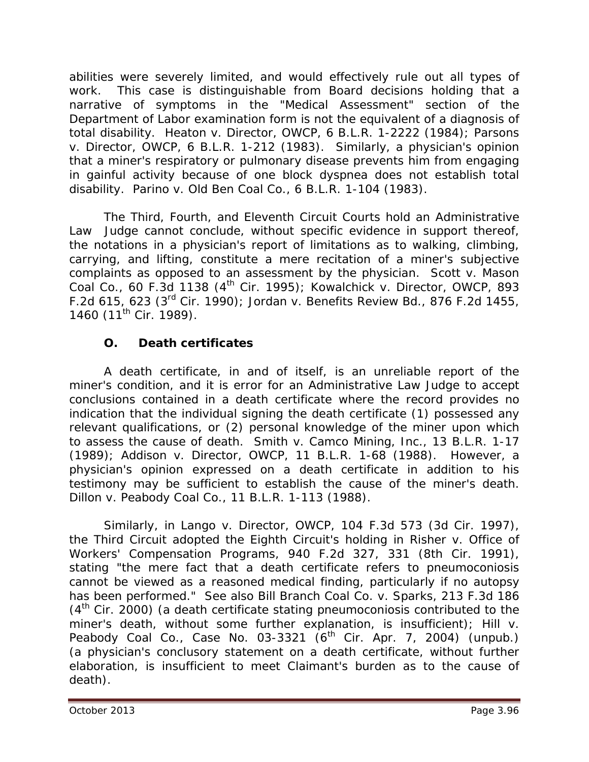abilities were severely limited, and would effectively rule out all types of work. This case is distinguishable from Board decisions holding that a narrative of symptoms in the "Medical Assessment" section of the Department of Labor examination form is not the equivalent of a diagnosis of total disability. *Heaton v. Director, OWCP*, 6 B.L.R. 1-2222 (1984); *Parsons v. Director, OWCP*, 6 B.L.R. 1-212 (1983). Similarly, a physician's opinion that a miner's respiratory or pulmonary disease prevents him from engaging in gainful activity because of one block dyspnea does not establish total disability. *Parino v. Old Ben Coal Co.*, 6 B.L.R. 1-104 (1983).

The Third, Fourth, and Eleventh Circuit Courts hold an Administrative Law Judge cannot conclude, without specific evidence in support thereof, the notations in a physician's report of limitations as to walking, climbing, carrying, and lifting, constitute a mere recitation of a miner's subjective complaints as opposed to an assessment by the physician. *Scott v. Mason Coal Co.*, 60 F.3d 1138 (4th Cir. 1995); *Kowalchick v. Director, OWCP*, 893 F.2d 615, 623 (3rd Cir. 1990); *Jordan v. Benefits Review Bd.*, 876 F.2d 1455, 1460 (11th Cir. 1989).

### O. Death certificates

A death certificate, in and of itself, is an unreliable report of the miner's condition, and it is error for an Administrative Law Judge to accept conclusions contained in a death certificate where the record provides no indication that the individual signing the death certificate (1) possessed any relevant qualifications, or (2) personal knowledge of the miner upon which to assess the cause of death. *Smith v. Camco Mining, Inc.*, 13 B.L.R. 1-17 (1989); *Addison v. Director, OWCP*, 11 B.L.R. 1-68 (1988). However, a physician's opinion expressed on a death certificate in addition to his testimony may be sufficient to establish the cause of the miner's death. *Dillon v. Peabody Coal Co.*, 11 B.L.R. 1-113 (1988).

Similarly, in *Lango v. Director, OWCP*, 104 F.3d 573 (3d Cir. 1997), the Third Circuit adopted the Eighth Circuit's holding in *Risher v. Office of Workers' Compensation Programs*, 940 F.2d 327, 331 (8th Cir. 1991), stating "the mere fact that a death certificate refers to pneumoconiosis cannot be viewed as a reasoned medical finding, particularly if no autopsy has been performed." *See also Bill Branch Coal Co. v. Sparks*, 213 F.3d 186 (4th Cir. 2000) (a death certificate stating pneumoconiosis contributed to the miner's death, without some further explanation, is insufficient); *Hill v. Peabody Coal Co.*, Case No. 03-3321 (6th Cir. Apr. 7, 2004) (unpub.) (a physician's conclusory statement on a death certificate, without further elaboration, is insufficient to meet Claimant's burden as to the cause of death).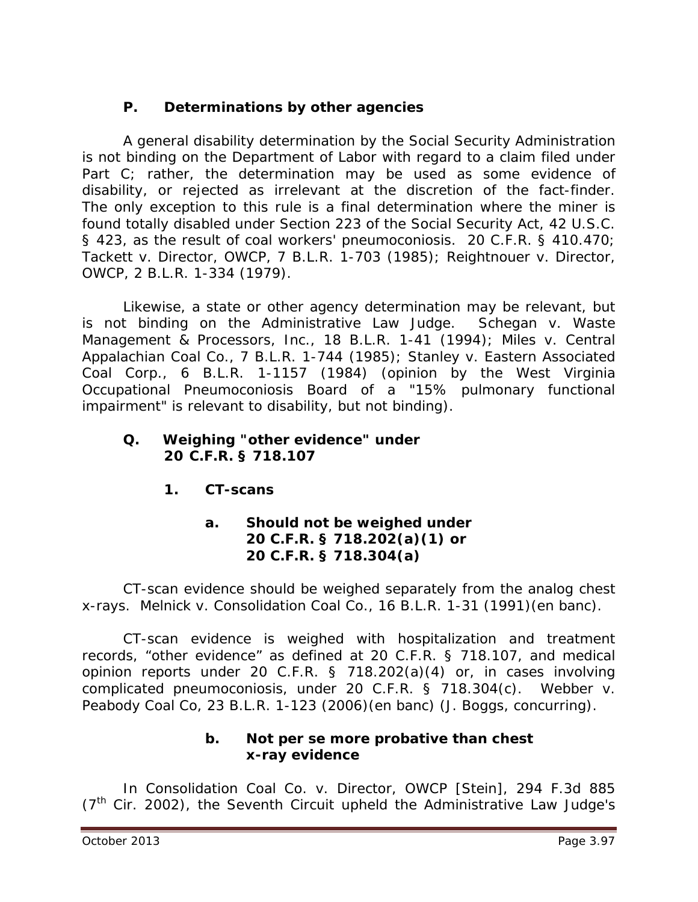### P. Determinations by other agencies

A general disability determination by the Social Security Administration is not binding on the Department of Labor with regard to a claim filed under Part C; rather, the determination may be used as some evidence of disability, or rejected as irrelevant at the discretion of the fact-finder. The only exception to this rule is a final determination where the miner is found totally disabled under Section 223 of the Social Security Act, 42 U.S.C. § 423, as the result of coal workers' pneumoconiosis. 20 C.F.R. § 410.470; *Tackett v. Director, OWCP*, 7 B.L.R. 1-703 (1985); *Reightnouer v. Director, OWCP*, 2 B.L.R. 1-334 (1979).

Likewise, a state or other agency determination may be relevant, but is not binding on the Administrative Law Judge. *Schegan v. Waste Management & Processors, Inc.*, 18 B.L.R. 1-41 (1994); *Miles v. Central Appalachian Coal Co.*, 7 B.L.R. 1-744 (1985); *Stanley v. Eastern Associated Coal Corp.*, 6 B.L.R. 1-1157 (1984) (opinion by the West Virginia Occupational Pneumoconiosis Board of a "15% pulmonary functional impairment" is relevant to disability, but not binding).

### Q. Weighing "other evidence" under 20 C.F.R. § 718.107

#### 1. CT-scans

##### a. Should not be weighed under 20 C.F.R. § 718.202(a)(1) or 20 C.F.R. § 718.304(a)

CT-scan evidence should be weighed separately from the analog chest x-rays. *Melnick v. Consolidation Coal Co.*, 16 B.L.R. 1-31 (1991)(en banc).

CT-scan evidence is weighed with hospitalization and treatment records, "other evidence" as defined at 20 C.F.R. § 718.107, and medical opinion reports under 20 C.F.R. § 718.202(a)(4) or, in cases involving complicated pneumoconiosis, under 20 C.F.R. § 718.304(c). *Webber v. Peabody Coal Co*, 23 B.L.R. 1-123 (2006)(en banc) (J. Boggs, concurring).

##### b. Not *per se* more probative than chest x-ray evidence

In *Consolidation Coal Co. v. Director, OWCP [Stein]*, 294 F.3d 885 (7th Cir. 2002), the Seventh Circuit upheld the Administrative Law Judge's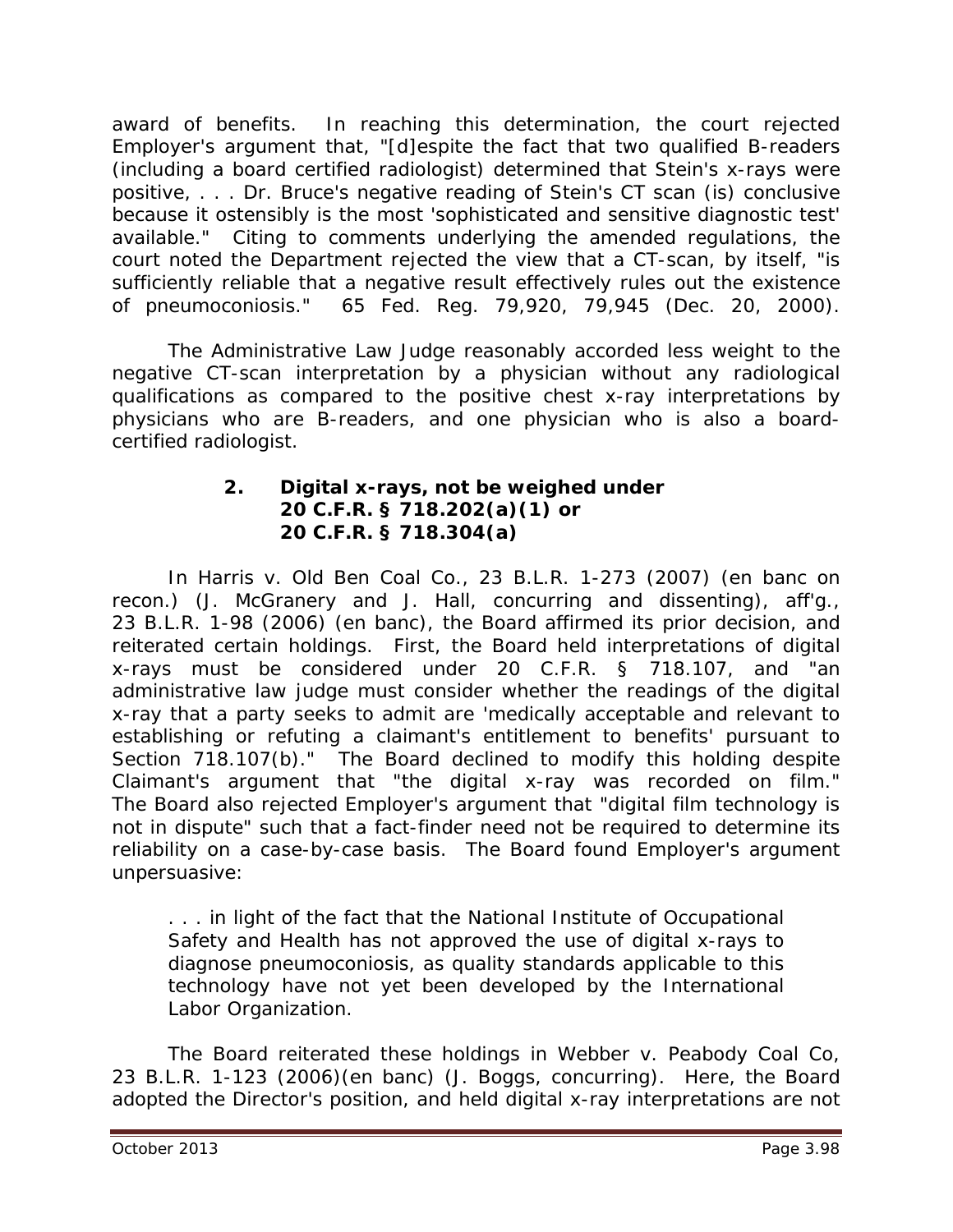award of benefits. In reaching this determination, the court rejected Employer's argument that, "[d]espite the fact that two qualified B-readers (including a board certified radiologist) determined that Stein's x-rays were positive, . . . Dr. Bruce's negative reading of Stein's CT scan (is) conclusive because it ostensibly is the most 'sophisticated and sensitive diagnostic test' available." Citing to comments underlying the amended regulations, the court noted the Department rejected the view that a CT-scan, by itself, "is sufficiently reliable that a negative result effectively rules out the existence of pneumoconiosis." 65 Fed. Reg. 79,920, 79,945 (Dec. 20, 2000).

The Administrative Law Judge reasonably accorded less weight to the negative CT-scan interpretation by a physician without any radiological qualifications as compared to the positive chest x-ray interpretations by physicians who are B-readers, and one physician who is also a board-certified radiologist.

### 2. Digital x-rays, not be weighed under 20 C.F.R. § 718.202(a)(1) or 20 C.F.R. § 718.304(a)

In *Harris v. Old Ben Coal Co.*, 23 B.L.R. 1-273 (2007) (en banc on recon.) (J. McGranery and J. Hall, concurring and dissenting), *aff'g.*, 23 B.L.R. 1-98 (2006) (en banc), the Board affirmed its prior decision, and reiterated certain holdings. First, the Board held interpretations of digital x-rays must be considered under 20 C.F.R. § 718.107, and "an administrative law judge must consider whether the readings of the digital x-ray that a party seeks to admit are 'medically acceptable and relevant to establishing or refuting a claimant's entitlement to benefits' pursuant to Section 718.107(b)." The Board declined to modify this holding despite Claimant's argument that "the digital x-ray was recorded on film." The Board also rejected Employer's argument that "digital film technology is not in dispute" such that a fact-finder need not be required to determine its reliability on a case-by-case basis. The Board found Employer's argument unpersuasive:

> . . . in light of the fact that the National Institute of Occupational Safety and Health has not approved the use of digital x-rays to diagnose pneumoconiosis, as quality standards applicable to this technology have not yet been developed by the International Labor Organization.

The Board reiterated these holdings in *Webber v. Peabody Coal Co*, 23 B.L.R. 1-123 (2006)(en banc) (J. Boggs, concurring). Here, the Board adopted the Director's position, and held digital x-ray interpretations are not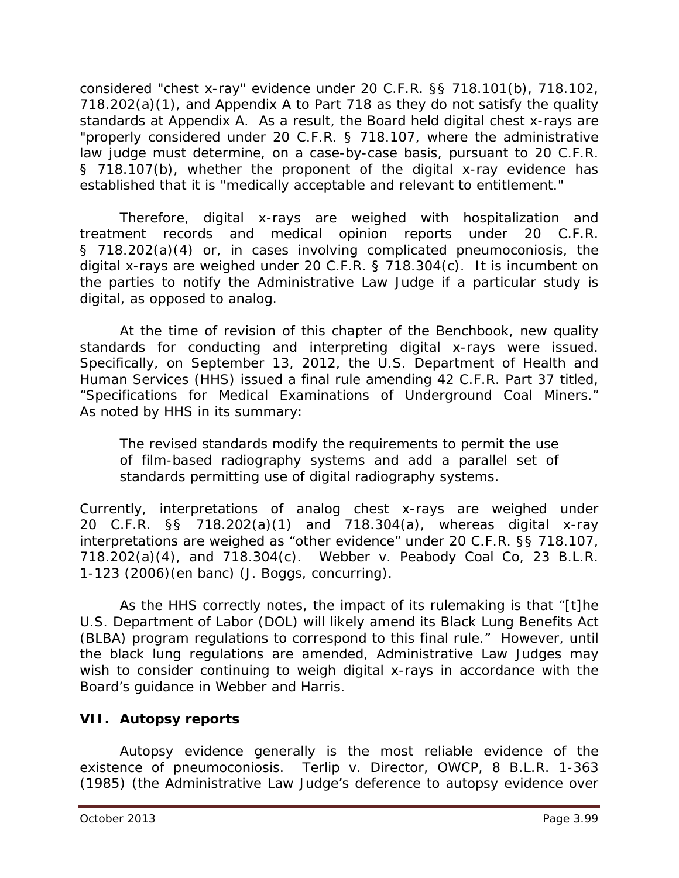considered "chest x-ray" evidence under 20 C.F.R. §§ 718.101(b), 718.102, 718.202(a)(1), and Appendix A to Part 718 as they do not satisfy the quality standards at Appendix A. As a result, the Board held digital chest x-rays are "properly considered under 20 C.F.R. § 718.107, where the administrative law judge must determine, on a case-by-case basis, pursuant to 20 C.F.R. § 718.107(b), whether the proponent of the digital x-ray evidence has established that it is "medically acceptable and relevant to entitlement."

Therefore, digital x-rays are weighed with hospitalization and treatment records and medical opinion reports under 20 C.F.R. § 718.202(a)(4) or, in cases involving complicated pneumoconiosis, the digital x-rays are weighed under 20 C.F.R. § 718.304(c). It is incumbent on the parties to notify the Administrative Law Judge if a particular study is digital, as opposed to analog.

At the time of revision of this chapter of the Benchbook, new quality standards for conducting and interpreting digital x-rays were issued. Specifically, on September 13, 2012, the U.S. Department of Health and Human Services (HHS) issued a final rule amending 42 C.F.R. Part 37 titled, "Specifications for Medical Examinations of Underground Coal Miners." As noted by HHS in its summary:

> The revised standards modify the requirements to permit the use of film-based radiography systems and add a parallel set of standards permitting use of digital radiography systems.

Currently, interpretations of analog chest x-rays are weighed under 20 C.F.R. §§ 718.202(a)(1) and 718.304(a), whereas digital x-ray interpretations are weighed as "other evidence" under 20 C.F.R. §§ 718.107, 718.202(a)(4), and 718.304(c). *Webber v. Peabody Coal Co*, 23 B.L.R. 1-123 (2006)(en banc) (J. Boggs, concurring).

As the HHS correctly notes, the impact of its rulemaking is that "[t]he U.S. Department of Labor (DOL) will likely amend its Black Lung Benefits Act (BLBA) program regulations to correspond to this final rule." However, until the black lung regulations are amended, Administrative Law Judges may wish to consider continuing to weigh digital x-rays in accordance with the Board's guidance in *Webber* and *Harris*.

## VII. Autopsy reports

Autopsy evidence generally is the most reliable evidence of the existence of pneumoconiosis. *Terlip v. Director, OWCP*, 8 B.L.R. 1-363 (1985) (the Administrative Law Judge's deference to autopsy evidence over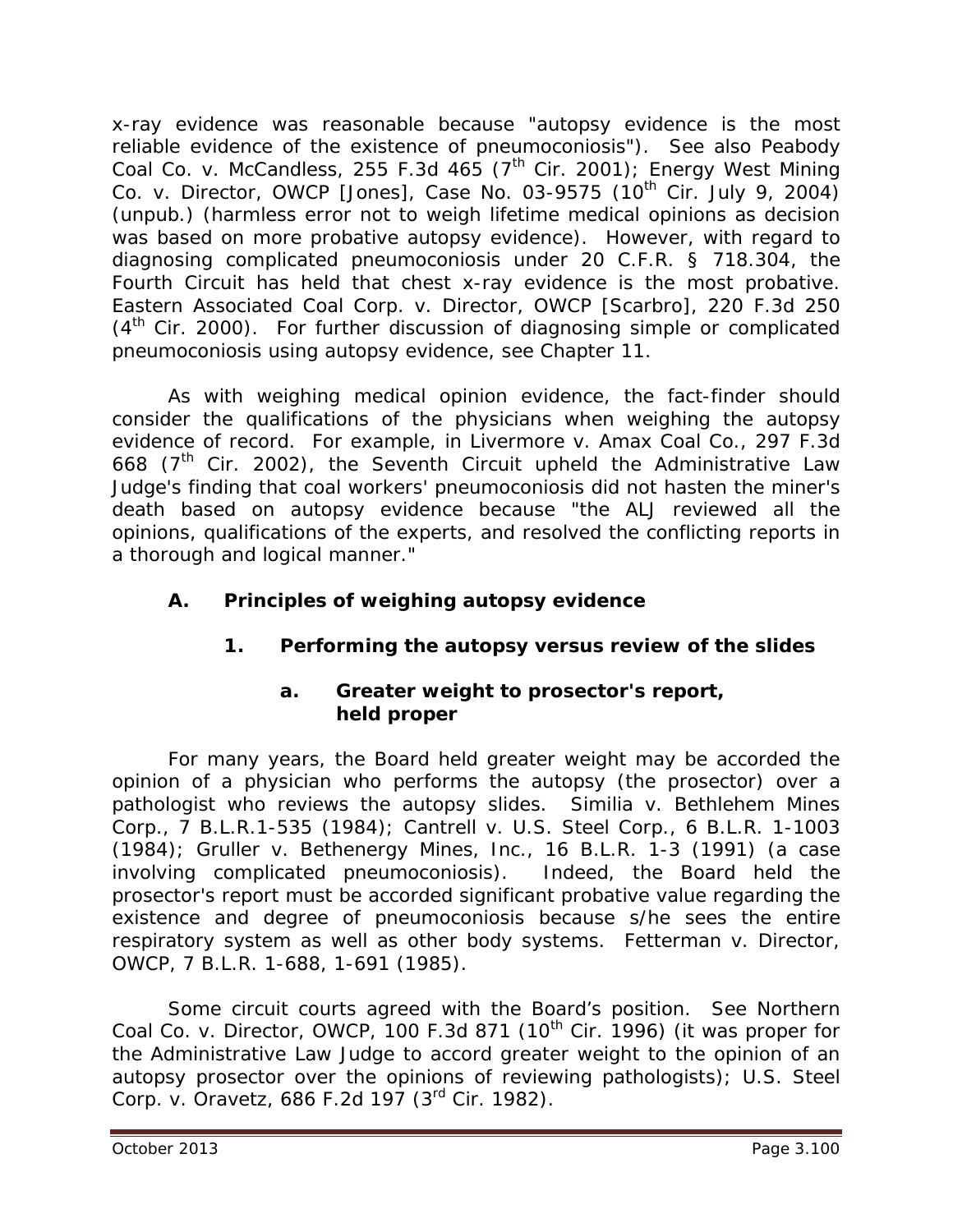x-ray evidence was reasonable because "autopsy evidence is the most reliable evidence of the existence of pneumoconiosis"). *See also Peabody Coal Co. v. McCandless*, 255 F.3d 465 (7th Cir. 2001); *Energy West Mining Co. v. Director, OWCP [Jones]*, Case No. 03-9575 (10th Cir. July 9, 2004) (unpub.) (harmless error not to weigh lifetime medical opinions as decision was based on more probative autopsy evidence). However, with regard to diagnosing complicated pneumoconiosis under 20 C.F.R. § 718.304, the Fourth Circuit has held that chest x-ray evidence is the most probative. *Eastern Associated Coal Corp. v. Director, OWCP [Scarbro]*, 220 F.3d 250 (4th Cir. 2000). For further discussion of diagnosing simple or complicated pneumoconiosis using autopsy evidence, see Chapter 11.

As with weighing medical opinion evidence, the fact-finder should consider the qualifications of the physicians when weighing the autopsy evidence of record. For example, in *Livermore v. Amax Coal Co.*, 297 F.3d 668 (7th Cir. 2002), the Seventh Circuit upheld the Administrative Law Judge's finding that coal workers' pneumoconiosis did not hasten the miner's death based on autopsy evidence because "the ALJ reviewed all the opinions, qualifications of the experts, and resolved the conflicting reports in a thorough and logical manner."

## A. Principles of weighing autopsy evidence

### 1. Performing the autopsy versus review of the slides

#### a. Greater weight to prosector's report, held proper

For many years, the Board held greater weight may be accorded the opinion of a physician who performs the autopsy (the prosector) over a pathologist who reviews the autopsy slides. *Similia v. Bethlehem Mines Corp.*, 7 B.L.R.1-535 (1984); *Cantrell v. U.S. Steel Corp.*, 6 B.L.R. 1-1003 (1984); *Gruller v. Bethenergy Mines, Inc.*, 16 B.L.R. 1-3 (1991) (a case involving complicated pneumoconiosis). Indeed, the Board held the prosector's report must be accorded significant probative value regarding the existence and degree of pneumoconiosis because s/he sees the entire respiratory system as well as other body systems. *Fetterman v. Director, OWCP*, 7 B.L.R. 1-688, 1-691 (1985).

Some circuit courts agreed with the Board's position. *See Northern Coal Co. v. Director, OWCP*, 100 F.3d 871 (10th Cir. 1996) (it was proper for the Administrative Law Judge to accord greater weight to the opinion of an autopsy prosector over the opinions of reviewing pathologists); *U.S. Steel Corp. v. Oravetz*, 686 F.2d 197 (3rd Cir. 1982).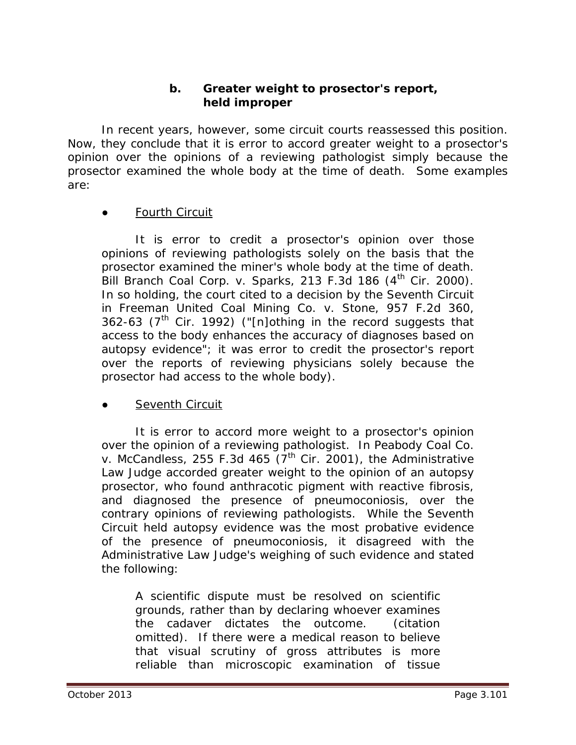### b. Greater weight to prosector's report, held improper

In recent years, however, some circuit courts reassessed this position. Now, they conclude that it is error to accord greater weight to a prosector's opinion over the opinions of a reviewing pathologist simply because the prosector examined the whole body at the time of death. Some examples are:

- Fourth Circuit

It is error to credit a prosector's opinion over those opinions of reviewing pathologists solely on the basis that the prosector examined the miner's whole body at the time of death. *Bill Branch Coal Corp. v. Sparks*, 213 F.3d 186 (4th Cir. 2000). In so holding, the court cited to a decision by the Seventh Circuit in *Freeman United Coal Mining Co. v. Stone*, 957 F.2d 360, 362-63 (7th Cir. 1992) ("[n]othing in the record suggests that access to the body enhances the accuracy of diagnoses based on autopsy evidence"; it was error to credit the prosector's report over the reports of reviewing physicians solely because the prosector had access to the whole body).

- Seventh Circuit

It is error to accord more weight to a prosector's opinion over the opinion of a reviewing pathologist. In *Peabody Coal Co. v. McCandless*, 255 F.3d 465 (7th Cir. 2001), the Administrative Law Judge accorded greater weight to the opinion of an autopsy prosector, who found anthracotic pigment with reactive fibrosis, and diagnosed the presence of pneumoconiosis, over the contrary opinions of reviewing pathologists. While the Seventh Circuit held autopsy evidence was the most probative evidence of the presence of pneumoconiosis, it disagreed with the Administrative Law Judge's weighing of such evidence and stated the following:

> A scientific dispute must be resolved on scientific grounds, rather than by declaring whoever examines the cadaver dictates the outcome. (citation omitted). If there were a medical reason to believe that visual scrutiny of gross attributes is more reliable than microscopic examination of tissue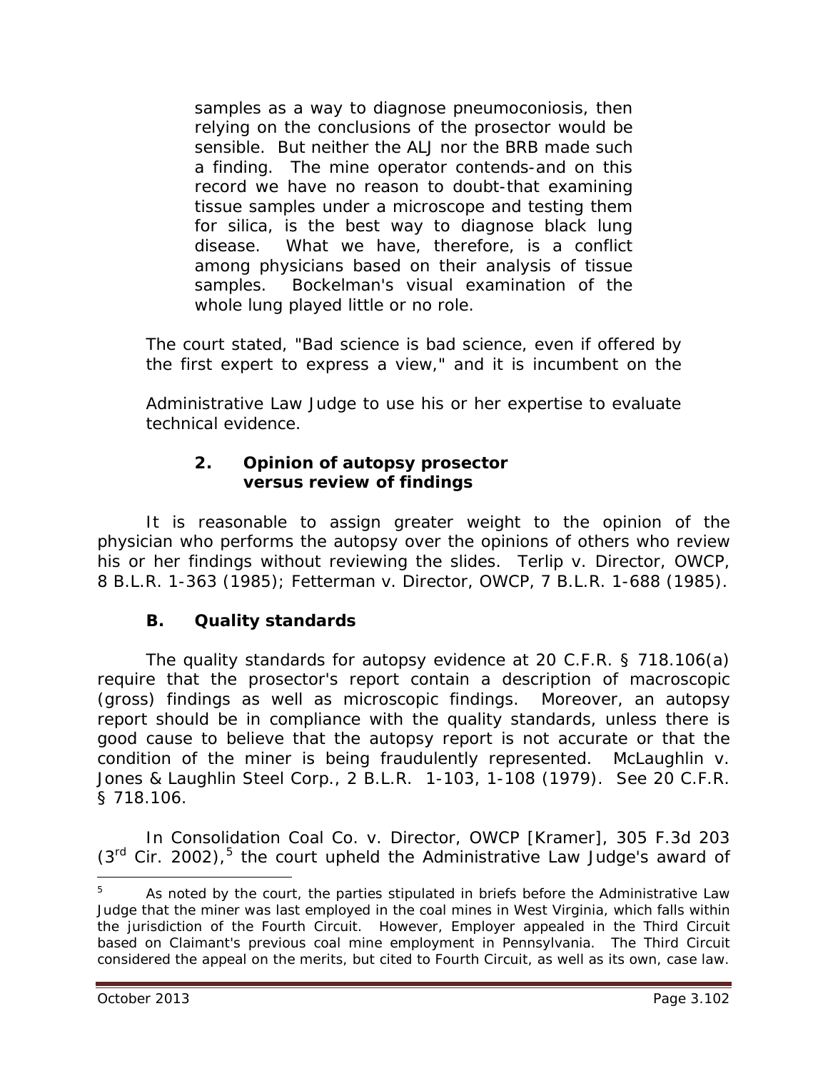> samples as a way to diagnose pneumoconiosis, then relying on the conclusions of the prosector would be sensible. But neither the ALJ nor the BRB made such a finding. The mine operator contends-and on this record we have no reason to doubt-that examining tissue samples under a microscope and testing them for silica, is the best way to diagnose black lung disease. What we have, therefore, is a conflict among physicians based on their analysis of tissue samples. Bockelman's visual examination of the whole lung played little or no role.

The court stated, "Bad science is bad science, even if offered by the first expert to express a view," and it is incumbent on the Administrative Law Judge to use his or her expertise to evaluate technical evidence.

### 2. Opinion of autopsy prosector versus review of findings

It is reasonable to assign greater weight to the opinion of the physician who performs the autopsy over the opinions of others who review his or her findings without reviewing the slides. *Terlip v. Director, OWCP*, 8 B.L.R. 1-363 (1985); *Fetterman v. Director, OWCP*, 7 B.L.R. 1-688 (1985).

## B. Quality standards

The quality standards for autopsy evidence at 20 C.F.R. § 718.106(a) require that the prosector's report contain a description of macroscopic (gross) findings as well as microscopic findings. Moreover, an autopsy report should be in compliance with the quality standards, unless there is good cause to believe that the autopsy report is not accurate or that the condition of the miner is being fraudulently represented. *McLaughlin v. Jones & Laughlin Steel Corp.*, 2 B.L.R. 1-103, 1-108 (1979). *See* 20 C.F.R. § 718.106.

In *Consolidation Coal Co. v. Director, OWCP [Kramer]*, 305 F.3d 203 (3rd Cir. 2002),[5] the court upheld the Administrative Law Judge's award of

---

[5] As noted by the court, the parties stipulated in briefs before the Administrative Law Judge that the miner was last employed in the coal mines in West Virginia, which falls within the jurisdiction of the Fourth Circuit. However, Employer appealed in the Third Circuit based on Claimant's previous coal mine employment in Pennsylvania. The Third Circuit considered the appeal on the merits, but cited to Fourth Circuit, as well as its own, case law.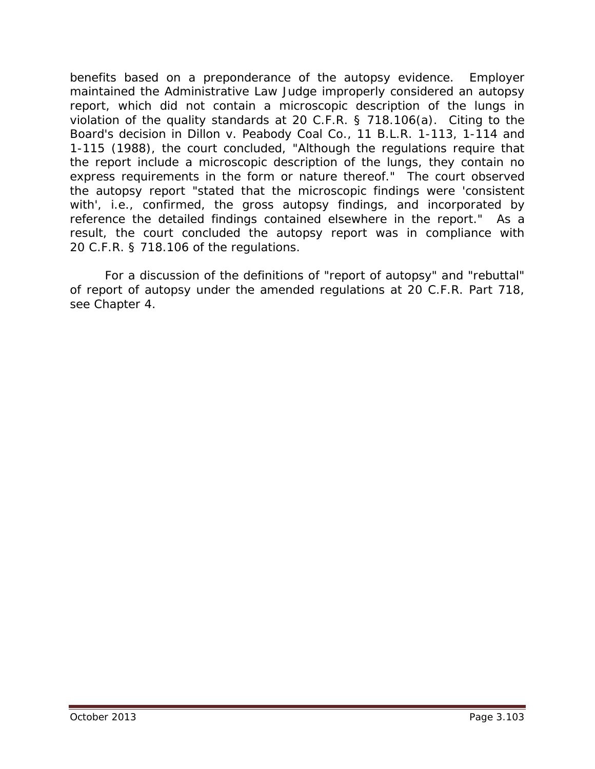benefits based on a preponderance of the autopsy evidence. Employer maintained the Administrative Law Judge improperly considered an autopsy report, which did not contain a microscopic description of the lungs in violation of the quality standards at 20 C.F.R. § 718.106(a). Citing to the Board's decision in *Dillon v. Peabody Coal Co.*, 11 B.L.R. 1-113, 1-114 and 1-115 (1988), the court concluded, "Although the regulations require that the report include a microscopic description of the lungs, they contain no express requirements in the form or nature thereof." The court observed the autopsy report "stated that the microscopic findings were 'consistent with', i.e., confirmed, the gross autopsy findings, and incorporated by reference the detailed findings contained elsewhere in the report." As a result, the court concluded the autopsy report was in compliance with 20 C.F.R. § 718.106 of the regulations.

For a discussion of the definitions of "report of autopsy" and "rebuttal" of report of autopsy under the amended regulations at 20 C.F.R. Part 718, see Chapter 4.